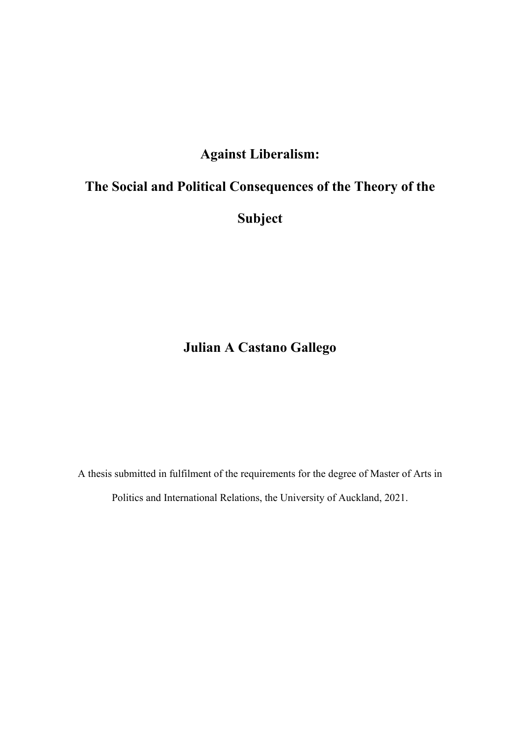# Against Liberalism:

# The Social and Political Consequences of the Theory of the Subject

**Julian A Castano Gallego**

A thesis submitted in fulfilment of the requirements for the degree of Master of Arts in Politics and International Relations, the University of Auckland, 2021.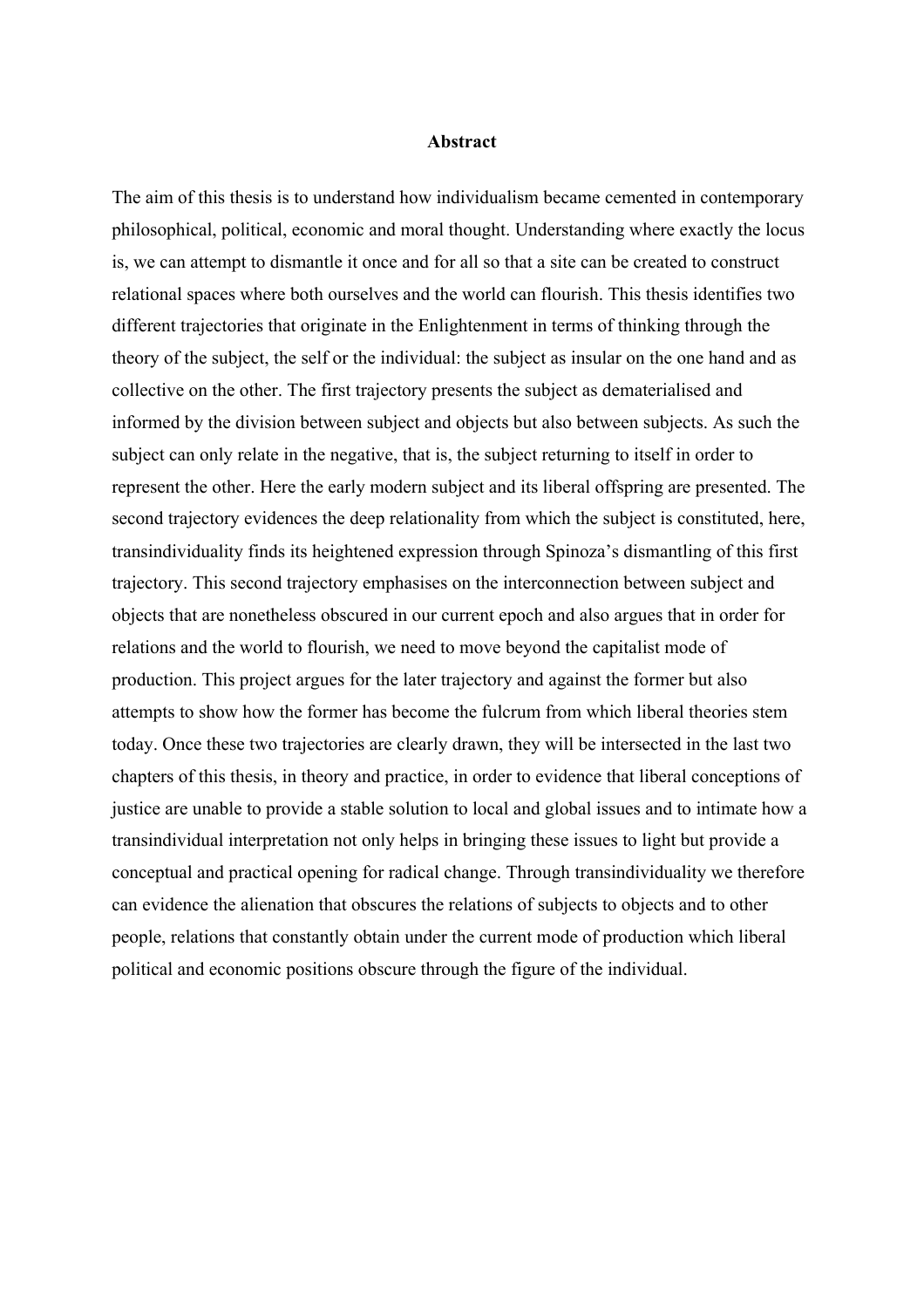# Abstract

The aim of this thesis is to understand how individualism became cemented in contemporary philosophical, political, economic and moral thought. Understanding where exactly the locus is, we can attempt to dismantle it once and for all so that a site can be created to construct relational spaces where both ourselves and the world can flourish. This thesis identifies two different trajectories that originate in the Enlightenment in terms of thinking through the theory of the subject, the self or the individual: the subject as insular on the one hand and as collective on the other. The first trajectory presents the subject as dematerialised and informed by the division between subject and objects but also between subjects. As such the subject can only relate in the negative, that is, the subject returning to itself in order to represent the other. Here the early modern subject and its liberal offspring are presented. The second trajectory evidences the deep relationality from which the subject is constituted, here, transindividuality finds its heightened expression through Spinoza's dismantling of this first trajectory. This second trajectory emphasises on the interconnection between subject and objects that are nonetheless obscured in our current epoch and also argues that in order for relations and the world to flourish, we need to move beyond the capitalist mode of production. This project argues for the later trajectory and against the former but also attempts to show how the former has become the fulcrum from which liberal theories stem today. Once these two trajectories are clearly drawn, they will be intersected in the last two chapters of this thesis, in theory and practice, in order to evidence that liberal conceptions of justice are unable to provide a stable solution to local and global issues and to intimate how a transindividual interpretation not only helps in bringing these issues to light but provide a conceptual and practical opening for radical change. Through transindividuality we therefore can evidence the alienation that obscures the relations of subjects to objects and to other people, relations that constantly obtain under the current mode of production which liberal political and economic positions obscure through the figure of the individual.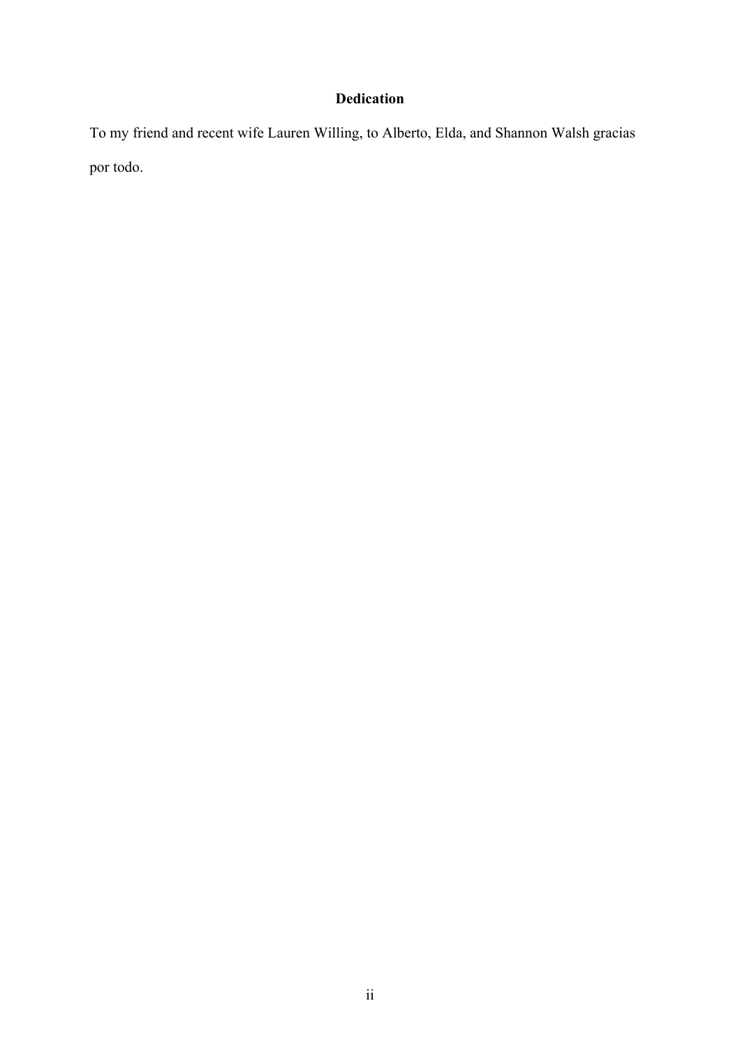## Dedication

To my friend and recent wife Lauren Willing, to Alberto, Elda, and Shannon Walsh gracias por todo.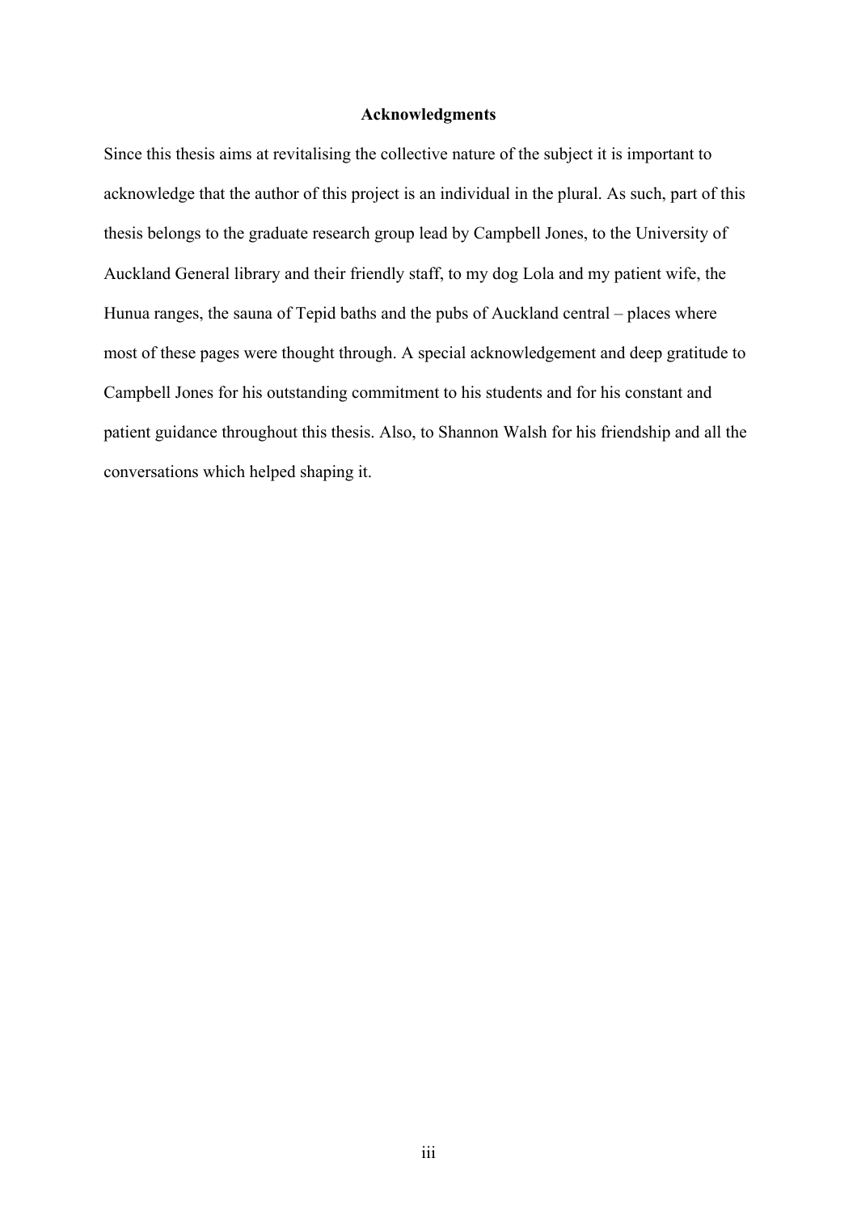## Acknowledgments

Since this thesis aims at revitalising the collective nature of the subject it is important to acknowledge that the author of this project is an individual in the plural. As such, part of this thesis belongs to the graduate research group lead by Campbell Jones, to the University of Auckland General library and their friendly staff, to my dog Lola and my patient wife, the Hunua ranges, the sauna of Tepid baths and the pubs of Auckland central – places where most of these pages were thought through. A special acknowledgement and deep gratitude to Campbell Jones for his outstanding commitment to his students and for his constant and patient guidance throughout this thesis. Also, to Shannon Walsh for his friendship and all the conversations which helped shaping it.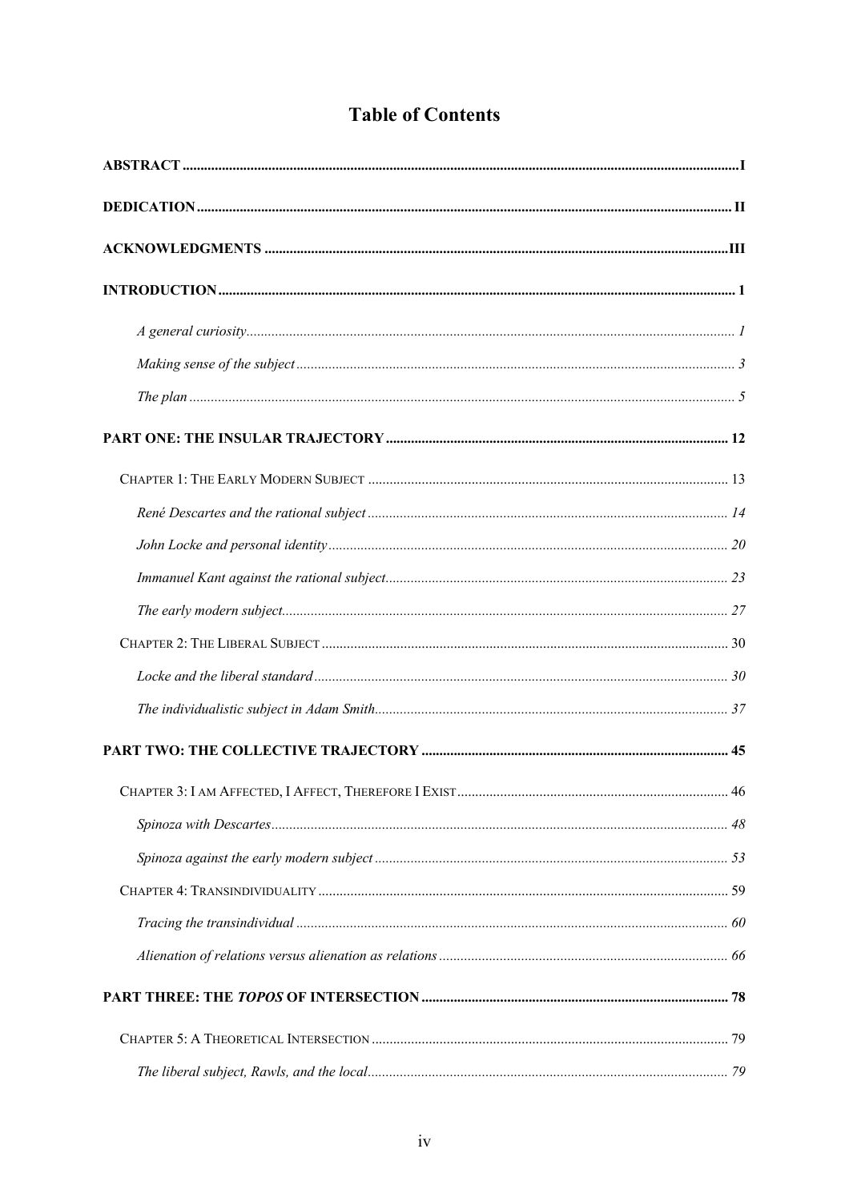# Table of Contents

**ABSTRACT** ........ I

**DEDICATION** ........ II

**ACKNOWLEDGMENTS** ........ III

**INTRODUCTION** ........ 1

- *A general curiosity* ........ 1
- *Making sense of the subject* ........ 3
- *The plan* ........ 5

**PART ONE: THE INSULAR TRAJECTORY** ........ 12

- CHAPTER 1: THE EARLY MODERN SUBJECT ........ 13
  - *René Descartes and the rational subject* ........ 14
  - *John Locke and personal identity* ........ 20
  - *Immanuel Kant against the rational subject* ........ 23
  - *The early modern subject* ........ 27
- CHAPTER 2: THE LIBERAL SUBJECT ........ 30
  - *Locke and the liberal standard* ........ 30
  - *The individualistic subject in Adam Smith* ........ 37

**PART TWO: THE COLLECTIVE TRAJECTORY** ........ 45

- CHAPTER 3: I AM AFFECTED, I AFFECT, THEREFORE I EXIST ........ 46
  - *Spinoza with Descartes* ........ 48
  - *Spinoza against the early modern subject* ........ 53
- CHAPTER 4: TRANSINDIVIDUALITY ........ 59
  - *Tracing the transindividual* ........ 60
  - *Alienation of relations versus alienation as relations* ........ 66

**PART THREE: THE *TOPOS* OF INTERSECTION** ........ 78

- CHAPTER 5: A THEORETICAL INTERSECTION ........ 79
  - *The liberal subject, Rawls, and the local* ........ 79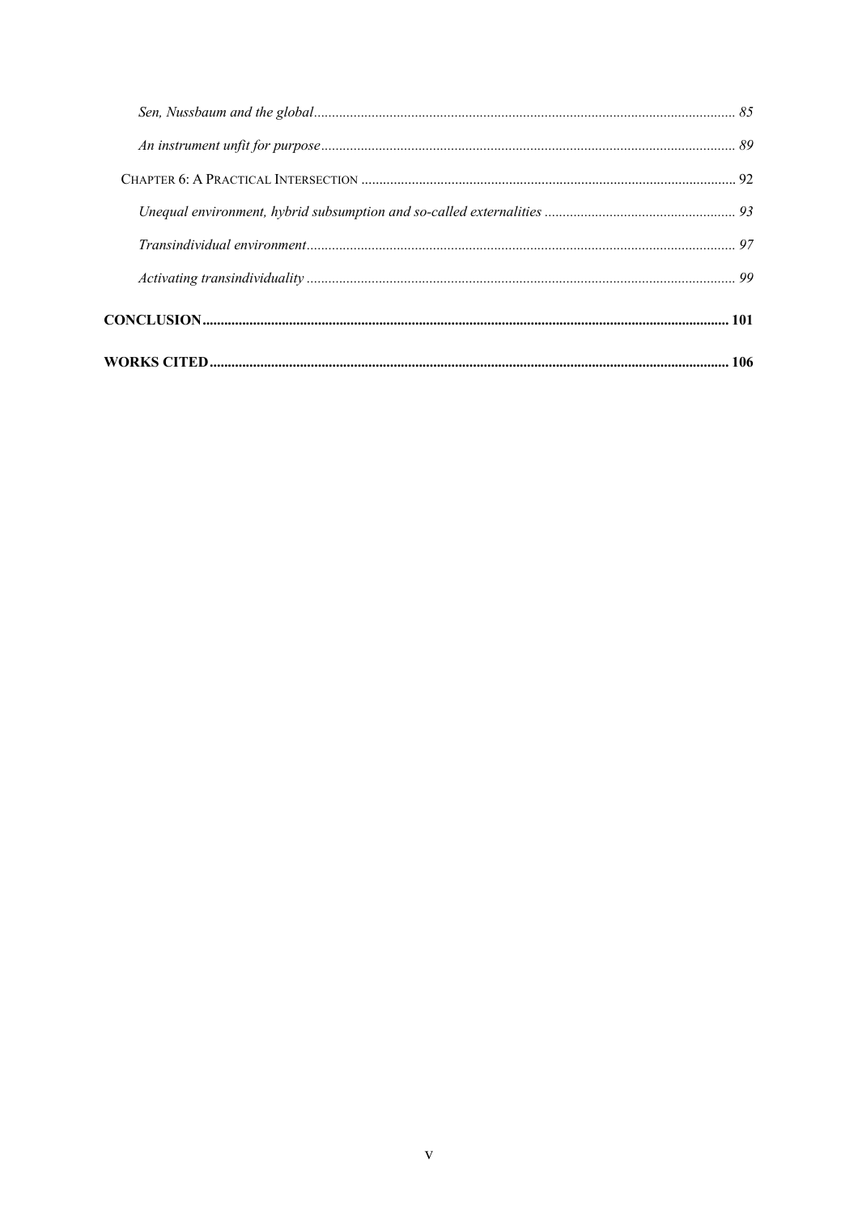*Sen, Nussbaum and the global* ... 85

*An instrument unfit for purpose* ... 89

Chapter 6: A Practical Intersection ... 92

*Unequal environment, hybrid subsumption and so-called externalities* ... 93

*Transindividual environment* ... 97

*Activating transindividuality* ... 99

**CONCLUSION** ... 101

**WORKS CITED** ... 106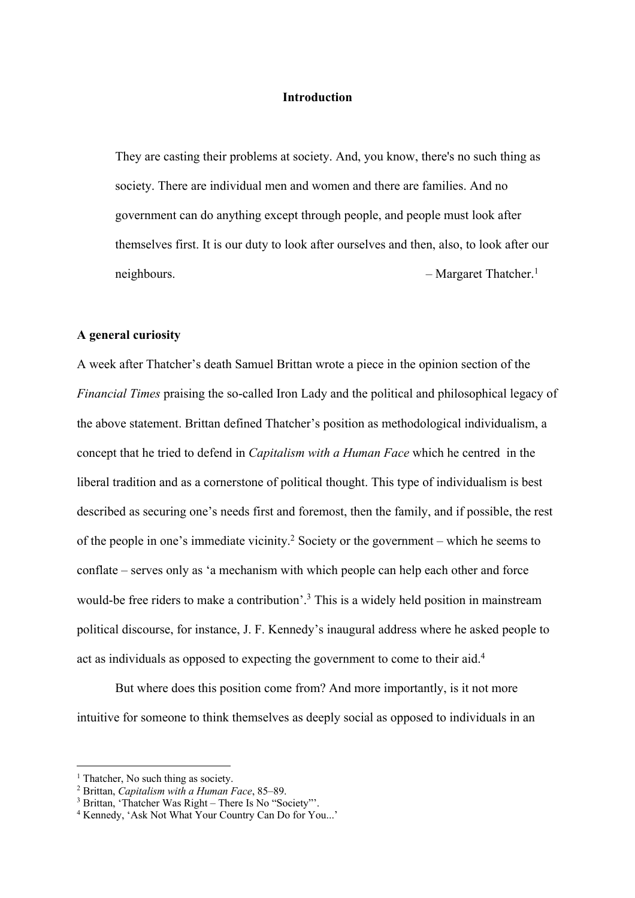## Introduction

> They are casting their problems at society. And, you know, there's no such thing as society. There are individual men and women and there are families. And no government can do anything except through people, and people must look after themselves first. It is our duty to look after ourselves and then, also, to look after our neighbours. – Margaret Thatcher.[1]

### A general curiosity

A week after Thatcher's death Samuel Brittan wrote a piece in the opinion section of the *Financial Times* praising the so-called Iron Lady and the political and philosophical legacy of the above statement. Brittan defined Thatcher's position as methodological individualism, a concept that he tried to defend in *Capitalism with a Human Face* which he centred in the liberal tradition and as a cornerstone of political thought. This type of individualism is best described as securing one's needs first and foremost, then the family, and if possible, the rest of the people in one's immediate vicinity.[2] Society or the government – which he seems to conflate – serves only as 'a mechanism with which people can help each other and force would-be free riders to make a contribution'.[3] This is a widely held position in mainstream political discourse, for instance, J. F. Kennedy's inaugural address where he asked people to act as individuals as opposed to expecting the government to come to their aid.[4]

But where does this position come from? And more importantly, is it not more intuitive for someone to think themselves as deeply social as opposed to individuals in an

---

[1] Thatcher, No such thing as society.
[2] Brittan, *Capitalism with a Human Face*, 85–89.
[3] Brittan, 'Thatcher Was Right – There Is No "Society"'.
[4] Kennedy, 'Ask Not What Your Country Can Do for You...'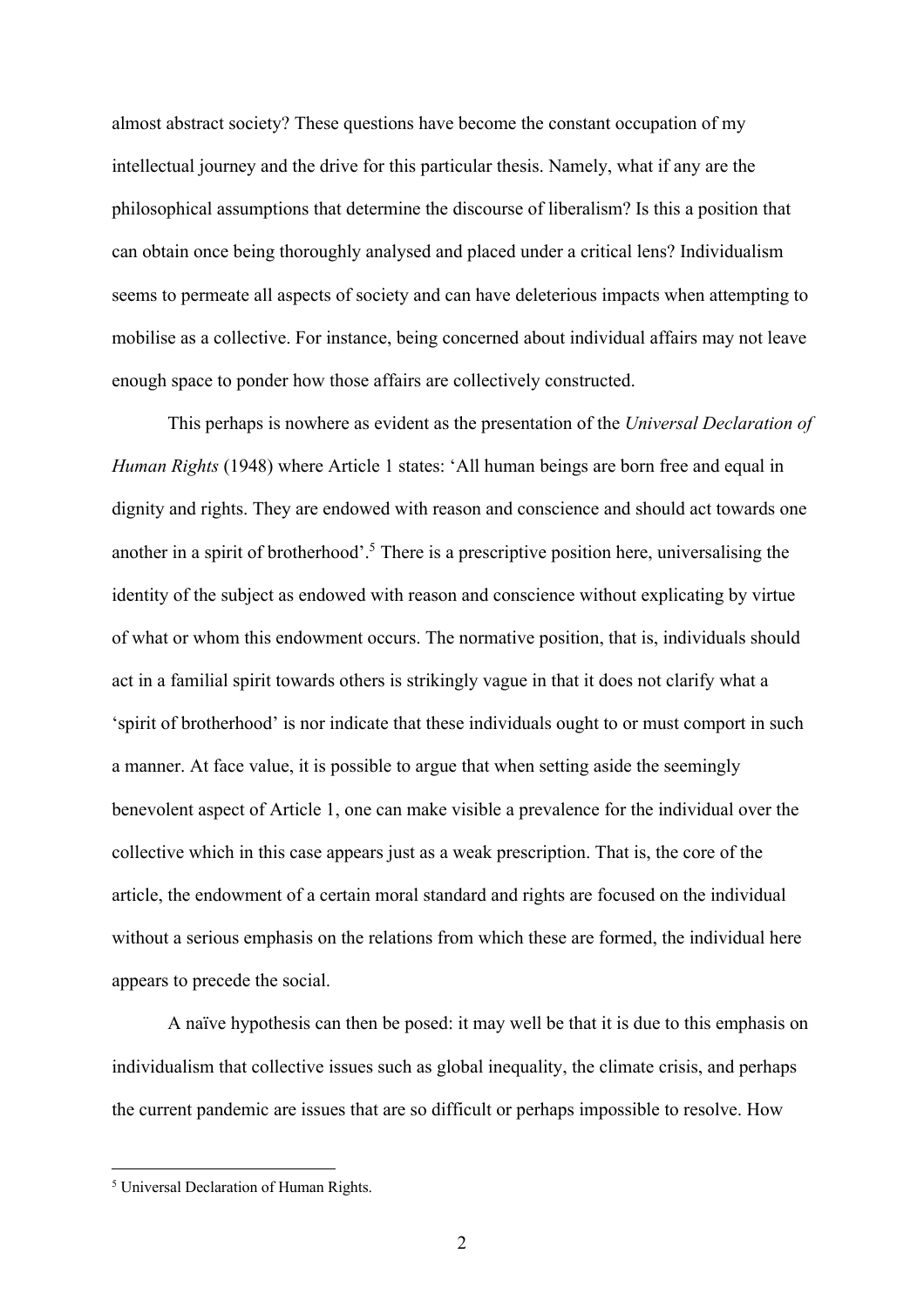almost abstract society? These questions have become the constant occupation of my intellectual journey and the drive for this particular thesis. Namely, what if any are the philosophical assumptions that determine the discourse of liberalism? Is this a position that can obtain once being thoroughly analysed and placed under a critical lens? Individualism seems to permeate all aspects of society and can have deleterious impacts when attempting to mobilise as a collective. For instance, being concerned about individual affairs may not leave enough space to ponder how those affairs are collectively constructed.

This perhaps is nowhere as evident as the presentation of the *Universal Declaration of Human Rights* (1948) where Article 1 states: 'All human beings are born free and equal in dignity and rights. They are endowed with reason and conscience and should act towards one another in a spirit of brotherhood'.[5] There is a prescriptive position here, universalising the identity of the subject as endowed with reason and conscience without explicating by virtue of what or whom this endowment occurs. The normative position, that is, individuals should act in a familial spirit towards others is strikingly vague in that it does not clarify what a 'spirit of brotherhood' is nor indicate that these individuals ought to or must comport in such a manner. At face value, it is possible to argue that when setting aside the seemingly benevolent aspect of Article 1, one can make visible a prevalence for the individual over the collective which in this case appears just as a weak prescription. That is, the core of the article, the endowment of a certain moral standard and rights are focused on the individual without a serious emphasis on the relations from which these are formed, the individual here appears to precede the social.

A naïve hypothesis can then be posed: it may well be that it is due to this emphasis on individualism that collective issues such as global inequality, the climate crisis, and perhaps the current pandemic are issues that are so difficult or perhaps impossible to resolve. How

[5] Universal Declaration of Human Rights.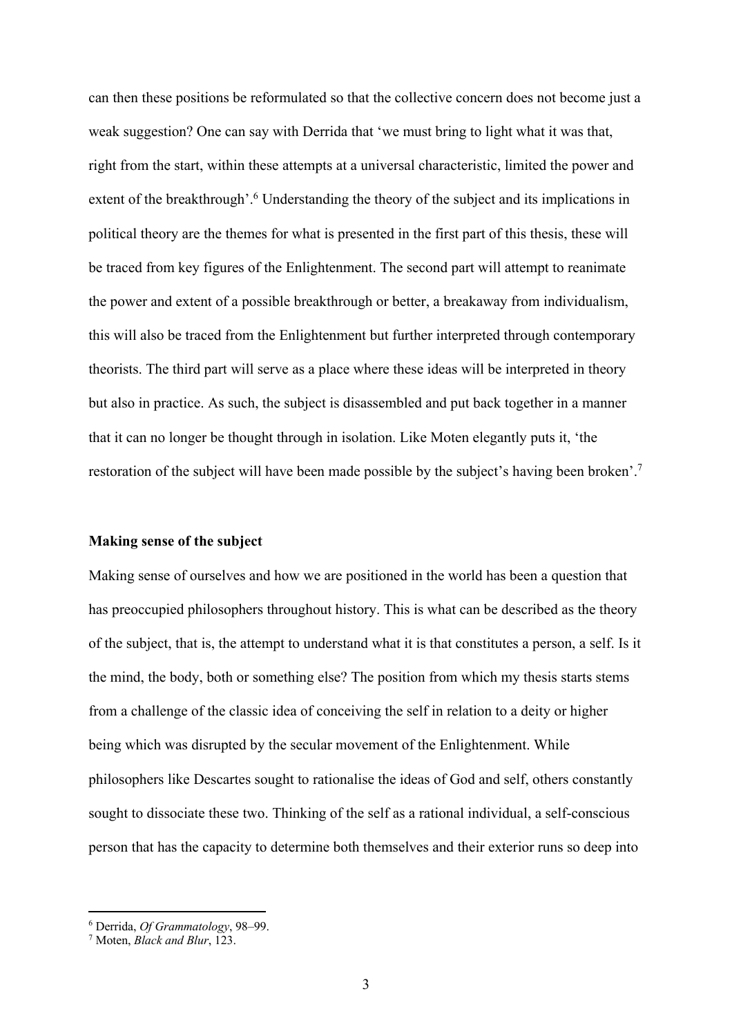can then these positions be reformulated so that the collective concern does not become just a weak suggestion? One can say with Derrida that 'we must bring to light what it was that, right from the start, within these attempts at a universal characteristic, limited the power and extent of the breakthrough'.[6] Understanding the theory of the subject and its implications in political theory are the themes for what is presented in the first part of this thesis, these will be traced from key figures of the Enlightenment. The second part will attempt to reanimate the power and extent of a possible breakthrough or better, a breakaway from individualism, this will also be traced from the Enlightenment but further interpreted through contemporary theorists. The third part will serve as a place where these ideas will be interpreted in theory but also in practice. As such, the subject is disassembled and put back together in a manner that it can no longer be thought through in isolation. Like Moten elegantly puts it, 'the restoration of the subject will have been made possible by the subject's having been broken'.[7]

**Making sense of the subject**

Making sense of ourselves and how we are positioned in the world has been a question that has preoccupied philosophers throughout history. This is what can be described as the theory of the subject, that is, the attempt to understand what it is that constitutes a person, a self. Is it the mind, the body, both or something else? The position from which my thesis starts stems from a challenge of the classic idea of conceiving the self in relation to a deity or higher being which was disrupted by the secular movement of the Enlightenment. While philosophers like Descartes sought to rationalise the ideas of God and self, others constantly sought to dissociate these two. Thinking of the self as a rational individual, a self-conscious person that has the capacity to determine both themselves and their exterior runs so deep into

[6] Derrida, *Of Grammatology*, 98–99.

[7] Moten, *Black and Blur*, 123.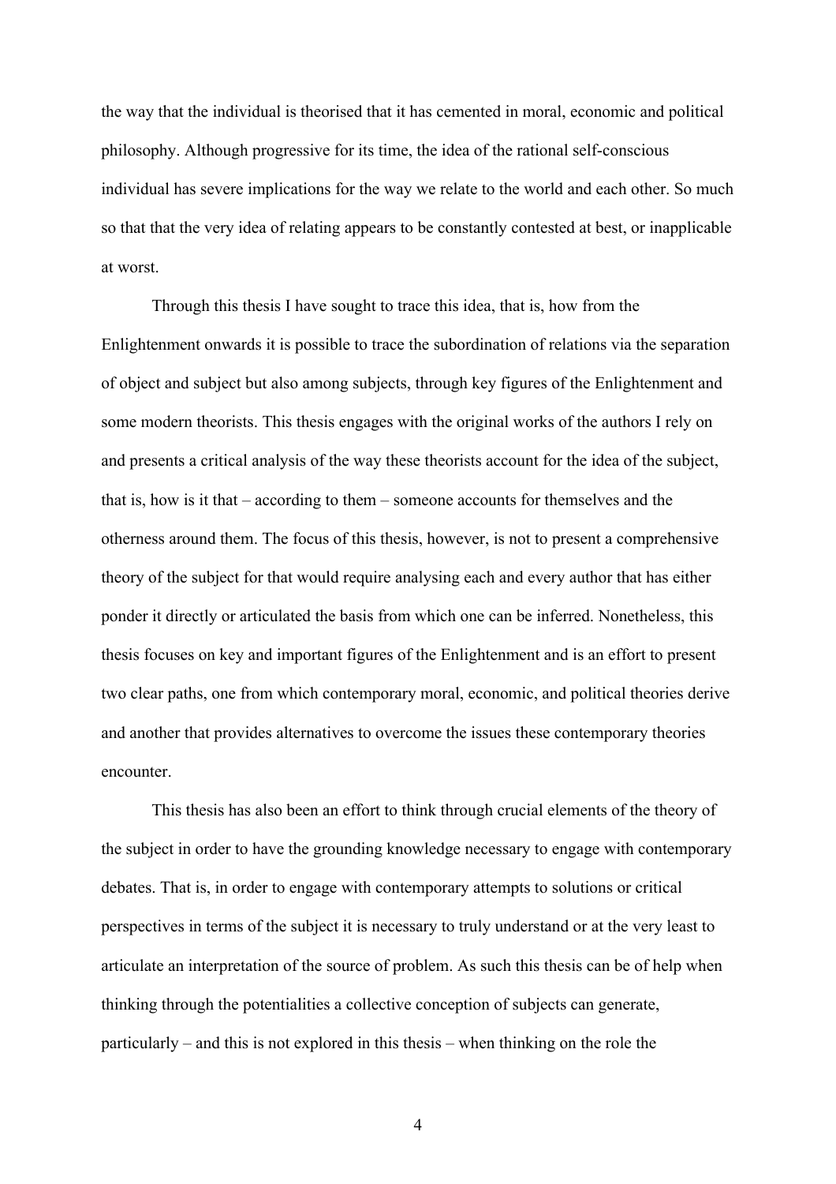the way that the individual is theorised that it has cemented in moral, economic and political philosophy. Although progressive for its time, the idea of the rational self-conscious individual has severe implications for the way we relate to the world and each other. So much so that that the very idea of relating appears to be constantly contested at best, or inapplicable at worst.

Through this thesis I have sought to trace this idea, that is, how from the Enlightenment onwards it is possible to trace the subordination of relations via the separation of object and subject but also among subjects, through key figures of the Enlightenment and some modern theorists. This thesis engages with the original works of the authors I rely on and presents a critical analysis of the way these theorists account for the idea of the subject, that is, how is it that – according to them – someone accounts for themselves and the otherness around them. The focus of this thesis, however, is not to present a comprehensive theory of the subject for that would require analysing each and every author that has either ponder it directly or articulated the basis from which one can be inferred. Nonetheless, this thesis focuses on key and important figures of the Enlightenment and is an effort to present two clear paths, one from which contemporary moral, economic, and political theories derive and another that provides alternatives to overcome the issues these contemporary theories encounter.

This thesis has also been an effort to think through crucial elements of the theory of the subject in order to have the grounding knowledge necessary to engage with contemporary debates. That is, in order to engage with contemporary attempts to solutions or critical perspectives in terms of the subject it is necessary to truly understand or at the very least to articulate an interpretation of the source of problem. As such this thesis can be of help when thinking through the potentialities a collective conception of subjects can generate, particularly – and this is not explored in this thesis – when thinking on the role the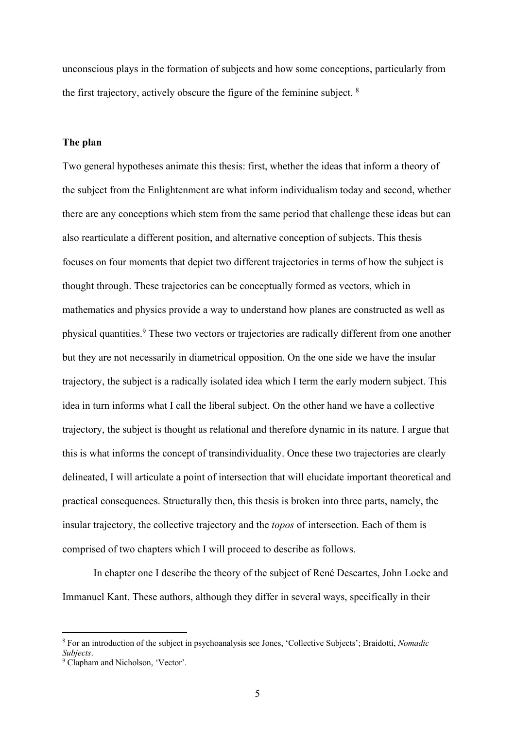unconscious plays in the formation of subjects and how some conceptions, particularly from the first trajectory, actively obscure the figure of the feminine subject. [8]

**The plan**

Two general hypotheses animate this thesis: first, whether the ideas that inform a theory of the subject from the Enlightenment are what inform individualism today and second, whether there are any conceptions which stem from the same period that challenge these ideas but can also rearticulate a different position, and alternative conception of subjects. This thesis focuses on four moments that depict two different trajectories in terms of how the subject is thought through. These trajectories can be conceptually formed as vectors, which in mathematics and physics provide a way to understand how planes are constructed as well as physical quantities.[9] These two vectors or trajectories are radically different from one another but they are not necessarily in diametrical opposition. On the one side we have the insular trajectory, the subject is a radically isolated idea which I term the early modern subject. This idea in turn informs what I call the liberal subject. On the other hand we have a collective trajectory, the subject is thought as relational and therefore dynamic in its nature. I argue that this is what informs the concept of transindividuality. Once these two trajectories are clearly delineated, I will articulate a point of intersection that will elucidate important theoretical and practical consequences. Structurally then, this thesis is broken into three parts, namely, the insular trajectory, the collective trajectory and the *topos* of intersection. Each of them is comprised of two chapters which I will proceed to describe as follows.

In chapter one I describe the theory of the subject of René Descartes, John Locke and Immanuel Kant. These authors, although they differ in several ways, specifically in their

[8] For an introduction of the subject in psychoanalysis see Jones, 'Collective Subjects'; Braidotti, *Nomadic Subjects*.

[9] Clapham and Nicholson, 'Vector'.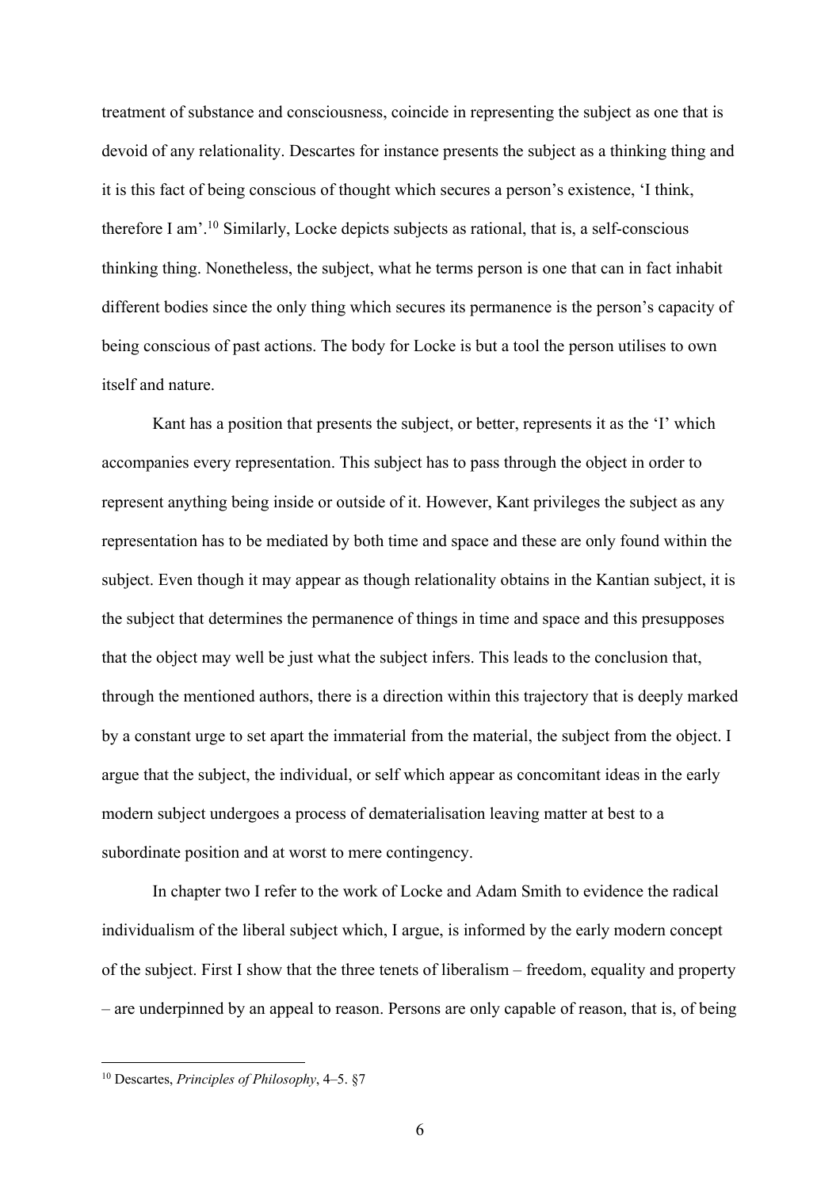treatment of substance and consciousness, coincide in representing the subject as one that is devoid of any relationality. Descartes for instance presents the subject as a thinking thing and it is this fact of being conscious of thought which secures a person's existence, 'I think, therefore I am'.[10] Similarly, Locke depicts subjects as rational, that is, a self-conscious thinking thing. Nonetheless, the subject, what he terms person is one that can in fact inhabit different bodies since the only thing which secures its permanence is the person's capacity of being conscious of past actions. The body for Locke is but a tool the person utilises to own itself and nature.

Kant has a position that presents the subject, or better, represents it as the 'I' which accompanies every representation. This subject has to pass through the object in order to represent anything being inside or outside of it. However, Kant privileges the subject as any representation has to be mediated by both time and space and these are only found within the subject. Even though it may appear as though relationality obtains in the Kantian subject, it is the subject that determines the permanence of things in time and space and this presupposes that the object may well be just what the subject infers. This leads to the conclusion that, through the mentioned authors, there is a direction within this trajectory that is deeply marked by a constant urge to set apart the immaterial from the material, the subject from the object. I argue that the subject, the individual, or self which appear as concomitant ideas in the early modern subject undergoes a process of dematerialisation leaving matter at best to a subordinate position and at worst to mere contingency.

In chapter two I refer to the work of Locke and Adam Smith to evidence the radical individualism of the liberal subject which, I argue, is informed by the early modern concept of the subject. First I show that the three tenets of liberalism – freedom, equality and property – are underpinned by an appeal to reason. Persons are only capable of reason, that is, of being

[10] Descartes, *Principles of Philosophy*, 4–5. §7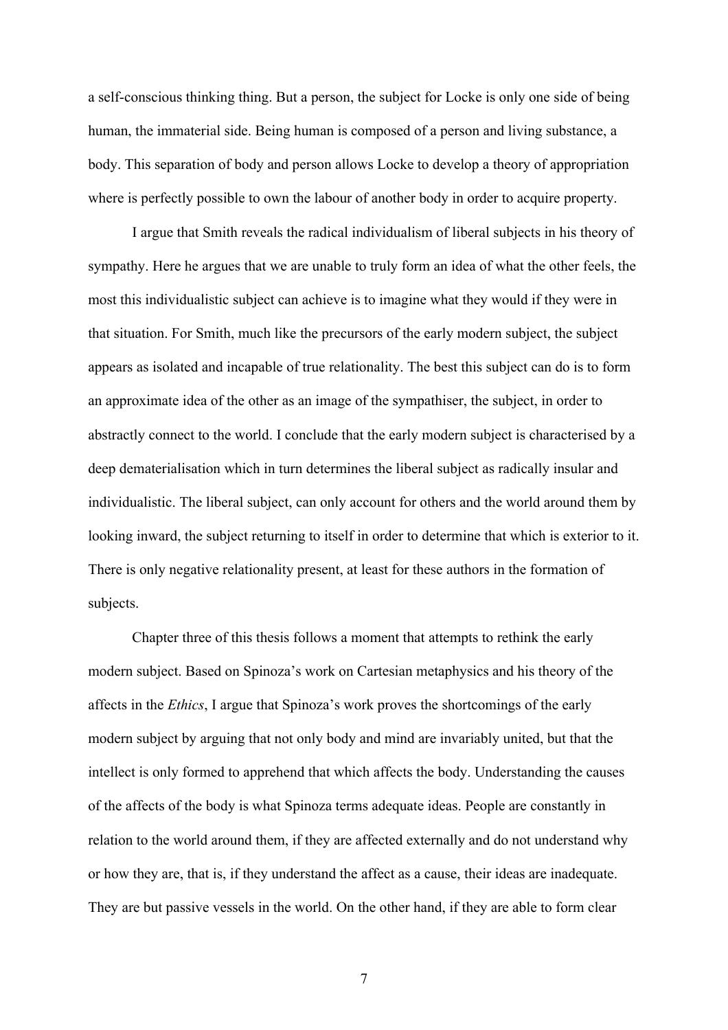a self-conscious thinking thing. But a person, the subject for Locke is only one side of being human, the immaterial side. Being human is composed of a person and living substance, a body. This separation of body and person allows Locke to develop a theory of appropriation where is perfectly possible to own the labour of another body in order to acquire property.

I argue that Smith reveals the radical individualism of liberal subjects in his theory of sympathy. Here he argues that we are unable to truly form an idea of what the other feels, the most this individualistic subject can achieve is to imagine what they would if they were in that situation. For Smith, much like the precursors of the early modern subject, the subject appears as isolated and incapable of true relationality. The best this subject can do is to form an approximate idea of the other as an image of the sympathiser, the subject, in order to abstractly connect to the world. I conclude that the early modern subject is characterised by a deep dematerialisation which in turn determines the liberal subject as radically insular and individualistic. The liberal subject, can only account for others and the world around them by looking inward, the subject returning to itself in order to determine that which is exterior to it. There is only negative relationality present, at least for these authors in the formation of subjects.

Chapter three of this thesis follows a moment that attempts to rethink the early modern subject. Based on Spinoza's work on Cartesian metaphysics and his theory of the affects in the *Ethics*, I argue that Spinoza's work proves the shortcomings of the early modern subject by arguing that not only body and mind are invariably united, but that the intellect is only formed to apprehend that which affects the body. Understanding the causes of the affects of the body is what Spinoza terms adequate ideas. People are constantly in relation to the world around them, if they are affected externally and do not understand why or how they are, that is, if they understand the affect as a cause, their ideas are inadequate. They are but passive vessels in the world. On the other hand, if they are able to form clear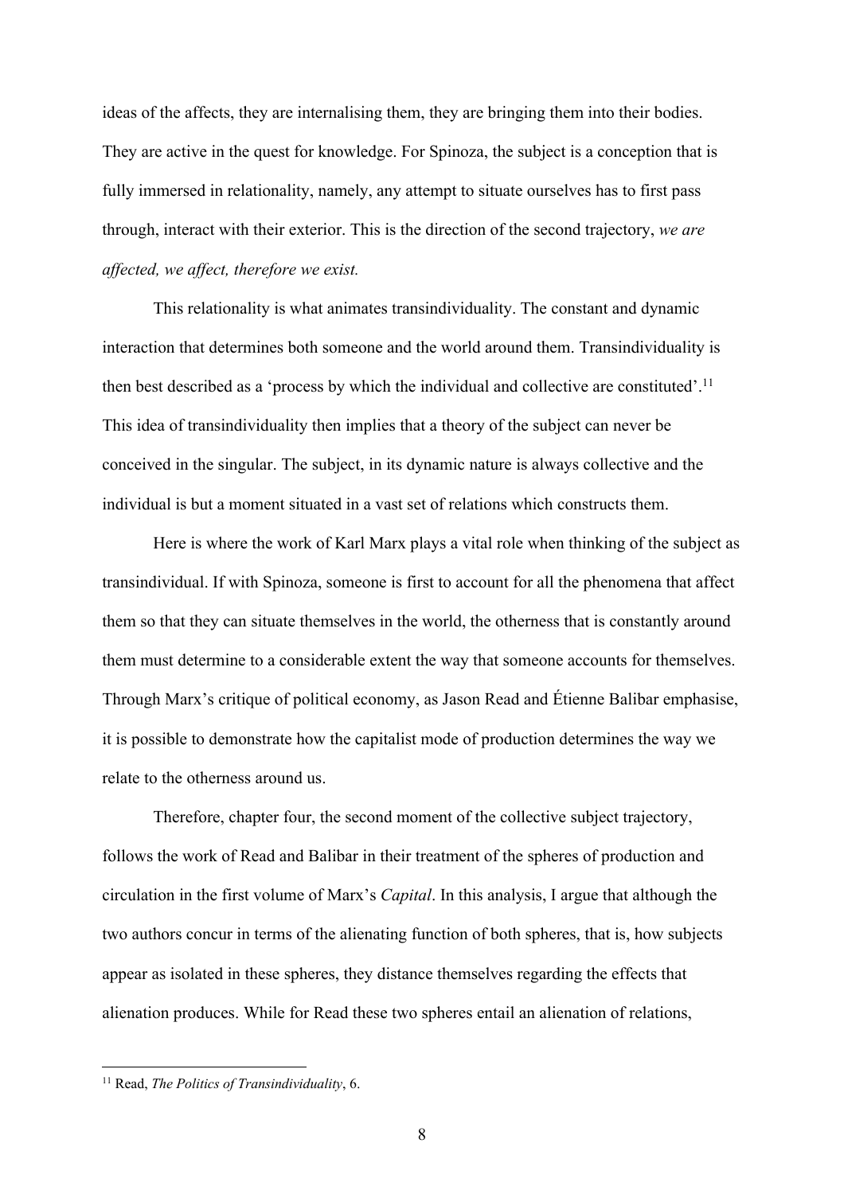ideas of the affects, they are internalising them, they are bringing them into their bodies. They are active in the quest for knowledge. For Spinoza, the subject is a conception that is fully immersed in relationality, namely, any attempt to situate ourselves has to first pass through, interact with their exterior. This is the direction of the second trajectory, *we are affected, we affect, therefore we exist.*

This relationality is what animates transindividuality. The constant and dynamic interaction that determines both someone and the world around them. Transindividuality is then best described as a 'process by which the individual and collective are constituted'.[11] This idea of transindividuality then implies that a theory of the subject can never be conceived in the singular. The subject, in its dynamic nature is always collective and the individual is but a moment situated in a vast set of relations which constructs them.

Here is where the work of Karl Marx plays a vital role when thinking of the subject as transindividual. If with Spinoza, someone is first to account for all the phenomena that affect them so that they can situate themselves in the world, the otherness that is constantly around them must determine to a considerable extent the way that someone accounts for themselves. Through Marx's critique of political economy, as Jason Read and Étienne Balibar emphasise, it is possible to demonstrate how the capitalist mode of production determines the way we relate to the otherness around us.

Therefore, chapter four, the second moment of the collective subject trajectory, follows the work of Read and Balibar in their treatment of the spheres of production and circulation in the first volume of Marx's *Capital*. In this analysis, I argue that although the two authors concur in terms of the alienating function of both spheres, that is, how subjects appear as isolated in these spheres, they distance themselves regarding the effects that alienation produces. While for Read these two spheres entail an alienation of relations,

[11] Read, *The Politics of Transindividuality*, 6.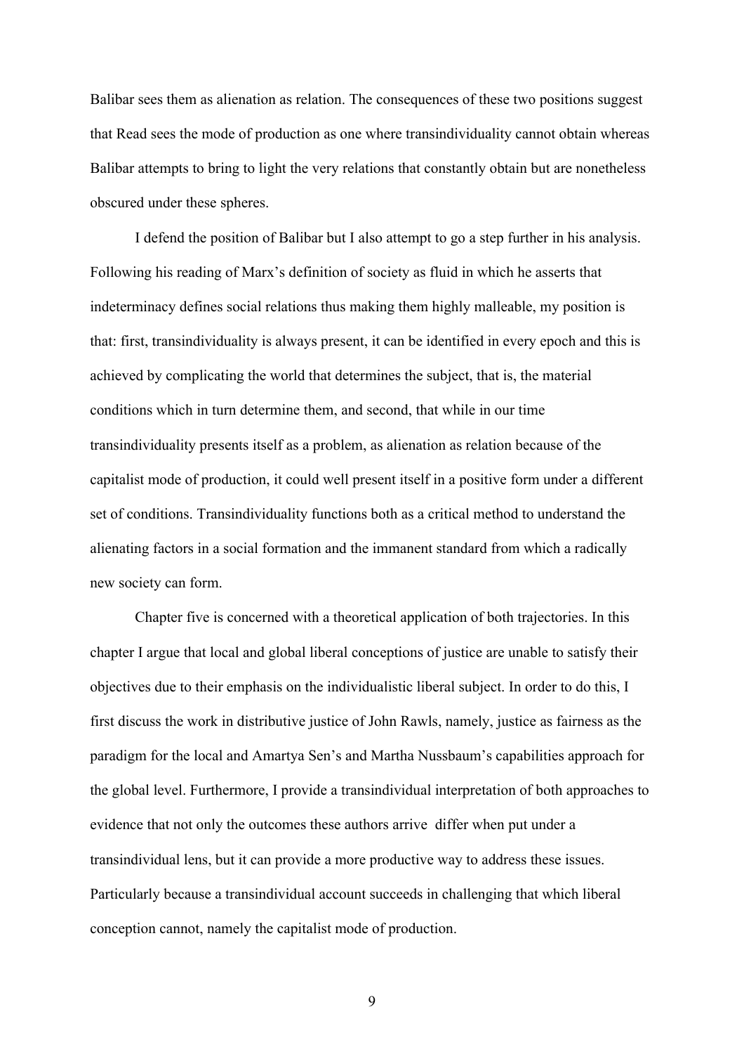Balibar sees them as alienation as relation. The consequences of these two positions suggest that Read sees the mode of production as one where transindividuality cannot obtain whereas Balibar attempts to bring to light the very relations that constantly obtain but are nonetheless obscured under these spheres.

I defend the position of Balibar but I also attempt to go a step further in his analysis. Following his reading of Marx's definition of society as fluid in which he asserts that indeterminacy defines social relations thus making them highly malleable, my position is that: first, transindividuality is always present, it can be identified in every epoch and this is achieved by complicating the world that determines the subject, that is, the material conditions which in turn determine them, and second, that while in our time transindividuality presents itself as a problem, as alienation as relation because of the capitalist mode of production, it could well present itself in a positive form under a different set of conditions. Transindividuality functions both as a critical method to understand the alienating factors in a social formation and the immanent standard from which a radically new society can form.

Chapter five is concerned with a theoretical application of both trajectories. In this chapter I argue that local and global liberal conceptions of justice are unable to satisfy their objectives due to their emphasis on the individualistic liberal subject. In order to do this, I first discuss the work in distributive justice of John Rawls, namely, justice as fairness as the paradigm for the local and Amartya Sen's and Martha Nussbaum's capabilities approach for the global level. Furthermore, I provide a transindividual interpretation of both approaches to evidence that not only the outcomes these authors arrive  differ when put under a transindividual lens, but it can provide a more productive way to address these issues. Particularly because a transindividual account succeeds in challenging that which liberal conception cannot, namely the capitalist mode of production.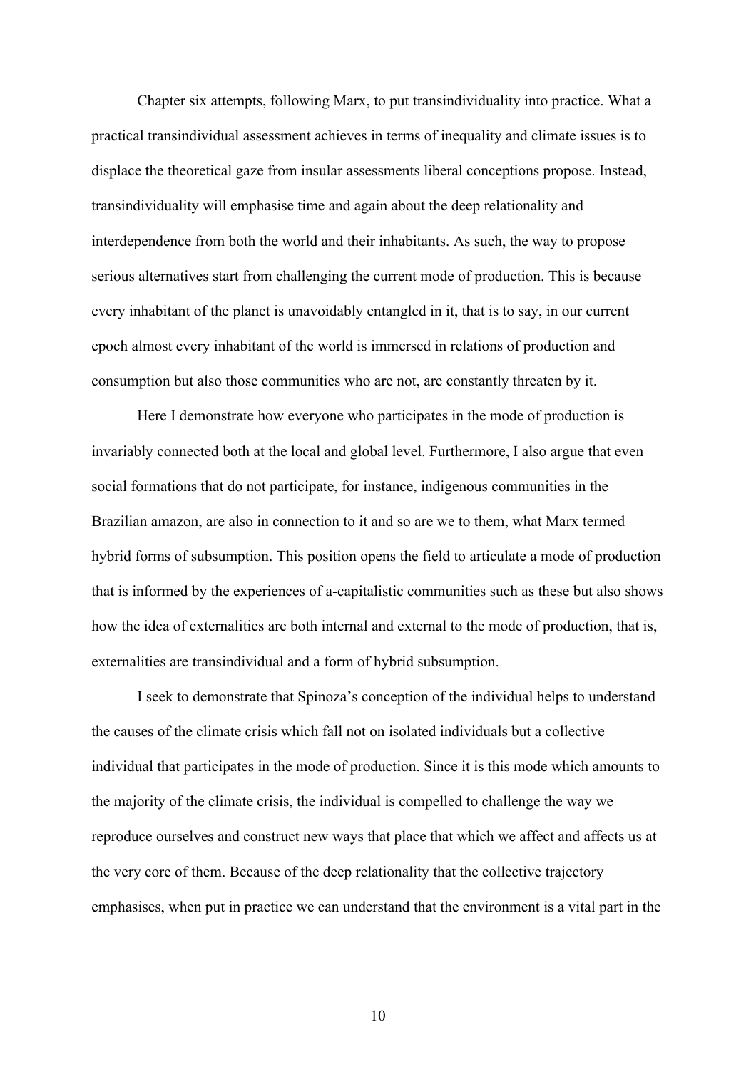Chapter six attempts, following Marx, to put transindividuality into practice. What a practical transindividual assessment achieves in terms of inequality and climate issues is to displace the theoretical gaze from insular assessments liberal conceptions propose. Instead, transindividuality will emphasise time and again about the deep relationality and interdependence from both the world and their inhabitants. As such, the way to propose serious alternatives start from challenging the current mode of production. This is because every inhabitant of the planet is unavoidably entangled in it, that is to say, in our current epoch almost every inhabitant of the world is immersed in relations of production and consumption but also those communities who are not, are constantly threaten by it.

Here I demonstrate how everyone who participates in the mode of production is invariably connected both at the local and global level. Furthermore, I also argue that even social formations that do not participate, for instance, indigenous communities in the Brazilian amazon, are also in connection to it and so are we to them, what Marx termed hybrid forms of subsumption. This position opens the field to articulate a mode of production that is informed by the experiences of a-capitalistic communities such as these but also shows how the idea of externalities are both internal and external to the mode of production, that is, externalities are transindividual and a form of hybrid subsumption.

I seek to demonstrate that Spinoza's conception of the individual helps to understand the causes of the climate crisis which fall not on isolated individuals but a collective individual that participates in the mode of production. Since it is this mode which amounts to the majority of the climate crisis, the individual is compelled to challenge the way we reproduce ourselves and construct new ways that place that which we affect and affects us at the very core of them. Because of the deep relationality that the collective trajectory emphasises, when put in practice we can understand that the environment is a vital part in the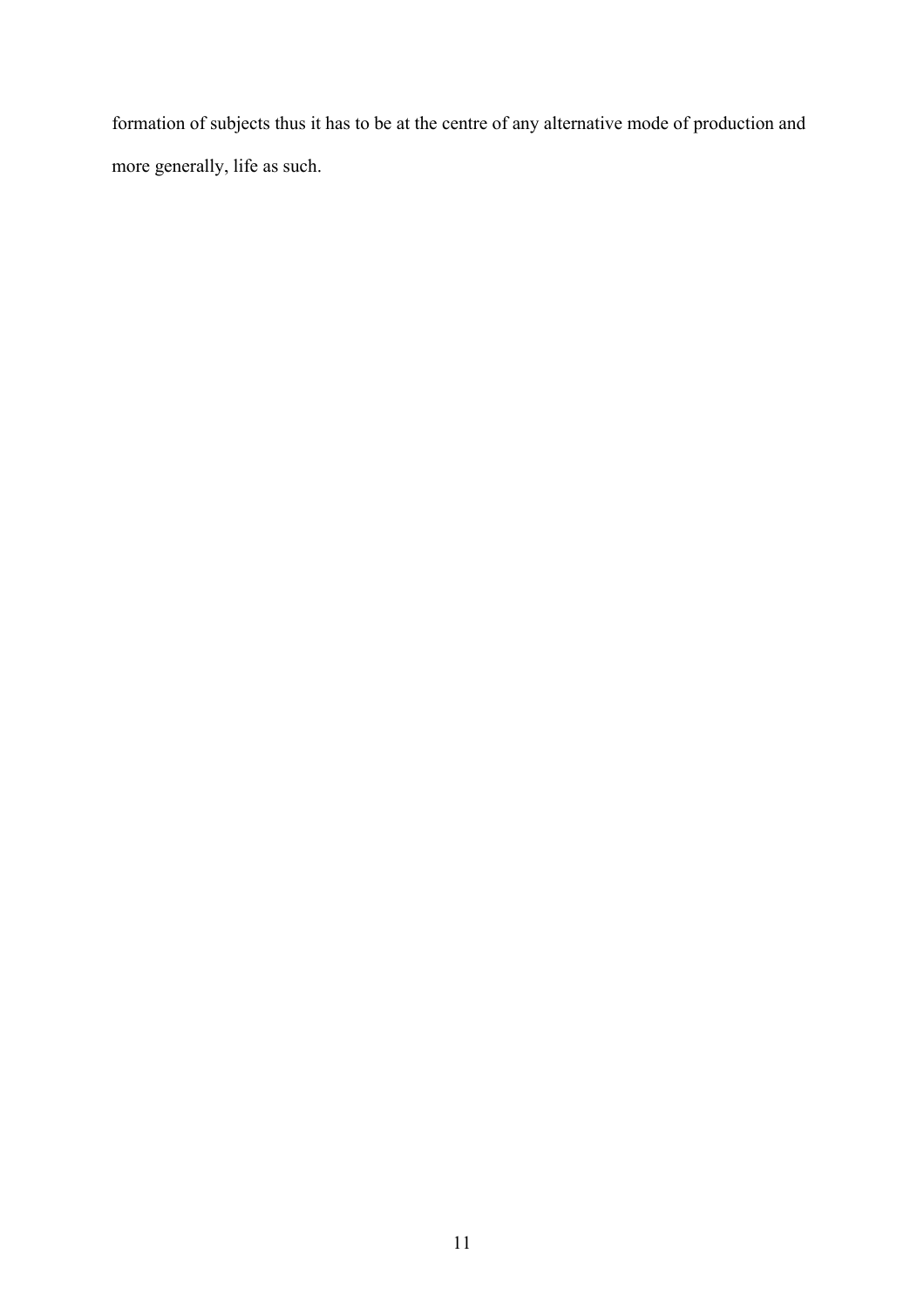formation of subjects thus it has to be at the centre of any alternative mode of production and more generally, life as such.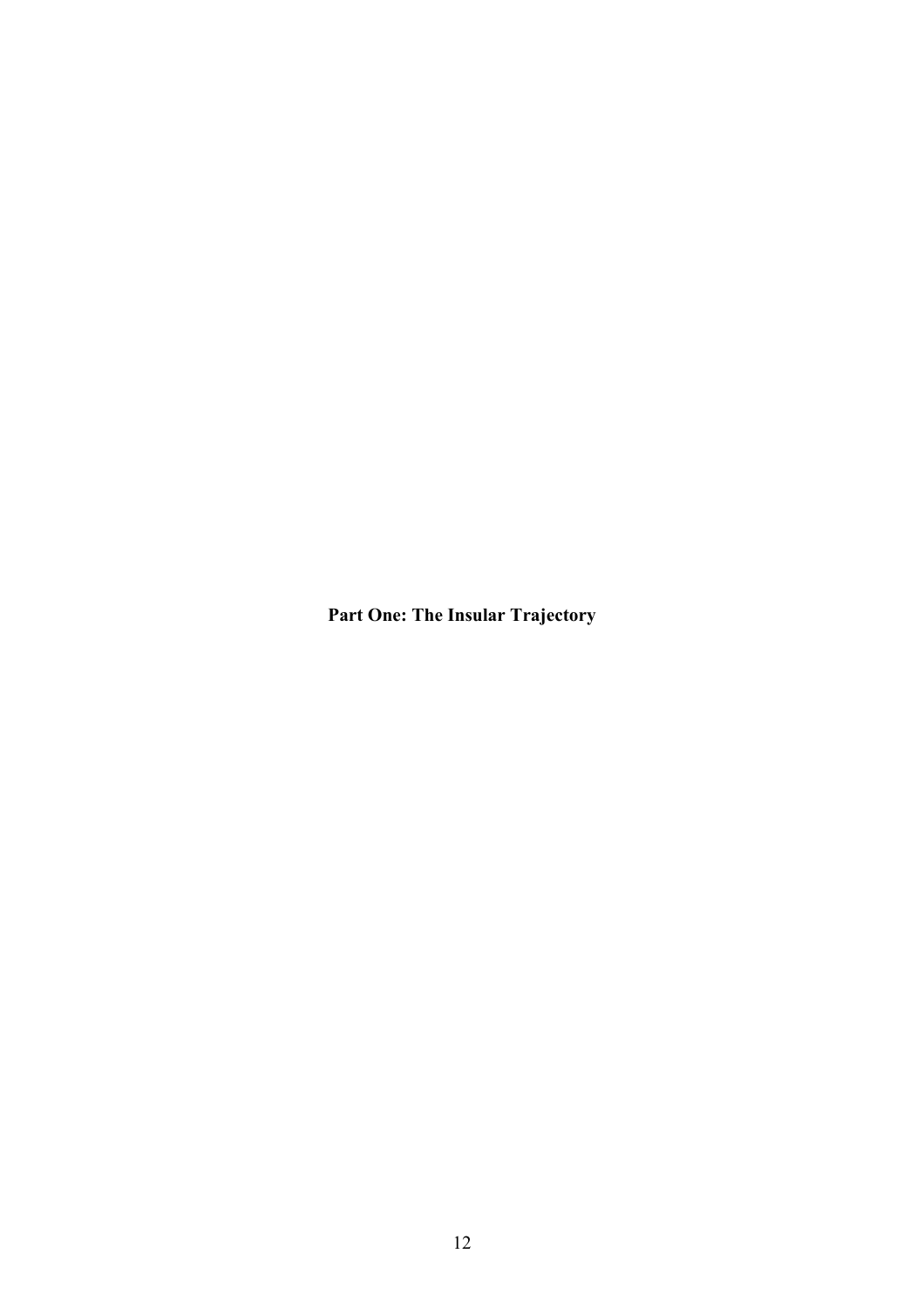# Part One: The Insular Trajectory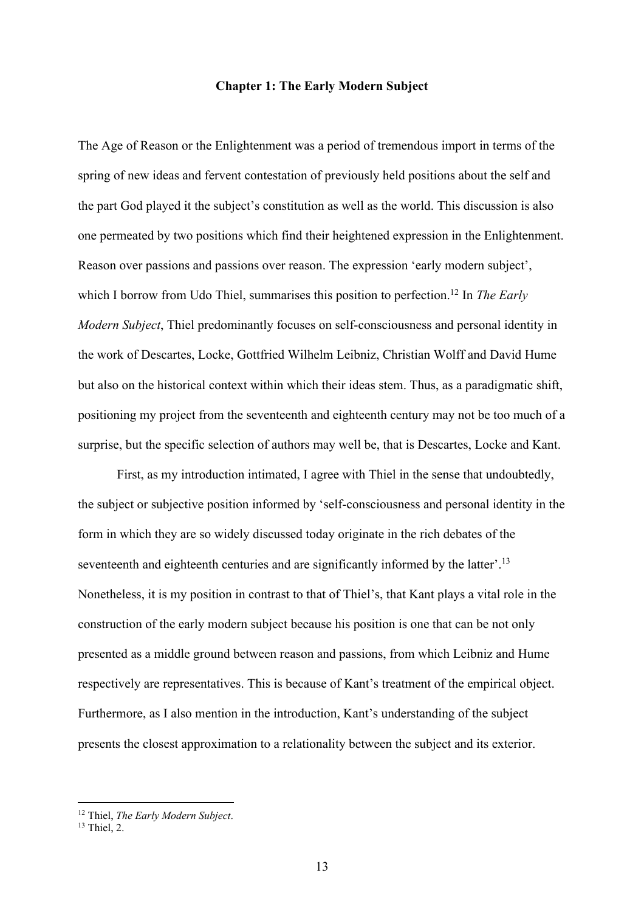# Chapter 1: The Early Modern Subject

The Age of Reason or the Enlightenment was a period of tremendous import in terms of the spring of new ideas and fervent contestation of previously held positions about the self and the part God played it the subject's constitution as well as the world. This discussion is also one permeated by two positions which find their heightened expression in the Enlightenment. Reason over passions and passions over reason. The expression 'early modern subject', which I borrow from Udo Thiel, summarises this position to perfection.[12] In *The Early Modern Subject*, Thiel predominantly focuses on self-consciousness and personal identity in the work of Descartes, Locke, Gottfried Wilhelm Leibniz, Christian Wolff and David Hume but also on the historical context within which their ideas stem. Thus, as a paradigmatic shift, positioning my project from the seventeenth and eighteenth century may not be too much of a surprise, but the specific selection of authors may well be, that is Descartes, Locke and Kant.

First, as my introduction intimated, I agree with Thiel in the sense that undoubtedly, the subject or subjective position informed by 'self-consciousness and personal identity in the form in which they are so widely discussed today originate in the rich debates of the seventeenth and eighteenth centuries and are significantly informed by the latter'.[13] Nonetheless, it is my position in contrast to that of Thiel's, that Kant plays a vital role in the construction of the early modern subject because his position is one that can be not only presented as a middle ground between reason and passions, from which Leibniz and Hume respectively are representatives. This is because of Kant's treatment of the empirical object. Furthermore, as I also mention in the introduction, Kant's understanding of the subject presents the closest approximation to a relationality between the subject and its exterior.

[12] Thiel, *The Early Modern Subject*.

[13] Thiel, 2.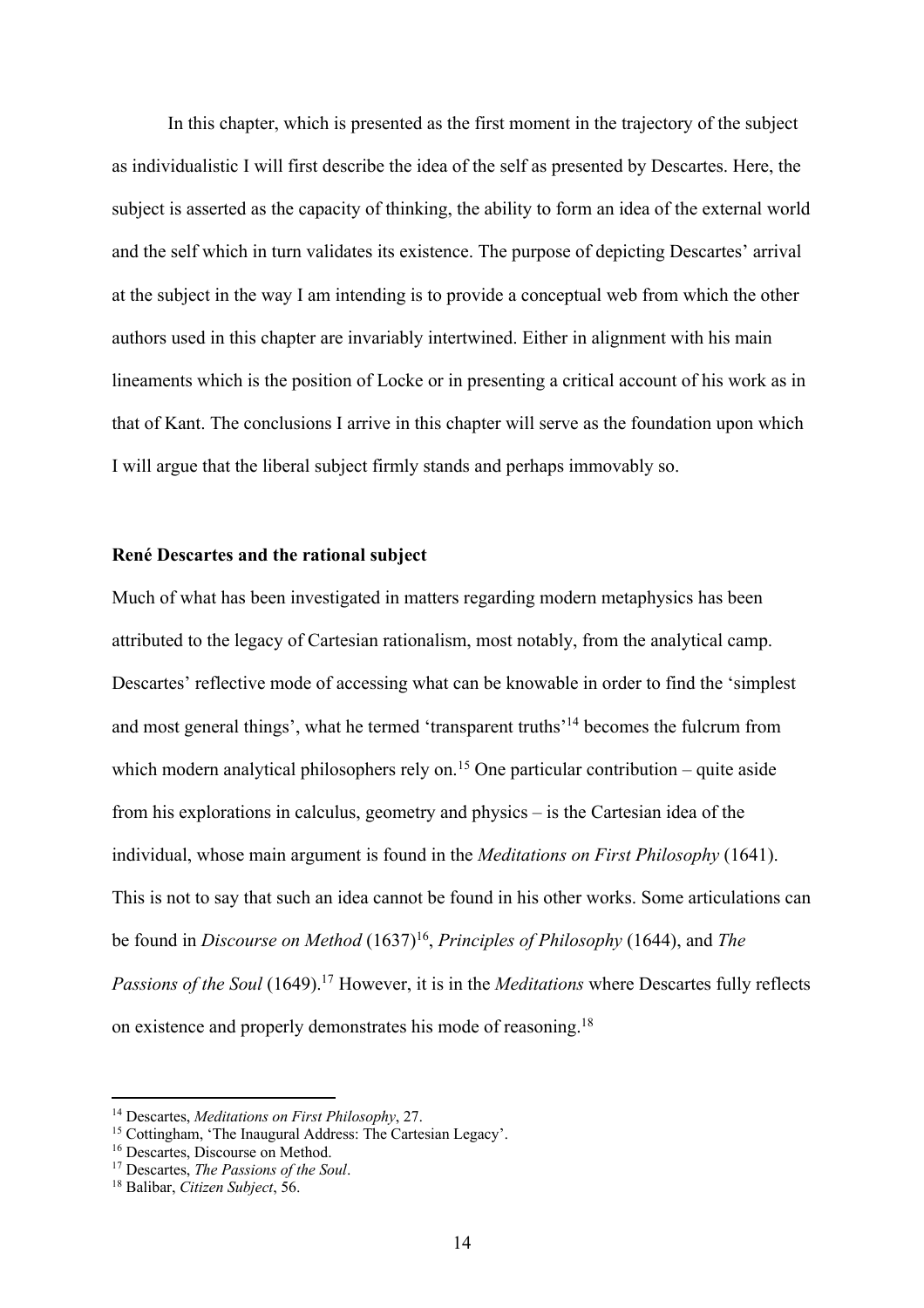In this chapter, which is presented as the first moment in the trajectory of the subject as individualistic I will first describe the idea of the self as presented by Descartes. Here, the subject is asserted as the capacity of thinking, the ability to form an idea of the external world and the self which in turn validates its existence. The purpose of depicting Descartes' arrival at the subject in the way I am intending is to provide a conceptual web from which the other authors used in this chapter are invariably intertwined. Either in alignment with his main lineaments which is the position of Locke or in presenting a critical account of his work as in that of Kant. The conclusions I arrive in this chapter will serve as the foundation upon which I will argue that the liberal subject firmly stands and perhaps immovably so.

### René Descartes and the rational subject

Much of what has been investigated in matters regarding modern metaphysics has been attributed to the legacy of Cartesian rationalism, most notably, from the analytical camp. Descartes' reflective mode of accessing what can be knowable in order to find the 'simplest and most general things', what he termed 'transparent truths'[14] becomes the fulcrum from which modern analytical philosophers rely on.[15] One particular contribution – quite aside from his explorations in calculus, geometry and physics – is the Cartesian idea of the individual, whose main argument is found in the *Meditations on First Philosophy* (1641). This is not to say that such an idea cannot be found in his other works. Some articulations can be found in *Discourse on Method* (1637)[16], *Principles of Philosophy* (1644), and *The Passions of the Soul* (1649).[17] However, it is in the *Meditations* where Descartes fully reflects on existence and properly demonstrates his mode of reasoning.[18]

---

[14] Descartes, *Meditations on First Philosophy*, 27.

[15] Cottingham, 'The Inaugural Address: The Cartesian Legacy'.

[16] Descartes, Discourse on Method.

[17] Descartes, *The Passions of the Soul*.

[18] Balibar, *Citizen Subject*, 56.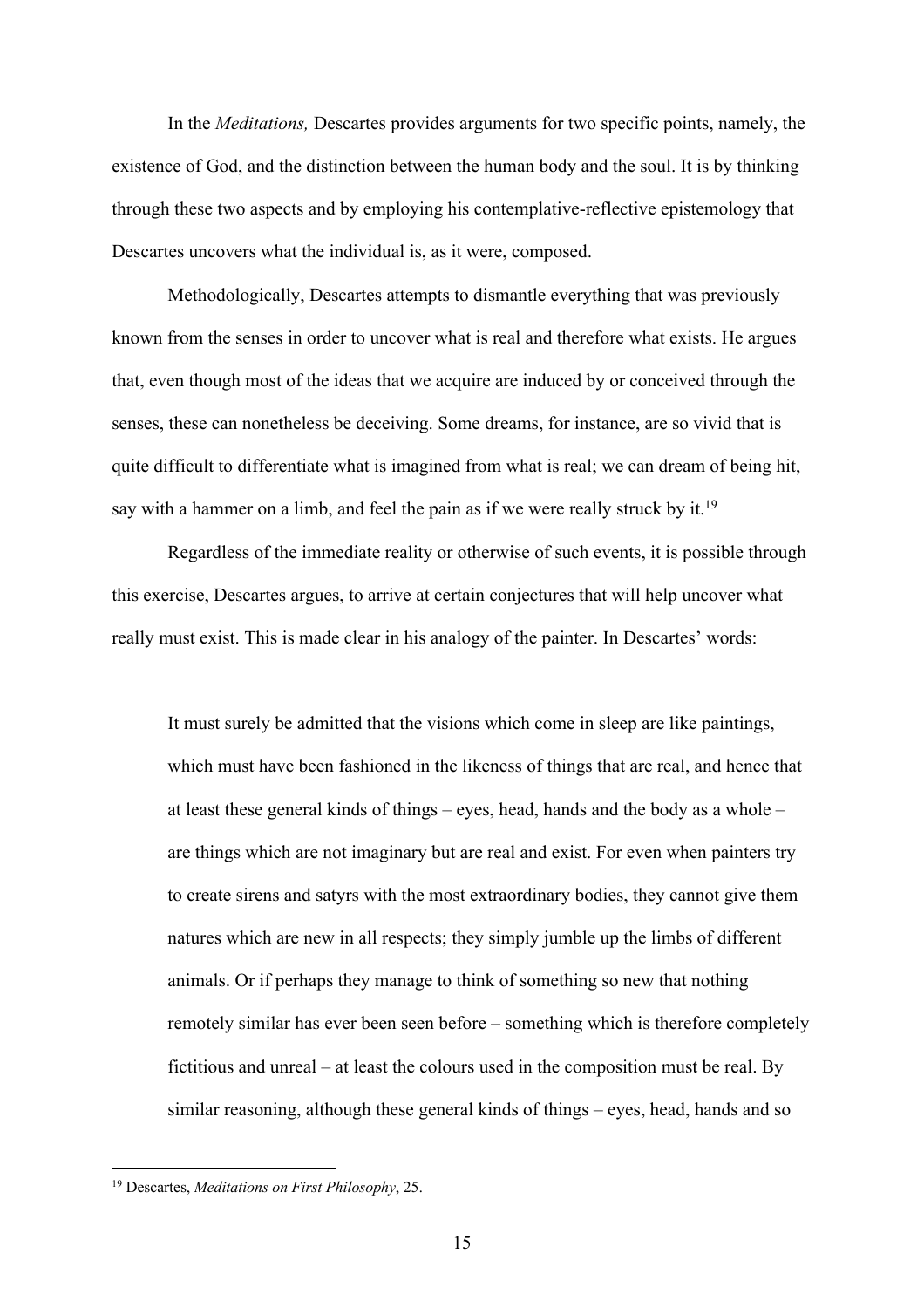In the *Meditations,* Descartes provides arguments for two specific points, namely, the existence of God, and the distinction between the human body and the soul. It is by thinking through these two aspects and by employing his contemplative-reflective epistemology that Descartes uncovers what the individual is, as it were, composed.

Methodologically, Descartes attempts to dismantle everything that was previously known from the senses in order to uncover what is real and therefore what exists. He argues that, even though most of the ideas that we acquire are induced by or conceived through the senses, these can nonetheless be deceiving. Some dreams, for instance, are so vivid that is quite difficult to differentiate what is imagined from what is real; we can dream of being hit, say with a hammer on a limb, and feel the pain as if we were really struck by it.[19]

Regardless of the immediate reality or otherwise of such events, it is possible through this exercise, Descartes argues, to arrive at certain conjectures that will help uncover what really must exist. This is made clear in his analogy of the painter. In Descartes' words:

> It must surely be admitted that the visions which come in sleep are like paintings, which must have been fashioned in the likeness of things that are real, and hence that at least these general kinds of things – eyes, head, hands and the body as a whole – are things which are not imaginary but are real and exist. For even when painters try to create sirens and satyrs with the most extraordinary bodies, they cannot give them natures which are new in all respects; they simply jumble up the limbs of different animals. Or if perhaps they manage to think of something so new that nothing remotely similar has ever been seen before – something which is therefore completely fictitious and unreal – at least the colours used in the composition must be real. By similar reasoning, although these general kinds of things – eyes, head, hands and so

[19] Descartes, *Meditations on First Philosophy*, 25.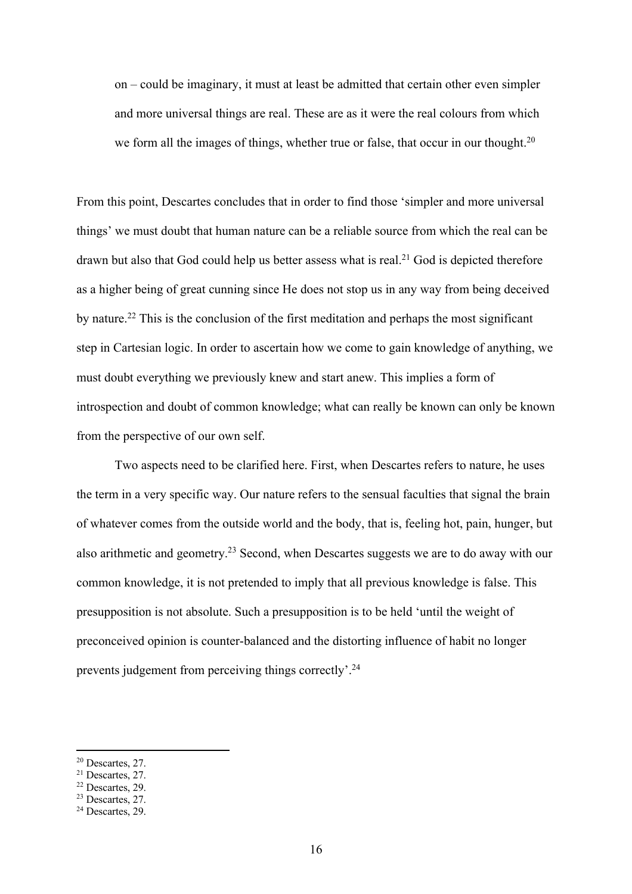> on – could be imaginary, it must at least be admitted that certain other even simpler and more universal things are real. These are as it were the real colours from which we form all the images of things, whether true or false, that occur in our thought.[20]

From this point, Descartes concludes that in order to find those 'simpler and more universal things' we must doubt that human nature can be a reliable source from which the real can be drawn but also that God could help us better assess what is real.[21] God is depicted therefore as a higher being of great cunning since He does not stop us in any way from being deceived by nature.[22] This is the conclusion of the first meditation and perhaps the most significant step in Cartesian logic. In order to ascertain how we come to gain knowledge of anything, we must doubt everything we previously knew and start anew. This implies a form of introspection and doubt of common knowledge; what can really be known can only be known from the perspective of our own self.

Two aspects need to be clarified here. First, when Descartes refers to nature, he uses the term in a very specific way. Our nature refers to the sensual faculties that signal the brain of whatever comes from the outside world and the body, that is, feeling hot, pain, hunger, but also arithmetic and geometry.[23] Second, when Descartes suggests we are to do away with our common knowledge, it is not pretended to imply that all previous knowledge is false. This presupposition is not absolute. Such a presupposition is to be held 'until the weight of preconceived opinion is counter-balanced and the distorting influence of habit no longer prevents judgement from perceiving things correctly'.[24]

---

[20] Descartes, 27.
[21] Descartes, 27.
[22] Descartes, 29.
[23] Descartes, 27.
[24] Descartes, 29.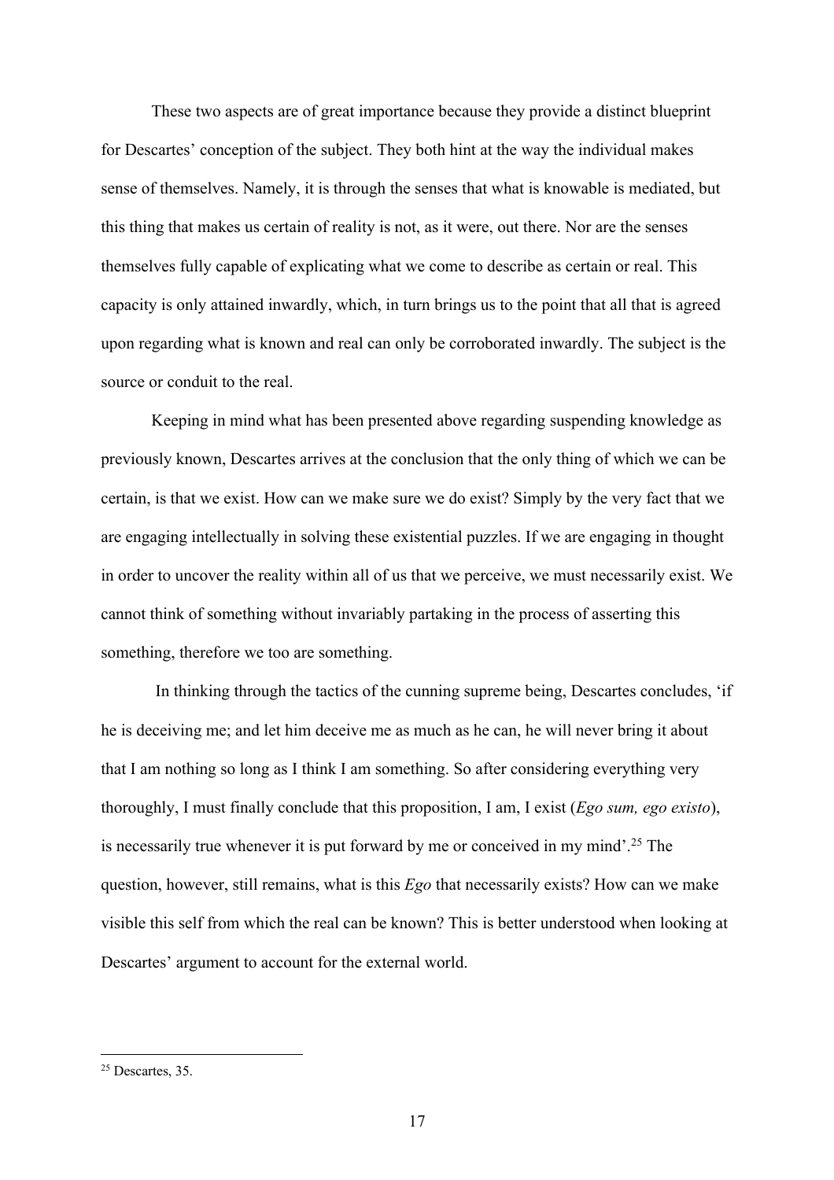These two aspects are of great importance because they provide a distinct blueprint for Descartes' conception of the subject. They both hint at the way the individual makes sense of themselves. Namely, it is through the senses that what is knowable is mediated, but this thing that makes us certain of reality is not, as it were, out there. Nor are the senses themselves fully capable of explicating what we come to describe as certain or real. This capacity is only attained inwardly, which, in turn brings us to the point that all that is agreed upon regarding what is known and real can only be corroborated inwardly. The subject is the source or conduit to the real.

Keeping in mind what has been presented above regarding suspending knowledge as previously known, Descartes arrives at the conclusion that the only thing of which we can be certain, is that we exist. How can we make sure we do exist? Simply by the very fact that we are engaging intellectually in solving these existential puzzles. If we are engaging in thought in order to uncover the reality within all of us that we perceive, we must necessarily exist. We cannot think of something without invariably partaking in the process of asserting this something, therefore we too are something.

In thinking through the tactics of the cunning supreme being, Descartes concludes, 'if he is deceiving me; and let him deceive me as much as he can, he will never bring it about that I am nothing so long as I think I am something. So after considering everything very thoroughly, I must finally conclude that this proposition, I am, I exist (*Ego sum, ego existo*), is necessarily true whenever it is put forward by me or conceived in my mind'.[25] The question, however, still remains, what is this *Ego* that necessarily exists? How can we make visible this self from which the real can be known? This is better understood when looking at Descartes' argument to account for the external world.

[25] Descartes, 35.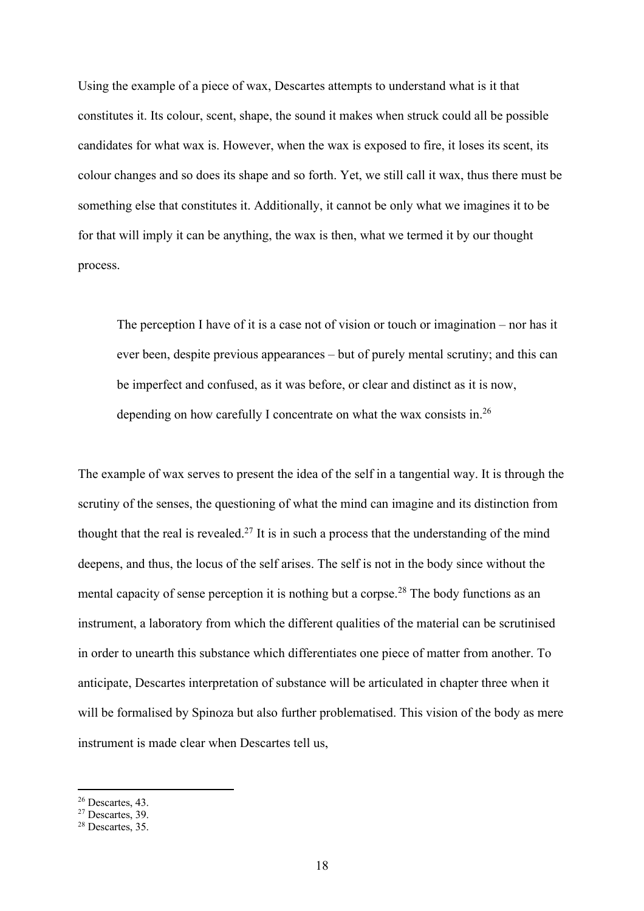Using the example of a piece of wax, Descartes attempts to understand what is it that constitutes it. Its colour, scent, shape, the sound it makes when struck could all be possible candidates for what wax is. However, when the wax is exposed to fire, it loses its scent, its colour changes and so does its shape and so forth. Yet, we still call it wax, thus there must be something else that constitutes it. Additionally, it cannot be only what we imagines it to be for that will imply it can be anything, the wax is then, what we termed it by our thought process.

> The perception I have of it is a case not of vision or touch or imagination – nor has it ever been, despite previous appearances – but of purely mental scrutiny; and this can be imperfect and confused, as it was before, or clear and distinct as it is now, depending on how carefully I concentrate on what the wax consists in.[26]

The example of wax serves to present the idea of the self in a tangential way. It is through the scrutiny of the senses, the questioning of what the mind can imagine and its distinction from thought that the real is revealed.[27] It is in such a process that the understanding of the mind deepens, and thus, the locus of the self arises. The self is not in the body since without the mental capacity of sense perception it is nothing but a corpse.[28] The body functions as an instrument, a laboratory from which the different qualities of the material can be scrutinised in order to unearth this substance which differentiates one piece of matter from another. To anticipate, Descartes interpretation of substance will be articulated in chapter three when it will be formalised by Spinoza but also further problematised. This vision of the body as mere instrument is made clear when Descartes tell us,

---

[26] Descartes, 43.

[27] Descartes, 39.

[28] Descartes, 35.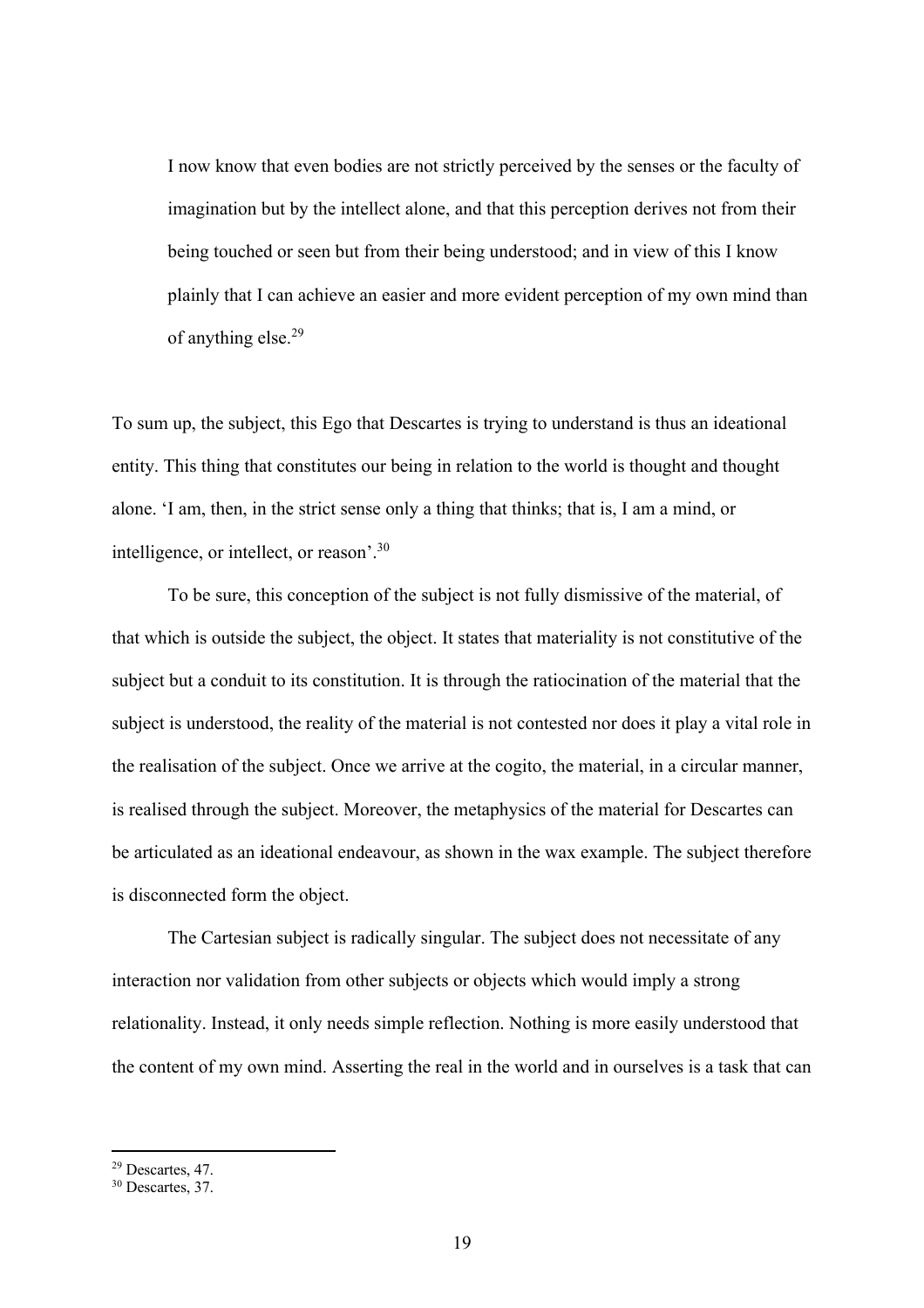> I now know that even bodies are not strictly perceived by the senses or the faculty of imagination but by the intellect alone, and that this perception derives not from their being touched or seen but from their being understood; and in view of this I know plainly that I can achieve an easier and more evident perception of my own mind than of anything else.[29]

To sum up, the subject, this Ego that Descartes is trying to understand is thus an ideational entity. This thing that constitutes our being in relation to the world is thought and thought alone. 'I am, then, in the strict sense only a thing that thinks; that is, I am a mind, or intelligence, or intellect, or reason'.[30]

To be sure, this conception of the subject is not fully dismissive of the material, of that which is outside the subject, the object. It states that materiality is not constitutive of the subject but a conduit to its constitution. It is through the ratiocination of the material that the subject is understood, the reality of the material is not contested nor does it play a vital role in the realisation of the subject. Once we arrive at the cogito, the material, in a circular manner, is realised through the subject. Moreover, the metaphysics of the material for Descartes can be articulated as an ideational endeavour, as shown in the wax example. The subject therefore is disconnected form the object.

The Cartesian subject is radically singular. The subject does not necessitate of any interaction nor validation from other subjects or objects which would imply a strong relationality. Instead, it only needs simple reflection. Nothing is more easily understood that the content of my own mind. Asserting the real in the world and in ourselves is a task that can

---

[29] Descartes, 47.

[30] Descartes, 37.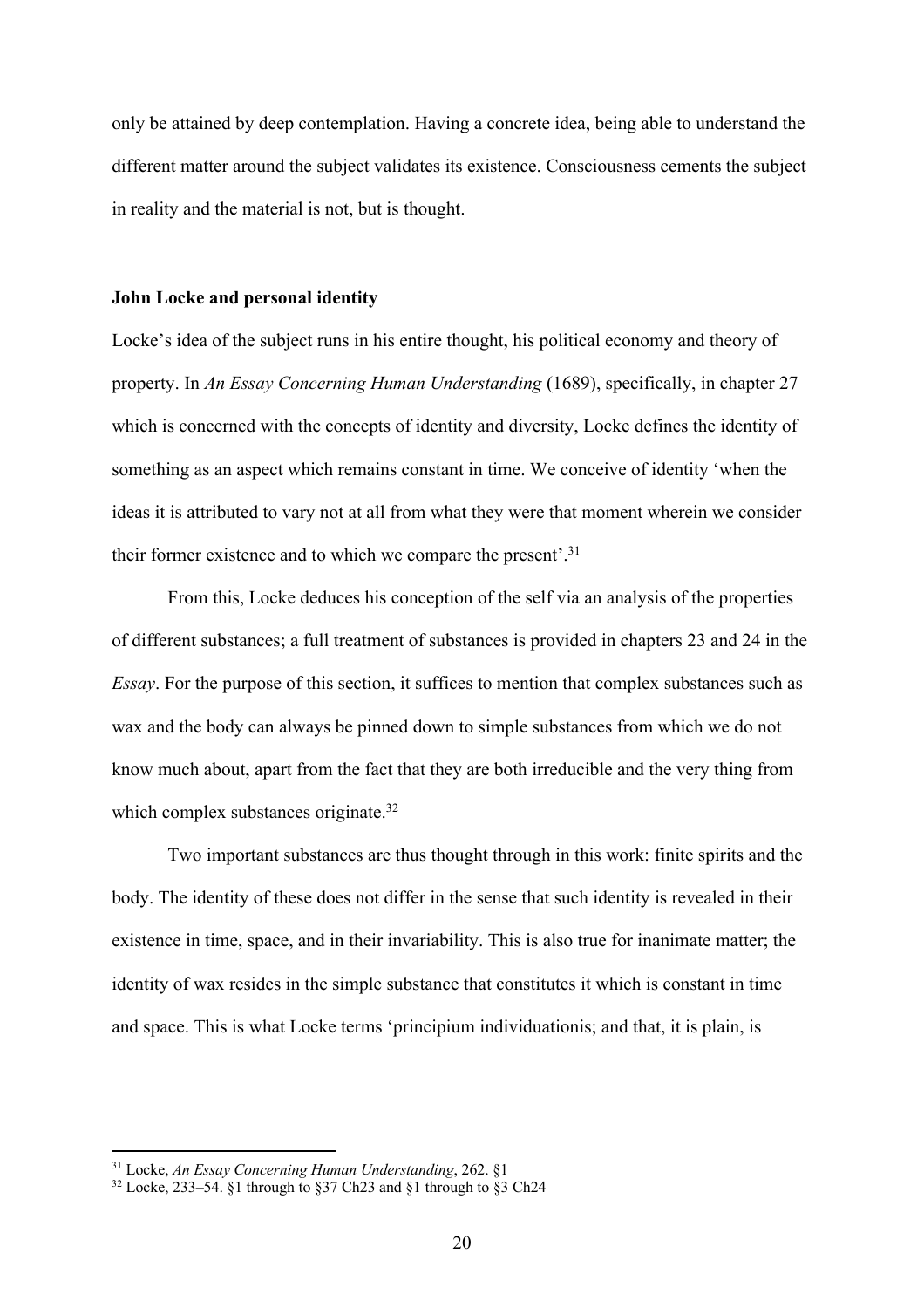only be attained by deep contemplation. Having a concrete idea, being able to understand the different matter around the subject validates its existence. Consciousness cements the subject in reality and the material is not, but is thought.

### John Locke and personal identity

Locke's idea of the subject runs in his entire thought, his political economy and theory of property. In *An Essay Concerning Human Understanding* (1689), specifically, in chapter 27 which is concerned with the concepts of identity and diversity, Locke defines the identity of something as an aspect which remains constant in time. We conceive of identity 'when the ideas it is attributed to vary not at all from what they were that moment wherein we consider their former existence and to which we compare the present'.[31]

From this, Locke deduces his conception of the self via an analysis of the properties of different substances; a full treatment of substances is provided in chapters 23 and 24 in the *Essay*. For the purpose of this section, it suffices to mention that complex substances such as wax and the body can always be pinned down to simple substances from which we do not know much about, apart from the fact that they are both irreducible and the very thing from which complex substances originate.[32]

Two important substances are thus thought through in this work: finite spirits and the body. The identity of these does not differ in the sense that such identity is revealed in their existence in time, space, and in their invariability. This is also true for inanimate matter; the identity of wax resides in the simple substance that constitutes it which is constant in time and space. This is what Locke terms 'principium individuationis; and that, it is plain, is

---

[31] Locke, *An Essay Concerning Human Understanding*, 262. §1

[32] Locke, 233–54. §1 through to §37 Ch23 and §1 through to §3 Ch24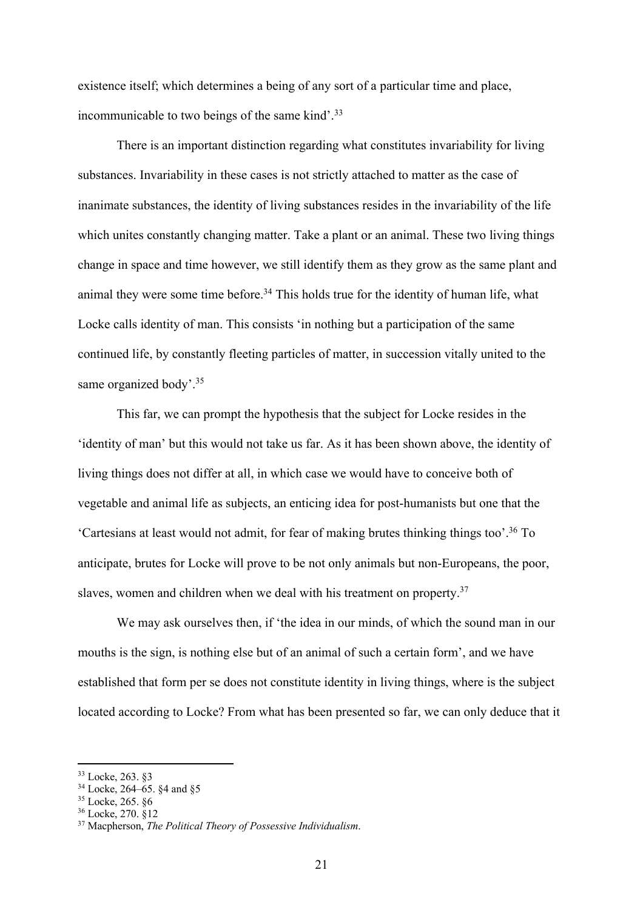existence itself; which determines a being of any sort of a particular time and place, incommunicable to two beings of the same kind'.[33]

There is an important distinction regarding what constitutes invariability for living substances. Invariability in these cases is not strictly attached to matter as the case of inanimate substances, the identity of living substances resides in the invariability of the life which unites constantly changing matter. Take a plant or an animal. These two living things change in space and time however, we still identify them as they grow as the same plant and animal they were some time before.[34] This holds true for the identity of human life, what Locke calls identity of man. This consists 'in nothing but a participation of the same continued life, by constantly fleeting particles of matter, in succession vitally united to the same organized body'.[35]

This far, we can prompt the hypothesis that the subject for Locke resides in the 'identity of man' but this would not take us far. As it has been shown above, the identity of living things does not differ at all, in which case we would have to conceive both of vegetable and animal life as subjects, an enticing idea for post-humanists but one that the 'Cartesians at least would not admit, for fear of making brutes thinking things too'.[36] To anticipate, brutes for Locke will prove to be not only animals but non-Europeans, the poor, slaves, women and children when we deal with his treatment on property.[37]

We may ask ourselves then, if 'the idea in our minds, of which the sound man in our mouths is the sign, is nothing else but of an animal of such a certain form', and we have established that form per se does not constitute identity in living things, where is the subject located according to Locke? From what has been presented so far, we can only deduce that it

---

[33] Locke, 263. §3

[34] Locke, 264–65. §4 and §5

[35] Locke, 265. §6

[36] Locke, 270. §12

[37] Macpherson, *The Political Theory of Possessive Individualism*.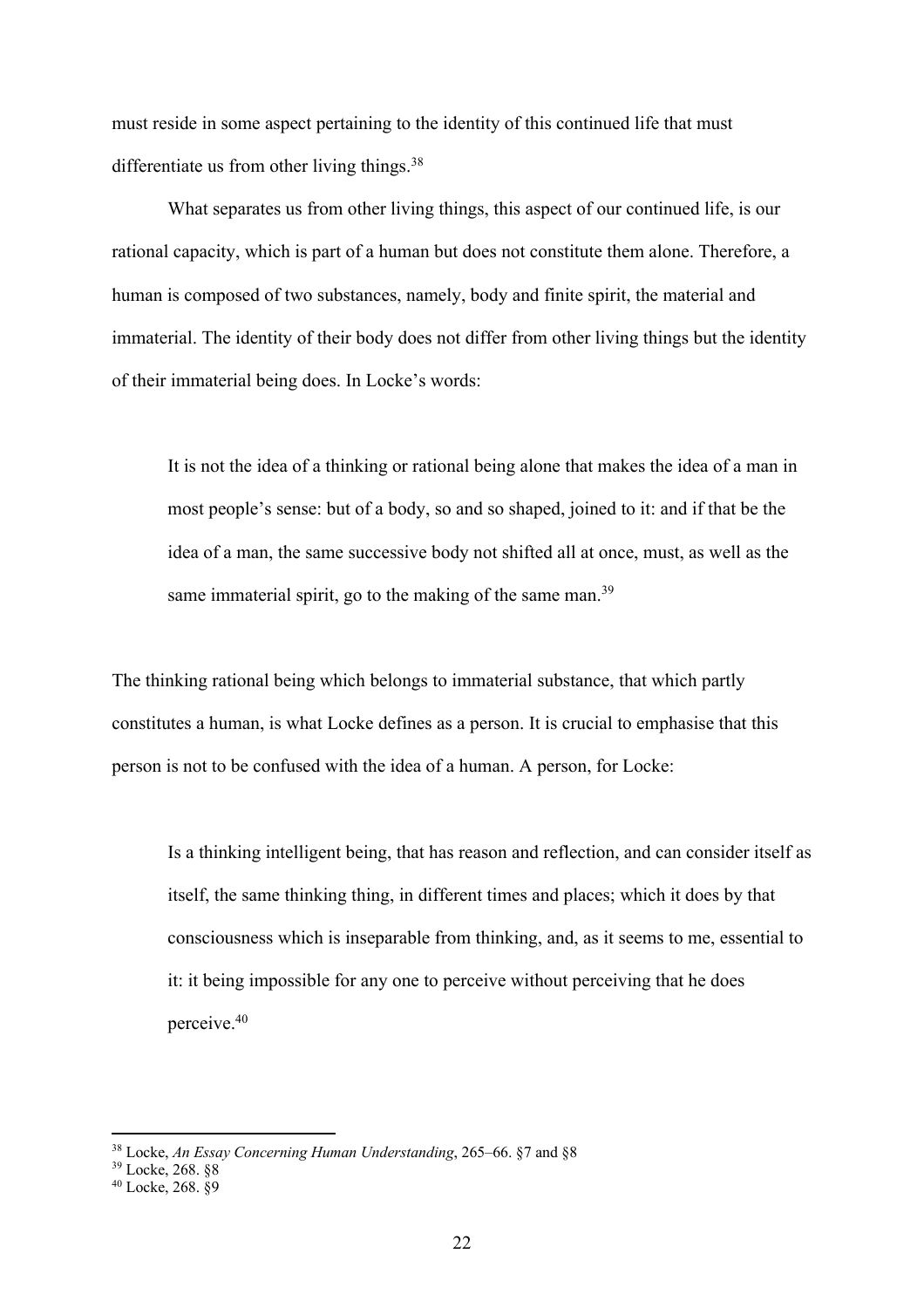must reside in some aspect pertaining to the identity of this continued life that must differentiate us from other living things.[38]

What separates us from other living things, this aspect of our continued life, is our rational capacity, which is part of a human but does not constitute them alone. Therefore, a human is composed of two substances, namely, body and finite spirit, the material and immaterial. The identity of their body does not differ from other living things but the identity of their immaterial being does. In Locke's words:

> It is not the idea of a thinking or rational being alone that makes the idea of a man in most people's sense: but of a body, so and so shaped, joined to it: and if that be the idea of a man, the same successive body not shifted all at once, must, as well as the same immaterial spirit, go to the making of the same man.[39]

The thinking rational being which belongs to immaterial substance, that which partly constitutes a human, is what Locke defines as a person. It is crucial to emphasise that this person is not to be confused with the idea of a human. A person, for Locke:

> Is a thinking intelligent being, that has reason and reflection, and can consider itself as itself, the same thinking thing, in different times and places; which it does by that consciousness which is inseparable from thinking, and, as it seems to me, essential to it: it being impossible for any one to perceive without perceiving that he does perceive.[40]

---

[38] Locke, *An Essay Concerning Human Understanding*, 265–66. §7 and §8

[39] Locke, 268. §8

[40] Locke, 268. §9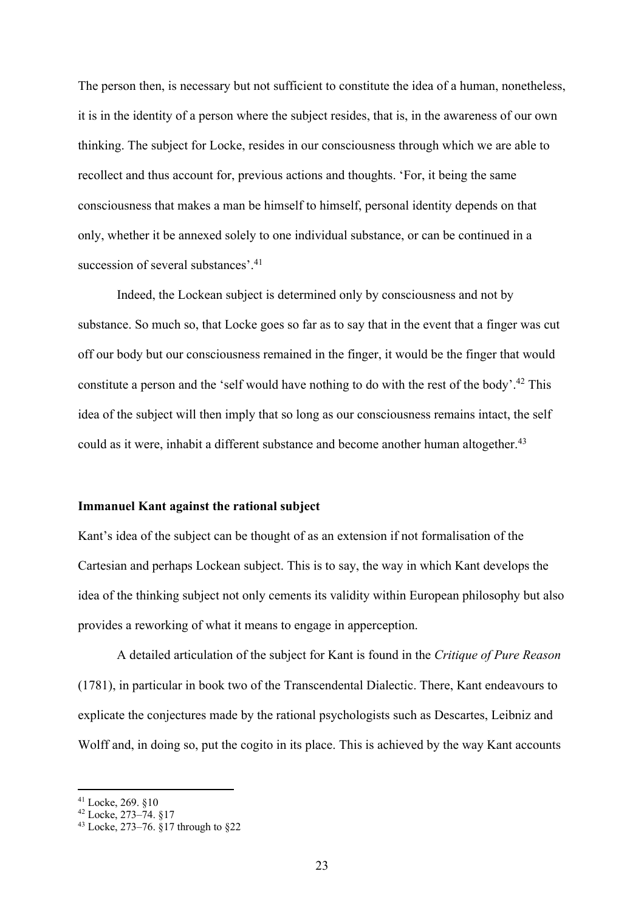The person then, is necessary but not sufficient to constitute the idea of a human, nonetheless, it is in the identity of a person where the subject resides, that is, in the awareness of our own thinking. The subject for Locke, resides in our consciousness through which we are able to recollect and thus account for, previous actions and thoughts. 'For, it being the same consciousness that makes a man be himself to himself, personal identity depends on that only, whether it be annexed solely to one individual substance, or can be continued in a succession of several substances'.[41]

Indeed, the Lockean subject is determined only by consciousness and not by substance. So much so, that Locke goes so far as to say that in the event that a finger was cut off our body but our consciousness remained in the finger, it would be the finger that would constitute a person and the 'self would have nothing to do with the rest of the body'.[42] This idea of the subject will then imply that so long as our consciousness remains intact, the self could as it were, inhabit a different substance and become another human altogether.[43]

### Immanuel Kant against the rational subject

Kant's idea of the subject can be thought of as an extension if not formalisation of the Cartesian and perhaps Lockean subject. This is to say, the way in which Kant develops the idea of the thinking subject not only cements its validity within European philosophy but also provides a reworking of what it means to engage in apperception.

A detailed articulation of the subject for Kant is found in the *Critique of Pure Reason* (1781), in particular in book two of the Transcendental Dialectic. There, Kant endeavours to explicate the conjectures made by the rational psychologists such as Descartes, Leibniz and Wolff and, in doing so, put the cogito in its place. This is achieved by the way Kant accounts

---

[41] Locke, 269. §10

[42] Locke, 273–74. §17

[43] Locke, 273–76. §17 through to §22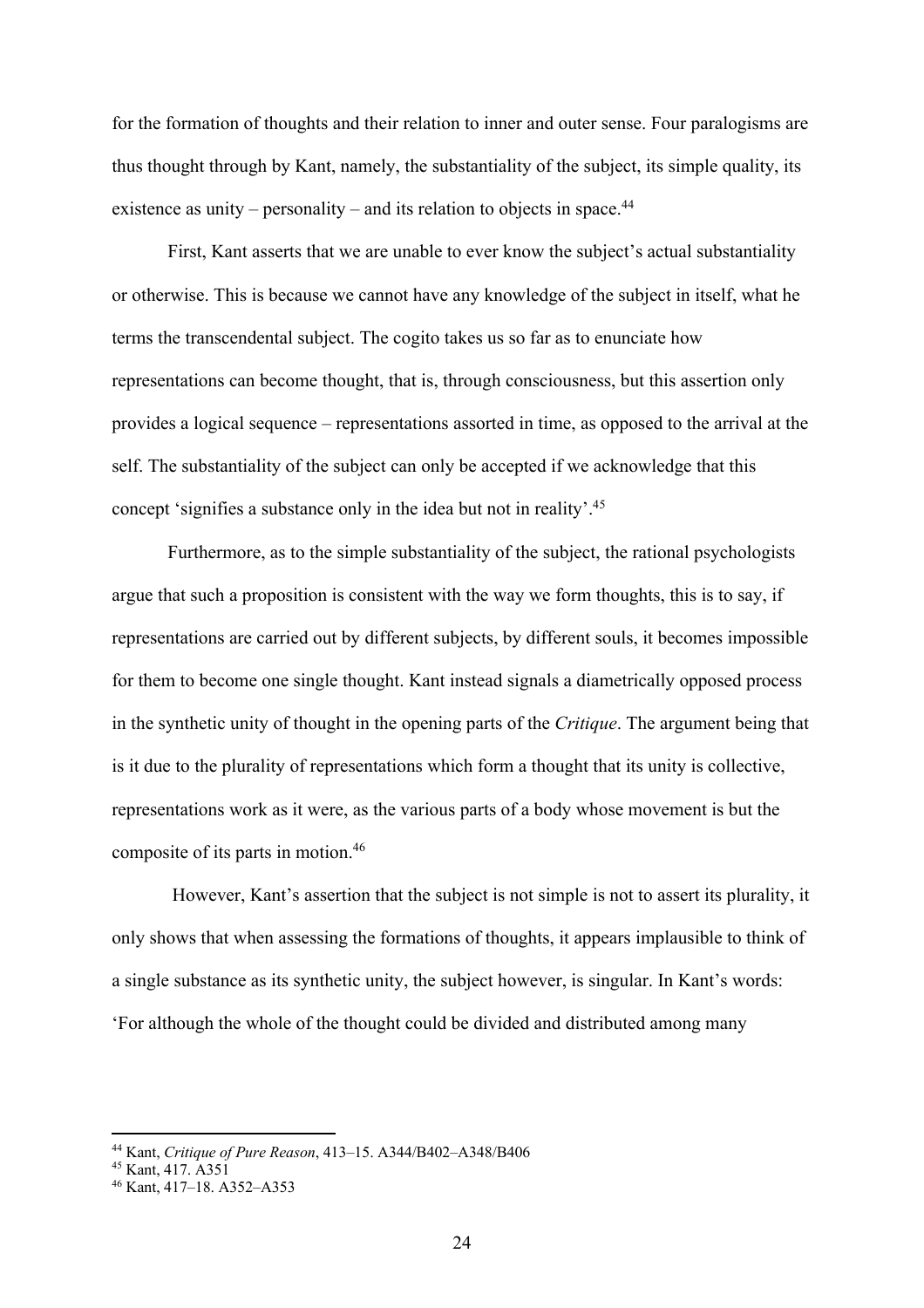for the formation of thoughts and their relation to inner and outer sense. Four paralogisms are thus thought through by Kant, namely, the substantiality of the subject, its simple quality, its existence as unity – personality – and its relation to objects in space.[44]

First, Kant asserts that we are unable to ever know the subject's actual substantiality or otherwise. This is because we cannot have any knowledge of the subject in itself, what he terms the transcendental subject. The cogito takes us so far as to enunciate how representations can become thought, that is, through consciousness, but this assertion only provides a logical sequence – representations assorted in time, as opposed to the arrival at the self. The substantiality of the subject can only be accepted if we acknowledge that this concept 'signifies a substance only in the idea but not in reality'.[45]

Furthermore, as to the simple substantiality of the subject, the rational psychologists argue that such a proposition is consistent with the way we form thoughts, this is to say, if representations are carried out by different subjects, by different souls, it becomes impossible for them to become one single thought. Kant instead signals a diametrically opposed process in the synthetic unity of thought in the opening parts of the *Critique*. The argument being that is it due to the plurality of representations which form a thought that its unity is collective, representations work as it were, as the various parts of a body whose movement is but the composite of its parts in motion.[46]

However, Kant's assertion that the subject is not simple is not to assert its plurality, it only shows that when assessing the formations of thoughts, it appears implausible to think of a single substance as its synthetic unity, the subject however, is singular. In Kant's words: 'For although the whole of the thought could be divided and distributed among many

---

[44] Kant, *Critique of Pure Reason*, 413–15. A344/B402–A348/B406

[45] Kant, 417. A351

[46] Kant, 417–18. A352–A353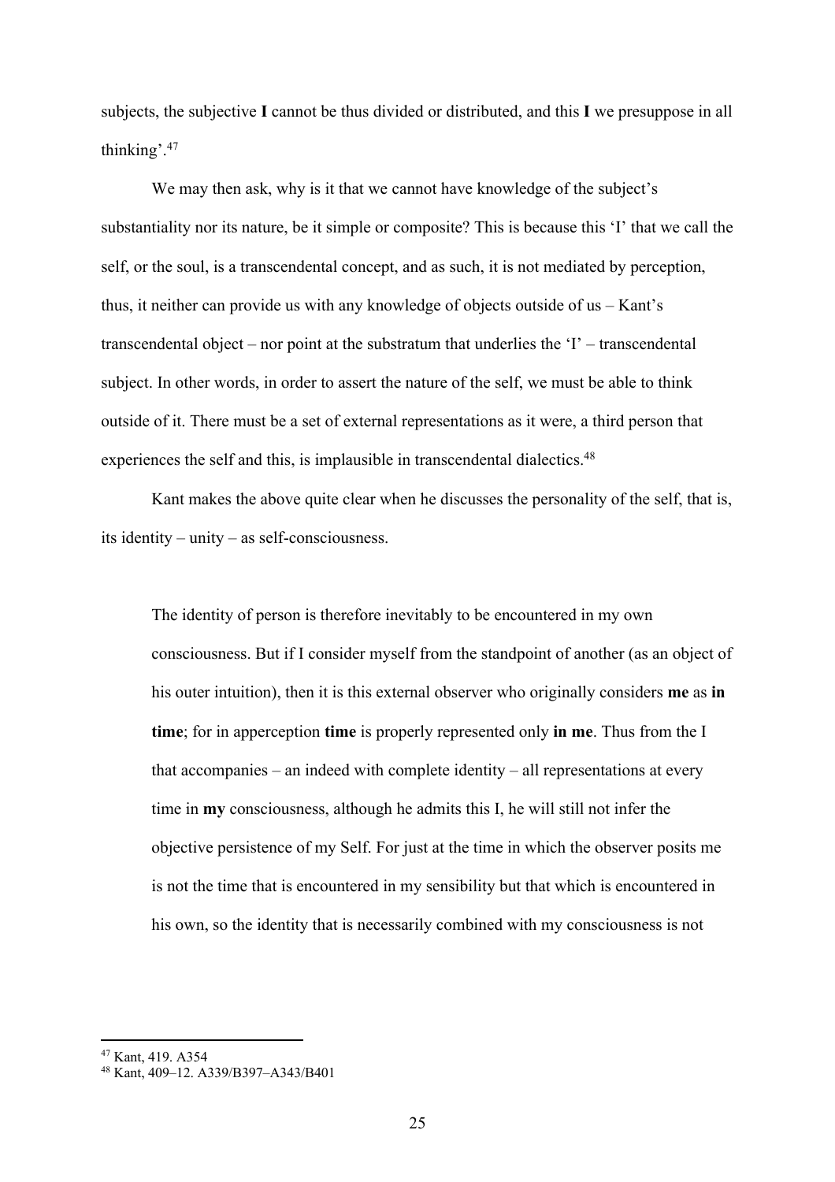subjects, the subjective **I** cannot be thus divided or distributed, and this **I** we presuppose in all thinking'.[47]

We may then ask, why is it that we cannot have knowledge of the subject's substantiality nor its nature, be it simple or composite? This is because this 'I' that we call the self, or the soul, is a transcendental concept, and as such, it is not mediated by perception, thus, it neither can provide us with any knowledge of objects outside of us – Kant's transcendental object – nor point at the substratum that underlies the 'I' – transcendental subject. In other words, in order to assert the nature of the self, we must be able to think outside of it. There must be a set of external representations as it were, a third person that experiences the self and this, is implausible in transcendental dialectics.[48]

Kant makes the above quite clear when he discusses the personality of the self, that is, its identity – unity – as self-consciousness.

> The identity of person is therefore inevitably to be encountered in my own consciousness. But if I consider myself from the standpoint of another (as an object of his outer intuition), then it is this external observer who originally considers **me** as **in time**; for in apperception **time** is properly represented only **in me**. Thus from the I that accompanies – an indeed with complete identity – all representations at every time in **my** consciousness, although he admits this I, he will still not infer the objective persistence of my Self. For just at the time in which the observer posits me is not the time that is encountered in my sensibility but that which is encountered in his own, so the identity that is necessarily combined with my consciousness is not

---

[47] Kant, 419. A354

[48] Kant, 409–12. A339/B397–A343/B401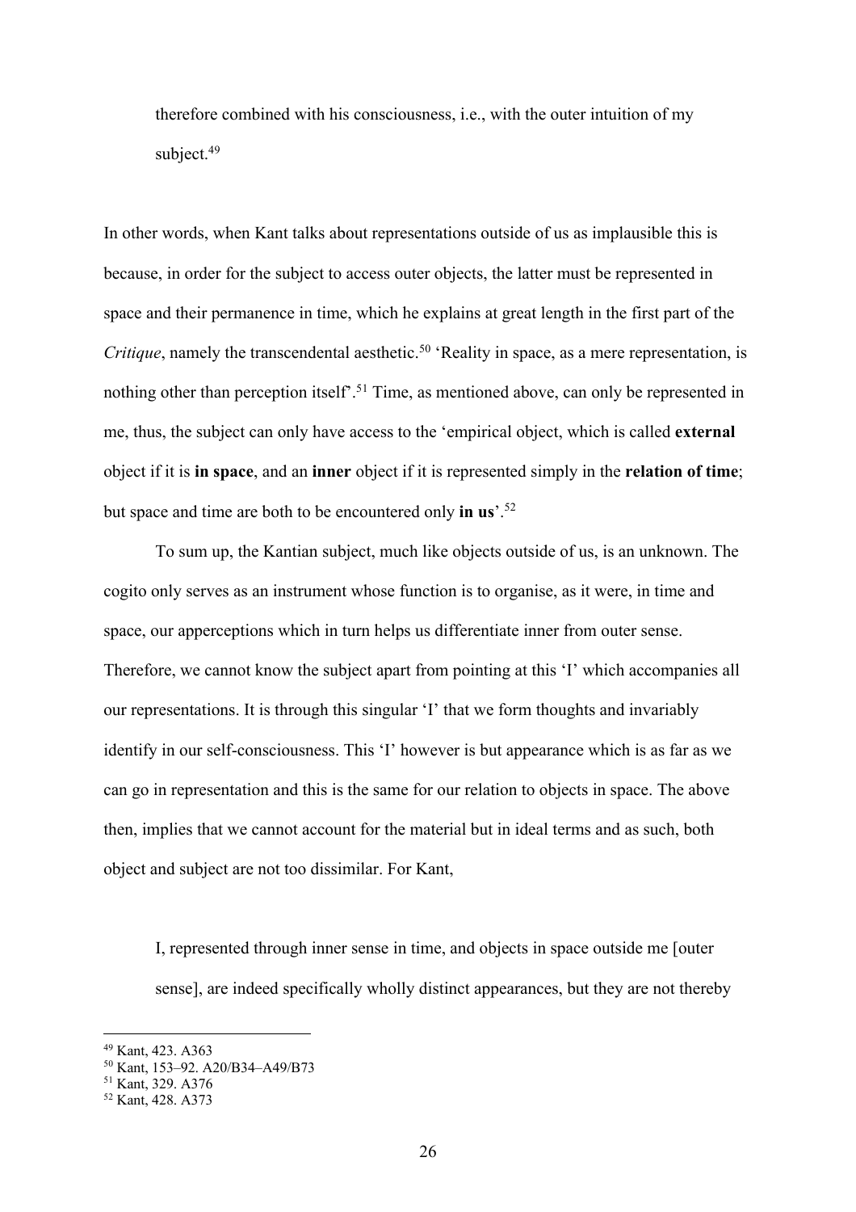> therefore combined with his consciousness, i.e., with the outer intuition of my subject.[49]

In other words, when Kant talks about representations outside of us as implausible this is because, in order for the subject to access outer objects, the latter must be represented in space and their permanence in time, which he explains at great length in the first part of the *Critique*, namely the transcendental aesthetic.[50] 'Reality in space, as a mere representation, is nothing other than perception itself'.[51] Time, as mentioned above, can only be represented in me, thus, the subject can only have access to the 'empirical object, which is called **external** object if it is **in space**, and an **inner** object if it is represented simply in the **relation of time**; but space and time are both to be encountered only **in us**'.[52]

To sum up, the Kantian subject, much like objects outside of us, is an unknown. The cogito only serves as an instrument whose function is to organise, as it were, in time and space, our apperceptions which in turn helps us differentiate inner from outer sense. Therefore, we cannot know the subject apart from pointing at this 'I' which accompanies all our representations. It is through this singular 'I' that we form thoughts and invariably identify in our self-consciousness. This 'I' however is but appearance which is as far as we can go in representation and this is the same for our relation to objects in space. The above then, implies that we cannot account for the material but in ideal terms and as such, both object and subject are not too dissimilar. For Kant,

> I, represented through inner sense in time, and objects in space outside me [outer sense], are indeed specifically wholly distinct appearances, but they are not thereby

[49] Kant, 423. A363

[50] Kant, 153–92. A20/B34–A49/B73

[51] Kant, 329. A376

[52] Kant, 428. A373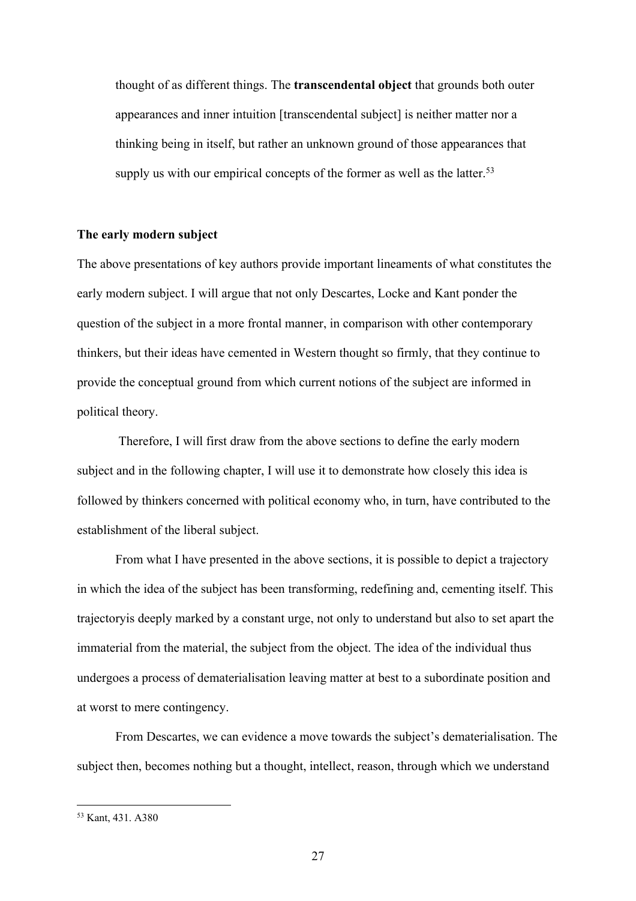> thought of as different things. The **transcendental object** that grounds both outer appearances and inner intuition [transcendental subject] is neither matter nor a thinking being in itself, but rather an unknown ground of those appearances that supply us with our empirical concepts of the former as well as the latter.[53]

**The early modern subject**

The above presentations of key authors provide important lineaments of what constitutes the early modern subject. I will argue that not only Descartes, Locke and Kant ponder the question of the subject in a more frontal manner, in comparison with other contemporary thinkers, but their ideas have cemented in Western thought so firmly, that they continue to provide the conceptual ground from which current notions of the subject are informed in political theory.

Therefore, I will first draw from the above sections to define the early modern subject and in the following chapter, I will use it to demonstrate how closely this idea is followed by thinkers concerned with political economy who, in turn, have contributed to the establishment of the liberal subject.

From what I have presented in the above sections, it is possible to depict a trajectory in which the idea of the subject has been transforming, redefining and, cementing itself. This trajectoryis deeply marked by a constant urge, not only to understand but also to set apart the immaterial from the material, the subject from the object. The idea of the individual thus undergoes a process of dematerialisation leaving matter at best to a subordinate position and at worst to mere contingency.

From Descartes, we can evidence a move towards the subject's dematerialisation. The subject then, becomes nothing but a thought, intellect, reason, through which we understand

---

[53] Kant, 431. A380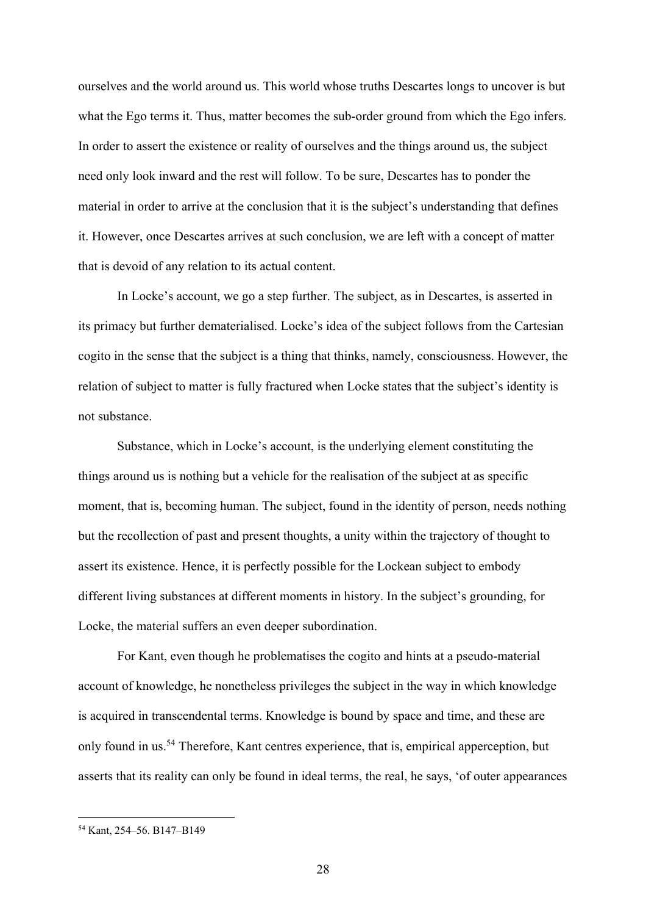ourselves and the world around us. This world whose truths Descartes longs to uncover is but what the Ego terms it. Thus, matter becomes the sub-order ground from which the Ego infers. In order to assert the existence or reality of ourselves and the things around us, the subject need only look inward and the rest will follow. To be sure, Descartes has to ponder the material in order to arrive at the conclusion that it is the subject's understanding that defines it. However, once Descartes arrives at such conclusion, we are left with a concept of matter that is devoid of any relation to its actual content.

In Locke's account, we go a step further. The subject, as in Descartes, is asserted in its primacy but further dematerialised. Locke's idea of the subject follows from the Cartesian cogito in the sense that the subject is a thing that thinks, namely, consciousness. However, the relation of subject to matter is fully fractured when Locke states that the subject's identity is not substance.

Substance, which in Locke's account, is the underlying element constituting the things around us is nothing but a vehicle for the realisation of the subject at as specific moment, that is, becoming human. The subject, found in the identity of person, needs nothing but the recollection of past and present thoughts, a unity within the trajectory of thought to assert its existence. Hence, it is perfectly possible for the Lockean subject to embody different living substances at different moments in history. In the subject's grounding, for Locke, the material suffers an even deeper subordination.

For Kant, even though he problematises the cogito and hints at a pseudo-material account of knowledge, he nonetheless privileges the subject in the way in which knowledge is acquired in transcendental terms. Knowledge is bound by space and time, and these are only found in us.[54] Therefore, Kant centres experience, that is, empirical apperception, but asserts that its reality can only be found in ideal terms, the real, he says, 'of outer appearances

---

[54] Kant, 254–56. B147–B149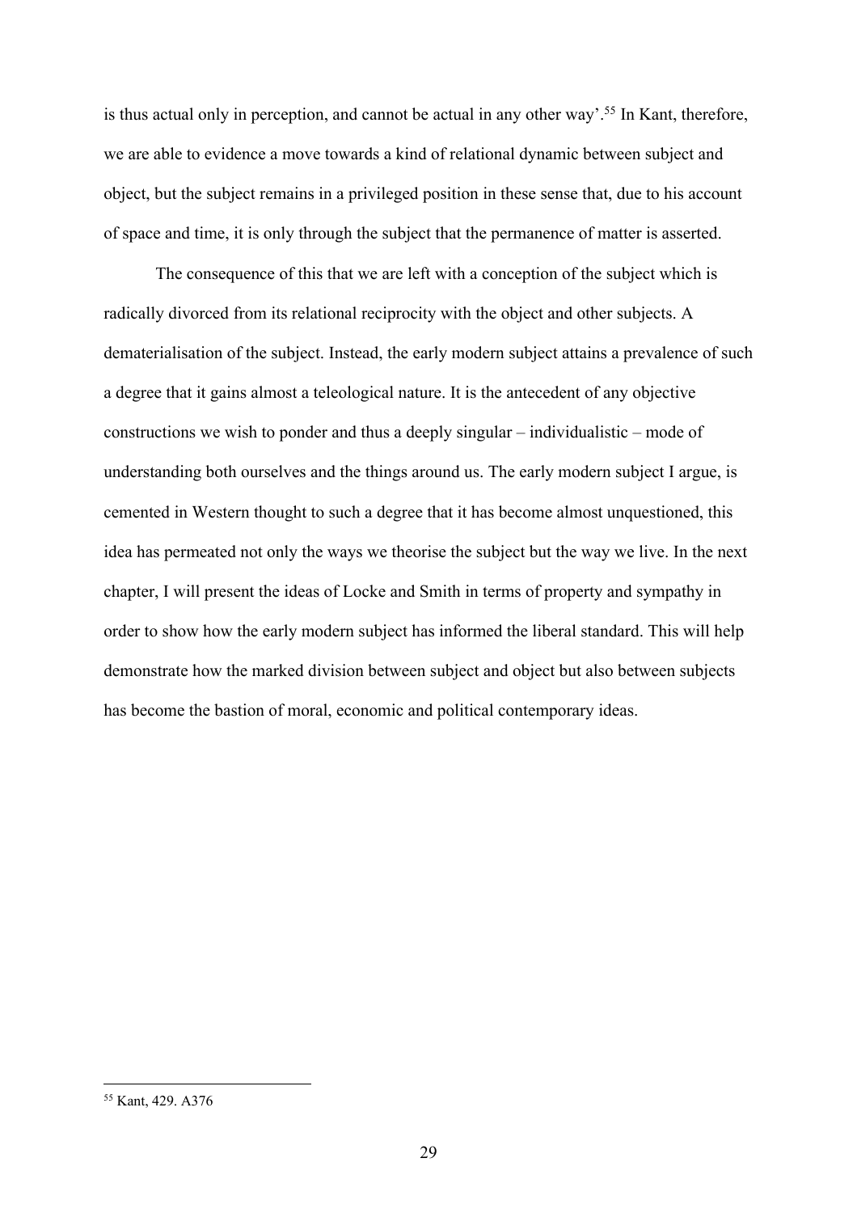is thus actual only in perception, and cannot be actual in any other way'.[55] In Kant, therefore, we are able to evidence a move towards a kind of relational dynamic between subject and object, but the subject remains in a privileged position in these sense that, due to his account of space and time, it is only through the subject that the permanence of matter is asserted.

The consequence of this that we are left with a conception of the subject which is radically divorced from its relational reciprocity with the object and other subjects. A dematerialisation of the subject. Instead, the early modern subject attains a prevalence of such a degree that it gains almost a teleological nature. It is the antecedent of any objective constructions we wish to ponder and thus a deeply singular – individualistic – mode of understanding both ourselves and the things around us. The early modern subject I argue, is cemented in Western thought to such a degree that it has become almost unquestioned, this idea has permeated not only the ways we theorise the subject but the way we live. In the next chapter, I will present the ideas of Locke and Smith in terms of property and sympathy in order to show how the early modern subject has informed the liberal standard. This will help demonstrate how the marked division between subject and object but also between subjects has become the bastion of moral, economic and political contemporary ideas.

[55] Kant, 429. A376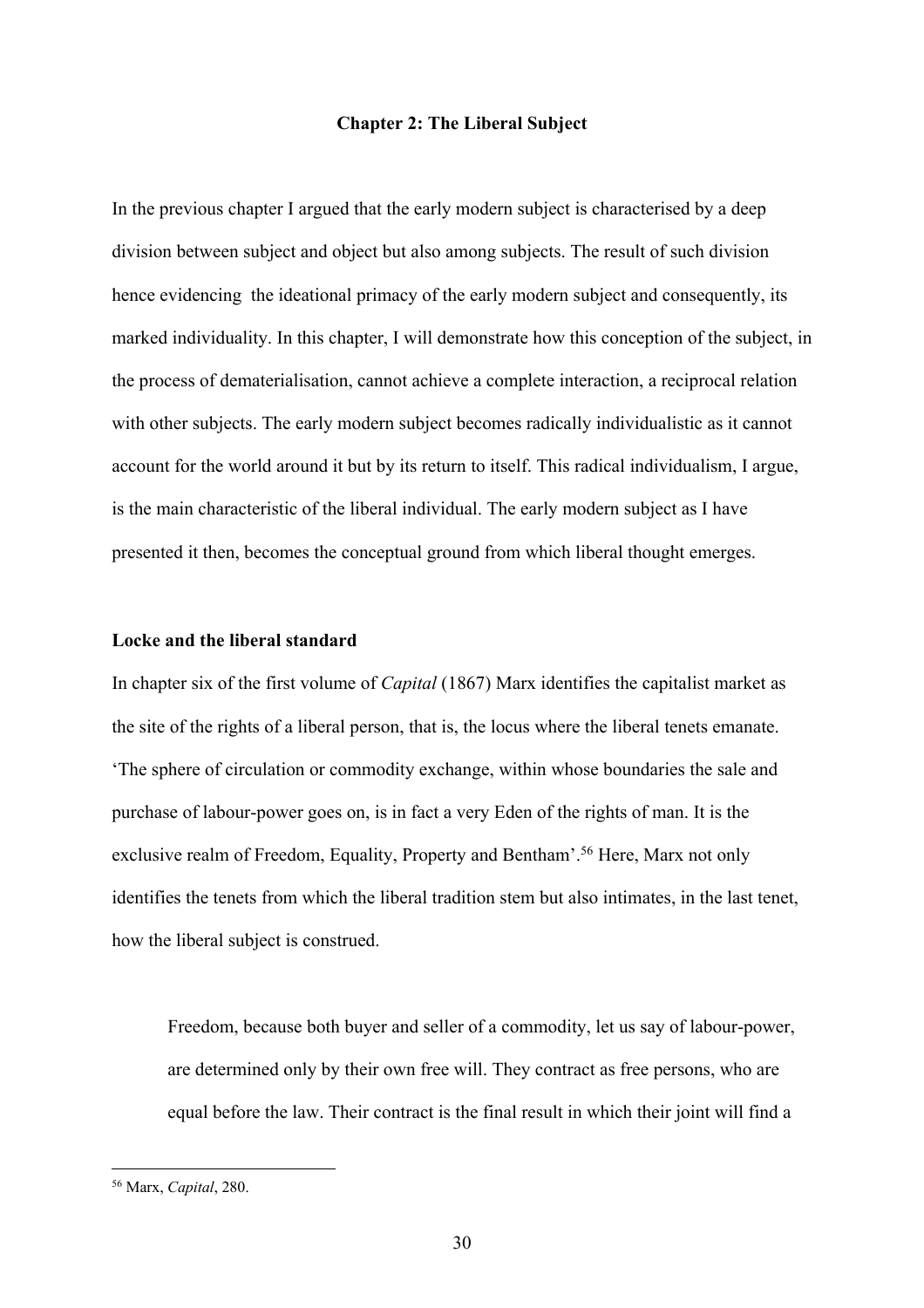## Chapter 2: The Liberal Subject

In the previous chapter I argued that the early modern subject is characterised by a deep division between subject and object but also among subjects. The result of such division hence evidencing  the ideational primacy of the early modern subject and consequently, its marked individuality. In this chapter, I will demonstrate how this conception of the subject, in the process of dematerialisation, cannot achieve a complete interaction, a reciprocal relation with other subjects. The early modern subject becomes radically individualistic as it cannot account for the world around it but by its return to itself. This radical individualism, I argue, is the main characteristic of the liberal individual. The early modern subject as I have presented it then, becomes the conceptual ground from which liberal thought emerges.

### Locke and the liberal standard

In chapter six of the first volume of *Capital* (1867) Marx identifies the capitalist market as the site of the rights of a liberal person, that is, the locus where the liberal tenets emanate. 'The sphere of circulation or commodity exchange, within whose boundaries the sale and purchase of labour-power goes on, is in fact a very Eden of the rights of man. It is the exclusive realm of Freedom, Equality, Property and Bentham'.[56] Here, Marx not only identifies the tenets from which the liberal tradition stem but also intimates, in the last tenet, how the liberal subject is construed.

> Freedom, because both buyer and seller of a commodity, let us say of labour-power, are determined only by their own free will. They contract as free persons, who are equal before the law. Their contract is the final result in which their joint will find a

[56] Marx, *Capital*, 280.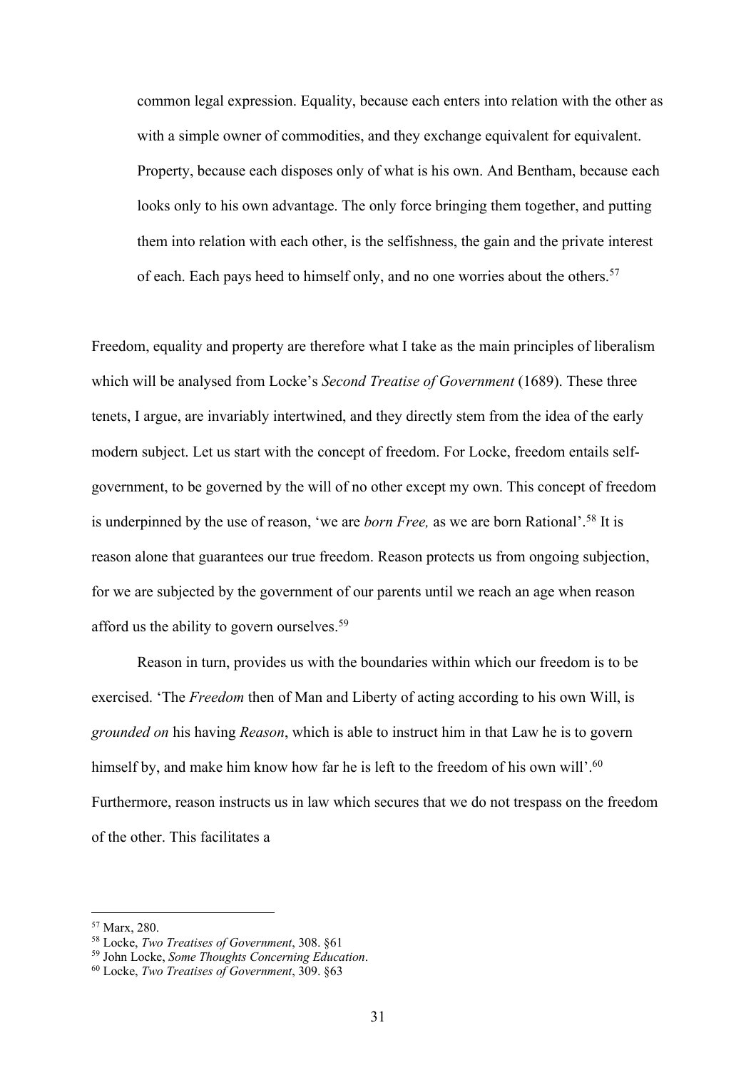> common legal expression. Equality, because each enters into relation with the other as with a simple owner of commodities, and they exchange equivalent for equivalent. Property, because each disposes only of what is his own. And Bentham, because each looks only to his own advantage. The only force bringing them together, and putting them into relation with each other, is the selfishness, the gain and the private interest of each. Each pays heed to himself only, and no one worries about the others.[57]

Freedom, equality and property are therefore what I take as the main principles of liberalism which will be analysed from Locke's *Second Treatise of Government* (1689). These three tenets, I argue, are invariably intertwined, and they directly stem from the idea of the early modern subject. Let us start with the concept of freedom. For Locke, freedom entails self-government, to be governed by the will of no other except my own. This concept of freedom is underpinned by the use of reason, 'we are *born Free,* as we are born Rational'.[58] It is reason alone that guarantees our true freedom. Reason protects us from ongoing subjection, for we are subjected by the government of our parents until we reach an age when reason afford us the ability to govern ourselves.[59]

Reason in turn, provides us with the boundaries within which our freedom is to be exercised. 'The *Freedom* then of Man and Liberty of acting according to his own Will, is *grounded on* his having *Reason*, which is able to instruct him in that Law he is to govern himself by, and make him know how far he is left to the freedom of his own will'.[60] Furthermore, reason instructs us in law which secures that we do not trespass on the freedom of the other. This facilitates a

---

[57] Marx, 280.

[58] Locke, *Two Treatises of Government*, 308. §61

[59] John Locke, *Some Thoughts Concerning Education*.

[60] Locke, *Two Treatises of Government*, 309. §63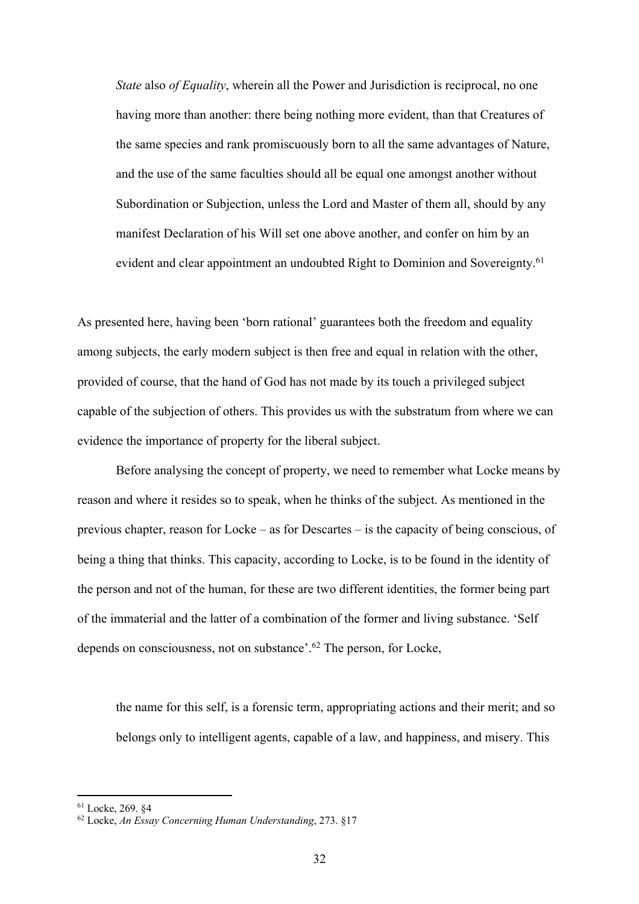> *State* also *of Equality*, wherein all the Power and Jurisdiction is reciprocal, no one having more than another: there being nothing more evident, than that Creatures of the same species and rank promiscuously born to all the same advantages of Nature, and the use of the same faculties should all be equal one amongst another without Subordination or Subjection, unless the Lord and Master of them all, should by any manifest Declaration of his Will set one above another, and confer on him by an evident and clear appointment an undoubted Right to Dominion and Sovereignty.[61]

As presented here, having been 'born rational' guarantees both the freedom and equality among subjects, the early modern subject is then free and equal in relation with the other, provided of course, that the hand of God has not made by its touch a privileged subject capable of the subjection of others. This provides us with the substratum from where we can evidence the importance of property for the liberal subject.

Before analysing the concept of property, we need to remember what Locke means by reason and where it resides so to speak, when he thinks of the subject. As mentioned in the previous chapter, reason for Locke – as for Descartes – is the capacity of being conscious, of being a thing that thinks. This capacity, according to Locke, is to be found in the identity of the person and not of the human, for these are two different identities, the former being part of the immaterial and the latter of a combination of the former and living substance. 'Self depends on consciousness, not on substance'.[62] The person, for Locke,

> the name for this self, is a forensic term, appropriating actions and their merit; and so belongs only to intelligent agents, capable of a law, and happiness, and misery. This

[61] Locke, 269. §4

[62] Locke, *An Essay Concerning Human Understanding*, 273. §17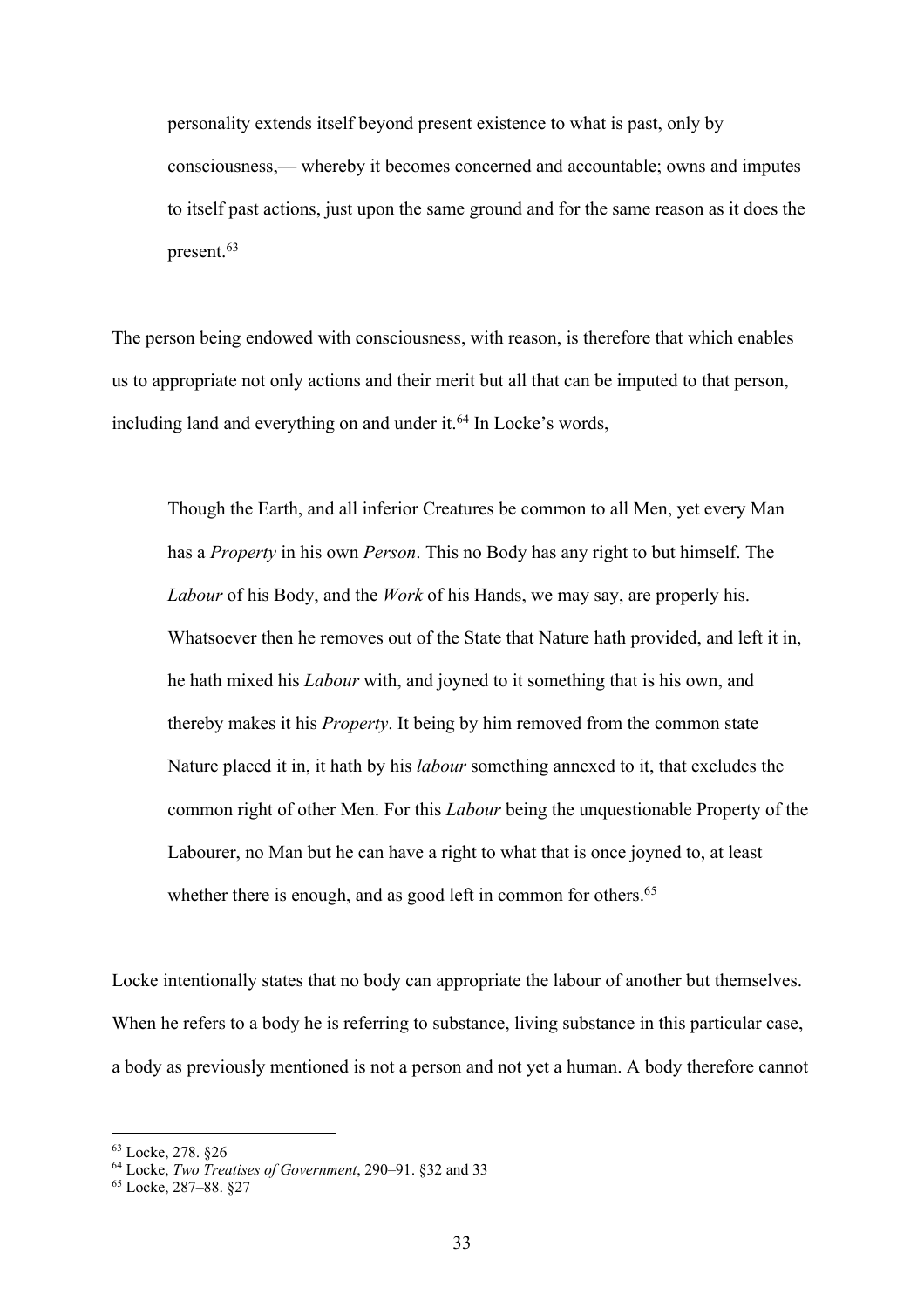> personality extends itself beyond present existence to what is past, only by consciousness,— whereby it becomes concerned and accountable; owns and imputes to itself past actions, just upon the same ground and for the same reason as it does the present.[63]

The person being endowed with consciousness, with reason, is therefore that which enables us to appropriate not only actions and their merit but all that can be imputed to that person, including land and everything on and under it.[64] In Locke's words,

> Though the Earth, and all inferior Creatures be common to all Men, yet every Man has a *Property* in his own *Person*. This no Body has any right to but himself. The *Labour* of his Body, and the *Work* of his Hands, we may say, are properly his. Whatsoever then he removes out of the State that Nature hath provided, and left it in, he hath mixed his *Labour* with, and joyned to it something that is his own, and thereby makes it his *Property*. It being by him removed from the common state Nature placed it in, it hath by his *labour* something annexed to it, that excludes the common right of other Men. For this *Labour* being the unquestionable Property of the Labourer, no Man but he can have a right to what that is once joyned to, at least whether there is enough, and as good left in common for others.[65]

Locke intentionally states that no body can appropriate the labour of another but themselves. When he refers to a body he is referring to substance, living substance in this particular case, a body as previously mentioned is not a person and not yet a human. A body therefore cannot

---

[63] Locke, 278. §26

[64] Locke, *Two Treatises of Government*, 290–91. §32 and 33

[65] Locke, 287–88. §27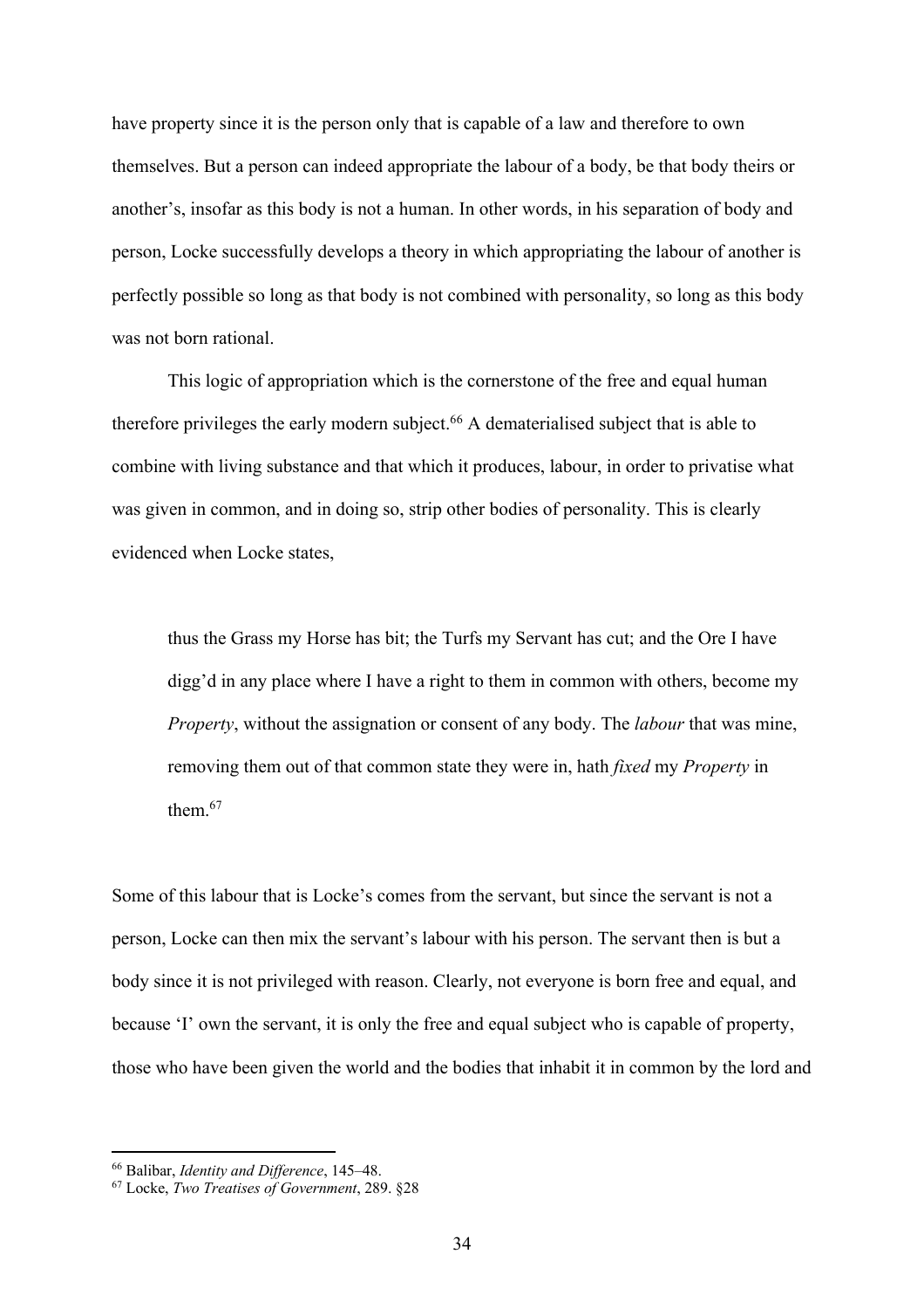have property since it is the person only that is capable of a law and therefore to own themselves. But a person can indeed appropriate the labour of a body, be that body theirs or another's, insofar as this body is not a human. In other words, in his separation of body and person, Locke successfully develops a theory in which appropriating the labour of another is perfectly possible so long as that body is not combined with personality, so long as this body was not born rational.

This logic of appropriation which is the cornerstone of the free and equal human therefore privileges the early modern subject.[66] A dematerialised subject that is able to combine with living substance and that which it produces, labour, in order to privatise what was given in common, and in doing so, strip other bodies of personality. This is clearly evidenced when Locke states,

> thus the Grass my Horse has bit; the Turfs my Servant has cut; and the Ore I have digg'd in any place where I have a right to them in common with others, become my *Property*, without the assignation or consent of any body. The *labour* that was mine, removing them out of that common state they were in, hath *fixed* my *Property* in them.[67]

Some of this labour that is Locke's comes from the servant, but since the servant is not a person, Locke can then mix the servant's labour with his person. The servant then is but a body since it is not privileged with reason. Clearly, not everyone is born free and equal, and because 'I' own the servant, it is only the free and equal subject who is capable of property, those who have been given the world and the bodies that inhabit it in common by the lord and

---

[66] Balibar, *Identity and Difference*, 145–48.

[67] Locke, *Two Treatises of Government*, 289. §28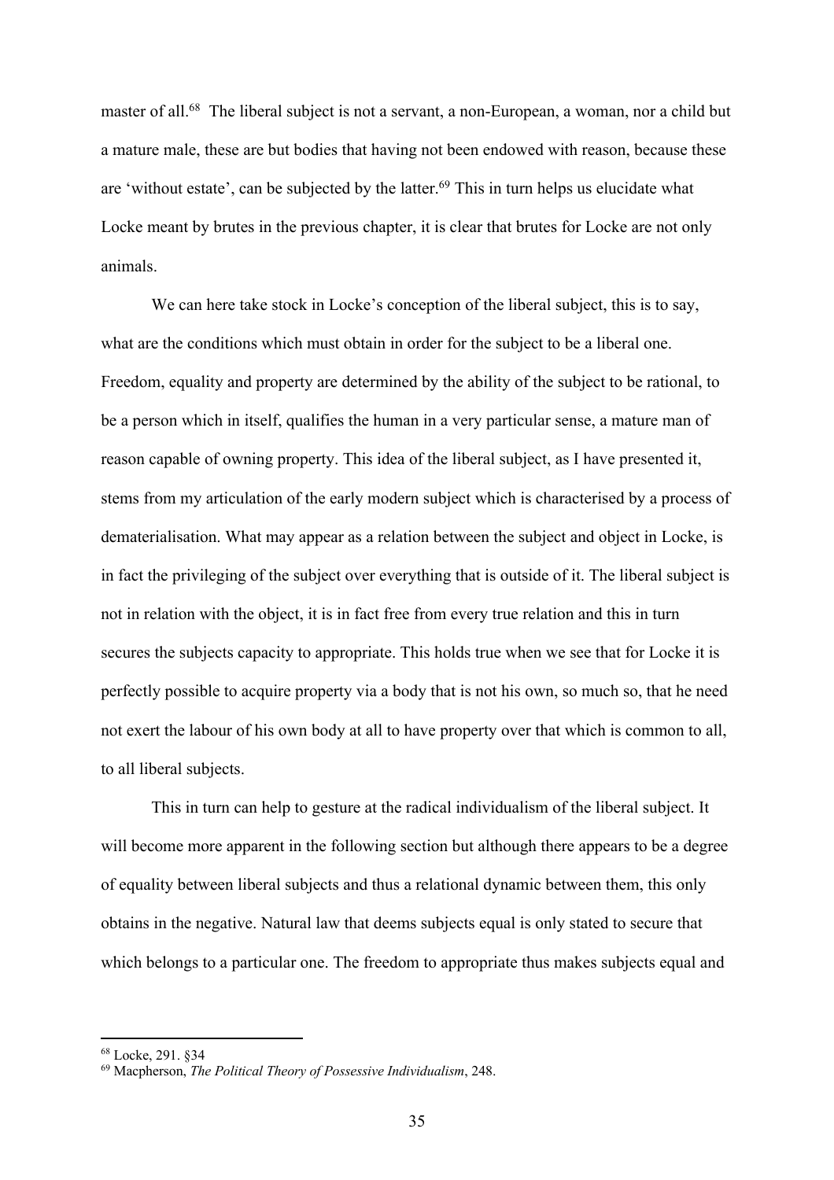master of all.[68] The liberal subject is not a servant, a non-European, a woman, nor a child but a mature male, these are but bodies that having not been endowed with reason, because these are 'without estate', can be subjected by the latter.[69] This in turn helps us elucidate what Locke meant by brutes in the previous chapter, it is clear that brutes for Locke are not only animals.

We can here take stock in Locke's conception of the liberal subject, this is to say, what are the conditions which must obtain in order for the subject to be a liberal one. Freedom, equality and property are determined by the ability of the subject to be rational, to be a person which in itself, qualifies the human in a very particular sense, a mature man of reason capable of owning property. This idea of the liberal subject, as I have presented it, stems from my articulation of the early modern subject which is characterised by a process of dematerialisation. What may appear as a relation between the subject and object in Locke, is in fact the privileging of the subject over everything that is outside of it. The liberal subject is not in relation with the object, it is in fact free from every true relation and this in turn secures the subjects capacity to appropriate. This holds true when we see that for Locke it is perfectly possible to acquire property via a body that is not his own, so much so, that he need not exert the labour of his own body at all to have property over that which is common to all, to all liberal subjects.

This in turn can help to gesture at the radical individualism of the liberal subject. It will become more apparent in the following section but although there appears to be a degree of equality between liberal subjects and thus a relational dynamic between them, this only obtains in the negative. Natural law that deems subjects equal is only stated to secure that which belongs to a particular one. The freedom to appropriate thus makes subjects equal and

---

[68] Locke, 291. §34

[69] Macpherson, *The Political Theory of Possessive Individualism*, 248.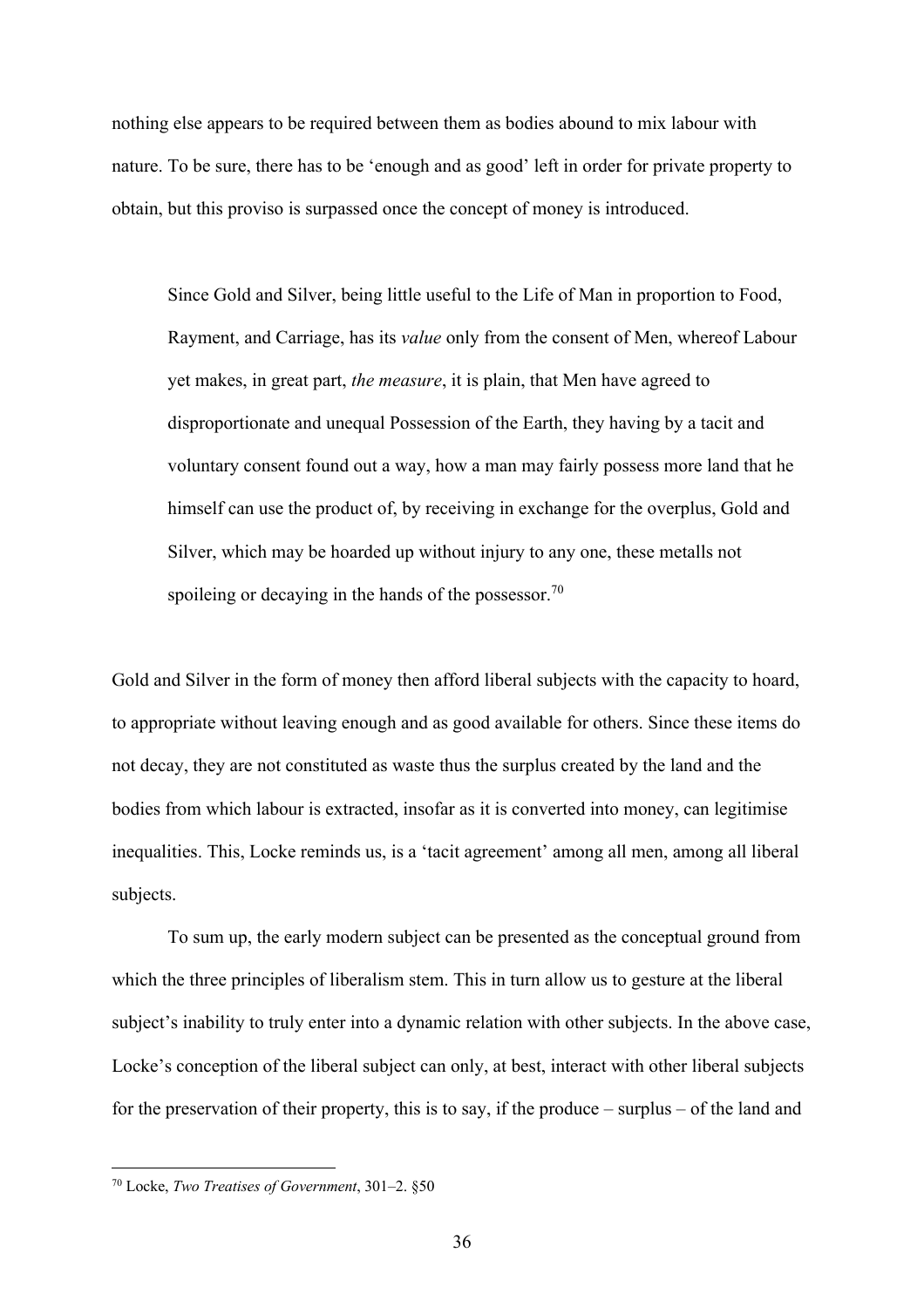nothing else appears to be required between them as bodies abound to mix labour with nature. To be sure, there has to be 'enough and as good' left in order for private property to obtain, but this proviso is surpassed once the concept of money is introduced.

> Since Gold and Silver, being little useful to the Life of Man in proportion to Food, Rayment, and Carriage, has its *value* only from the consent of Men, whereof Labour yet makes, in great part, *the measure*, it is plain, that Men have agreed to disproportionate and unequal Possession of the Earth, they having by a tacit and voluntary consent found out a way, how a man may fairly possess more land that he himself can use the product of, by receiving in exchange for the overplus, Gold and Silver, which may be hoarded up without injury to any one, these metalls not spoileing or decaying in the hands of the possessor.[70]

Gold and Silver in the form of money then afford liberal subjects with the capacity to hoard, to appropriate without leaving enough and as good available for others. Since these items do not decay, they are not constituted as waste thus the surplus created by the land and the bodies from which labour is extracted, insofar as it is converted into money, can legitimise inequalities. This, Locke reminds us, is a 'tacit agreement' among all men, among all liberal subjects.

To sum up, the early modern subject can be presented as the conceptual ground from which the three principles of liberalism stem. This in turn allow us to gesture at the liberal subject's inability to truly enter into a dynamic relation with other subjects. In the above case, Locke's conception of the liberal subject can only, at best, interact with other liberal subjects for the preservation of their property, this is to say, if the produce – surplus – of the land and

---

[70] Locke, *Two Treatises of Government*, 301–2. §50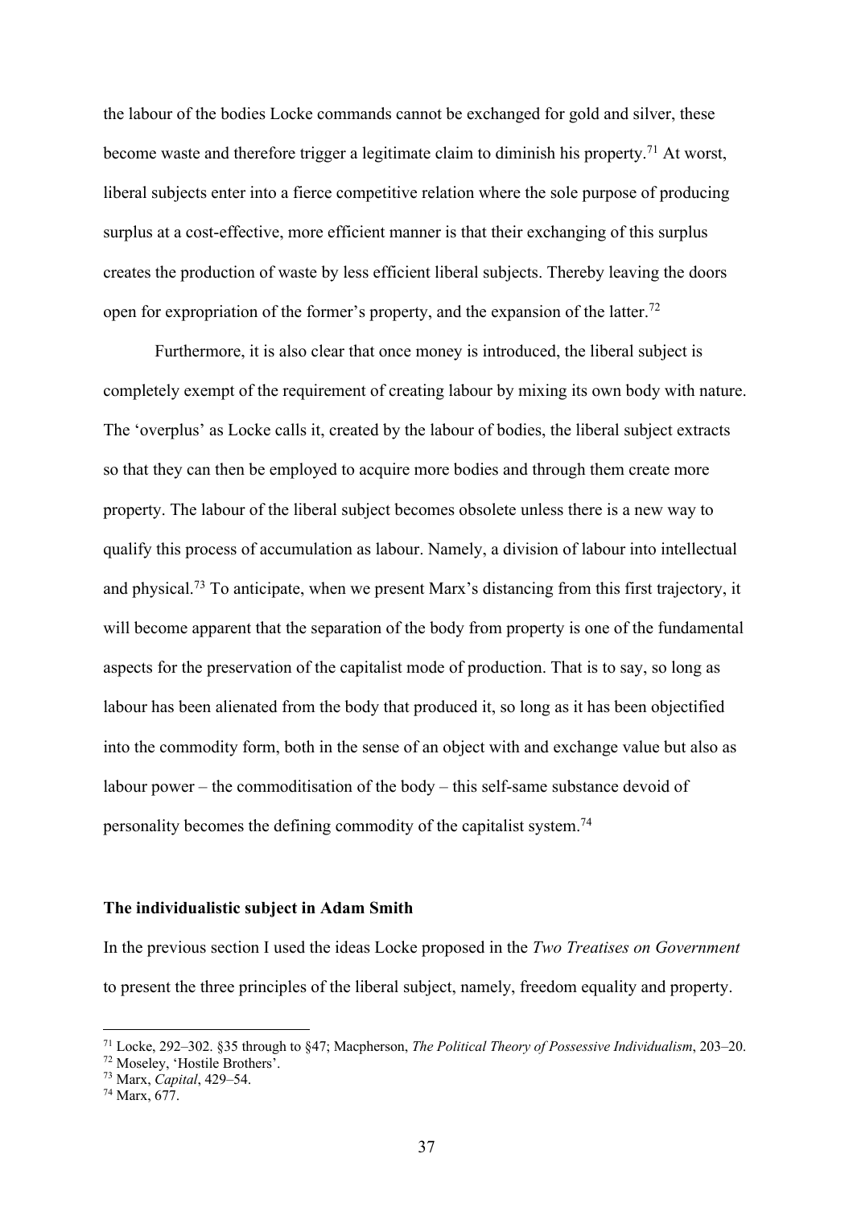the labour of the bodies Locke commands cannot be exchanged for gold and silver, these become waste and therefore trigger a legitimate claim to diminish his property.[71] At worst, liberal subjects enter into a fierce competitive relation where the sole purpose of producing surplus at a cost-effective, more efficient manner is that their exchanging of this surplus creates the production of waste by less efficient liberal subjects. Thereby leaving the doors open for expropriation of the former's property, and the expansion of the latter.[72]

Furthermore, it is also clear that once money is introduced, the liberal subject is completely exempt of the requirement of creating labour by mixing its own body with nature. The 'overplus' as Locke calls it, created by the labour of bodies, the liberal subject extracts so that they can then be employed to acquire more bodies and through them create more property. The labour of the liberal subject becomes obsolete unless there is a new way to qualify this process of accumulation as labour. Namely, a division of labour into intellectual and physical.[73] To anticipate, when we present Marx's distancing from this first trajectory, it will become apparent that the separation of the body from property is one of the fundamental aspects for the preservation of the capitalist mode of production. That is to say, so long as labour has been alienated from the body that produced it, so long as it has been objectified into the commodity form, both in the sense of an object with and exchange value but also as labour power – the commoditisation of the body – this self-same substance devoid of personality becomes the defining commodity of the capitalist system.[74]

### The individualistic subject in Adam Smith

In the previous section I used the ideas Locke proposed in the *Two Treatises on Government* to present the three principles of the liberal subject, namely, freedom equality and property.

---

[71] Locke, 292–302. §35 through to §47; Macpherson, *The Political Theory of Possessive Individualism*, 203–20.

[72] Moseley, 'Hostile Brothers'.

[73] Marx, *Capital*, 429–54.

[74] Marx, 677.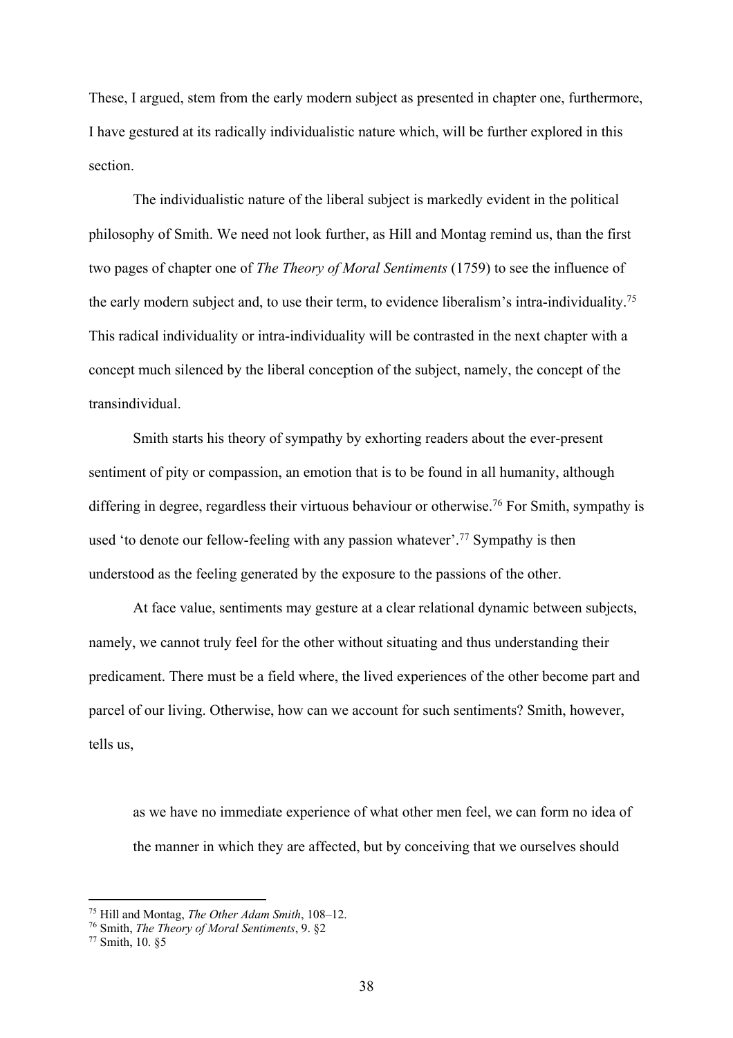These, I argued, stem from the early modern subject as presented in chapter one, furthermore, I have gestured at its radically individualistic nature which, will be further explored in this section.

The individualistic nature of the liberal subject is markedly evident in the political philosophy of Smith. We need not look further, as Hill and Montag remind us, than the first two pages of chapter one of *The Theory of Moral Sentiments* (1759) to see the influence of the early modern subject and, to use their term, to evidence liberalism's intra-individuality.[75] This radical individuality or intra-individuality will be contrasted in the next chapter with a concept much silenced by the liberal conception of the subject, namely, the concept of the transindividual.

Smith starts his theory of sympathy by exhorting readers about the ever-present sentiment of pity or compassion, an emotion that is to be found in all humanity, although differing in degree, regardless their virtuous behaviour or otherwise.[76] For Smith, sympathy is used 'to denote our fellow-feeling with any passion whatever'.[77] Sympathy is then understood as the feeling generated by the exposure to the passions of the other.

At face value, sentiments may gesture at a clear relational dynamic between subjects, namely, we cannot truly feel for the other without situating and thus understanding their predicament. There must be a field where, the lived experiences of the other become part and parcel of our living. Otherwise, how can we account for such sentiments? Smith, however, tells us,

> as we have no immediate experience of what other men feel, we can form no idea of the manner in which they are affected, but by conceiving that we ourselves should

---

[75] Hill and Montag, *The Other Adam Smith*, 108–12.

[76] Smith, *The Theory of Moral Sentiments*, 9. §2

[77] Smith, 10. §5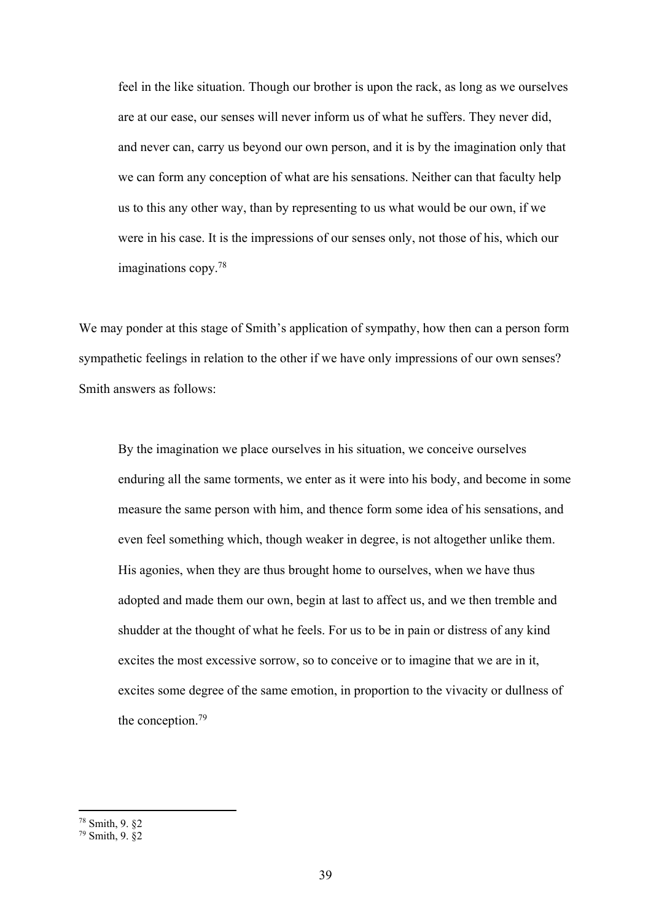> feel in the like situation. Though our brother is upon the rack, as long as we ourselves are at our ease, our senses will never inform us of what he suffers. They never did, and never can, carry us beyond our own person, and it is by the imagination only that we can form any conception of what are his sensations. Neither can that faculty help us to this any other way, than by representing to us what would be our own, if we were in his case. It is the impressions of our senses only, not those of his, which our imaginations copy.[78]

We may ponder at this stage of Smith's application of sympathy, how then can a person form sympathetic feelings in relation to the other if we have only impressions of our own senses? Smith answers as follows:

> By the imagination we place ourselves in his situation, we conceive ourselves enduring all the same torments, we enter as it were into his body, and become in some measure the same person with him, and thence form some idea of his sensations, and even feel something which, though weaker in degree, is not altogether unlike them. His agonies, when they are thus brought home to ourselves, when we have thus adopted and made them our own, begin at last to affect us, and we then tremble and shudder at the thought of what he feels. For us to be in pain or distress of any kind excites the most excessive sorrow, so to conceive or to imagine that we are in it, excites some degree of the same emotion, in proportion to the vivacity or dullness of the conception.[79]

---

[78] Smith, 9. §2

[79] Smith, 9. §2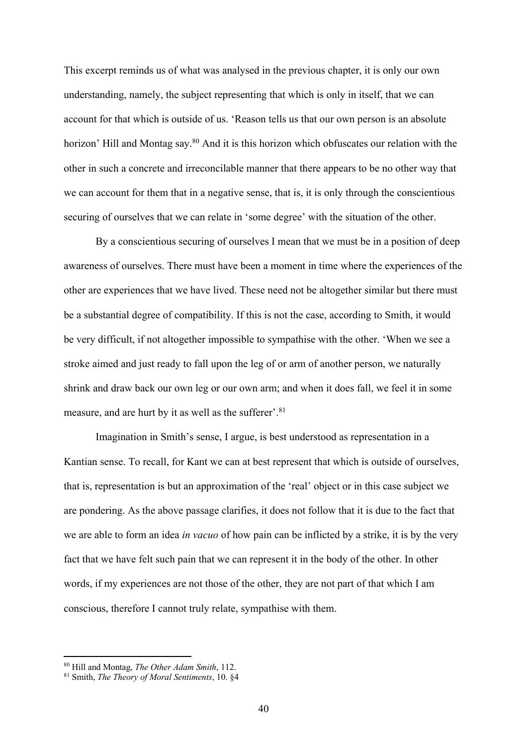This excerpt reminds us of what was analysed in the previous chapter, it is only our own understanding, namely, the subject representing that which is only in itself, that we can account for that which is outside of us. 'Reason tells us that our own person is an absolute horizon' Hill and Montag say.[80] And it is this horizon which obfuscates our relation with the other in such a concrete and irreconcilable manner that there appears to be no other way that we can account for them that in a negative sense, that is, it is only through the conscientious securing of ourselves that we can relate in 'some degree' with the situation of the other.

By a conscientious securing of ourselves I mean that we must be in a position of deep awareness of ourselves. There must have been a moment in time where the experiences of the other are experiences that we have lived. These need not be altogether similar but there must be a substantial degree of compatibility. If this is not the case, according to Smith, it would be very difficult, if not altogether impossible to sympathise with the other. 'When we see a stroke aimed and just ready to fall upon the leg of or arm of another person, we naturally shrink and draw back our own leg or our own arm; and when it does fall, we feel it in some measure, and are hurt by it as well as the sufferer'.[81]

Imagination in Smith's sense, I argue, is best understood as representation in a Kantian sense. To recall, for Kant we can at best represent that which is outside of ourselves, that is, representation is but an approximation of the 'real' object or in this case subject we are pondering. As the above passage clarifies, it does not follow that it is due to the fact that we are able to form an idea *in vacuo* of how pain can be inflicted by a strike, it is by the very fact that we have felt such pain that we can represent it in the body of the other. In other words, if my experiences are not those of the other, they are not part of that which I am conscious, therefore I cannot truly relate, sympathise with them.

---

[80] Hill and Montag, *The Other Adam Smith*, 112.

[81] Smith, *The Theory of Moral Sentiments*, 10. §4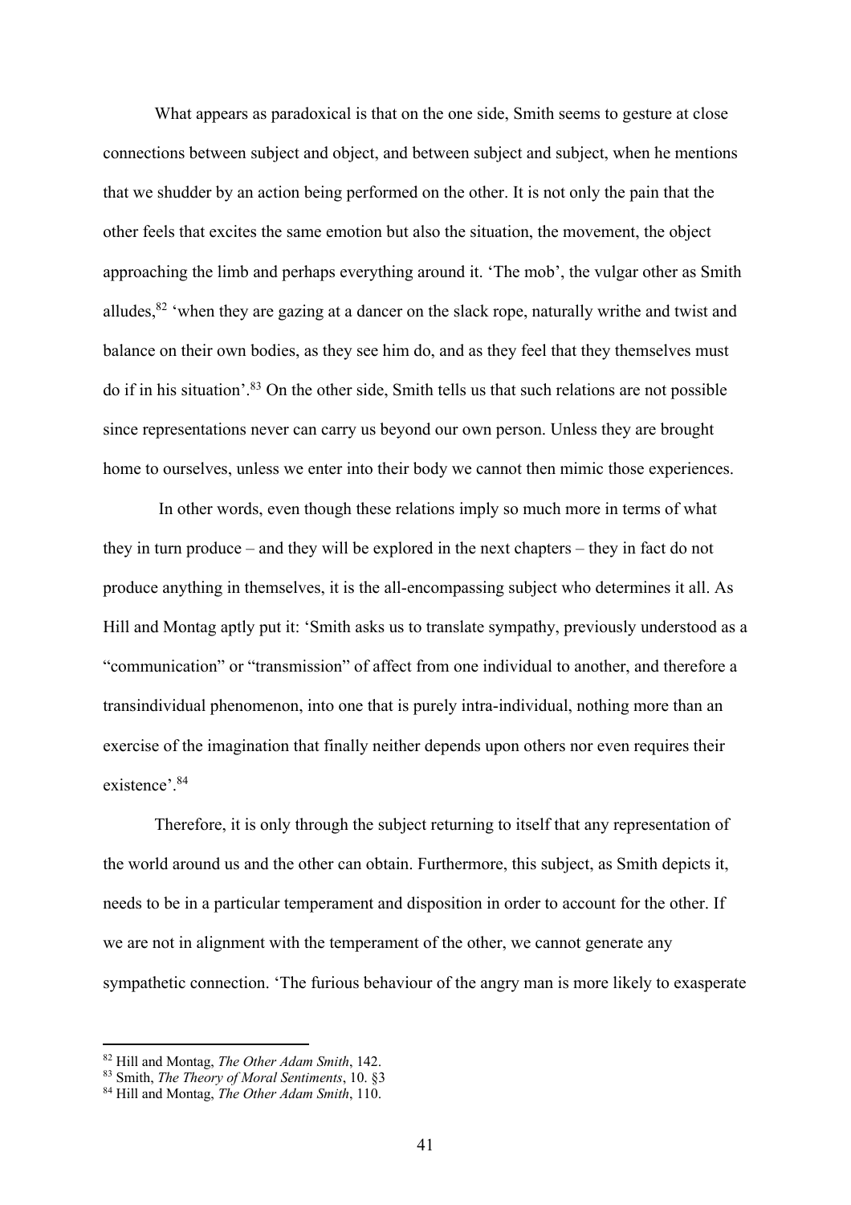What appears as paradoxical is that on the one side, Smith seems to gesture at close connections between subject and object, and between subject and subject, when he mentions that we shudder by an action being performed on the other. It is not only the pain that the other feels that excites the same emotion but also the situation, the movement, the object approaching the limb and perhaps everything around it. 'The mob', the vulgar other as Smith alludes,[82] 'when they are gazing at a dancer on the slack rope, naturally writhe and twist and balance on their own bodies, as they see him do, and as they feel that they themselves must do if in his situation'.[83] On the other side, Smith tells us that such relations are not possible since representations never can carry us beyond our own person. Unless they are brought home to ourselves, unless we enter into their body we cannot then mimic those experiences.

In other words, even though these relations imply so much more in terms of what they in turn produce – and they will be explored in the next chapters – they in fact do not produce anything in themselves, it is the all-encompassing subject who determines it all. As Hill and Montag aptly put it: 'Smith asks us to translate sympathy, previously understood as a "communication" or "transmission" of affect from one individual to another, and therefore a transindividual phenomenon, into one that is purely intra-individual, nothing more than an exercise of the imagination that finally neither depends upon others nor even requires their existence'.[84]

Therefore, it is only through the subject returning to itself that any representation of the world around us and the other can obtain. Furthermore, this subject, as Smith depicts it, needs to be in a particular temperament and disposition in order to account for the other. If we are not in alignment with the temperament of the other, we cannot generate any sympathetic connection. 'The furious behaviour of the angry man is more likely to exasperate

---

[82] Hill and Montag, *The Other Adam Smith*, 142.

[83] Smith, *The Theory of Moral Sentiments*, 10. §3

[84] Hill and Montag, *The Other Adam Smith*, 110.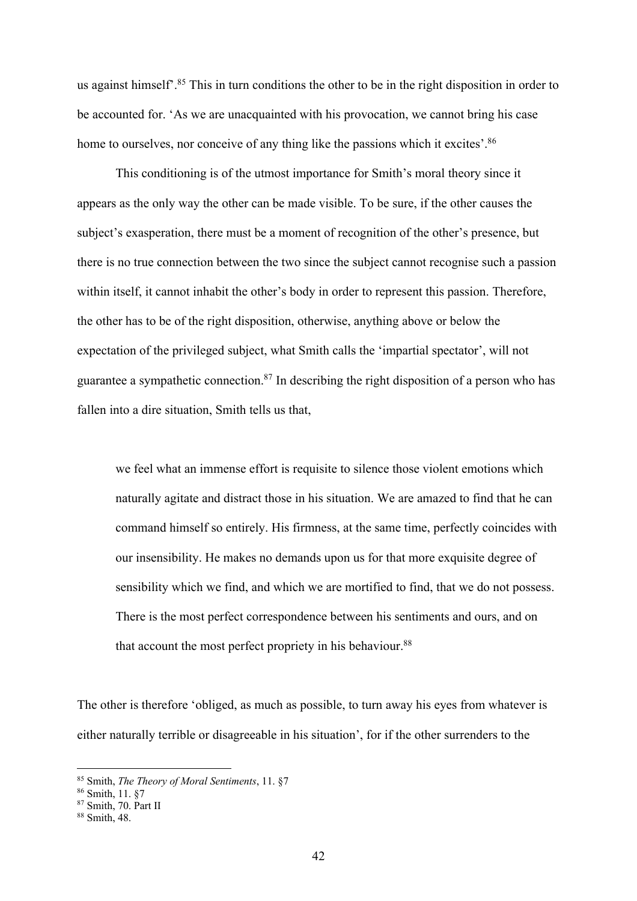us against himself'.[85] This in turn conditions the other to be in the right disposition in order to be accounted for. 'As we are unacquainted with his provocation, we cannot bring his case home to ourselves, nor conceive of any thing like the passions which it excites'.[86]

This conditioning is of the utmost importance for Smith's moral theory since it appears as the only way the other can be made visible. To be sure, if the other causes the subject's exasperation, there must be a moment of recognition of the other's presence, but there is no true connection between the two since the subject cannot recognise such a passion within itself, it cannot inhabit the other's body in order to represent this passion. Therefore, the other has to be of the right disposition, otherwise, anything above or below the expectation of the privileged subject, what Smith calls the 'impartial spectator', will not guarantee a sympathetic connection.[87] In describing the right disposition of a person who has fallen into a dire situation, Smith tells us that,

> we feel what an immense effort is requisite to silence those violent emotions which naturally agitate and distract those in his situation. We are amazed to find that he can command himself so entirely. His firmness, at the same time, perfectly coincides with our insensibility. He makes no demands upon us for that more exquisite degree of sensibility which we find, and which we are mortified to find, that we do not possess. There is the most perfect correspondence between his sentiments and ours, and on that account the most perfect propriety in his behaviour.[88]

The other is therefore 'obliged, as much as possible, to turn away his eyes from whatever is either naturally terrible or disagreeable in his situation', for if the other surrenders to the

---

[85] Smith, *The Theory of Moral Sentiments*, 11. §7

[86] Smith, 11. §7

[87] Smith, 70. Part II

[88] Smith, 48.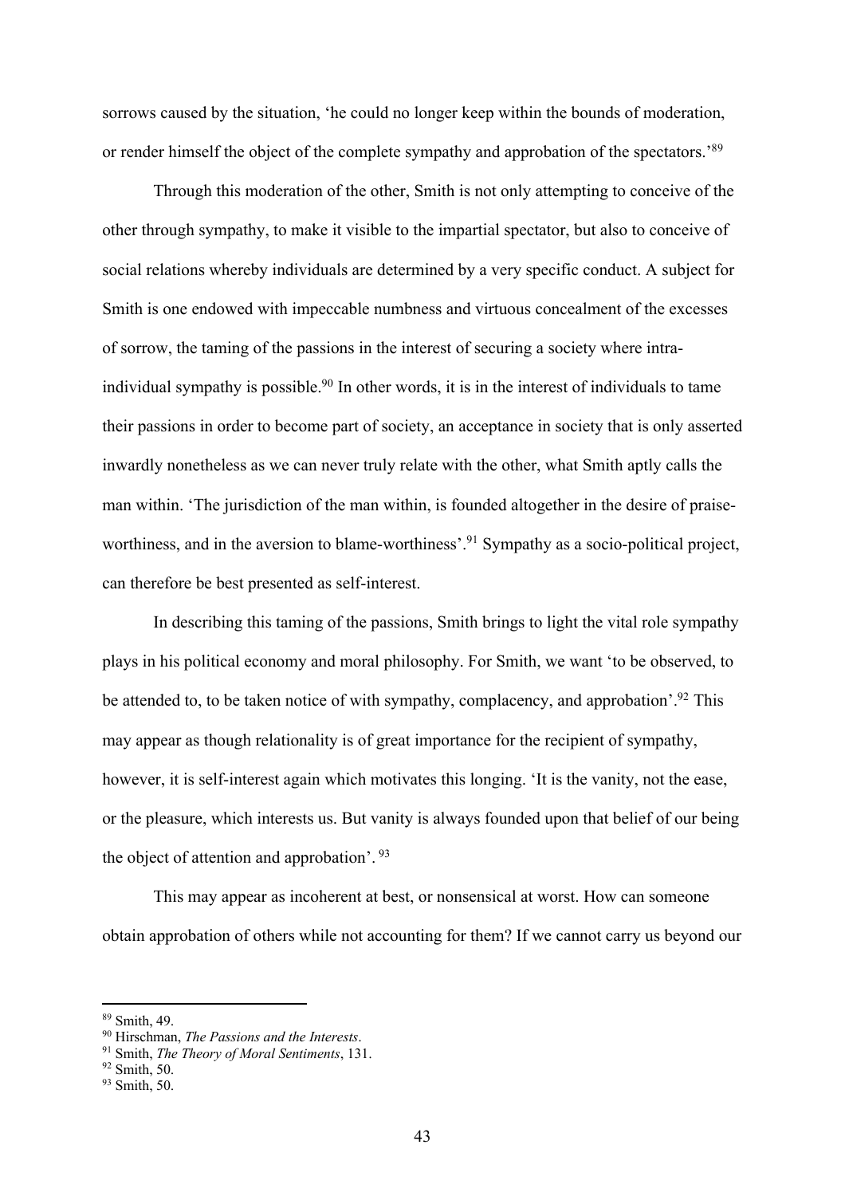sorrows caused by the situation, 'he could no longer keep within the bounds of moderation, or render himself the object of the complete sympathy and approbation of the spectators.'[89]

Through this moderation of the other, Smith is not only attempting to conceive of the other through sympathy, to make it visible to the impartial spectator, but also to conceive of social relations whereby individuals are determined by a very specific conduct. A subject for Smith is one endowed with impeccable numbness and virtuous concealment of the excesses of sorrow, the taming of the passions in the interest of securing a society where intra-individual sympathy is possible.[90] In other words, it is in the interest of individuals to tame their passions in order to become part of society, an acceptance in society that is only asserted inwardly nonetheless as we can never truly relate with the other, what Smith aptly calls the man within. 'The jurisdiction of the man within, is founded altogether in the desire of praise-worthiness, and in the aversion to blame-worthiness'.[91] Sympathy as a socio-political project, can therefore be best presented as self-interest.

In describing this taming of the passions, Smith brings to light the vital role sympathy plays in his political economy and moral philosophy. For Smith, we want 'to be observed, to be attended to, to be taken notice of with sympathy, complacency, and approbation'.[92] This may appear as though relationality is of great importance for the recipient of sympathy, however, it is self-interest again which motivates this longing. 'It is the vanity, not the ease, or the pleasure, which interests us. But vanity is always founded upon that belief of our being the object of attention and approbation'. [93]

This may appear as incoherent at best, or nonsensical at worst. How can someone obtain approbation of others while not accounting for them? If we cannot carry us beyond our

---

[89] Smith, 49.
[90] Hirschman, *The Passions and the Interests*.
[91] Smith, *The Theory of Moral Sentiments*, 131.
[92] Smith, 50.
[93] Smith, 50.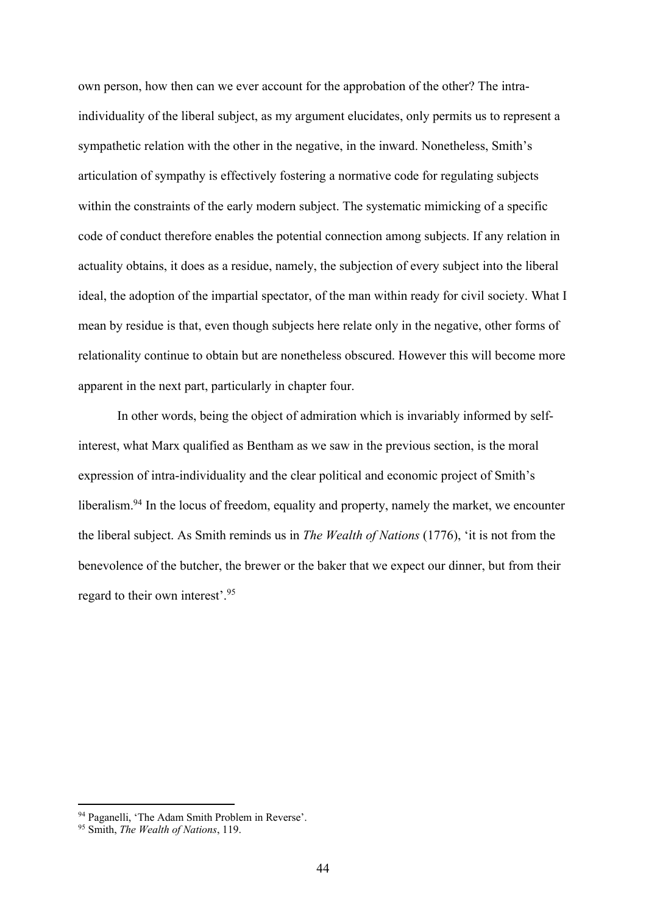own person, how then can we ever account for the approbation of the other? The intra-individuality of the liberal subject, as my argument elucidates, only permits us to represent a sympathetic relation with the other in the negative, in the inward. Nonetheless, Smith's articulation of sympathy is effectively fostering a normative code for regulating subjects within the constraints of the early modern subject. The systematic mimicking of a specific code of conduct therefore enables the potential connection among subjects. If any relation in actuality obtains, it does as a residue, namely, the subjection of every subject into the liberal ideal, the adoption of the impartial spectator, of the man within ready for civil society. What I mean by residue is that, even though subjects here relate only in the negative, other forms of relationality continue to obtain but are nonetheless obscured. However this will become more apparent in the next part, particularly in chapter four.

In other words, being the object of admiration which is invariably informed by self-interest, what Marx qualified as Bentham as we saw in the previous section, is the moral expression of intra-individuality and the clear political and economic project of Smith's liberalism.[94] In the locus of freedom, equality and property, namely the market, we encounter the liberal subject. As Smith reminds us in *The Wealth of Nations* (1776), 'it is not from the benevolence of the butcher, the brewer or the baker that we expect our dinner, but from their regard to their own interest'.[95]

---

[94] Paganelli, 'The Adam Smith Problem in Reverse'.

[95] Smith, *The Wealth of Nations*, 119.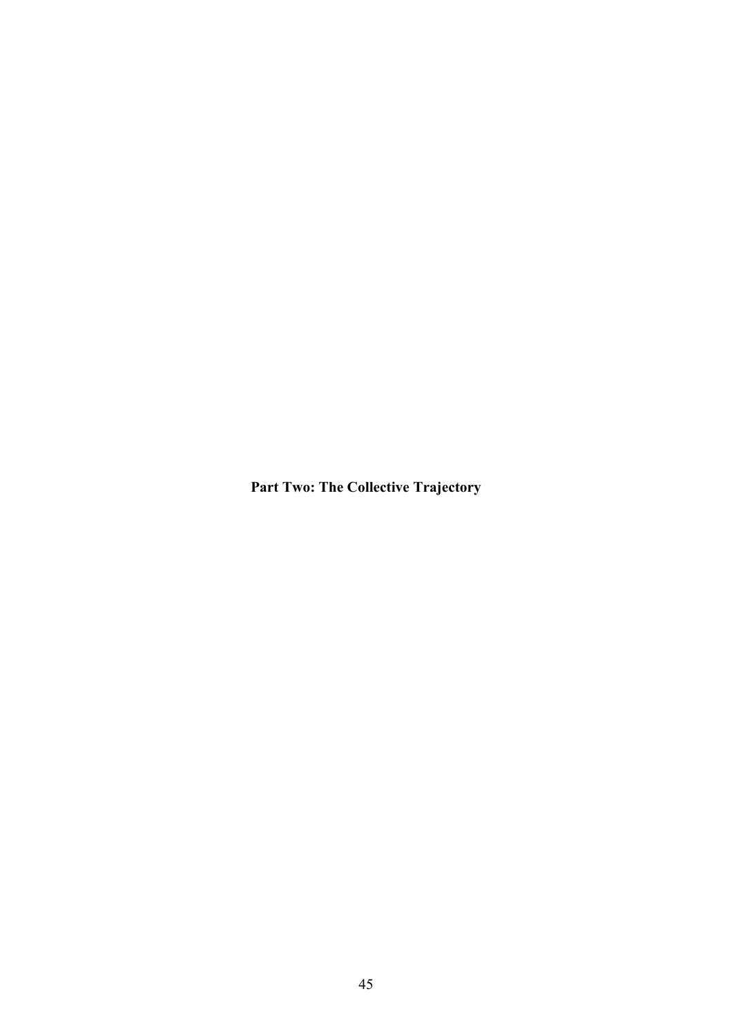# Part Two: The Collective Trajectory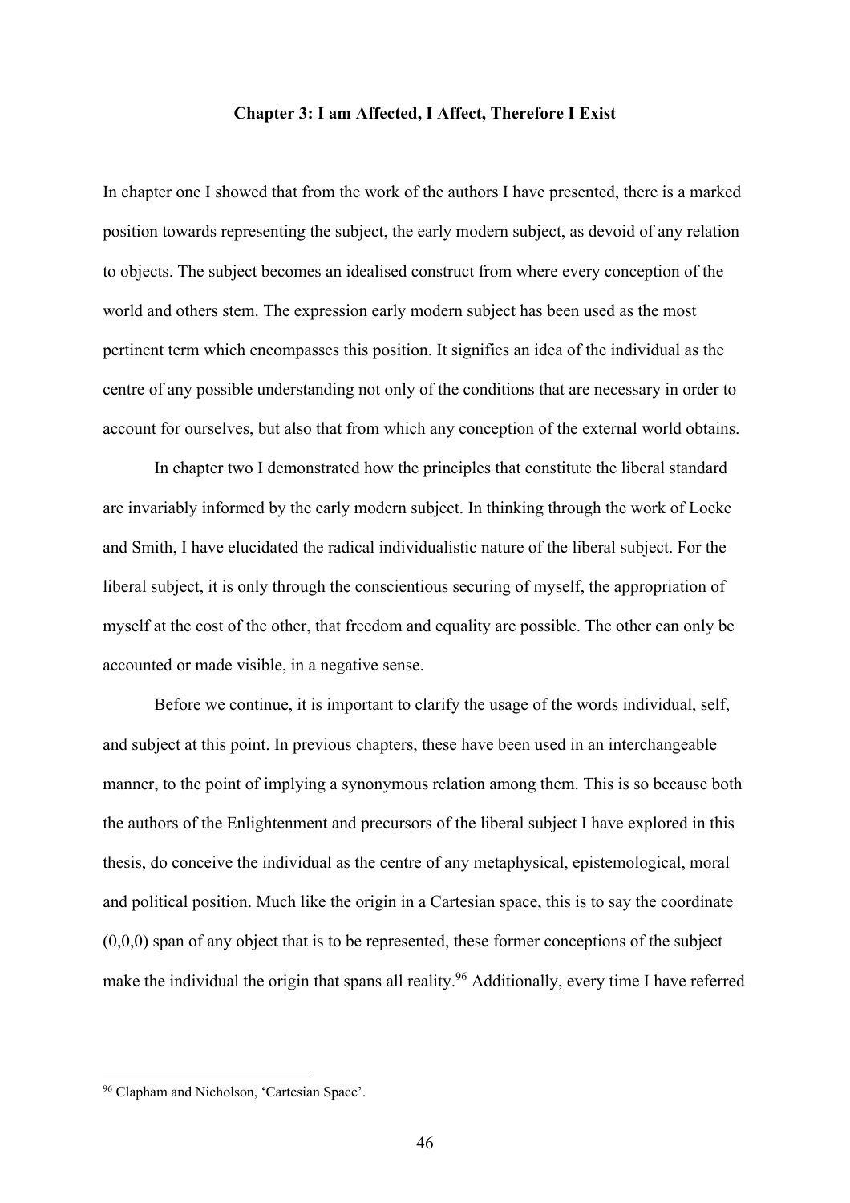# Chapter 3: I am Affected, I Affect, Therefore I Exist

In chapter one I showed that from the work of the authors I have presented, there is a marked position towards representing the subject, the early modern subject, as devoid of any relation to objects. The subject becomes an idealised construct from where every conception of the world and others stem. The expression early modern subject has been used as the most pertinent term which encompasses this position. It signifies an idea of the individual as the centre of any possible understanding not only of the conditions that are necessary in order to account for ourselves, but also that from which any conception of the external world obtains.

In chapter two I demonstrated how the principles that constitute the liberal standard are invariably informed by the early modern subject. In thinking through the work of Locke and Smith, I have elucidated the radical individualistic nature of the liberal subject. For the liberal subject, it is only through the conscientious securing of myself, the appropriation of myself at the cost of the other, that freedom and equality are possible. The other can only be accounted or made visible, in a negative sense.

Before we continue, it is important to clarify the usage of the words individual, self, and subject at this point. In previous chapters, these have been used in an interchangeable manner, to the point of implying a synonymous relation among them. This is so because both the authors of the Enlightenment and precursors of the liberal subject I have explored in this thesis, do conceive the individual as the centre of any metaphysical, epistemological, moral and political position. Much like the origin in a Cartesian space, this is to say the coordinate (0,0,0) span of any object that is to be represented, these former conceptions of the subject make the individual the origin that spans all reality.[96] Additionally, every time I have referred

[96] Clapham and Nicholson, 'Cartesian Space'.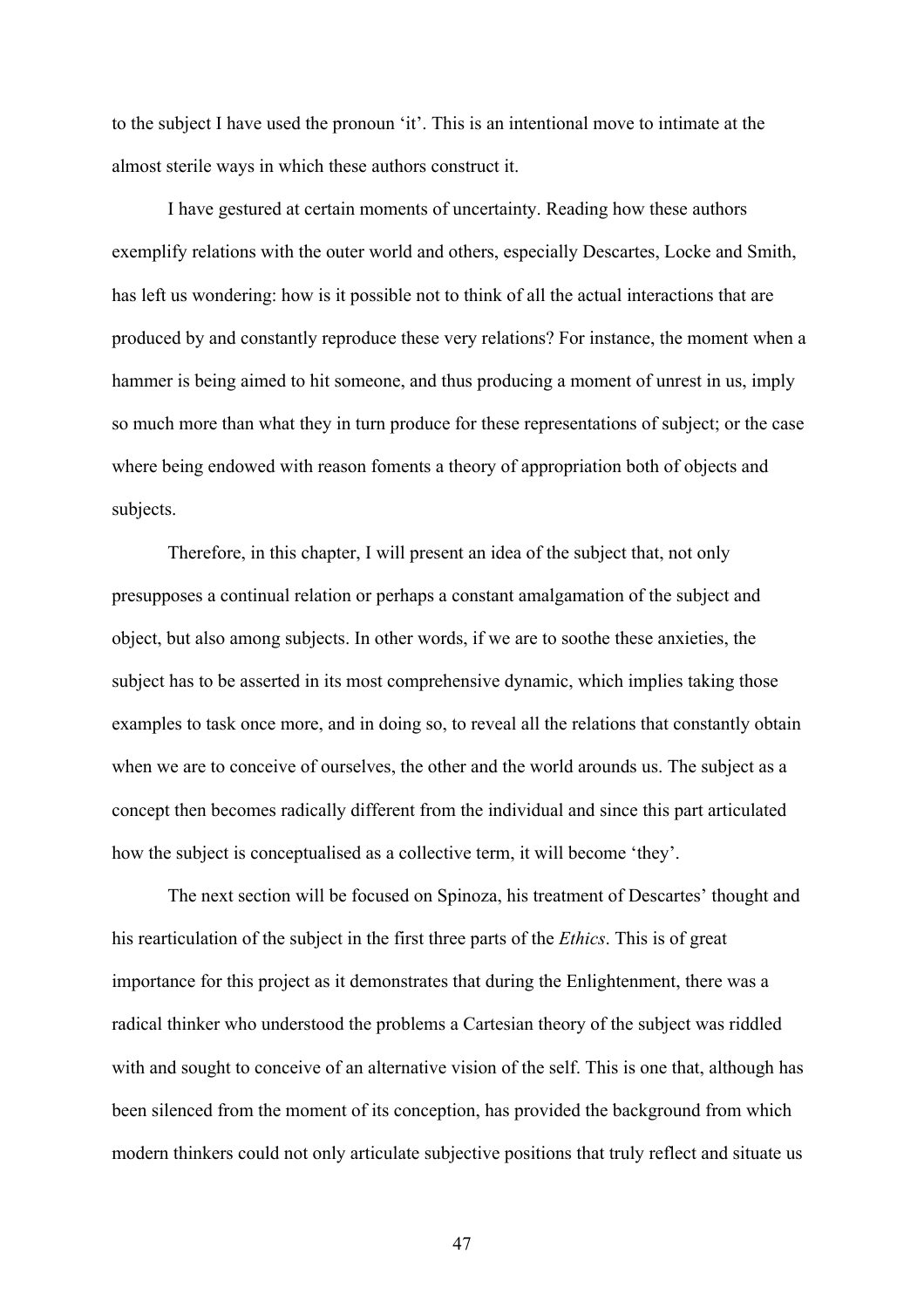to the subject I have used the pronoun ‘it’. This is an intentional move to intimate at the almost sterile ways in which these authors construct it.

I have gestured at certain moments of uncertainty. Reading how these authors exemplify relations with the outer world and others, especially Descartes, Locke and Smith, has left us wondering: how is it possible not to think of all the actual interactions that are produced by and constantly reproduce these very relations? For instance, the moment when a hammer is being aimed to hit someone, and thus producing a moment of unrest in us, imply so much more than what they in turn produce for these representations of subject; or the case where being endowed with reason foments a theory of appropriation both of objects and subjects.

Therefore, in this chapter, I will present an idea of the subject that, not only presupposes a continual relation or perhaps a constant amalgamation of the subject and object, but also among subjects. In other words, if we are to soothe these anxieties, the subject has to be asserted in its most comprehensive dynamic, which implies taking those examples to task once more, and in doing so, to reveal all the relations that constantly obtain when we are to conceive of ourselves, the other and the world arounds us. The subject as a concept then becomes radically different from the individual and since this part articulated how the subject is conceptualised as a collective term, it will become ‘they’.

The next section will be focused on Spinoza, his treatment of Descartes’ thought and his rearticulation of the subject in the first three parts of the *Ethics*. This is of great importance for this project as it demonstrates that during the Enlightenment, there was a radical thinker who understood the problems a Cartesian theory of the subject was riddled with and sought to conceive of an alternative vision of the self. This is one that, although has been silenced from the moment of its conception, has provided the background from which modern thinkers could not only articulate subjective positions that truly reflect and situate us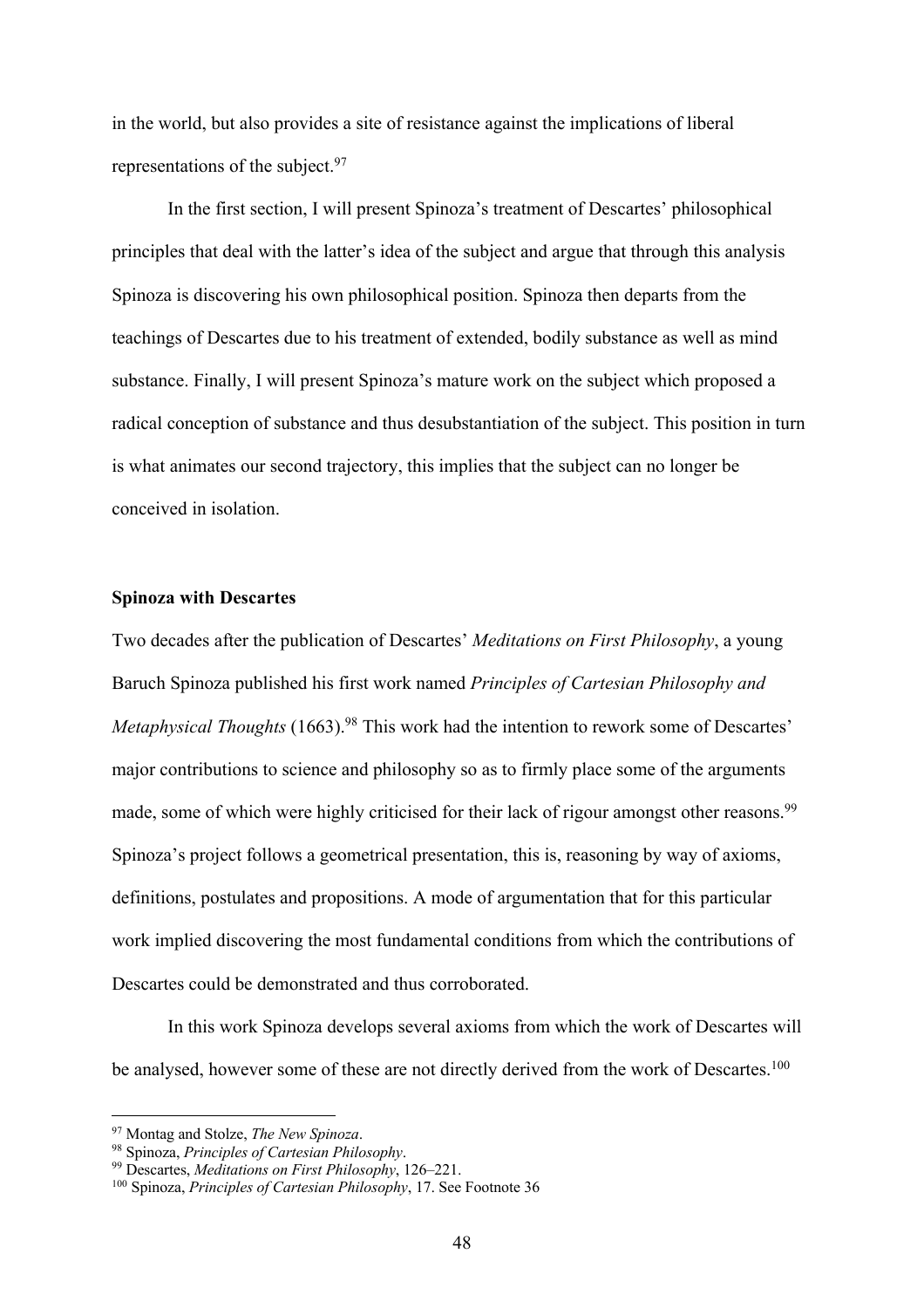in the world, but also provides a site of resistance against the implications of liberal representations of the subject.[97]

In the first section, I will present Spinoza's treatment of Descartes' philosophical principles that deal with the latter's idea of the subject and argue that through this analysis Spinoza is discovering his own philosophical position. Spinoza then departs from the teachings of Descartes due to his treatment of extended, bodily substance as well as mind substance. Finally, I will present Spinoza's mature work on the subject which proposed a radical conception of substance and thus desubstantiation of the subject. This position in turn is what animates our second trajectory, this implies that the subject can no longer be conceived in isolation.

**Spinoza with Descartes**

Two decades after the publication of Descartes' *Meditations on First Philosophy*, a young Baruch Spinoza published his first work named *Principles of Cartesian Philosophy and Metaphysical Thoughts* (1663).[98] This work had the intention to rework some of Descartes' major contributions to science and philosophy so as to firmly place some of the arguments made, some of which were highly criticised for their lack of rigour amongst other reasons.[99] Spinoza's project follows a geometrical presentation, this is, reasoning by way of axioms, definitions, postulates and propositions. A mode of argumentation that for this particular work implied discovering the most fundamental conditions from which the contributions of Descartes could be demonstrated and thus corroborated.

In this work Spinoza develops several axioms from which the work of Descartes will be analysed, however some of these are not directly derived from the work of Descartes.[100]

---

[97] Montag and Stolze, *The New Spinoza*.

[98] Spinoza, *Principles of Cartesian Philosophy*.

[99] Descartes, *Meditations on First Philosophy*, 126–221.

[100] Spinoza, *Principles of Cartesian Philosophy*, 17. See Footnote 36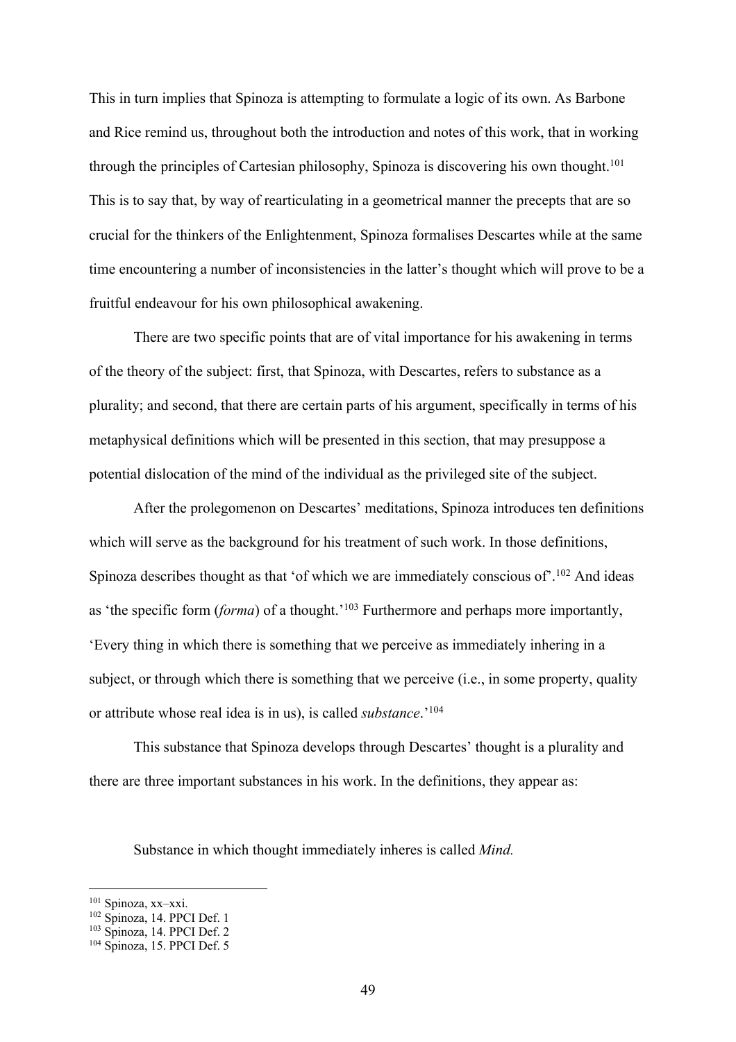This in turn implies that Spinoza is attempting to formulate a logic of its own. As Barbone and Rice remind us, throughout both the introduction and notes of this work, that in working through the principles of Cartesian philosophy, Spinoza is discovering his own thought.[101] This is to say that, by way of rearticulating in a geometrical manner the precepts that are so crucial for the thinkers of the Enlightenment, Spinoza formalises Descartes while at the same time encountering a number of inconsistencies in the latter's thought which will prove to be a fruitful endeavour for his own philosophical awakening.

There are two specific points that are of vital importance for his awakening in terms of the theory of the subject: first, that Spinoza, with Descartes, refers to substance as a plurality; and second, that there are certain parts of his argument, specifically in terms of his metaphysical definitions which will be presented in this section, that may presuppose a potential dislocation of the mind of the individual as the privileged site of the subject.

After the prolegomenon on Descartes' meditations, Spinoza introduces ten definitions which will serve as the background for his treatment of such work. In those definitions, Spinoza describes thought as that 'of which we are immediately conscious of'.[102] And ideas as 'the specific form (*forma*) of a thought.'[103] Furthermore and perhaps more importantly, 'Every thing in which there is something that we perceive as immediately inhering in a subject, or through which there is something that we perceive (i.e., in some property, quality or attribute whose real idea is in us), is called *substance*.'[104]

This substance that Spinoza develops through Descartes' thought is a plurality and there are three important substances in his work. In the definitions, they appear as:

> Substance in which thought immediately inheres is called *Mind.*

---

[101] Spinoza, xx–xxi.

[102] Spinoza, 14. PPCI Def. 1

[103] Spinoza, 14. PPCI Def. 2

[104] Spinoza, 15. PPCI Def. 5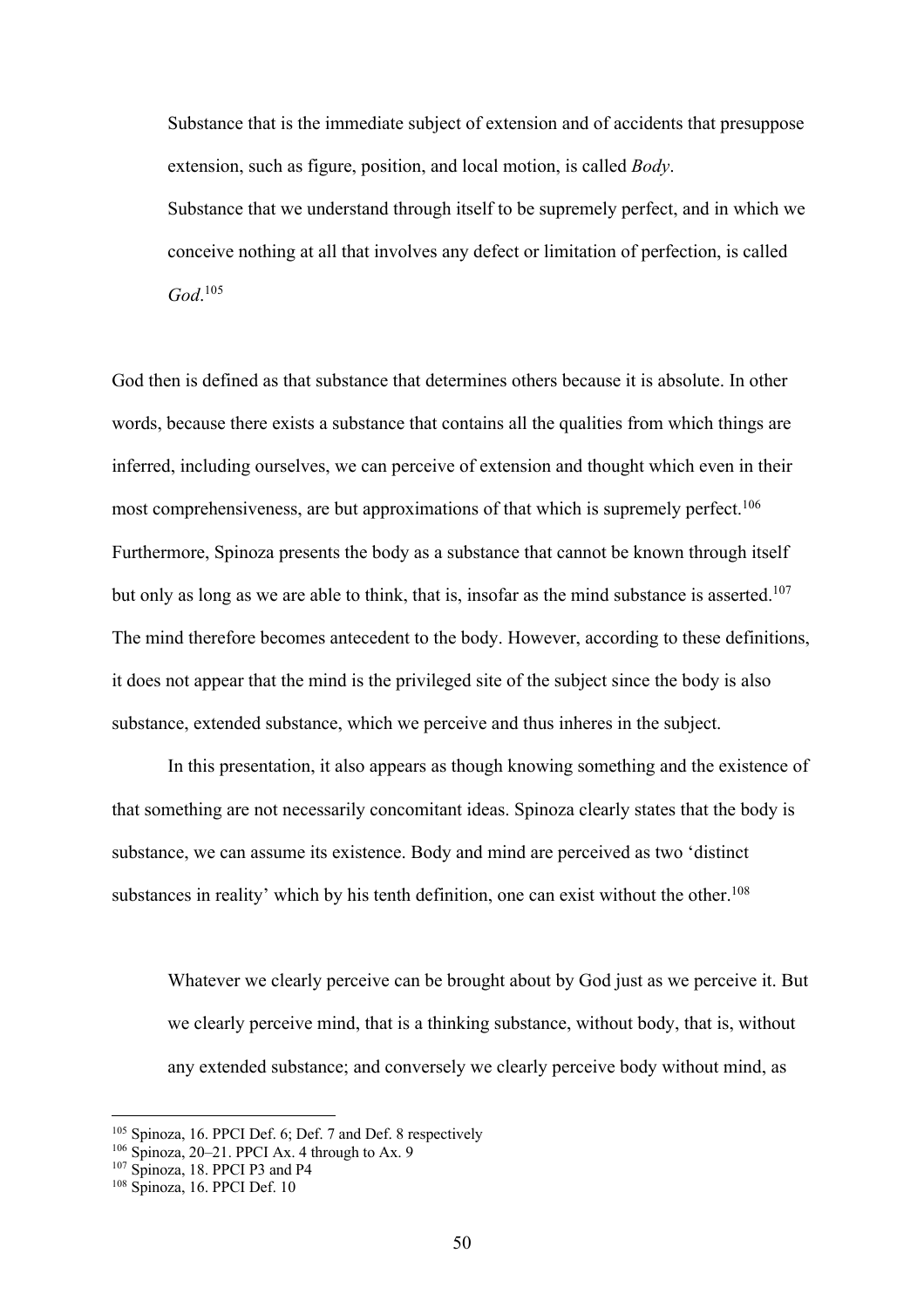> Substance that is the immediate subject of extension and of accidents that presuppose extension, such as figure, position, and local motion, is called *Body*.
>
> Substance that we understand through itself to be supremely perfect, and in which we conceive nothing at all that involves any defect or limitation of perfection, is called *God*.[105]

God then is defined as that substance that determines others because it is absolute. In other words, because there exists a substance that contains all the qualities from which things are inferred, including ourselves, we can perceive of extension and thought which even in their most comprehensiveness, are but approximations of that which is supremely perfect.[106] Furthermore, Spinoza presents the body as a substance that cannot be known through itself but only as long as we are able to think, that is, insofar as the mind substance is asserted.[107] The mind therefore becomes antecedent to the body. However, according to these definitions, it does not appear that the mind is the privileged site of the subject since the body is also substance, extended substance, which we perceive and thus inheres in the subject.

In this presentation, it also appears as though knowing something and the existence of that something are not necessarily concomitant ideas. Spinoza clearly states that the body is substance, we can assume its existence. Body and mind are perceived as two 'distinct substances in reality' which by his tenth definition, one can exist without the other.[108]

> Whatever we clearly perceive can be brought about by God just as we perceive it. But we clearly perceive mind, that is a thinking substance, without body, that is, without any extended substance; and conversely we clearly perceive body without mind, as

---

[105] Spinoza, 16. PPCI Def. 6; Def. 7 and Def. 8 respectively

[106] Spinoza, 20–21. PPCI Ax. 4 through to Ax. 9

[107] Spinoza, 18. PPCI P3 and P4

[108] Spinoza, 16. PPCI Def. 10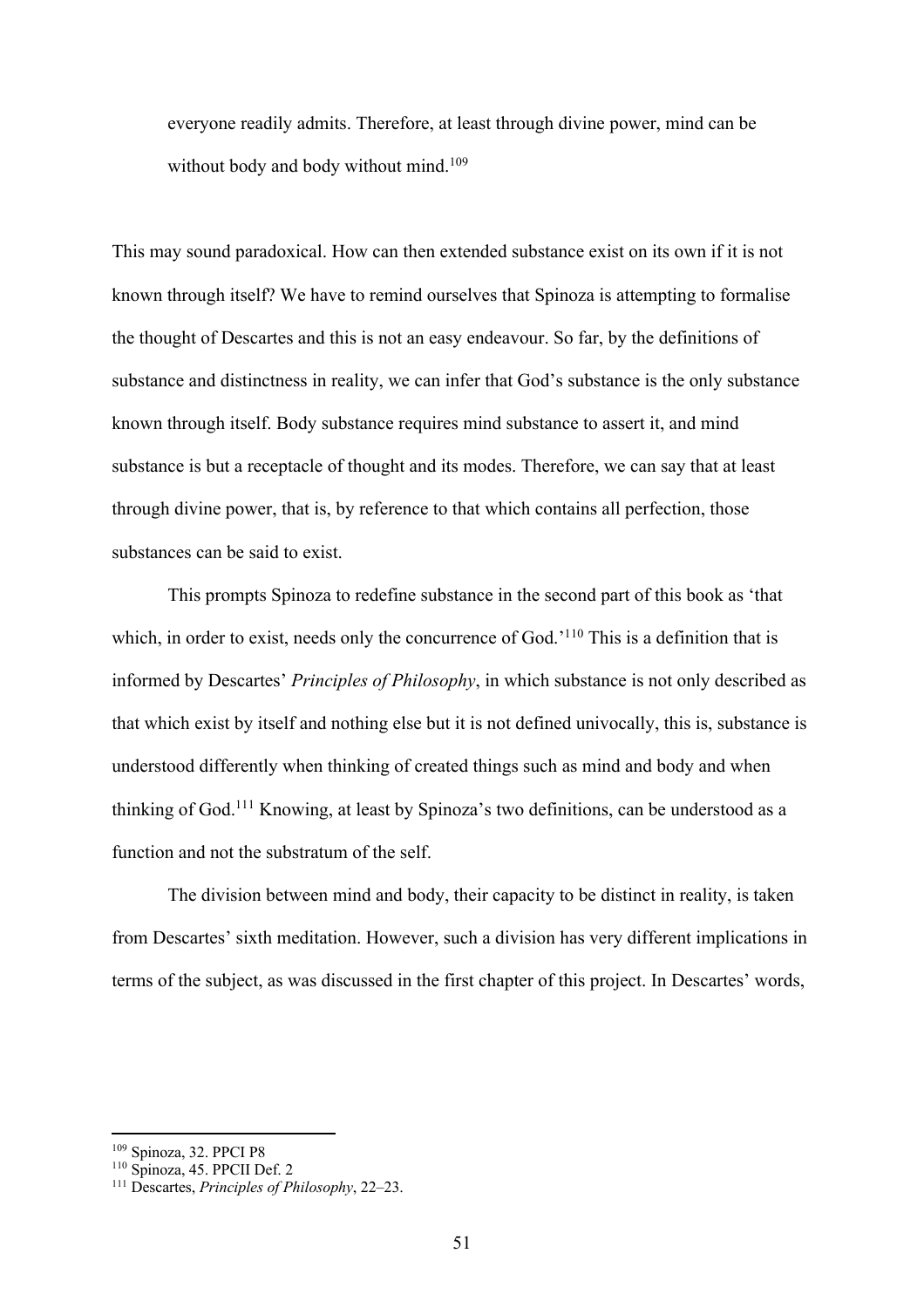> everyone readily admits. Therefore, at least through divine power, mind can be without body and body without mind.[109]

This may sound paradoxical. How can then extended substance exist on its own if it is not known through itself? We have to remind ourselves that Spinoza is attempting to formalise the thought of Descartes and this is not an easy endeavour. So far, by the definitions of substance and distinctness in reality, we can infer that God's substance is the only substance known through itself. Body substance requires mind substance to assert it, and mind substance is but a receptacle of thought and its modes. Therefore, we can say that at least through divine power, that is, by reference to that which contains all perfection, those substances can be said to exist.

This prompts Spinoza to redefine substance in the second part of this book as 'that which, in order to exist, needs only the concurrence of God.'[110] This is a definition that is informed by Descartes' *Principles of Philosophy*, in which substance is not only described as that which exist by itself and nothing else but it is not defined univocally, this is, substance is understood differently when thinking of created things such as mind and body and when thinking of God.[111] Knowing, at least by Spinoza's two definitions, can be understood as a function and not the substratum of the self.

The division between mind and body, their capacity to be distinct in reality, is taken from Descartes' sixth meditation. However, such a division has very different implications in terms of the subject, as was discussed in the first chapter of this project. In Descartes' words,

---

[109] Spinoza, 32. PPCI P8

[110] Spinoza, 45. PPCII Def. 2

[111] Descartes, *Principles of Philosophy*, 22–23.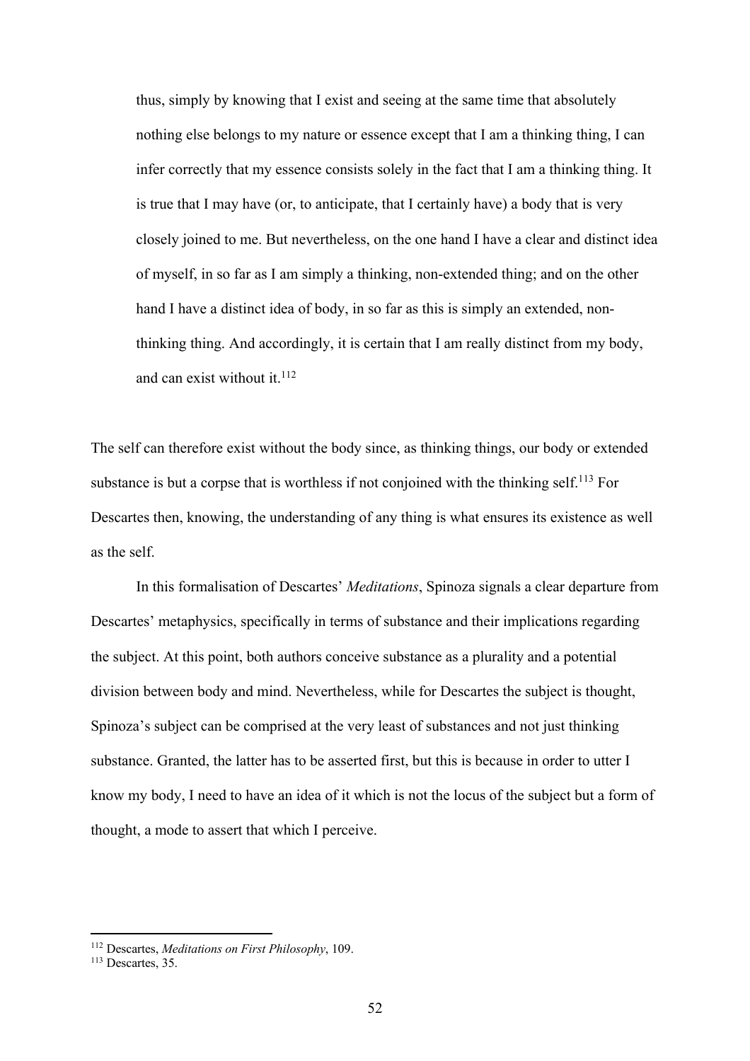> thus, simply by knowing that I exist and seeing at the same time that absolutely nothing else belongs to my nature or essence except that I am a thinking thing, I can infer correctly that my essence consists solely in the fact that I am a thinking thing. It is true that I may have (or, to anticipate, that I certainly have) a body that is very closely joined to me. But nevertheless, on the one hand I have a clear and distinct idea of myself, in so far as I am simply a thinking, non-extended thing; and on the other hand I have a distinct idea of body, in so far as this is simply an extended, non-thinking thing. And accordingly, it is certain that I am really distinct from my body, and can exist without it.[112]

The self can therefore exist without the body since, as thinking things, our body or extended substance is but a corpse that is worthless if not conjoined with the thinking self.[113] For Descartes then, knowing, the understanding of any thing is what ensures its existence as well as the self.

In this formalisation of Descartes' *Meditations*, Spinoza signals a clear departure from Descartes' metaphysics, specifically in terms of substance and their implications regarding the subject. At this point, both authors conceive substance as a plurality and a potential division between body and mind. Nevertheless, while for Descartes the subject is thought, Spinoza's subject can be comprised at the very least of substances and not just thinking substance. Granted, the latter has to be asserted first, but this is because in order to utter I know my body, I need to have an idea of it which is not the locus of the subject but a form of thought, a mode to assert that which I perceive.

---

[112] Descartes, *Meditations on First Philosophy*, 109.

[113] Descartes, 35.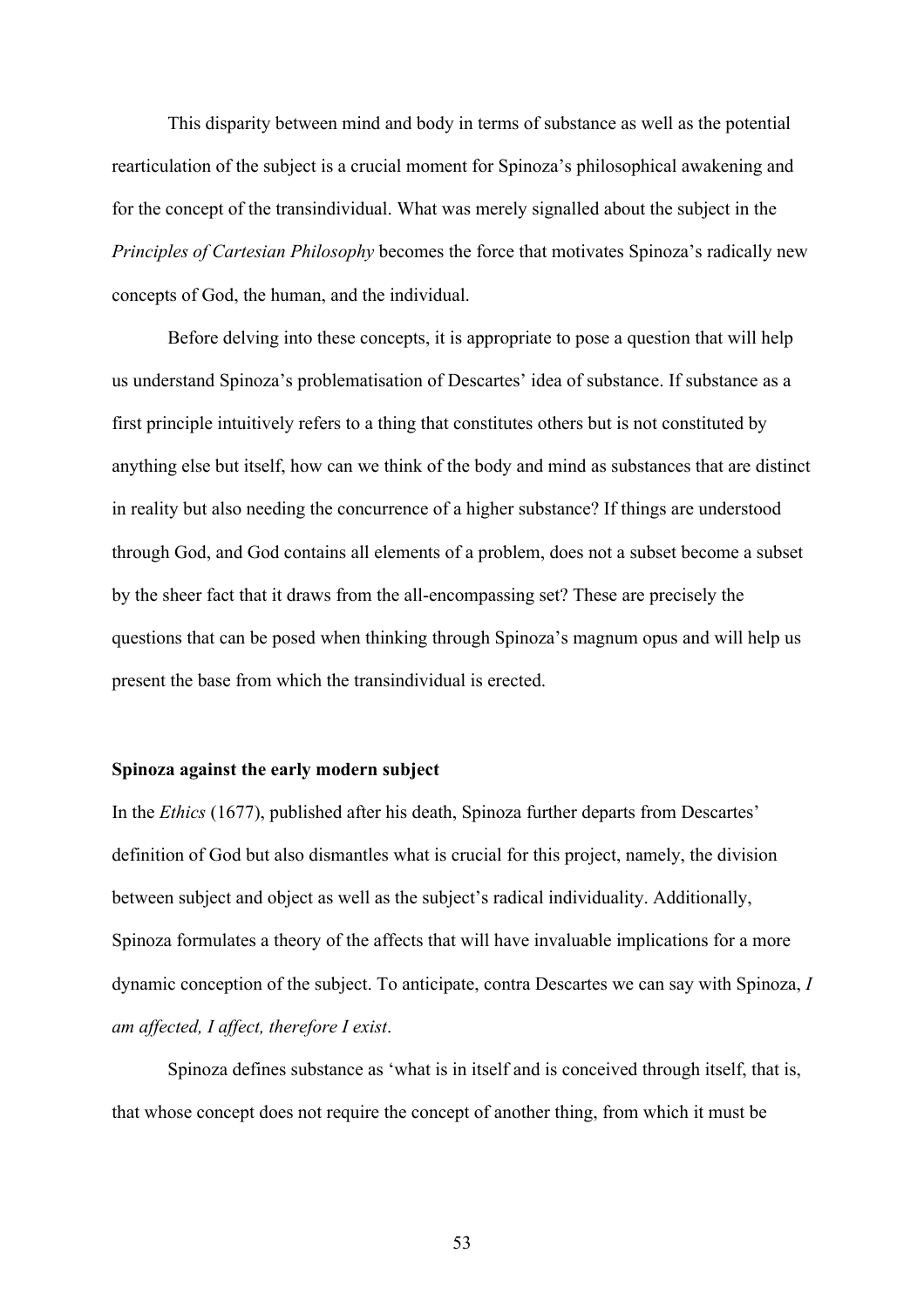This disparity between mind and body in terms of substance as well as the potential rearticulation of the subject is a crucial moment for Spinoza's philosophical awakening and for the concept of the transindividual. What was merely signalled about the subject in the *Principles of Cartesian Philosophy* becomes the force that motivates Spinoza's radically new concepts of God, the human, and the individual.

Before delving into these concepts, it is appropriate to pose a question that will help us understand Spinoza's problematisation of Descartes' idea of substance. If substance as a first principle intuitively refers to a thing that constitutes others but is not constituted by anything else but itself, how can we think of the body and mind as substances that are distinct in reality but also needing the concurrence of a higher substance? If things are understood through God, and God contains all elements of a problem, does not a subset become a subset by the sheer fact that it draws from the all-encompassing set? These are precisely the questions that can be posed when thinking through Spinoza's magnum opus and will help us present the base from which the transindividual is erected.

### Spinoza against the early modern subject

In the *Ethics* (1677), published after his death, Spinoza further departs from Descartes' definition of God but also dismantles what is crucial for this project, namely, the division between subject and object as well as the subject's radical individuality. Additionally, Spinoza formulates a theory of the affects that will have invaluable implications for a more dynamic conception of the subject. To anticipate, contra Descartes we can say with Spinoza, *I am affected, I affect, therefore I exist*.

Spinoza defines substance as 'what is in itself and is conceived through itself, that is, that whose concept does not require the concept of another thing, from which it must be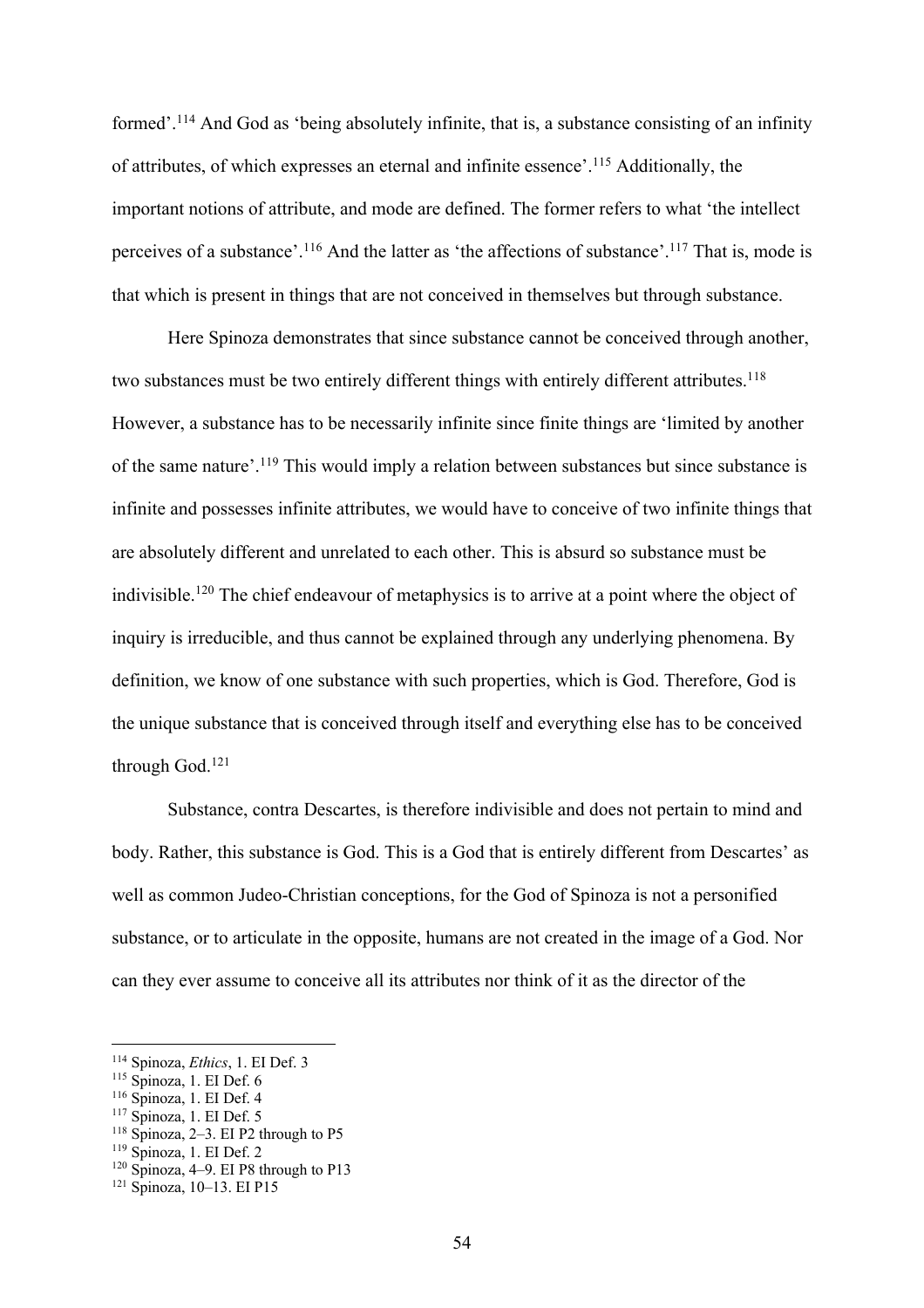formed'.[114] And God as 'being absolutely infinite, that is, a substance consisting of an infinity of attributes, of which expresses an eternal and infinite essence'.[115] Additionally, the important notions of attribute, and mode are defined. The former refers to what 'the intellect perceives of a substance'.[116] And the latter as 'the affections of substance'.[117] That is, mode is that which is present in things that are not conceived in themselves but through substance.

Here Spinoza demonstrates that since substance cannot be conceived through another, two substances must be two entirely different things with entirely different attributes.[118] However, a substance has to be necessarily infinite since finite things are 'limited by another of the same nature'.[119] This would imply a relation between substances but since substance is infinite and possesses infinite attributes, we would have to conceive of two infinite things that are absolutely different and unrelated to each other. This is absurd so substance must be indivisible.[120] The chief endeavour of metaphysics is to arrive at a point where the object of inquiry is irreducible, and thus cannot be explained through any underlying phenomena. By definition, we know of one substance with such properties, which is God. Therefore, God is the unique substance that is conceived through itself and everything else has to be conceived through God.[121]

Substance, contra Descartes, is therefore indivisible and does not pertain to mind and body. Rather, this substance is God. This is a God that is entirely different from Descartes' as well as common Judeo-Christian conceptions, for the God of Spinoza is not a personified substance, or to articulate in the opposite, humans are not created in the image of a God. Nor can they ever assume to conceive all its attributes nor think of it as the director of the

---

[114] Spinoza, *Ethics*, 1. EI Def. 3
[115] Spinoza, 1. EI Def. 6
[116] Spinoza, 1. EI Def. 4
[117] Spinoza, 1. EI Def. 5
[118] Spinoza, 2–3. EI P2 through to P5
[119] Spinoza, 1. EI Def. 2
[120] Spinoza, 4–9. EI P8 through to P13
[121] Spinoza, 10–13. EI P15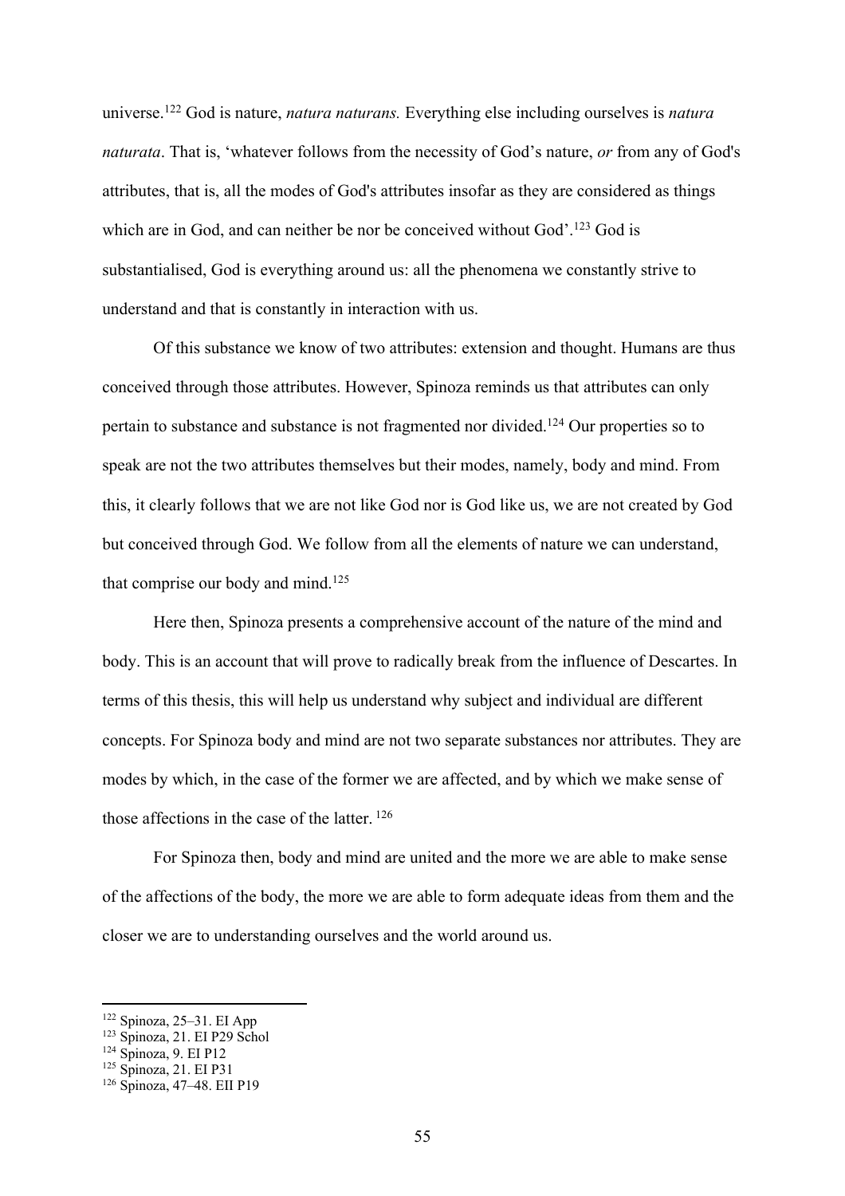universe.[122] God is nature, *natura naturans.* Everything else including ourselves is *natura naturata*. That is, 'whatever follows from the necessity of God's nature, *or* from any of God's attributes, that is, all the modes of God's attributes insofar as they are considered as things which are in God, and can neither be nor be conceived without God'.[123] God is substantialised, God is everything around us: all the phenomena we constantly strive to understand and that is constantly in interaction with us.

Of this substance we know of two attributes: extension and thought. Humans are thus conceived through those attributes. However, Spinoza reminds us that attributes can only pertain to substance and substance is not fragmented nor divided.[124] Our properties so to speak are not the two attributes themselves but their modes, namely, body and mind. From this, it clearly follows that we are not like God nor is God like us, we are not created by God but conceived through God. We follow from all the elements of nature we can understand, that comprise our body and mind.[125]

Here then, Spinoza presents a comprehensive account of the nature of the mind and body. This is an account that will prove to radically break from the influence of Descartes. In terms of this thesis, this will help us understand why subject and individual are different concepts. For Spinoza body and mind are not two separate substances nor attributes. They are modes by which, in the case of the former we are affected, and by which we make sense of those affections in the case of the latter. [126]

For Spinoza then, body and mind are united and the more we are able to make sense of the affections of the body, the more we are able to form adequate ideas from them and the closer we are to understanding ourselves and the world around us.

---

[122] Spinoza, 25–31. EI App
[123] Spinoza, 21. EI P29 Schol
[124] Spinoza, 9. EI P12
[125] Spinoza, 21. EI P31
[126] Spinoza, 47–48. EII P19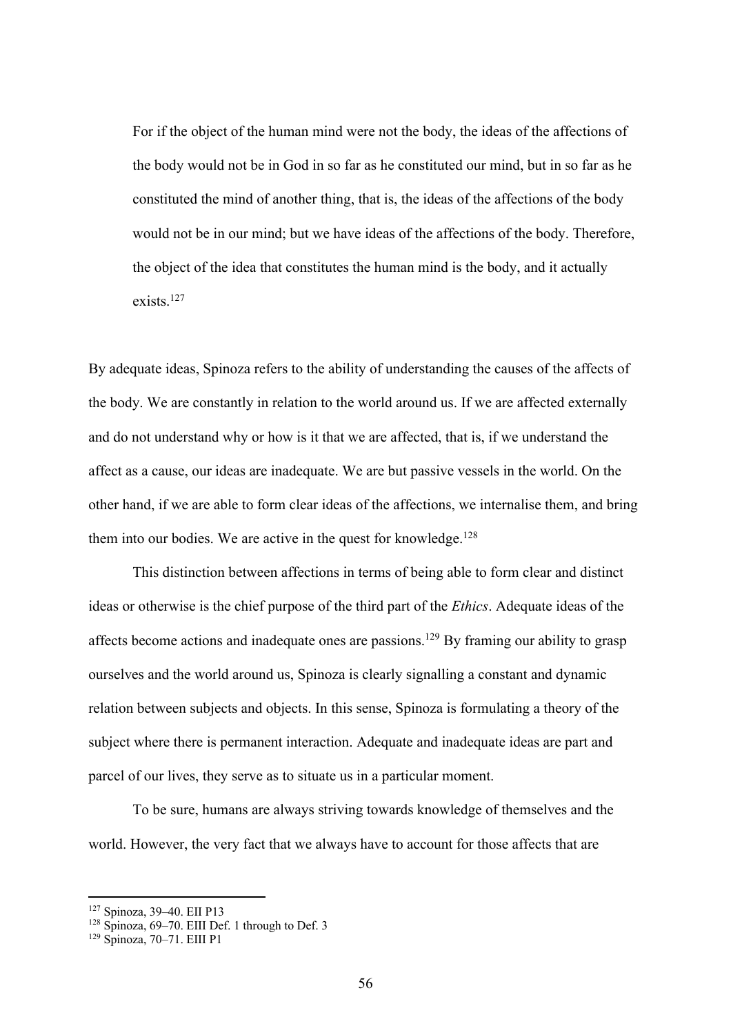> For if the object of the human mind were not the body, the ideas of the affections of the body would not be in God in so far as he constituted our mind, but in so far as he constituted the mind of another thing, that is, the ideas of the affections of the body would not be in our mind; but we have ideas of the affections of the body. Therefore, the object of the idea that constitutes the human mind is the body, and it actually exists.[127]

By adequate ideas, Spinoza refers to the ability of understanding the causes of the affects of the body. We are constantly in relation to the world around us. If we are affected externally and do not understand why or how is it that we are affected, that is, if we understand the affect as a cause, our ideas are inadequate. We are but passive vessels in the world. On the other hand, if we are able to form clear ideas of the affections, we internalise them, and bring them into our bodies. We are active in the quest for knowledge.[128]

This distinction between affections in terms of being able to form clear and distinct ideas or otherwise is the chief purpose of the third part of the *Ethics*. Adequate ideas of the affects become actions and inadequate ones are passions.[129] By framing our ability to grasp ourselves and the world around us, Spinoza is clearly signalling a constant and dynamic relation between subjects and objects. In this sense, Spinoza is formulating a theory of the subject where there is permanent interaction. Adequate and inadequate ideas are part and parcel of our lives, they serve as to situate us in a particular moment.

To be sure, humans are always striving towards knowledge of themselves and the world. However, the very fact that we always have to account for those affects that are

---

[127] Spinoza, 39–40. EII P13

[128] Spinoza, 69–70. EIII Def. 1 through to Def. 3

[129] Spinoza, 70–71. EIII P1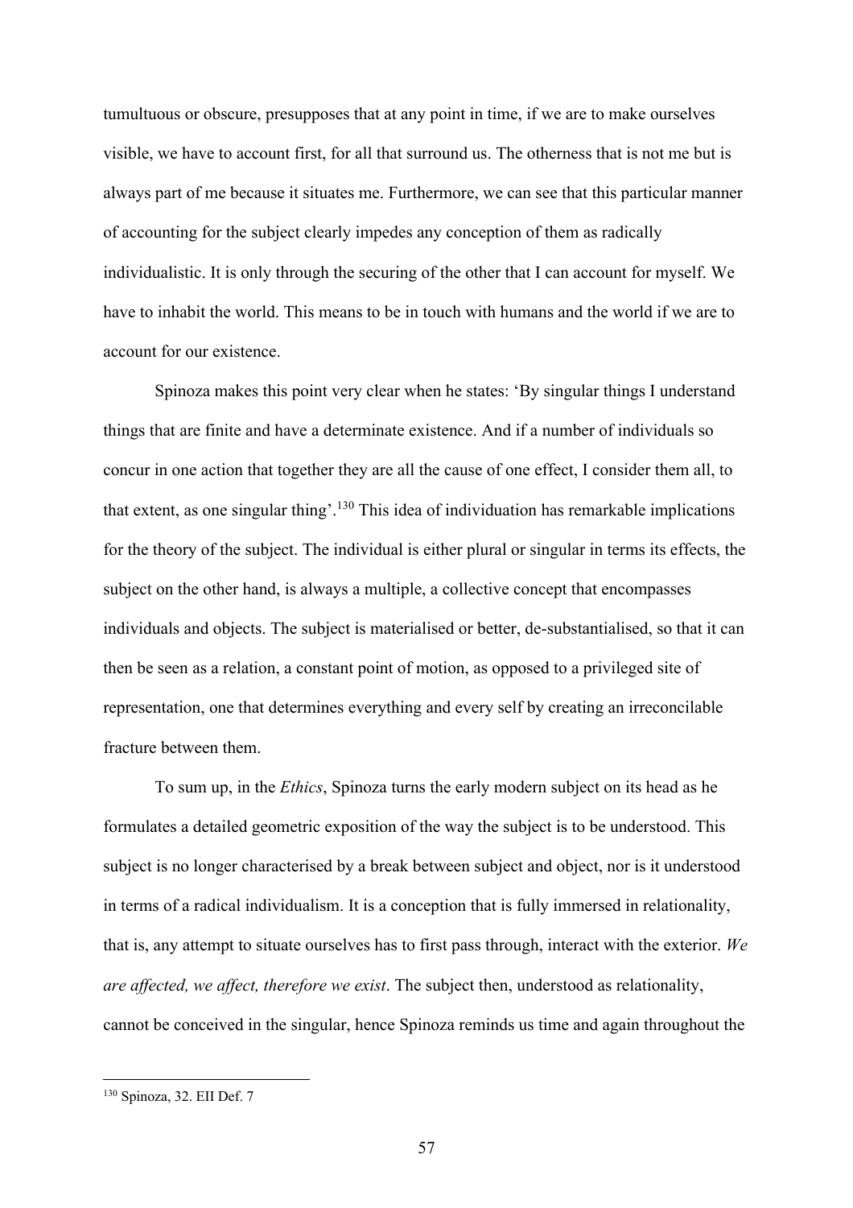tumultuous or obscure, presupposes that at any point in time, if we are to make ourselves visible, we have to account first, for all that surround us. The otherness that is not me but is always part of me because it situates me. Furthermore, we can see that this particular manner of accounting for the subject clearly impedes any conception of them as radically individualistic. It is only through the securing of the other that I can account for myself. We have to inhabit the world. This means to be in touch with humans and the world if we are to account for our existence.

Spinoza makes this point very clear when he states: 'By singular things I understand things that are finite and have a determinate existence. And if a number of individuals so concur in one action that together they are all the cause of one effect, I consider them all, to that extent, as one singular thing'.[130] This idea of individuation has remarkable implications for the theory of the subject. The individual is either plural or singular in terms its effects, the subject on the other hand, is always a multiple, a collective concept that encompasses individuals and objects. The subject is materialised or better, de-substantialised, so that it can then be seen as a relation, a constant point of motion, as opposed to a privileged site of representation, one that determines everything and every self by creating an irreconcilable fracture between them.

To sum up, in the *Ethics*, Spinoza turns the early modern subject on its head as he formulates a detailed geometric exposition of the way the subject is to be understood. This subject is no longer characterised by a break between subject and object, nor is it understood in terms of a radical individualism. It is a conception that is fully immersed in relationality, that is, any attempt to situate ourselves has to first pass through, interact with the exterior. *We are affected, we affect, therefore we exist*. The subject then, understood as relationality, cannot be conceived in the singular, hence Spinoza reminds us time and again throughout the

---

[130] Spinoza, 32. EII Def. 7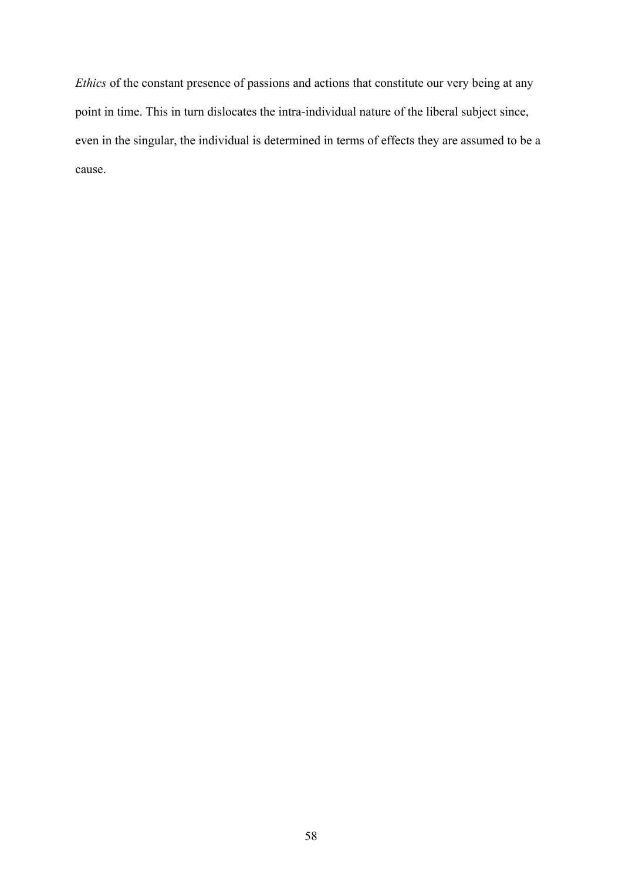*Ethics* of the constant presence of passions and actions that constitute our very being at any point in time. This in turn dislocates the intra-individual nature of the liberal subject since, even in the singular, the individual is determined in terms of effects they are assumed to be a cause.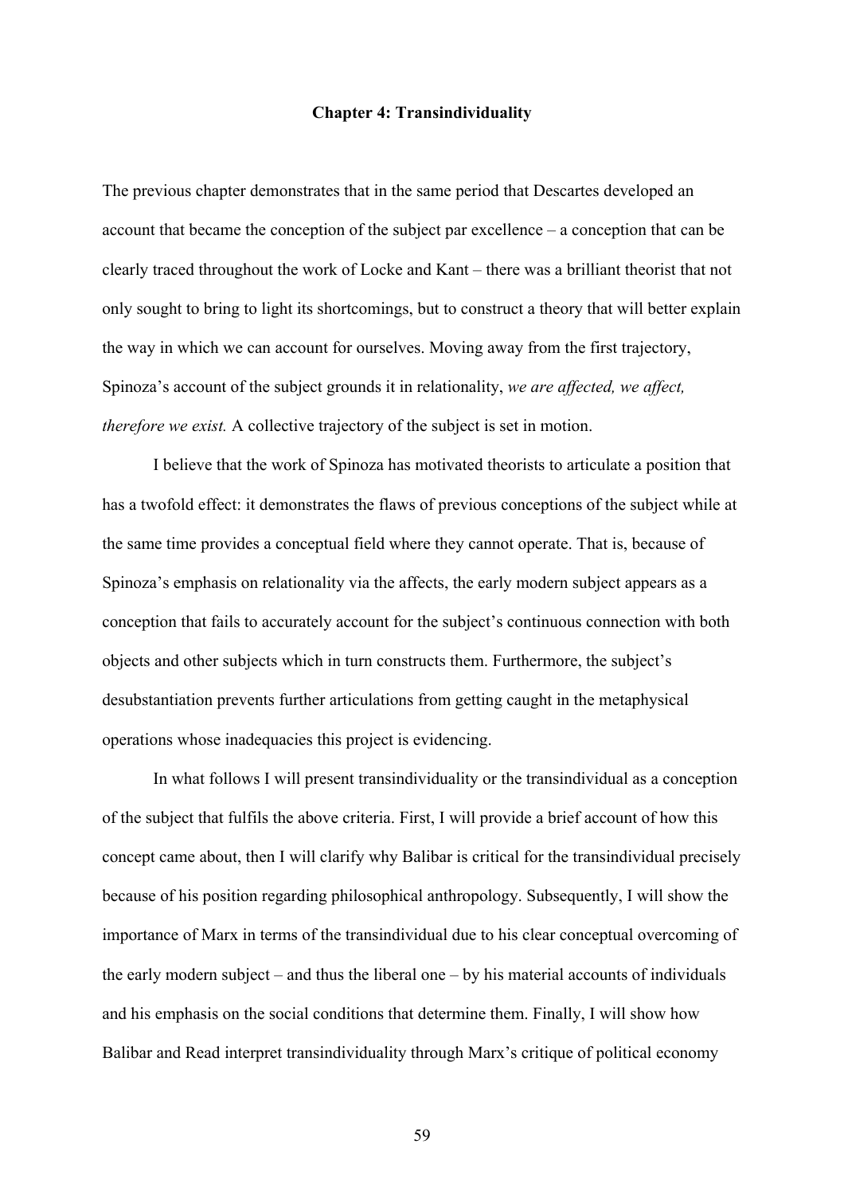# Chapter 4: Transindividuality

The previous chapter demonstrates that in the same period that Descartes developed an account that became the conception of the subject par excellence – a conception that can be clearly traced throughout the work of Locke and Kant – there was a brilliant theorist that not only sought to bring to light its shortcomings, but to construct a theory that will better explain the way in which we can account for ourselves. Moving away from the first trajectory, Spinoza's account of the subject grounds it in relationality, *we are affected, we affect, therefore we exist.* A collective trajectory of the subject is set in motion.

I believe that the work of Spinoza has motivated theorists to articulate a position that has a twofold effect: it demonstrates the flaws of previous conceptions of the subject while at the same time provides a conceptual field where they cannot operate. That is, because of Spinoza's emphasis on relationality via the affects, the early modern subject appears as a conception that fails to accurately account for the subject's continuous connection with both objects and other subjects which in turn constructs them. Furthermore, the subject's desubstantiation prevents further articulations from getting caught in the metaphysical operations whose inadequacies this project is evidencing.

In what follows I will present transindividuality or the transindividual as a conception of the subject that fulfils the above criteria. First, I will provide a brief account of how this concept came about, then I will clarify why Balibar is critical for the transindividual precisely because of his position regarding philosophical anthropology. Subsequently, I will show the importance of Marx in terms of the transindividual due to his clear conceptual overcoming of the early modern subject – and thus the liberal one – by his material accounts of individuals and his emphasis on the social conditions that determine them. Finally, I will show how Balibar and Read interpret transindividuality through Marx's critique of political economy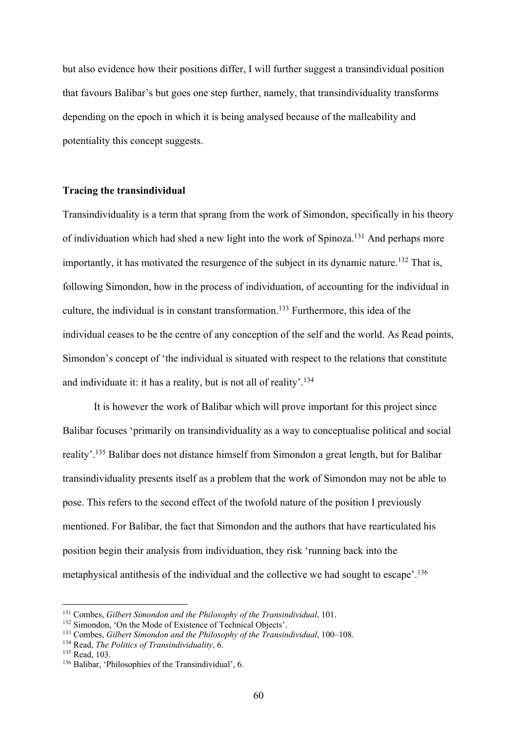but also evidence how their positions differ, I will further suggest a transindividual position that favours Balibar's but goes one step further, namely, that transindividuality transforms depending on the epoch in which it is being analysed because of the malleability and potentiality this concept suggests.

### Tracing the transindividual

Transindividuality is a term that sprang from the work of Simondon, specifically in his theory of individuation which had shed a new light into the work of Spinoza.[131] And perhaps more importantly, it has motivated the resurgence of the subject in its dynamic nature.[132] That is, following Simondon, how in the process of individuation, of accounting for the individual in culture, the individual is in constant transformation.[133] Furthermore, this idea of the individual ceases to be the centre of any conception of the self and the world. As Read points, Simondon's concept of 'the individual is situated with respect to the relations that constitute and individuate it: it has a reality, but is not all of reality'.[134]

It is however the work of Balibar which will prove important for this project since Balibar focuses 'primarily on transindividuality as a way to conceptualise political and social reality'.[135] Balibar does not distance himself from Simondon a great length, but for Balibar transindividuality presents itself as a problem that the work of Simondon may not be able to pose. This refers to the second effect of the twofold nature of the position I previously mentioned. For Balibar, the fact that Simondon and the authors that have rearticulated his position begin their analysis from individuation, they risk 'running back into the metaphysical antithesis of the individual and the collective we had sought to escape'.[136]

---

[131] Combes, *Gilbert Simondon and the Philosophy of the Transindividual*, 101.

[132] Simondon, 'On the Mode of Existence of Technical Objects'.

[133] Combes, *Gilbert Simondon and the Philosophy of the Transindividual*, 100–108.

[134] Read, *The Politics of Transindividuality*, 6.

[135] Read, 103.

[136] Balibar, 'Philosophies of the Transindividual', 6.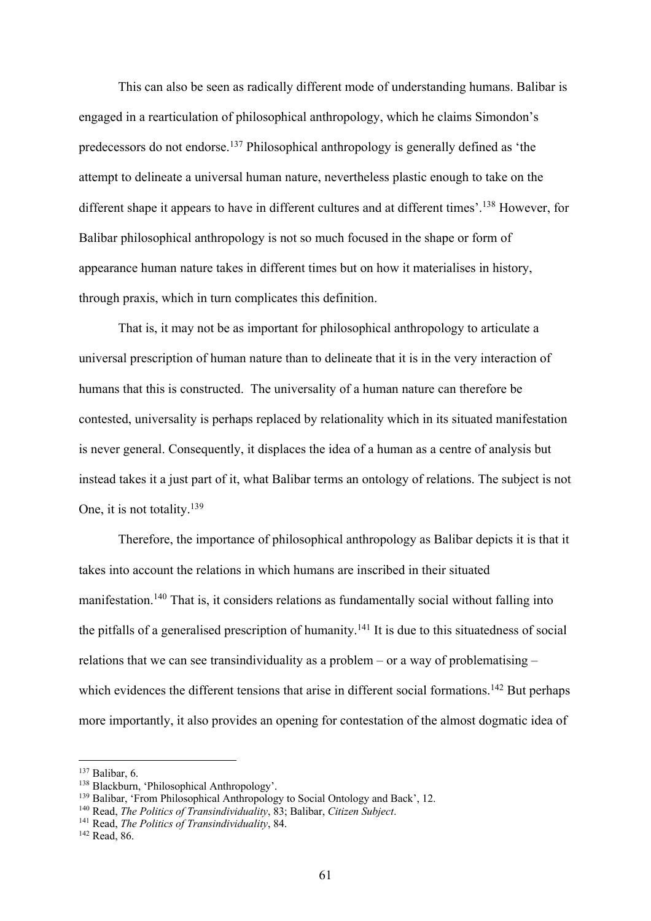This can also be seen as radically different mode of understanding humans. Balibar is engaged in a rearticulation of philosophical anthropology, which he claims Simondon's predecessors do not endorse.[137] Philosophical anthropology is generally defined as 'the attempt to delineate a universal human nature, nevertheless plastic enough to take on the different shape it appears to have in different cultures and at different times'.[138] However, for Balibar philosophical anthropology is not so much focused in the shape or form of appearance human nature takes in different times but on how it materialises in history, through praxis, which in turn complicates this definition.

That is, it may not be as important for philosophical anthropology to articulate a universal prescription of human nature than to delineate that it is in the very interaction of humans that this is constructed. The universality of a human nature can therefore be contested, universality is perhaps replaced by relationality which in its situated manifestation is never general. Consequently, it displaces the idea of a human as a centre of analysis but instead takes it a just part of it, what Balibar terms an ontology of relations. The subject is not One, it is not totality.[139]

Therefore, the importance of philosophical anthropology as Balibar depicts it is that it takes into account the relations in which humans are inscribed in their situated manifestation.[140] That is, it considers relations as fundamentally social without falling into the pitfalls of a generalised prescription of humanity.[141] It is due to this situatedness of social relations that we can see transindividuality as a problem – or a way of problematising – which evidences the different tensions that arise in different social formations.[142] But perhaps more importantly, it also provides an opening for contestation of the almost dogmatic idea of

---

[137] Balibar, 6.

[138] Blackburn, 'Philosophical Anthropology'.

[139] Balibar, 'From Philosophical Anthropology to Social Ontology and Back', 12.

[140] Read, *The Politics of Transindividuality*, 83; Balibar, *Citizen Subject*.

[141] Read, *The Politics of Transindividuality*, 84.

[142] Read, 86.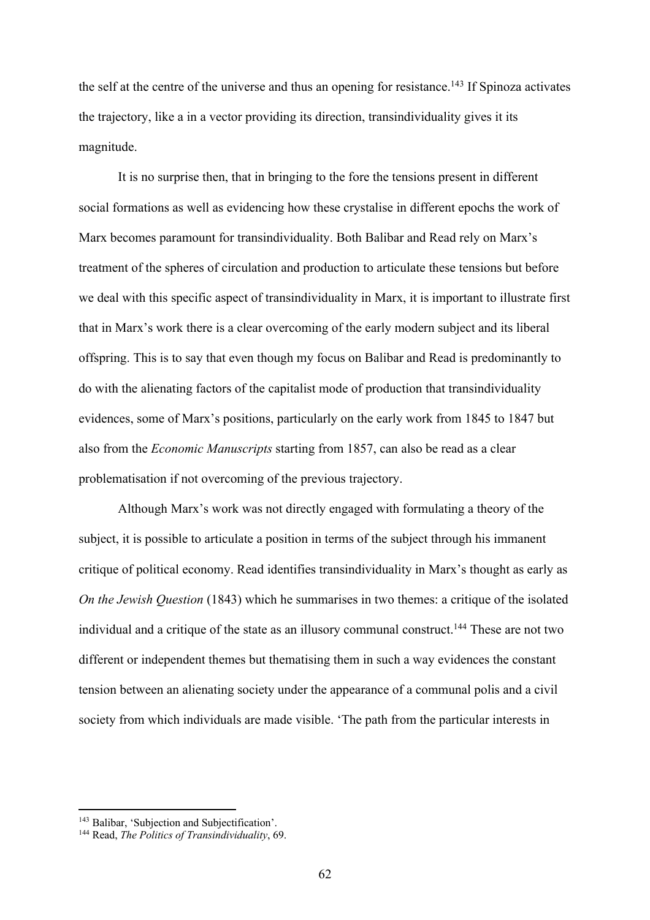the self at the centre of the universe and thus an opening for resistance.[143] If Spinoza activates the trajectory, like a in a vector providing its direction, transindividuality gives it its magnitude.

It is no surprise then, that in bringing to the fore the tensions present in different social formations as well as evidencing how these crystalise in different epochs the work of Marx becomes paramount for transindividuality. Both Balibar and Read rely on Marx's treatment of the spheres of circulation and production to articulate these tensions but before we deal with this specific aspect of transindividuality in Marx, it is important to illustrate first that in Marx's work there is a clear overcoming of the early modern subject and its liberal offspring. This is to say that even though my focus on Balibar and Read is predominantly to do with the alienating factors of the capitalist mode of production that transindividuality evidences, some of Marx's positions, particularly on the early work from 1845 to 1847 but also from the *Economic Manuscripts* starting from 1857, can also be read as a clear problematisation if not overcoming of the previous trajectory.

Although Marx's work was not directly engaged with formulating a theory of the subject, it is possible to articulate a position in terms of the subject through his immanent critique of political economy. Read identifies transindividuality in Marx's thought as early as *On the Jewish Question* (1843) which he summarises in two themes: a critique of the isolated individual and a critique of the state as an illusory communal construct.[144] These are not two different or independent themes but thematising them in such a way evidences the constant tension between an alienating society under the appearance of a communal polis and a civil society from which individuals are made visible. 'The path from the particular interests in

[143] Balibar, 'Subjection and Subjectification'.
[144] Read, *The Politics of Transindividuality*, 69.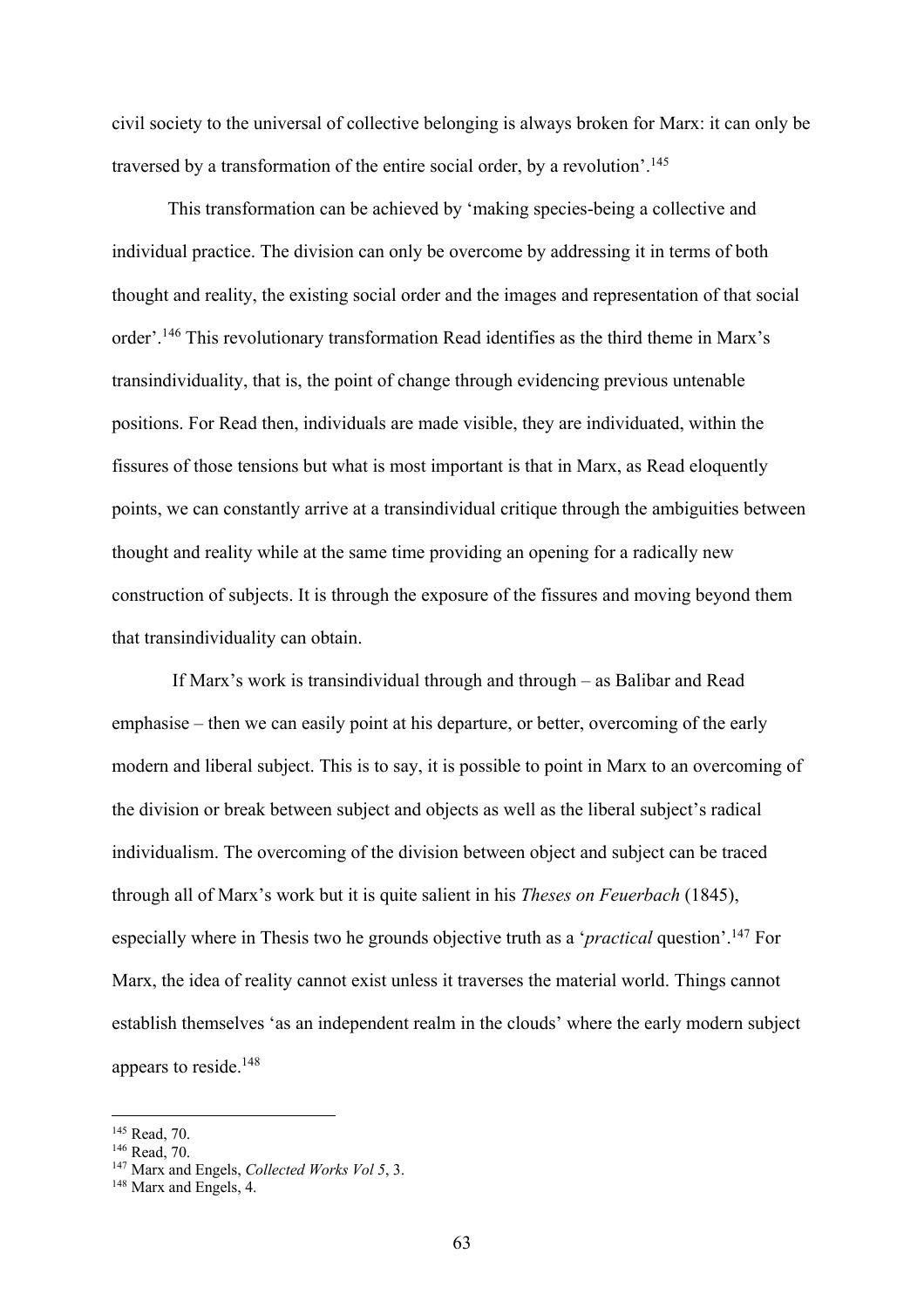civil society to the universal of collective belonging is always broken for Marx: it can only be traversed by a transformation of the entire social order, by a revolution'.[145]

This transformation can be achieved by 'making species-being a collective and individual practice. The division can only be overcome by addressing it in terms of both thought and reality, the existing social order and the images and representation of that social order'.[146] This revolutionary transformation Read identifies as the third theme in Marx's transindividuality, that is, the point of change through evidencing previous untenable positions. For Read then, individuals are made visible, they are individuated, within the fissures of those tensions but what is most important is that in Marx, as Read eloquently points, we can constantly arrive at a transindividual critique through the ambiguities between thought and reality while at the same time providing an opening for a radically new construction of subjects. It is through the exposure of the fissures and moving beyond them that transindividuality can obtain.

If Marx's work is transindividual through and through – as Balibar and Read emphasise – then we can easily point at his departure, or better, overcoming of the early modern and liberal subject. This is to say, it is possible to point in Marx to an overcoming of the division or break between subject and objects as well as the liberal subject's radical individualism. The overcoming of the division between object and subject can be traced through all of Marx's work but it is quite salient in his *Theses on Feuerbach* (1845), especially where in Thesis two he grounds objective truth as a '*practical* question'.[147] For Marx, the idea of reality cannot exist unless it traverses the material world. Things cannot establish themselves 'as an independent realm in the clouds' where the early modern subject appears to reside.[148]

---

[145] Read, 70.
[146] Read, 70.
[147] Marx and Engels, *Collected Works Vol 5*, 3.
[148] Marx and Engels, 4.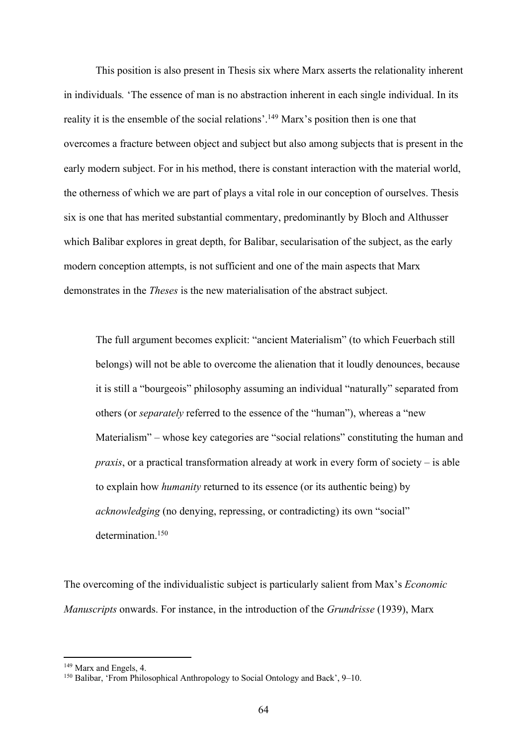This position is also present in Thesis six where Marx asserts the relationality inherent in individuals*.* 'The essence of man is no abstraction inherent in each single individual. In its reality it is the ensemble of the social relations'.[149] Marx's position then is one that overcomes a fracture between object and subject but also among subjects that is present in the early modern subject. For in his method, there is constant interaction with the material world, the otherness of which we are part of plays a vital role in our conception of ourselves. Thesis six is one that has merited substantial commentary, predominantly by Bloch and Althusser which Balibar explores in great depth, for Balibar, secularisation of the subject, as the early modern conception attempts, is not sufficient and one of the main aspects that Marx demonstrates in the *Theses* is the new materialisation of the abstract subject.

> The full argument becomes explicit: "ancient Materialism" (to which Feuerbach still belongs) will not be able to overcome the alienation that it loudly denounces, because it is still a "bourgeois" philosophy assuming an individual "naturally" separated from others (or *separately* referred to the essence of the "human"), whereas a "new Materialism" – whose key categories are "social relations" constituting the human and *praxis*, or a practical transformation already at work in every form of society – is able to explain how *humanity* returned to its essence (or its authentic being) by *acknowledging* (no denying, repressing, or contradicting) its own "social" determination.[150]

The overcoming of the individualistic subject is particularly salient from Max's *Economic Manuscripts* onwards. For instance, in the introduction of the *Grundrisse* (1939), Marx

---

[149] Marx and Engels, 4.

[150] Balibar, 'From Philosophical Anthropology to Social Ontology and Back', 9–10.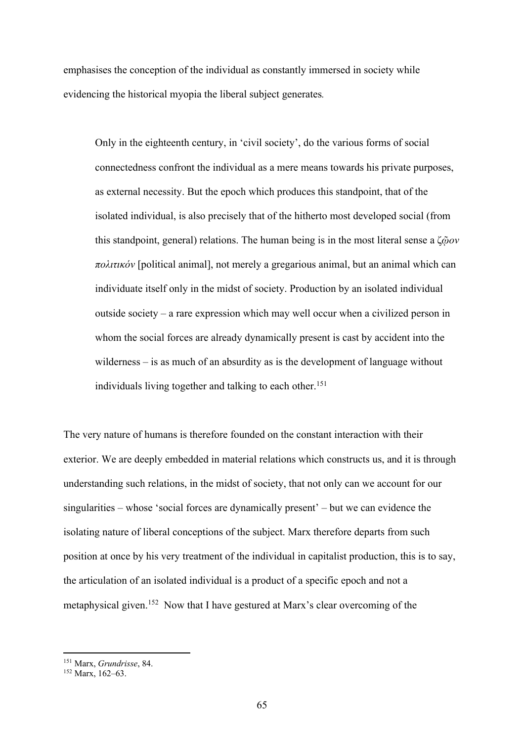emphasises the conception of the individual as constantly immersed in society while evidencing the historical myopia the liberal subject generates.

> Only in the eighteenth century, in 'civil society', do the various forms of social connectedness confront the individual as a mere means towards his private purposes, as external necessity. But the epoch which produces this standpoint, that of the isolated individual, is also precisely that of the hitherto most developed social (from this standpoint, general) relations. The human being is in the most literal sense a *ζῷον πολιτικόν* [political animal], not merely a gregarious animal, but an animal which can individuate itself only in the midst of society. Production by an isolated individual outside society – a rare expression which may well occur when a civilized person in whom the social forces are already dynamically present is cast by accident into the wilderness – is as much of an absurdity as is the development of language without individuals living together and talking to each other.[151]

The very nature of humans is therefore founded on the constant interaction with their exterior. We are deeply embedded in material relations which constructs us, and it is through understanding such relations, in the midst of society, that not only can we account for our singularities – whose 'social forces are dynamically present' – but we can evidence the isolating nature of liberal conceptions of the subject. Marx therefore departs from such position at once by his very treatment of the individual in capitalist production, this is to say, the articulation of an isolated individual is a product of a specific epoch and not a metaphysical given.[152] Now that I have gestured at Marx's clear overcoming of the

---

[151] Marx, *Grundrisse*, 84.

[152] Marx, 162–63.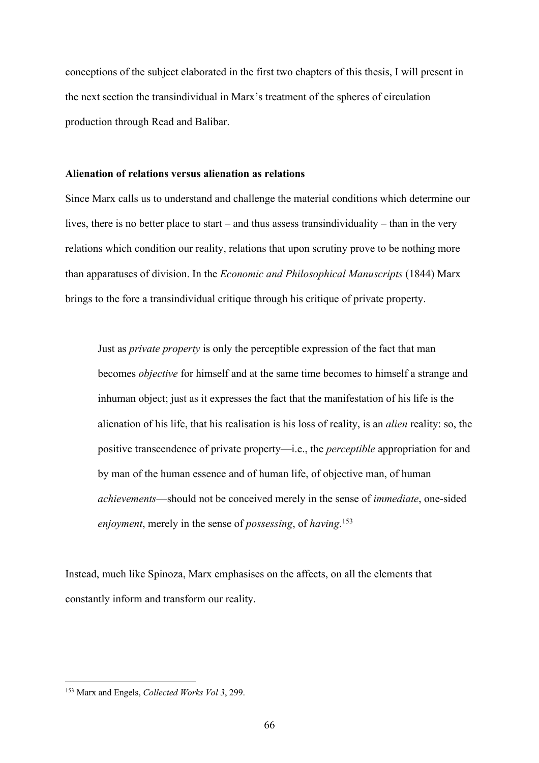conceptions of the subject elaborated in the first two chapters of this thesis, I will present in the next section the transindividual in Marx's treatment of the spheres of circulation production through Read and Balibar.

**Alienation of relations versus alienation as relations**

Since Marx calls us to understand and challenge the material conditions which determine our lives, there is no better place to start – and thus assess transindividuality – than in the very relations which condition our reality, relations that upon scrutiny prove to be nothing more than apparatuses of division. In the *Economic and Philosophical Manuscripts* (1844) Marx brings to the fore a transindividual critique through his critique of private property.

> Just as *private property* is only the perceptible expression of the fact that man becomes *objective* for himself and at the same time becomes to himself a strange and inhuman object; just as it expresses the fact that the manifestation of his life is the alienation of his life, that his realisation is his loss of reality, is an *alien* reality: so, the positive transcendence of private property—i.e., the *perceptible* appropriation for and by man of the human essence and of human life, of objective man, of human *achievements*—should not be conceived merely in the sense of *immediate*, one-sided *enjoyment*, merely in the sense of *possessing*, of *having*.[153]

Instead, much like Spinoza, Marx emphasises on the affects, on all the elements that constantly inform and transform our reality.

[153] Marx and Engels, *Collected Works Vol 3*, 299.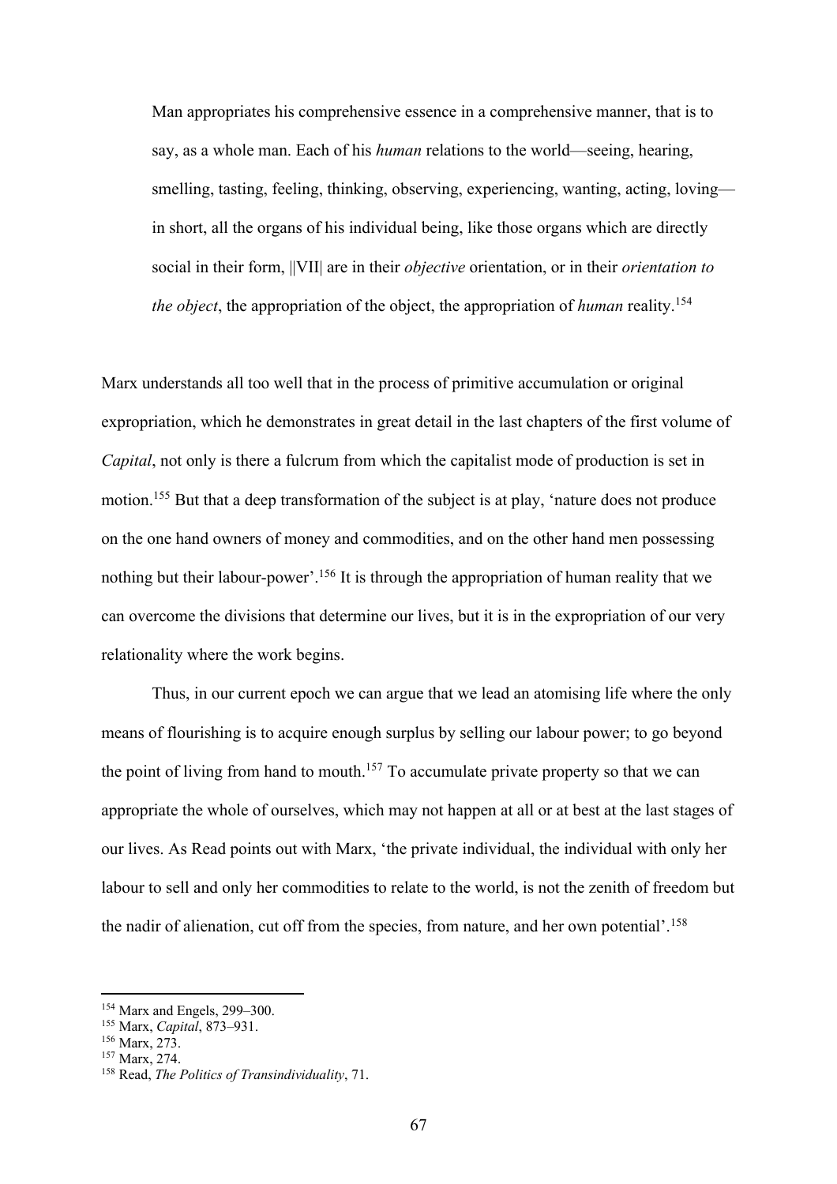> Man appropriates his comprehensive essence in a comprehensive manner, that is to say, as a whole man. Each of his *human* relations to the world—seeing, hearing, smelling, tasting, feeling, thinking, observing, experiencing, wanting, acting, loving—in short, all the organs of his individual being, like those organs which are directly social in their form, ||VII| are in their *objective* orientation, or in their *orientation to the object*, the appropriation of the object, the appropriation of *human* reality.[154]

Marx understands all too well that in the process of primitive accumulation or original expropriation, which he demonstrates in great detail in the last chapters of the first volume of *Capital*, not only is there a fulcrum from which the capitalist mode of production is set in motion.[155] But that a deep transformation of the subject is at play, 'nature does not produce on the one hand owners of money and commodities, and on the other hand men possessing nothing but their labour-power'.[156] It is through the appropriation of human reality that we can overcome the divisions that determine our lives, but it is in the expropriation of our very relationality where the work begins.

Thus, in our current epoch we can argue that we lead an atomising life where the only means of flourishing is to acquire enough surplus by selling our labour power; to go beyond the point of living from hand to mouth.[157] To accumulate private property so that we can appropriate the whole of ourselves, which may not happen at all or at best at the last stages of our lives. As Read points out with Marx, 'the private individual, the individual with only her labour to sell and only her commodities to relate to the world, is not the zenith of freedom but the nadir of alienation, cut off from the species, from nature, and her own potential'.[158]

---

[154] Marx and Engels, 299–300.
[155] Marx, *Capital*, 873–931.
[156] Marx, 273.
[157] Marx, 274.
[158] Read, *The Politics of Transindividuality*, 71.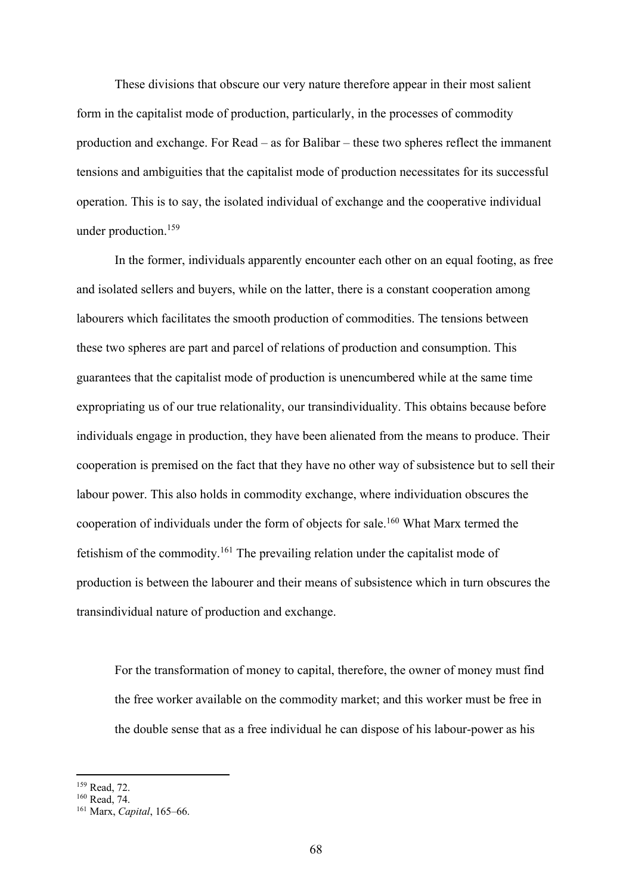These divisions that obscure our very nature therefore appear in their most salient form in the capitalist mode of production, particularly, in the processes of commodity production and exchange. For Read – as for Balibar – these two spheres reflect the immanent tensions and ambiguities that the capitalist mode of production necessitates for its successful operation. This is to say, the isolated individual of exchange and the cooperative individual under production.[159]

In the former, individuals apparently encounter each other on an equal footing, as free and isolated sellers and buyers, while on the latter, there is a constant cooperation among labourers which facilitates the smooth production of commodities. The tensions between these two spheres are part and parcel of relations of production and consumption. This guarantees that the capitalist mode of production is unencumbered while at the same time expropriating us of our true relationality, our transindividuality. This obtains because before individuals engage in production, they have been alienated from the means to produce. Their cooperation is premised on the fact that they have no other way of subsistence but to sell their labour power. This also holds in commodity exchange, where individuation obscures the cooperation of individuals under the form of objects for sale.[160] What Marx termed the fetishism of the commodity.[161] The prevailing relation under the capitalist mode of production is between the labourer and their means of subsistence which in turn obscures the transindividual nature of production and exchange.

> For the transformation of money to capital, therefore, the owner of money must find the free worker available on the commodity market; and this worker must be free in the double sense that as a free individual he can dispose of his labour-power as his

[159] Read, 72.
[160] Read, 74.
[161] Marx, *Capital*, 165–66.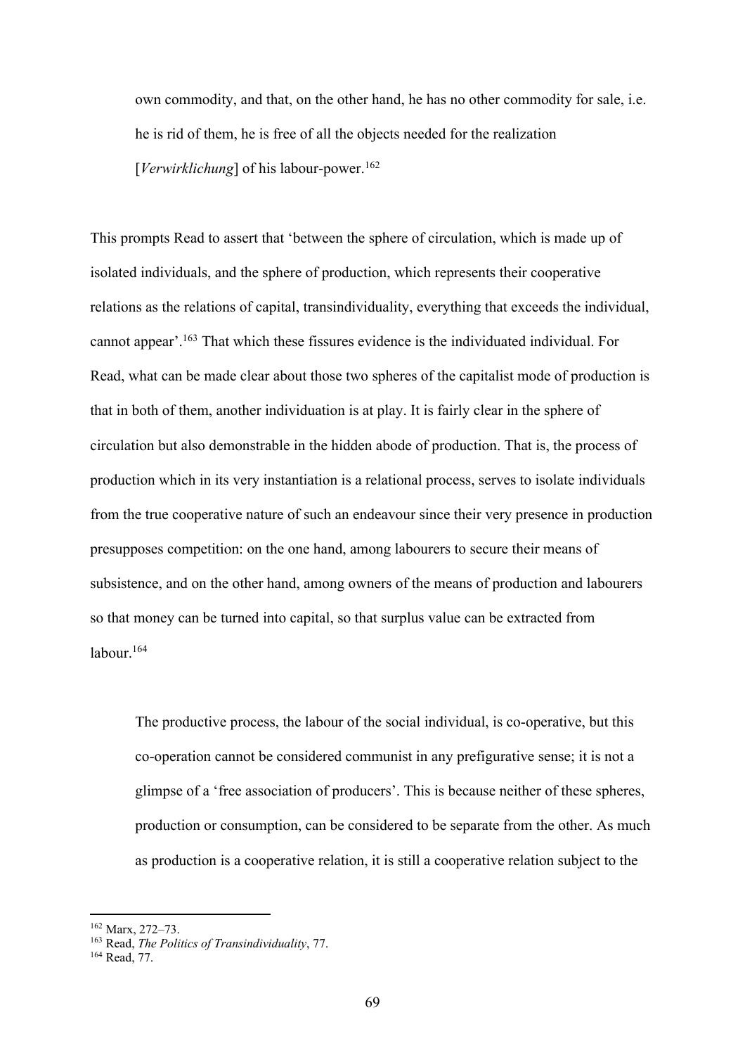> own commodity, and that, on the other hand, he has no other commodity for sale, i.e. he is rid of them, he is free of all the objects needed for the realization [*Verwirklichung*] of his labour-power.[162]

This prompts Read to assert that 'between the sphere of circulation, which is made up of isolated individuals, and the sphere of production, which represents their cooperative relations as the relations of capital, transindividuality, everything that exceeds the individual, cannot appear'.[163] That which these fissures evidence is the individuated individual. For Read, what can be made clear about those two spheres of the capitalist mode of production is that in both of them, another individuation is at play. It is fairly clear in the sphere of circulation but also demonstrable in the hidden abode of production. That is, the process of production which in its very instantiation is a relational process, serves to isolate individuals from the true cooperative nature of such an endeavour since their very presence in production presupposes competition: on the one hand, among labourers to secure their means of subsistence, and on the other hand, among owners of the means of production and labourers so that money can be turned into capital, so that surplus value can be extracted from labour.[164]

> The productive process, the labour of the social individual, is co-operative, but this co-operation cannot be considered communist in any prefigurative sense; it is not a glimpse of a 'free association of producers'. This is because neither of these spheres, production or consumption, can be considered to be separate from the other. As much as production is a cooperative relation, it is still a cooperative relation subject to the

---

[162] Marx, 272–73.

[163] Read, *The Politics of Transindividuality*, 77.

[164] Read, 77.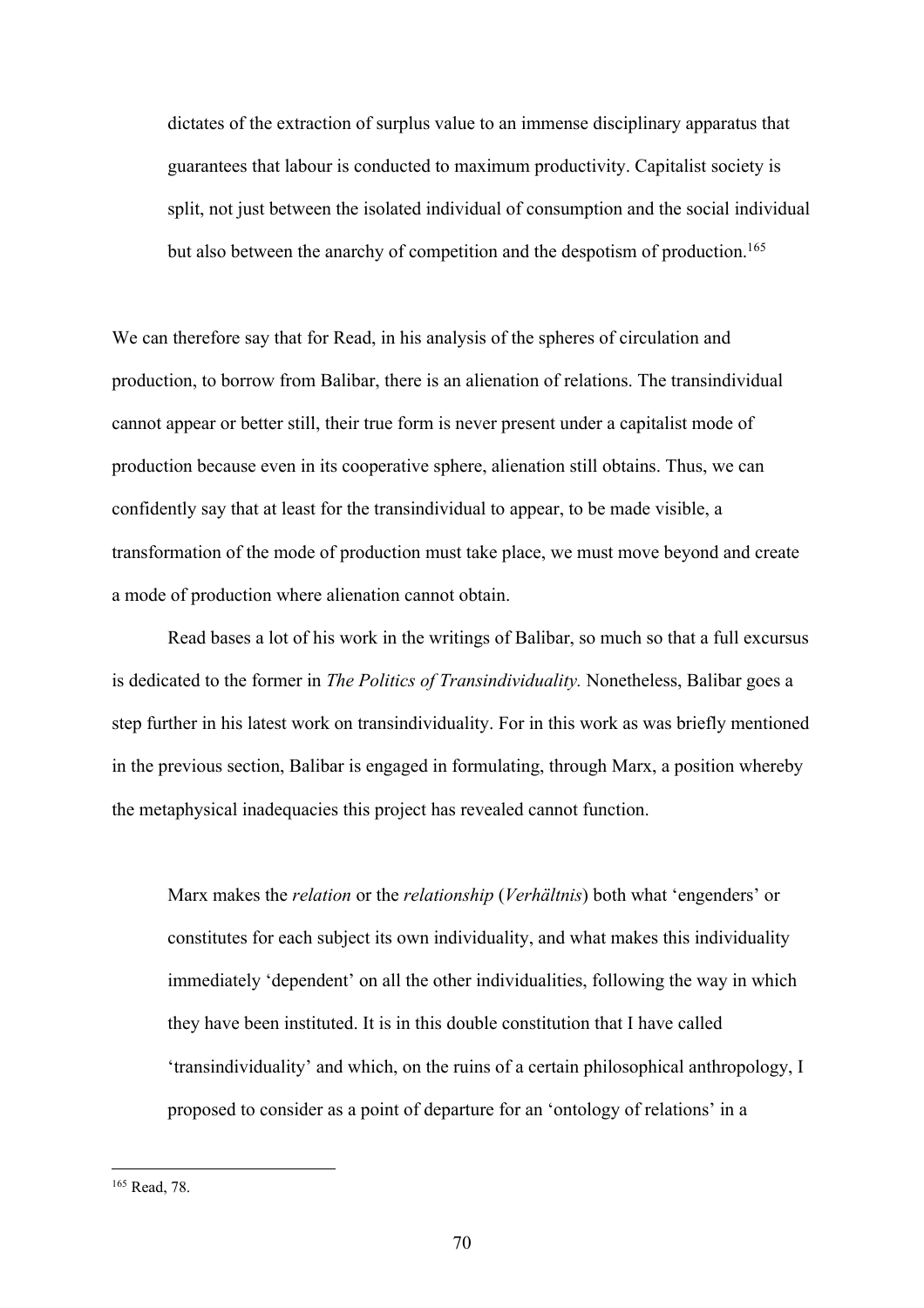> dictates of the extraction of surplus value to an immense disciplinary apparatus that guarantees that labour is conducted to maximum productivity. Capitalist society is split, not just between the isolated individual of consumption and the social individual but also between the anarchy of competition and the despotism of production.[165]

We can therefore say that for Read, in his analysis of the spheres of circulation and production, to borrow from Balibar, there is an alienation of relations. The transindividual cannot appear or better still, their true form is never present under a capitalist mode of production because even in its cooperative sphere, alienation still obtains. Thus, we can confidently say that at least for the transindividual to appear, to be made visible, a transformation of the mode of production must take place, we must move beyond and create a mode of production where alienation cannot obtain.

Read bases a lot of his work in the writings of Balibar, so much so that a full excursus is dedicated to the former in *The Politics of Transindividuality.* Nonetheless, Balibar goes a step further in his latest work on transindividuality. For in this work as was briefly mentioned in the previous section, Balibar is engaged in formulating, through Marx, a position whereby the metaphysical inadequacies this project has revealed cannot function.

> Marx makes the *relation* or the *relationship* (*Verhältnis*) both what 'engenders' or constitutes for each subject its own individuality, and what makes this individuality immediately 'dependent' on all the other individualities, following the way in which they have been instituted. It is in this double constitution that I have called 'transindividuality' and which, on the ruins of a certain philosophical anthropology, I proposed to consider as a point of departure for an 'ontology of relations' in a

---

[165] Read, 78.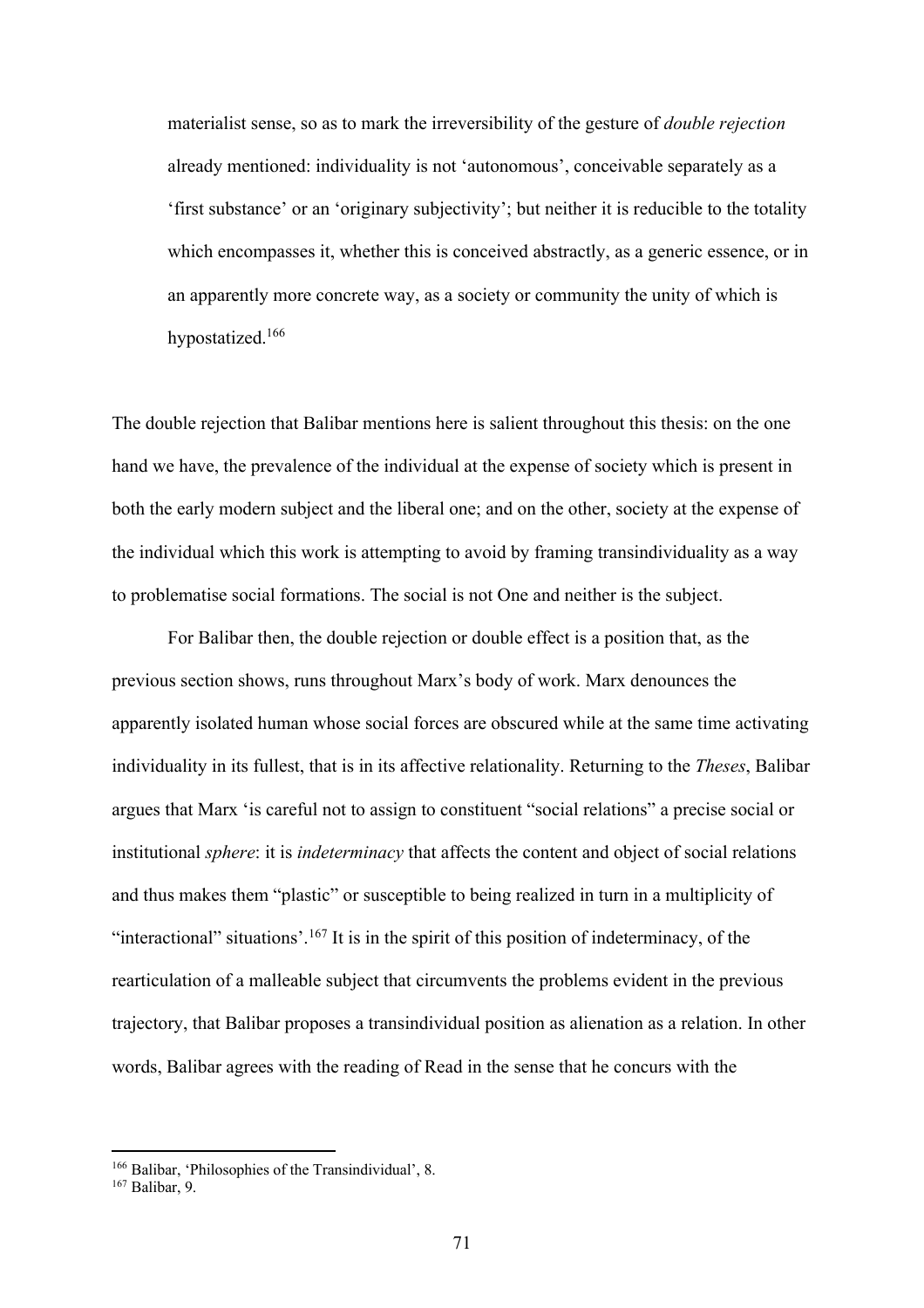> materialist sense, so as to mark the irreversibility of the gesture of *double rejection* already mentioned: individuality is not 'autonomous', conceivable separately as a 'first substance' or an 'originary subjectivity'; but neither it is reducible to the totality which encompasses it, whether this is conceived abstractly, as a generic essence, or in an apparently more concrete way, as a society or community the unity of which is hypostatized.[166]

The double rejection that Balibar mentions here is salient throughout this thesis: on the one hand we have, the prevalence of the individual at the expense of society which is present in both the early modern subject and the liberal one; and on the other, society at the expense of the individual which this work is attempting to avoid by framing transindividuality as a way to problematise social formations. The social is not One and neither is the subject.

For Balibar then, the double rejection or double effect is a position that, as the previous section shows, runs throughout Marx's body of work. Marx denounces the apparently isolated human whose social forces are obscured while at the same time activating individuality in its fullest, that is in its affective relationality. Returning to the *Theses*, Balibar argues that Marx 'is careful not to assign to constituent "social relations" a precise social or institutional *sphere*: it is *indeterminacy* that affects the content and object of social relations and thus makes them "plastic" or susceptible to being realized in turn in a multiplicity of "interactional" situations'.[167] It is in the spirit of this position of indeterminacy, of the rearticulation of a malleable subject that circumvents the problems evident in the previous trajectory, that Balibar proposes a transindividual position as alienation as a relation. In other words, Balibar agrees with the reading of Read in the sense that he concurs with the

[166] Balibar, 'Philosophies of the Transindividual', 8.

[167] Balibar, 9.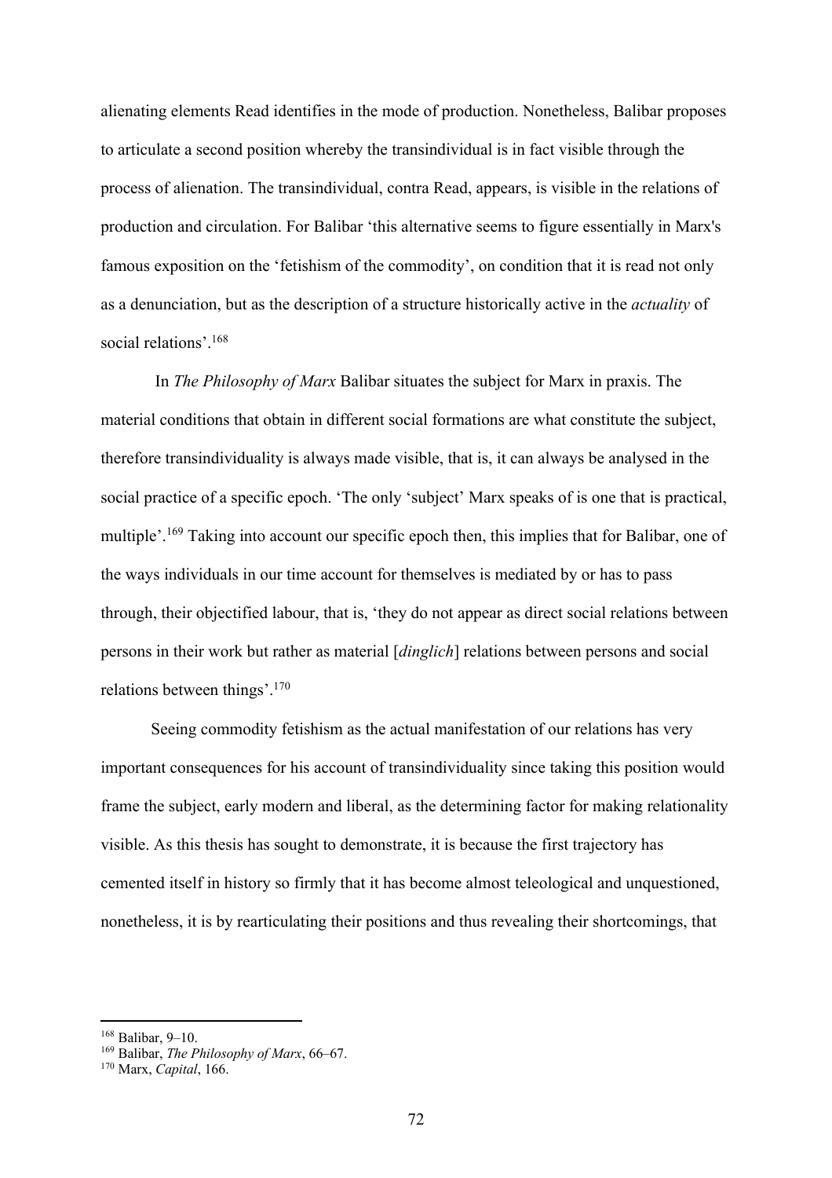alienating elements Read identifies in the mode of production. Nonetheless, Balibar proposes to articulate a second position whereby the transindividual is in fact visible through the process of alienation. The transindividual, contra Read, appears, is visible in the relations of production and circulation. For Balibar 'this alternative seems to figure essentially in Marx's famous exposition on the 'fetishism of the commodity', on condition that it is read not only as a denunciation, but as the description of a structure historically active in the *actuality* of social relations'.[168]

In *The Philosophy of Marx* Balibar situates the subject for Marx in praxis. The material conditions that obtain in different social formations are what constitute the subject, therefore transindividuality is always made visible, that is, it can always be analysed in the social practice of a specific epoch. 'The only 'subject' Marx speaks of is one that is practical, multiple'.[169] Taking into account our specific epoch then, this implies that for Balibar, one of the ways individuals in our time account for themselves is mediated by or has to pass through, their objectified labour, that is, 'they do not appear as direct social relations between persons in their work but rather as material [*dinglich*] relations between persons and social relations between things'.[170]

Seeing commodity fetishism as the actual manifestation of our relations has very important consequences for his account of transindividuality since taking this position would frame the subject, early modern and liberal, as the determining factor for making relationality visible. As this thesis has sought to demonstrate, it is because the first trajectory has cemented itself in history so firmly that it has become almost teleological and unquestioned, nonetheless, it is by rearticulating their positions and thus revealing their shortcomings, that

---

[168] Balibar, 9–10.

[169] Balibar, *The Philosophy of Marx*, 66–67.

[170] Marx, *Capital*, 166.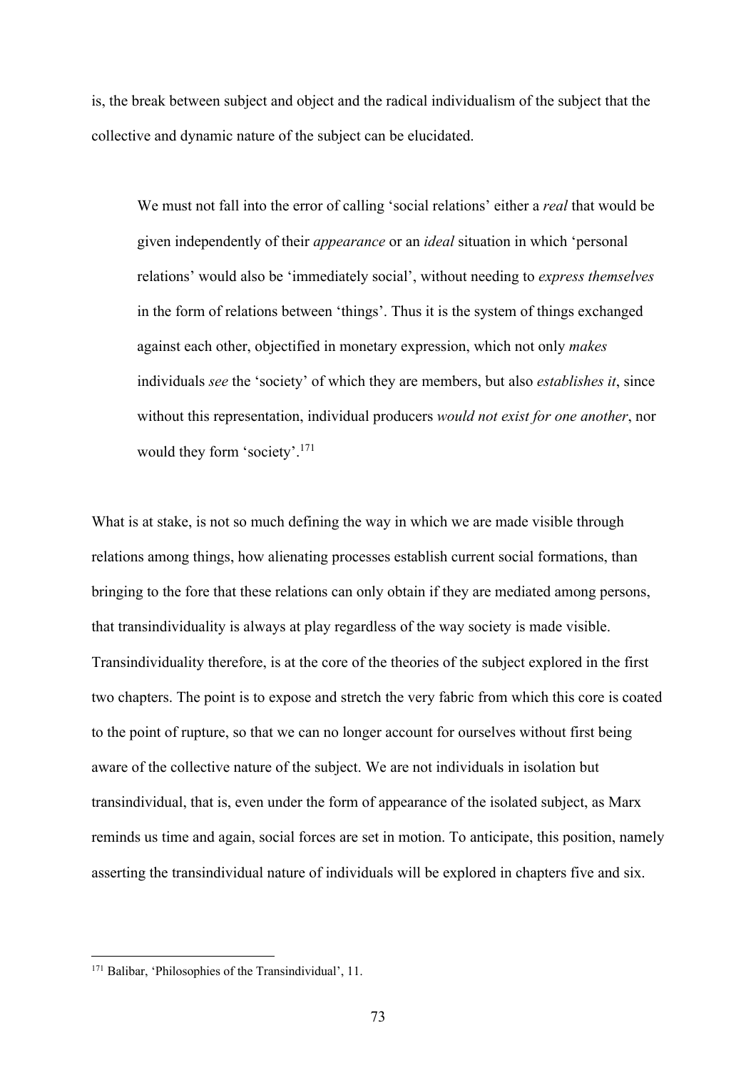is, the break between subject and object and the radical individualism of the subject that the collective and dynamic nature of the subject can be elucidated.

> We must not fall into the error of calling 'social relations' either a *real* that would be given independently of their *appearance* or an *ideal* situation in which 'personal relations' would also be 'immediately social', without needing to *express themselves* in the form of relations between 'things'. Thus it is the system of things exchanged against each other, objectified in monetary expression, which not only *makes* individuals *see* the 'society' of which they are members, but also *establishes it*, since without this representation, individual producers *would not exist for one another*, nor would they form 'society'.[171]

What is at stake, is not so much defining the way in which we are made visible through relations among things, how alienating processes establish current social formations, than bringing to the fore that these relations can only obtain if they are mediated among persons, that transindividuality is always at play regardless of the way society is made visible. Transindividuality therefore, is at the core of the theories of the subject explored in the first two chapters. The point is to expose and stretch the very fabric from which this core is coated to the point of rupture, so that we can no longer account for ourselves without first being aware of the collective nature of the subject. We are not individuals in isolation but transindividual, that is, even under the form of appearance of the isolated subject, as Marx reminds us time and again, social forces are set in motion. To anticipate, this position, namely asserting the transindividual nature of individuals will be explored in chapters five and six.

---

[171] Balibar, 'Philosophies of the Transindividual', 11.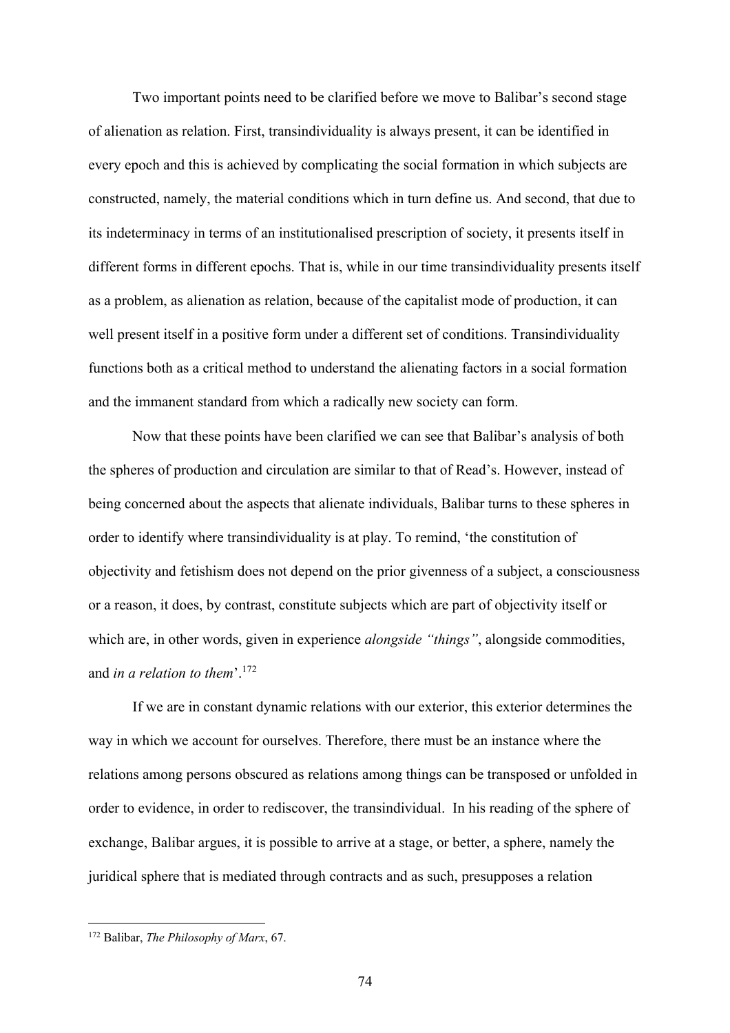Two important points need to be clarified before we move to Balibar's second stage of alienation as relation. First, transindividuality is always present, it can be identified in every epoch and this is achieved by complicating the social formation in which subjects are constructed, namely, the material conditions which in turn define us. And second, that due to its indeterminacy in terms of an institutionalised prescription of society, it presents itself in different forms in different epochs. That is, while in our time transindividuality presents itself as a problem, as alienation as relation, because of the capitalist mode of production, it can well present itself in a positive form under a different set of conditions. Transindividuality functions both as a critical method to understand the alienating factors in a social formation and the immanent standard from which a radically new society can form.

Now that these points have been clarified we can see that Balibar's analysis of both the spheres of production and circulation are similar to that of Read's. However, instead of being concerned about the aspects that alienate individuals, Balibar turns to these spheres in order to identify where transindividuality is at play. To remind, 'the constitution of objectivity and fetishism does not depend on the prior givenness of a subject, a consciousness or a reason, it does, by contrast, constitute subjects which are part of objectivity itself or which are, in other words, given in experience *alongside "things"*, alongside commodities, and *in a relation to them*'.[172]

If we are in constant dynamic relations with our exterior, this exterior determines the way in which we account for ourselves. Therefore, there must be an instance where the relations among persons obscured as relations among things can be transposed or unfolded in order to evidence, in order to rediscover, the transindividual. In his reading of the sphere of exchange, Balibar argues, it is possible to arrive at a stage, or better, a sphere, namely the juridical sphere that is mediated through contracts and as such, presupposes a relation

[172] Balibar, *The Philosophy of Marx*, 67.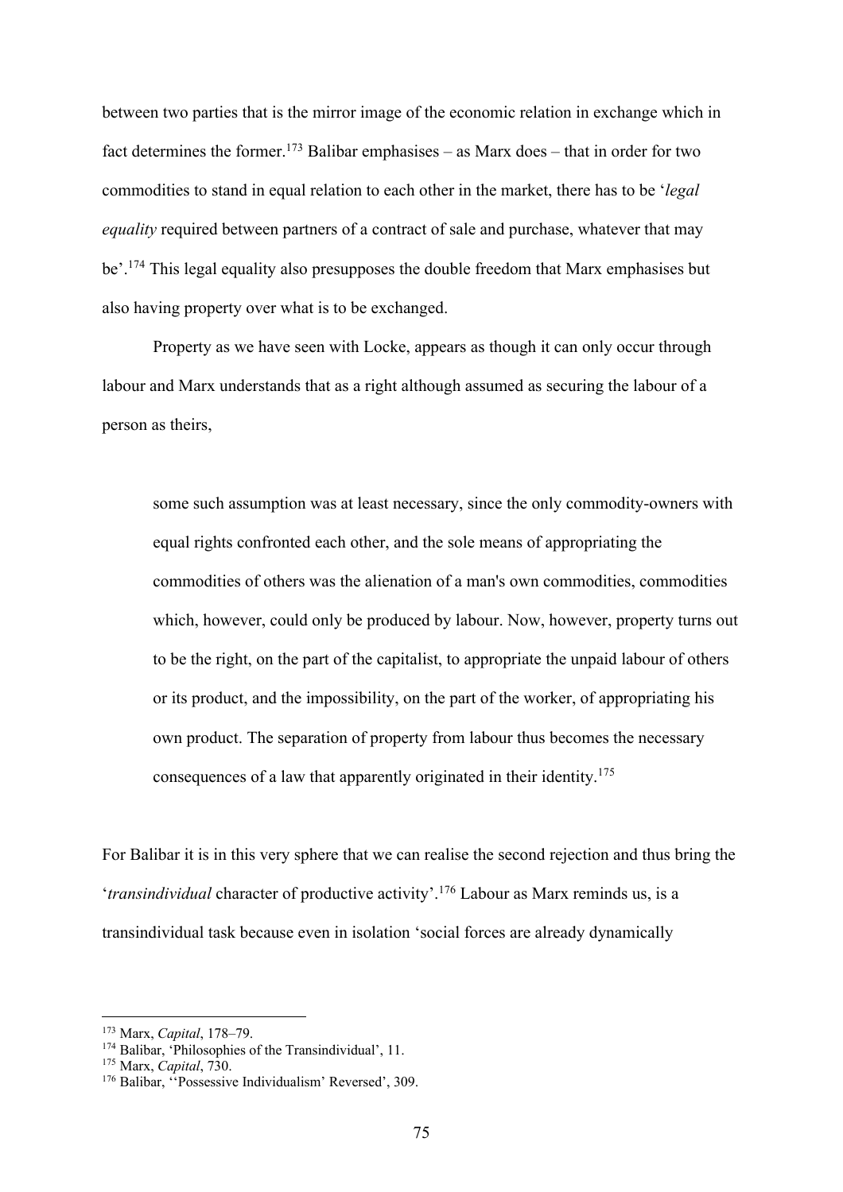between two parties that is the mirror image of the economic relation in exchange which in fact determines the former.[173] Balibar emphasises – as Marx does – that in order for two commodities to stand in equal relation to each other in the market, there has to be '*legal equality* required between partners of a contract of sale and purchase, whatever that may be'.[174] This legal equality also presupposes the double freedom that Marx emphasises but also having property over what is to be exchanged.

Property as we have seen with Locke, appears as though it can only occur through labour and Marx understands that as a right although assumed as securing the labour of a person as theirs,

> some such assumption was at least necessary, since the only commodity-owners with equal rights confronted each other, and the sole means of appropriating the commodities of others was the alienation of a man's own commodities, commodities which, however, could only be produced by labour. Now, however, property turns out to be the right, on the part of the capitalist, to appropriate the unpaid labour of others or its product, and the impossibility, on the part of the worker, of appropriating his own product. The separation of property from labour thus becomes the necessary consequences of a law that apparently originated in their identity.[175]

For Balibar it is in this very sphere that we can realise the second rejection and thus bring the '*transindividual* character of productive activity'.[176] Labour as Marx reminds us, is a transindividual task because even in isolation 'social forces are already dynamically

---

[173] Marx, *Capital*, 178–79.
[174] Balibar, 'Philosophies of the Transindividual', 11.
[175] Marx, *Capital*, 730.
[176] Balibar, ''Possessive Individualism' Reversed', 309.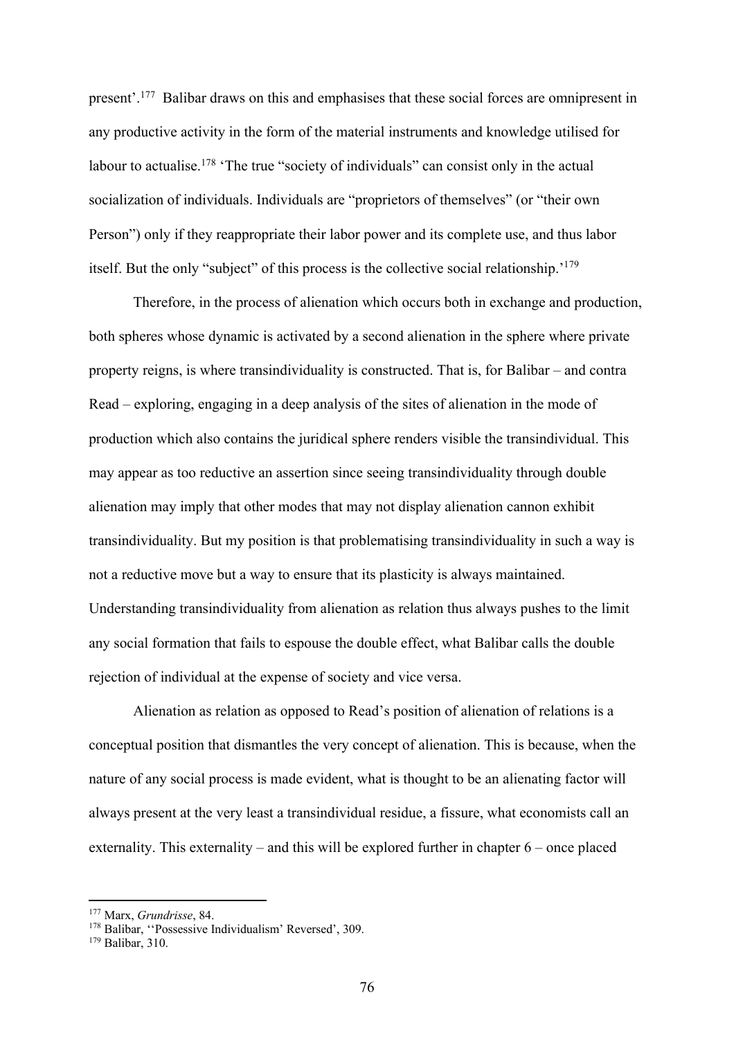present'.[177] Balibar draws on this and emphasises that these social forces are omnipresent in any productive activity in the form of the material instruments and knowledge utilised for labour to actualise.[178] 'The true "society of individuals" can consist only in the actual socialization of individuals. Individuals are "proprietors of themselves" (or "their own Person") only if they reappropriate their labor power and its complete use, and thus labor itself. But the only "subject" of this process is the collective social relationship.'[179]

Therefore, in the process of alienation which occurs both in exchange and production, both spheres whose dynamic is activated by a second alienation in the sphere where private property reigns, is where transindividuality is constructed. That is, for Balibar – and contra Read – exploring, engaging in a deep analysis of the sites of alienation in the mode of production which also contains the juridical sphere renders visible the transindividual. This may appear as too reductive an assertion since seeing transindividuality through double alienation may imply that other modes that may not display alienation cannon exhibit transindividuality. But my position is that problematising transindividuality in such a way is not a reductive move but a way to ensure that its plasticity is always maintained. Understanding transindividuality from alienation as relation thus always pushes to the limit any social formation that fails to espouse the double effect, what Balibar calls the double rejection of individual at the expense of society and vice versa.

Alienation as relation as opposed to Read's position of alienation of relations is a conceptual position that dismantles the very concept of alienation. This is because, when the nature of any social process is made evident, what is thought to be an alienating factor will always present at the very least a transindividual residue, a fissure, what economists call an externality. This externality – and this will be explored further in chapter 6 – once placed

---

[177] Marx, *Grundrisse*, 84.

[178] Balibar, ''Possessive Individualism' Reversed', 309.

[179] Balibar, 310.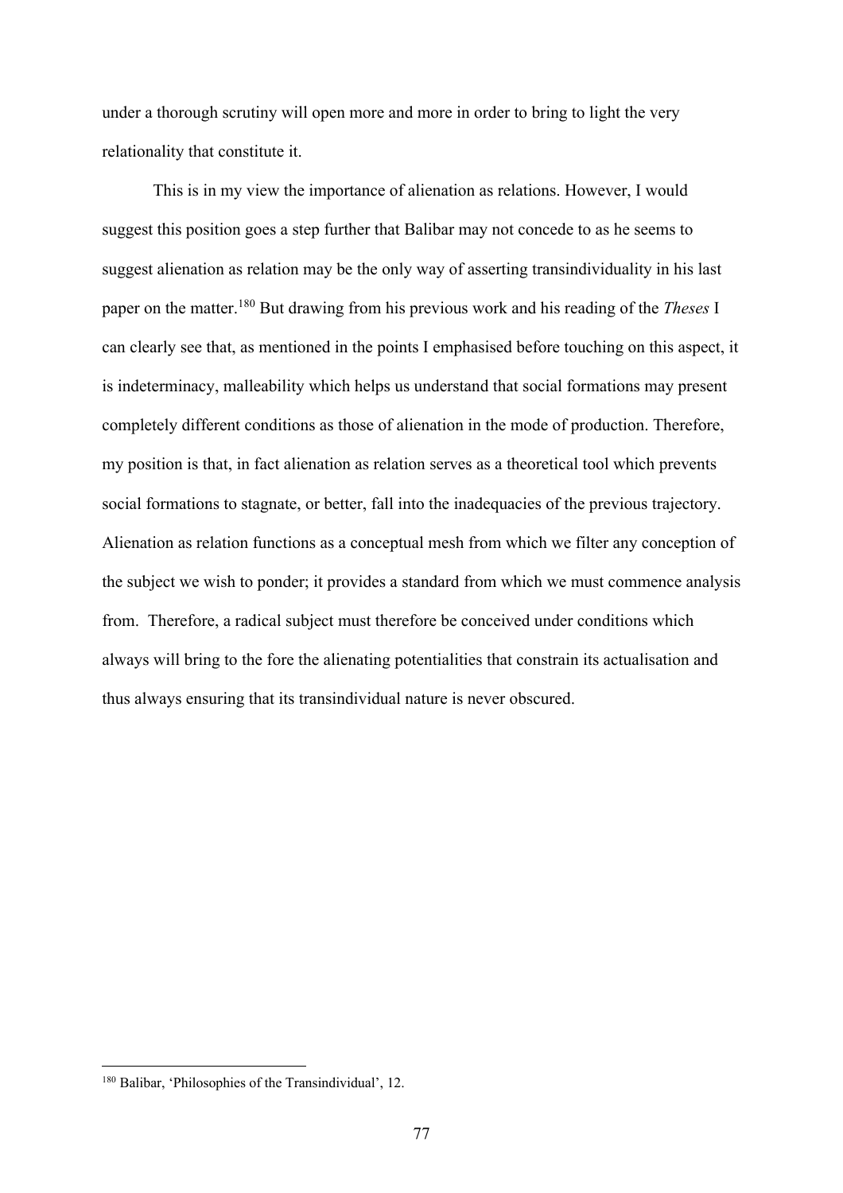under a thorough scrutiny will open more and more in order to bring to light the very relationality that constitute it.

This is in my view the importance of alienation as relations. However, I would suggest this position goes a step further that Balibar may not concede to as he seems to suggest alienation as relation may be the only way of asserting transindividuality in his last paper on the matter.[180] But drawing from his previous work and his reading of the *Theses* I can clearly see that, as mentioned in the points I emphasised before touching on this aspect, it is indeterminacy, malleability which helps us understand that social formations may present completely different conditions as those of alienation in the mode of production. Therefore, my position is that, in fact alienation as relation serves as a theoretical tool which prevents social formations to stagnate, or better, fall into the inadequacies of the previous trajectory. Alienation as relation functions as a conceptual mesh from which we filter any conception of the subject we wish to ponder; it provides a standard from which we must commence analysis from. Therefore, a radical subject must therefore be conceived under conditions which always will bring to the fore the alienating potentialities that constrain its actualisation and thus always ensuring that its transindividual nature is never obscured.

[180] Balibar, 'Philosophies of the Transindividual', 12.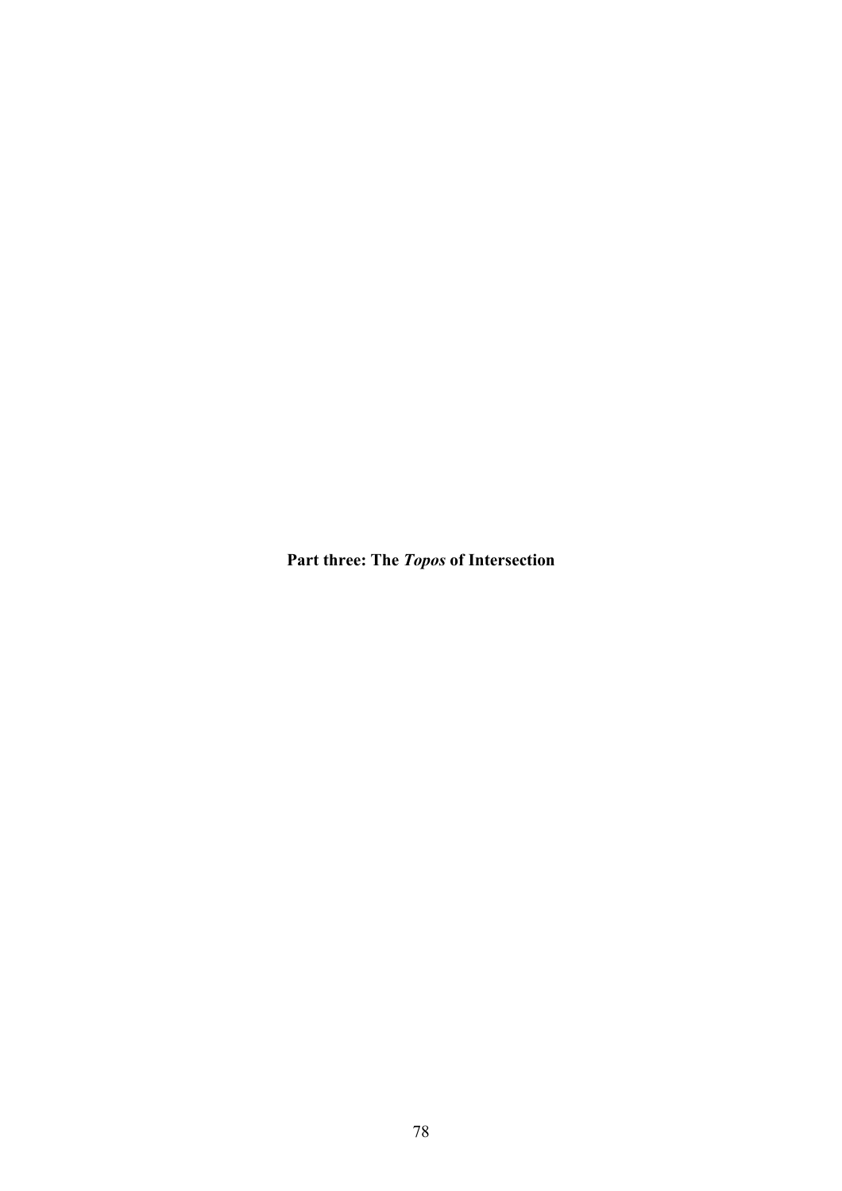# Part three: The *Topos* of Intersection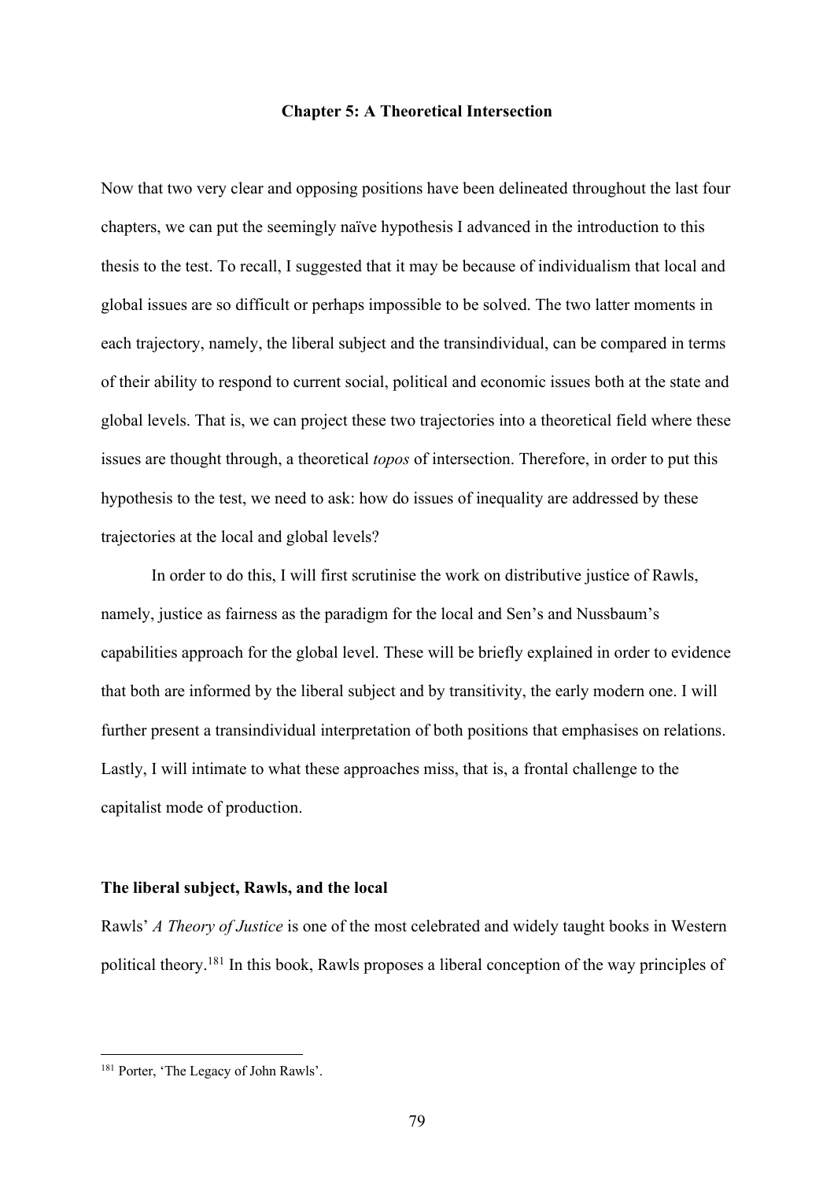## Chapter 5: A Theoretical Intersection

Now that two very clear and opposing positions have been delineated throughout the last four chapters, we can put the seemingly naïve hypothesis I advanced in the introduction to this thesis to the test. To recall, I suggested that it may be because of individualism that local and global issues are so difficult or perhaps impossible to be solved. The two latter moments in each trajectory, namely, the liberal subject and the transindividual, can be compared in terms of their ability to respond to current social, political and economic issues both at the state and global levels. That is, we can project these two trajectories into a theoretical field where these issues are thought through, a theoretical *topos* of intersection. Therefore, in order to put this hypothesis to the test, we need to ask: how do issues of inequality are addressed by these trajectories at the local and global levels?

In order to do this, I will first scrutinise the work on distributive justice of Rawls, namely, justice as fairness as the paradigm for the local and Sen's and Nussbaum's capabilities approach for the global level. These will be briefly explained in order to evidence that both are informed by the liberal subject and by transitivity, the early modern one. I will further present a transindividual interpretation of both positions that emphasises on relations. Lastly, I will intimate to what these approaches miss, that is, a frontal challenge to the capitalist mode of production.

### The liberal subject, Rawls, and the local

Rawls' *A Theory of Justice* is one of the most celebrated and widely taught books in Western political theory.[181] In this book, Rawls proposes a liberal conception of the way principles of

[181] Porter, 'The Legacy of John Rawls'.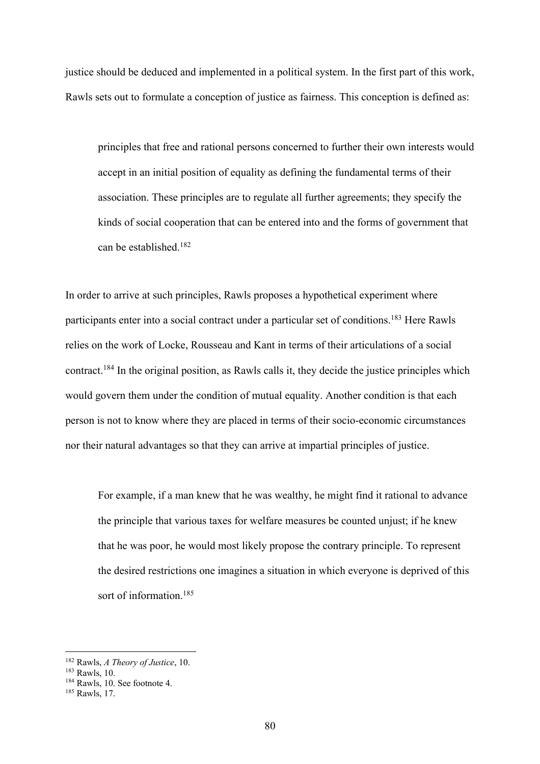justice should be deduced and implemented in a political system. In the first part of this work, Rawls sets out to formulate a conception of justice as fairness. This conception is defined as:

> principles that free and rational persons concerned to further their own interests would accept in an initial position of equality as defining the fundamental terms of their association. These principles are to regulate all further agreements; they specify the kinds of social cooperation that can be entered into and the forms of government that can be established.[182]

In order to arrive at such principles, Rawls proposes a hypothetical experiment where participants enter into a social contract under a particular set of conditions.[183] Here Rawls relies on the work of Locke, Rousseau and Kant in terms of their articulations of a social contract.[184] In the original position, as Rawls calls it, they decide the justice principles which would govern them under the condition of mutual equality. Another condition is that each person is not to know where they are placed in terms of their socio-economic circumstances nor their natural advantages so that they can arrive at impartial principles of justice.

> For example, if a man knew that he was wealthy, he might find it rational to advance the principle that various taxes for welfare measures be counted unjust; if he knew that he was poor, he would most likely propose the contrary principle. To represent the desired restrictions one imagines a situation in which everyone is deprived of this sort of information.[185]

---

[182] Rawls, *A Theory of Justice*, 10.
[183] Rawls, 10.
[184] Rawls, 10. See footnote 4.
[185] Rawls, 17.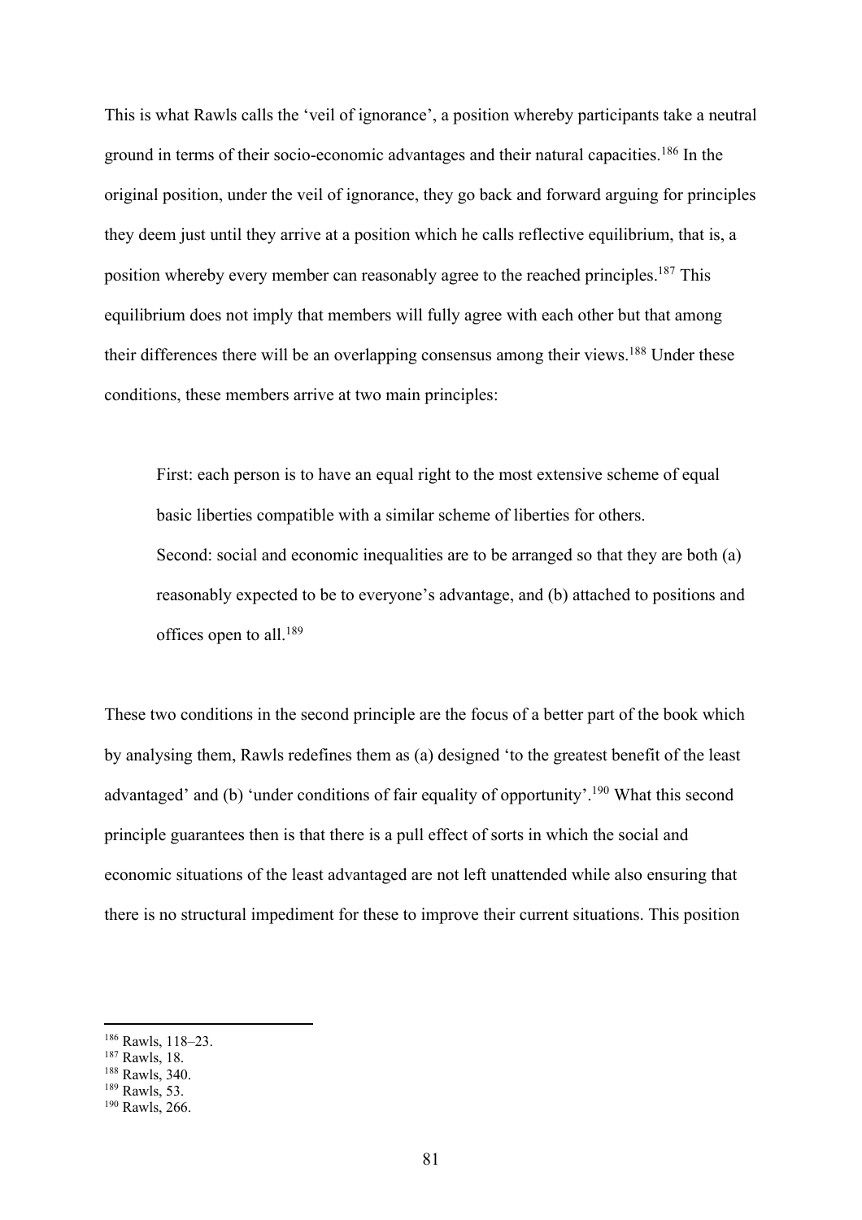This is what Rawls calls the 'veil of ignorance', a position whereby participants take a neutral ground in terms of their socio-economic advantages and their natural capacities.[186] In the original position, under the veil of ignorance, they go back and forward arguing for principles they deem just until they arrive at a position which he calls reflective equilibrium, that is, a position whereby every member can reasonably agree to the reached principles.[187] This equilibrium does not imply that members will fully agree with each other but that among their differences there will be an overlapping consensus among their views.[188] Under these conditions, these members arrive at two main principles:

> First: each person is to have an equal right to the most extensive scheme of equal basic liberties compatible with a similar scheme of liberties for others.
> Second: social and economic inequalities are to be arranged so that they are both (a) reasonably expected to be to everyone's advantage, and (b) attached to positions and offices open to all.[189]

These two conditions in the second principle are the focus of a better part of the book which by analysing them, Rawls redefines them as (a) designed 'to the greatest benefit of the least advantaged' and (b) 'under conditions of fair equality of opportunity'.[190] What this second principle guarantees then is that there is a pull effect of sorts in which the social and economic situations of the least advantaged are not left unattended while also ensuring that there is no structural impediment for these to improve their current situations. This position

---

[186] Rawls, 118–23.
[187] Rawls, 18.
[188] Rawls, 340.
[189] Rawls, 53.
[190] Rawls, 266.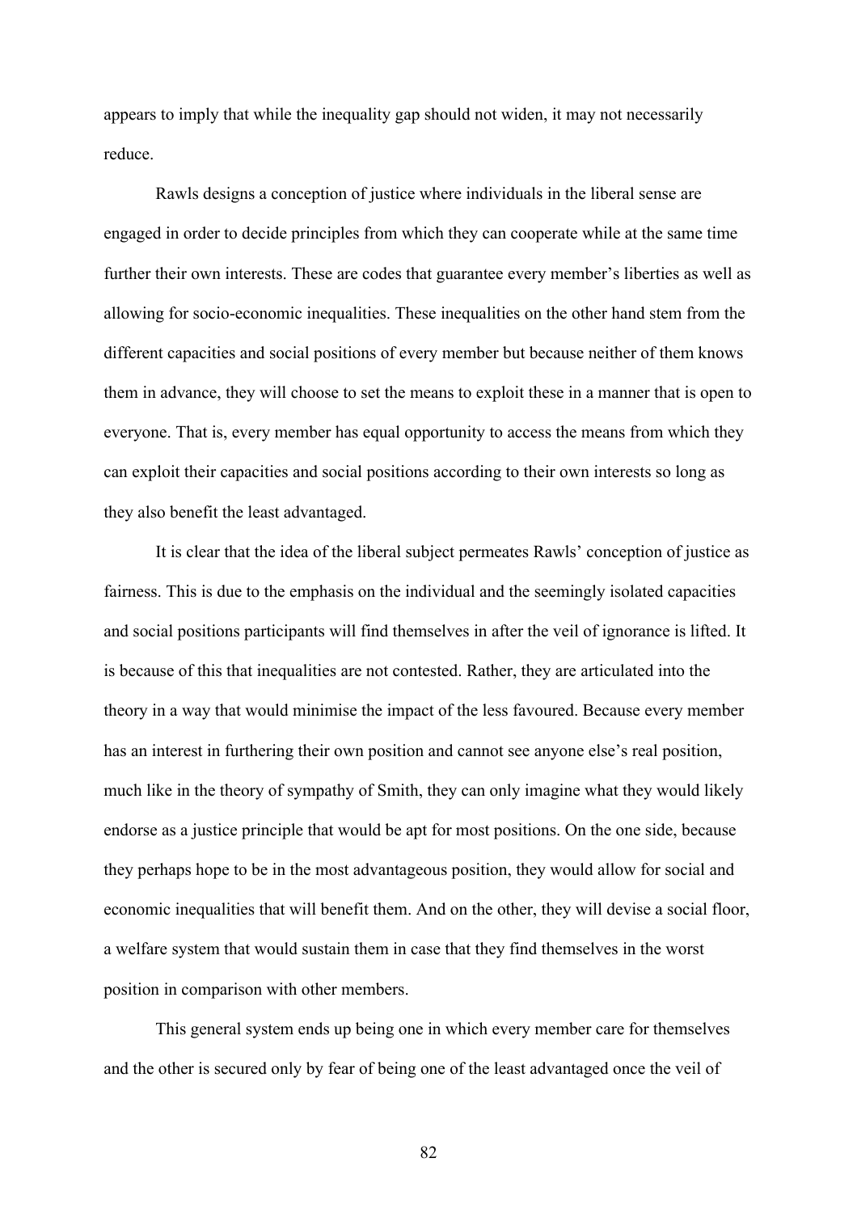appears to imply that while the inequality gap should not widen, it may not necessarily reduce.

Rawls designs a conception of justice where individuals in the liberal sense are engaged in order to decide principles from which they can cooperate while at the same time further their own interests. These are codes that guarantee every member's liberties as well as allowing for socio-economic inequalities. These inequalities on the other hand stem from the different capacities and social positions of every member but because neither of them knows them in advance, they will choose to set the means to exploit these in a manner that is open to everyone. That is, every member has equal opportunity to access the means from which they can exploit their capacities and social positions according to their own interests so long as they also benefit the least advantaged.

It is clear that the idea of the liberal subject permeates Rawls' conception of justice as fairness. This is due to the emphasis on the individual and the seemingly isolated capacities and social positions participants will find themselves in after the veil of ignorance is lifted. It is because of this that inequalities are not contested. Rather, they are articulated into the theory in a way that would minimise the impact of the less favoured. Because every member has an interest in furthering their own position and cannot see anyone else's real position, much like in the theory of sympathy of Smith, they can only imagine what they would likely endorse as a justice principle that would be apt for most positions. On the one side, because they perhaps hope to be in the most advantageous position, they would allow for social and economic inequalities that will benefit them. And on the other, they will devise a social floor, a welfare system that would sustain them in case that they find themselves in the worst position in comparison with other members.

This general system ends up being one in which every member care for themselves and the other is secured only by fear of being one of the least advantaged once the veil of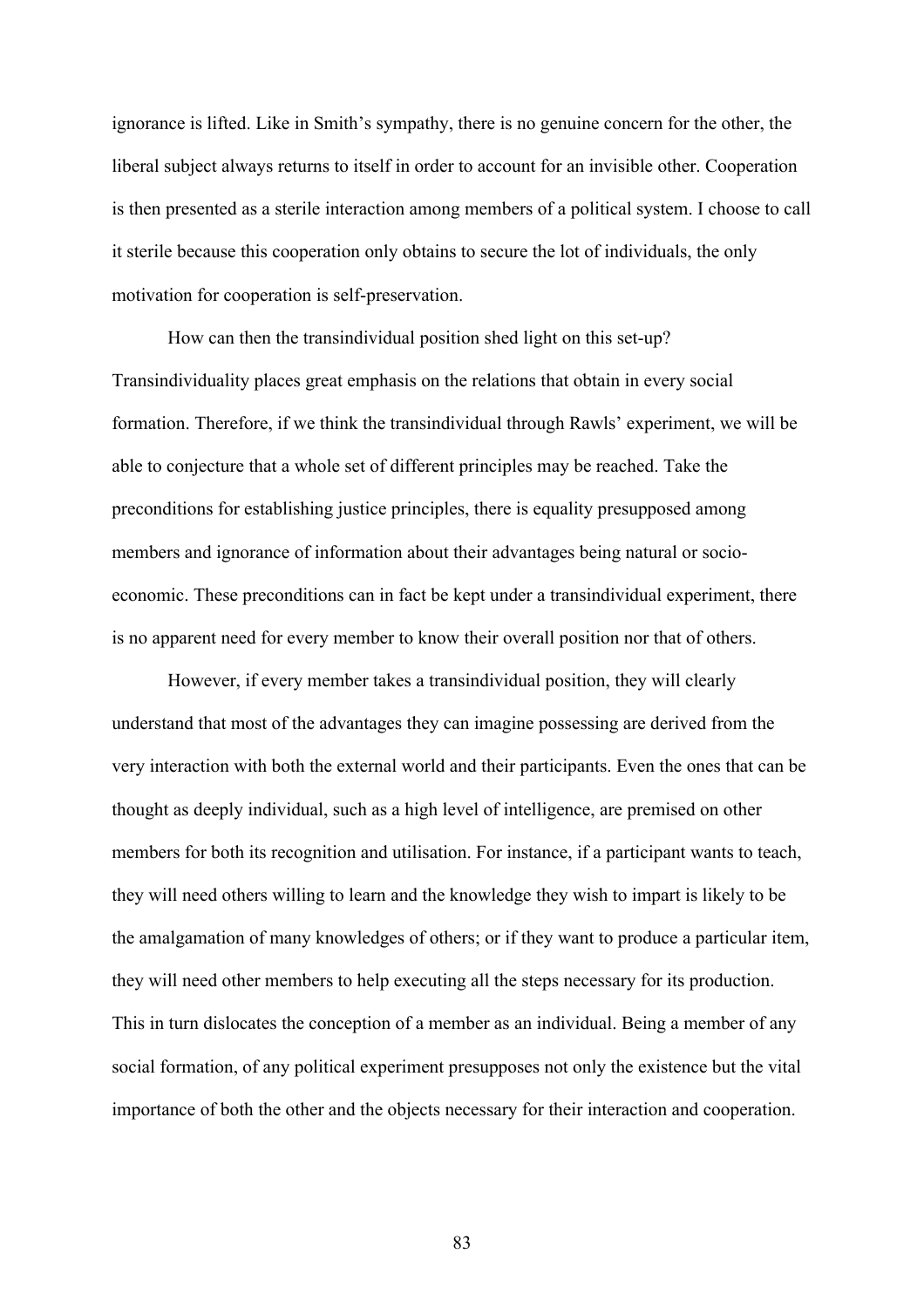ignorance is lifted. Like in Smith's sympathy, there is no genuine concern for the other, the liberal subject always returns to itself in order to account for an invisible other. Cooperation is then presented as a sterile interaction among members of a political system. I choose to call it sterile because this cooperation only obtains to secure the lot of individuals, the only motivation for cooperation is self-preservation.

How can then the transindividual position shed light on this set-up? Transindividuality places great emphasis on the relations that obtain in every social formation. Therefore, if we think the transindividual through Rawls' experiment, we will be able to conjecture that a whole set of different principles may be reached. Take the preconditions for establishing justice principles, there is equality presupposed among members and ignorance of information about their advantages being natural or socio-economic. These preconditions can in fact be kept under a transindividual experiment, there is no apparent need for every member to know their overall position nor that of others.

However, if every member takes a transindividual position, they will clearly understand that most of the advantages they can imagine possessing are derived from the very interaction with both the external world and their participants. Even the ones that can be thought as deeply individual, such as a high level of intelligence, are premised on other members for both its recognition and utilisation. For instance, if a participant wants to teach, they will need others willing to learn and the knowledge they wish to impart is likely to be the amalgamation of many knowledges of others; or if they want to produce a particular item, they will need other members to help executing all the steps necessary for its production. This in turn dislocates the conception of a member as an individual. Being a member of any social formation, of any political experiment presupposes not only the existence but the vital importance of both the other and the objects necessary for their interaction and cooperation.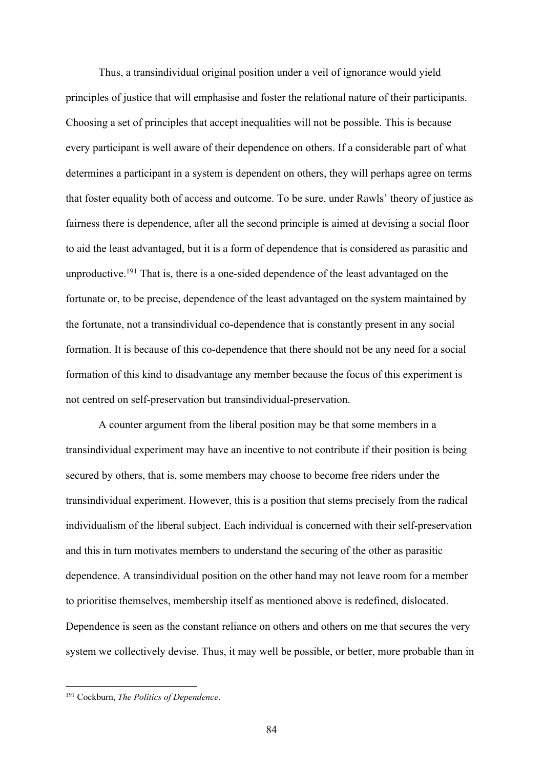Thus, a transindividual original position under a veil of ignorance would yield principles of justice that will emphasise and foster the relational nature of their participants. Choosing a set of principles that accept inequalities will not be possible. This is because every participant is well aware of their dependence on others. If a considerable part of what determines a participant in a system is dependent on others, they will perhaps agree on terms that foster equality both of access and outcome. To be sure, under Rawls' theory of justice as fairness there is dependence, after all the second principle is aimed at devising a social floor to aid the least advantaged, but it is a form of dependence that is considered as parasitic and unproductive.[191] That is, there is a one-sided dependence of the least advantaged on the fortunate or, to be precise, dependence of the least advantaged on the system maintained by the fortunate, not a transindividual co-dependence that is constantly present in any social formation. It is because of this co-dependence that there should not be any need for a social formation of this kind to disadvantage any member because the focus of this experiment is not centred on self-preservation but transindividual-preservation.

A counter argument from the liberal position may be that some members in a transindividual experiment may have an incentive to not contribute if their position is being secured by others, that is, some members may choose to become free riders under the transindividual experiment. However, this is a position that stems precisely from the radical individualism of the liberal subject. Each individual is concerned with their self-preservation and this in turn motivates members to understand the securing of the other as parasitic dependence. A transindividual position on the other hand may not leave room for a member to prioritise themselves, membership itself as mentioned above is redefined, dislocated. Dependence is seen as the constant reliance on others and others on me that secures the very system we collectively devise. Thus, it may well be possible, or better, more probable than in

[191] Cockburn, *The Politics of Dependence*.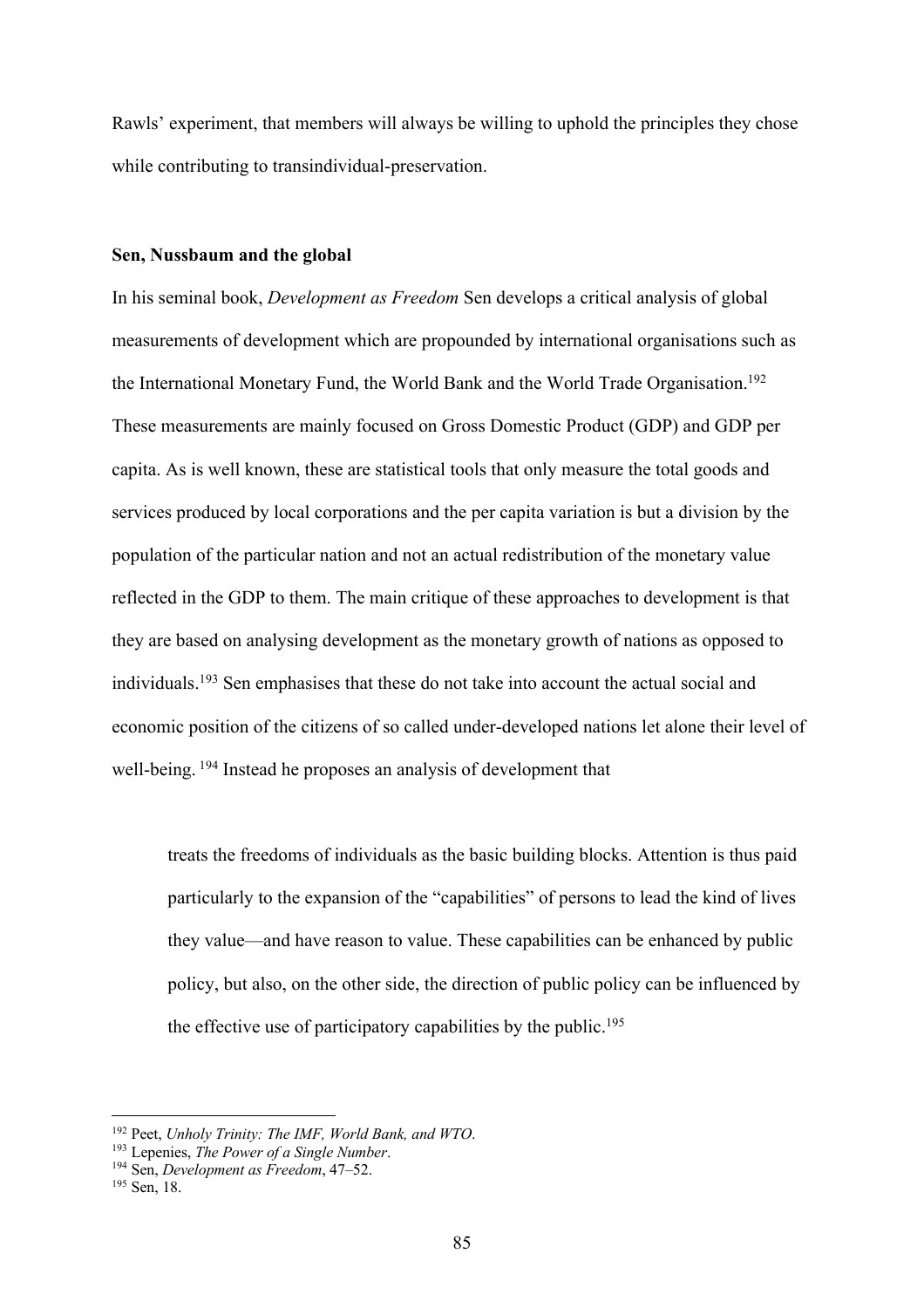Rawls' experiment, that members will always be willing to uphold the principles they chose while contributing to transindividual-preservation.

### Sen, Nussbaum and the global

In his seminal book, *Development as Freedom* Sen develops a critical analysis of global measurements of development which are propounded by international organisations such as the International Monetary Fund, the World Bank and the World Trade Organisation.[192] These measurements are mainly focused on Gross Domestic Product (GDP) and GDP per capita. As is well known, these are statistical tools that only measure the total goods and services produced by local corporations and the per capita variation is but a division by the population of the particular nation and not an actual redistribution of the monetary value reflected in the GDP to them. The main critique of these approaches to development is that they are based on analysing development as the monetary growth of nations as opposed to individuals.[193] Sen emphasises that these do not take into account the actual social and economic position of the citizens of so called under-developed nations let alone their level of well-being.[194] Instead he proposes an analysis of development that

> treats the freedoms of individuals as the basic building blocks. Attention is thus paid particularly to the expansion of the "capabilities" of persons to lead the kind of lives they value—and have reason to value. These capabilities can be enhanced by public policy, but also, on the other side, the direction of public policy can be influenced by the effective use of participatory capabilities by the public.[195]

---

[192] Peet, *Unholy Trinity: The IMF, World Bank, and WTO*.

[193] Lepenies, *The Power of a Single Number*.

[194] Sen, *Development as Freedom*, 47–52.

[195] Sen, 18.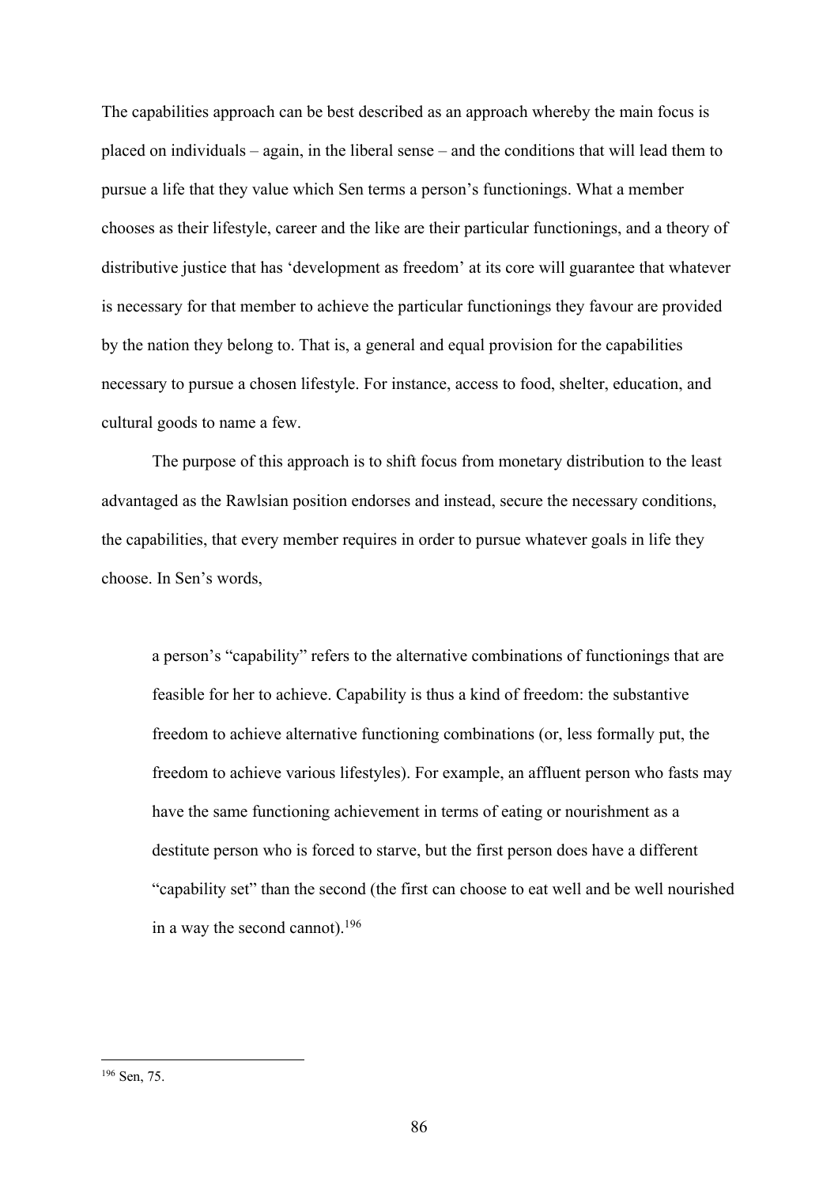The capabilities approach can be best described as an approach whereby the main focus is placed on individuals – again, in the liberal sense – and the conditions that will lead them to pursue a life that they value which Sen terms a person's functionings. What a member chooses as their lifestyle, career and the like are their particular functionings, and a theory of distributive justice that has 'development as freedom' at its core will guarantee that whatever is necessary for that member to achieve the particular functionings they favour are provided by the nation they belong to. That is, a general and equal provision for the capabilities necessary to pursue a chosen lifestyle. For instance, access to food, shelter, education, and cultural goods to name a few.

The purpose of this approach is to shift focus from monetary distribution to the least advantaged as the Rawlsian position endorses and instead, secure the necessary conditions, the capabilities, that every member requires in order to pursue whatever goals in life they choose. In Sen's words,

> a person's "capability" refers to the alternative combinations of functionings that are feasible for her to achieve. Capability is thus a kind of freedom: the substantive freedom to achieve alternative functioning combinations (or, less formally put, the freedom to achieve various lifestyles). For example, an affluent person who fasts may have the same functioning achievement in terms of eating or nourishment as a destitute person who is forced to starve, but the first person does have a different "capability set" than the second (the first can choose to eat well and be well nourished in a way the second cannot).[196]

---

[196] Sen, 75.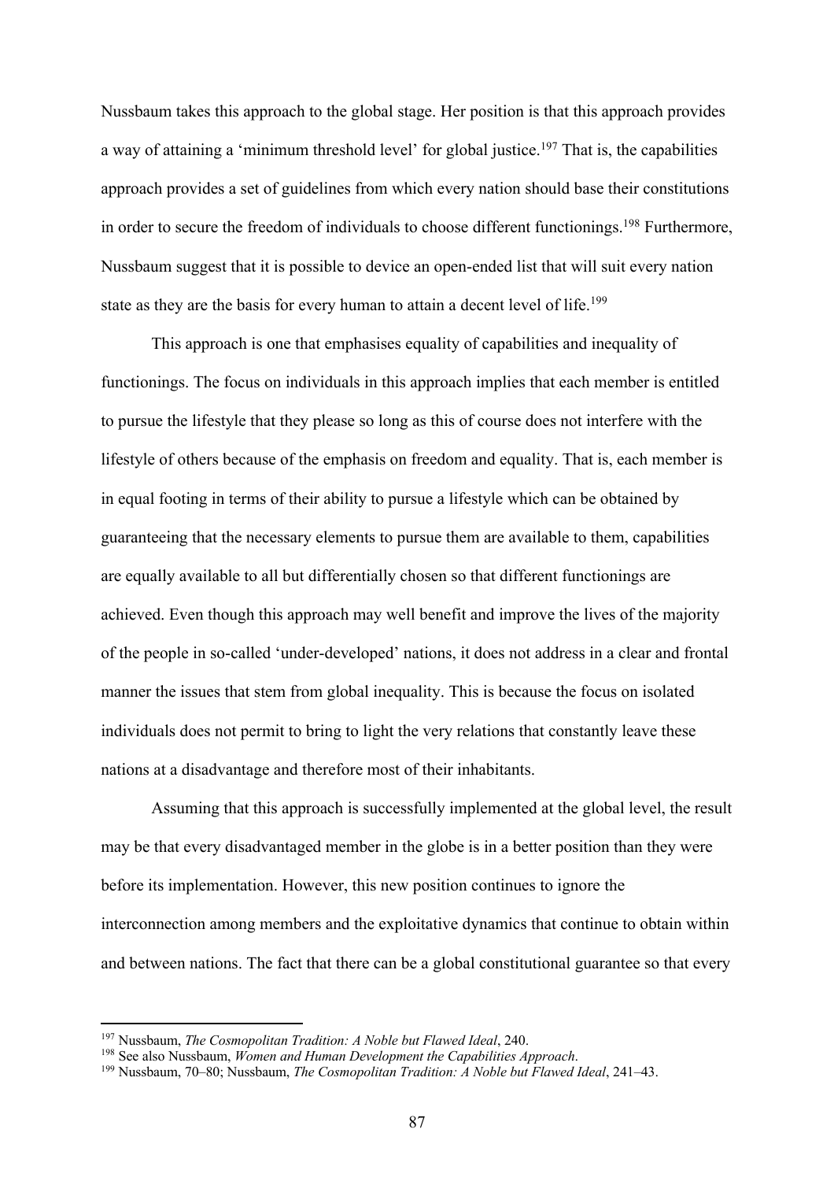Nussbaum takes this approach to the global stage. Her position is that this approach provides a way of attaining a 'minimum threshold level' for global justice.[197] That is, the capabilities approach provides a set of guidelines from which every nation should base their constitutions in order to secure the freedom of individuals to choose different functionings.[198] Furthermore, Nussbaum suggest that it is possible to device an open-ended list that will suit every nation state as they are the basis for every human to attain a decent level of life.[199]

This approach is one that emphasises equality of capabilities and inequality of functionings. The focus on individuals in this approach implies that each member is entitled to pursue the lifestyle that they please so long as this of course does not interfere with the lifestyle of others because of the emphasis on freedom and equality. That is, each member is in equal footing in terms of their ability to pursue a lifestyle which can be obtained by guaranteeing that the necessary elements to pursue them are available to them, capabilities are equally available to all but differentially chosen so that different functionings are achieved. Even though this approach may well benefit and improve the lives of the majority of the people in so-called 'under-developed' nations, it does not address in a clear and frontal manner the issues that stem from global inequality. This is because the focus on isolated individuals does not permit to bring to light the very relations that constantly leave these nations at a disadvantage and therefore most of their inhabitants.

Assuming that this approach is successfully implemented at the global level, the result may be that every disadvantaged member in the globe is in a better position than they were before its implementation. However, this new position continues to ignore the interconnection among members and the exploitative dynamics that continue to obtain within and between nations. The fact that there can be a global constitutional guarantee so that every

---

[197] Nussbaum, *The Cosmopolitan Tradition: A Noble but Flawed Ideal*, 240.

[198] See also Nussbaum, *Women and Human Development the Capabilities Approach*.

[199] Nussbaum, 70–80; Nussbaum, *The Cosmopolitan Tradition: A Noble but Flawed Ideal*, 241–43.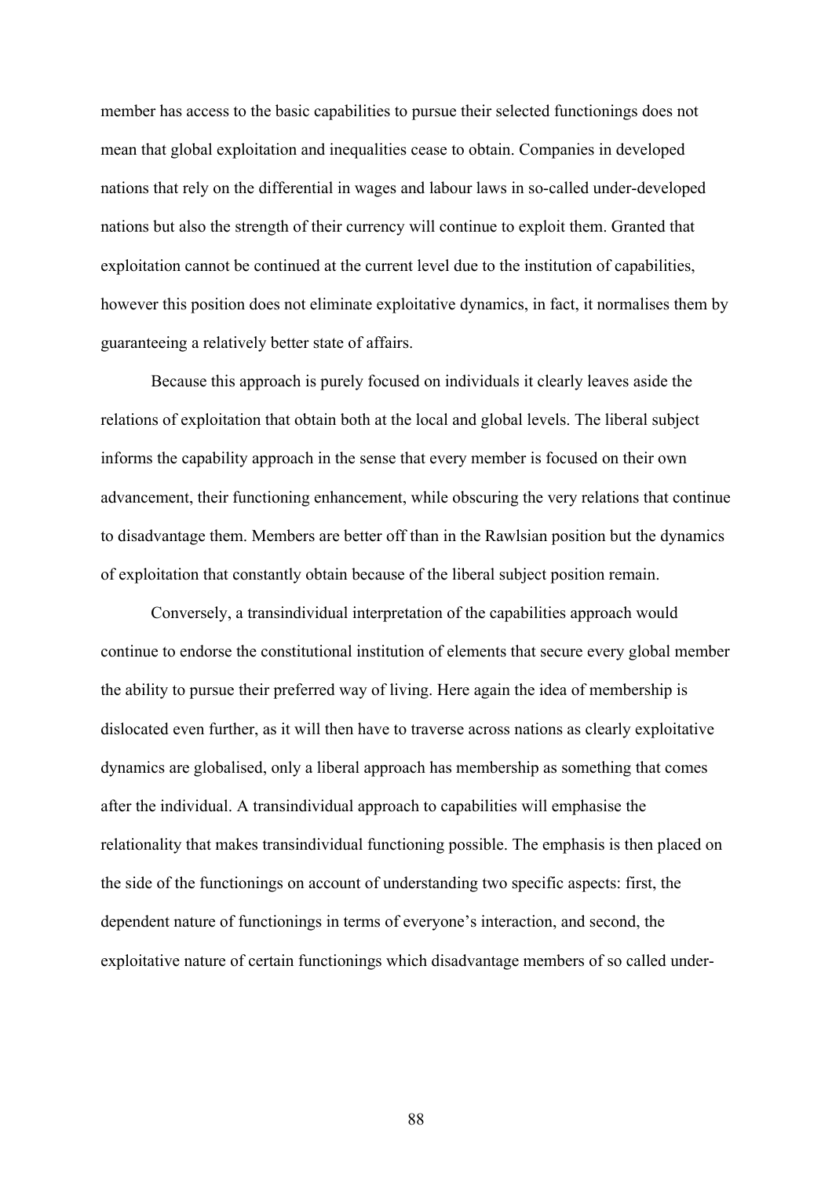member has access to the basic capabilities to pursue their selected functionings does not mean that global exploitation and inequalities cease to obtain. Companies in developed nations that rely on the differential in wages and labour laws in so-called under-developed nations but also the strength of their currency will continue to exploit them. Granted that exploitation cannot be continued at the current level due to the institution of capabilities, however this position does not eliminate exploitative dynamics, in fact, it normalises them by guaranteeing a relatively better state of affairs.

Because this approach is purely focused on individuals it clearly leaves aside the relations of exploitation that obtain both at the local and global levels. The liberal subject informs the capability approach in the sense that every member is focused on their own advancement, their functioning enhancement, while obscuring the very relations that continue to disadvantage them. Members are better off than in the Rawlsian position but the dynamics of exploitation that constantly obtain because of the liberal subject position remain.

Conversely, a transindividual interpretation of the capabilities approach would continue to endorse the constitutional institution of elements that secure every global member the ability to pursue their preferred way of living. Here again the idea of membership is dislocated even further, as it will then have to traverse across nations as clearly exploitative dynamics are globalised, only a liberal approach has membership as something that comes after the individual. A transindividual approach to capabilities will emphasise the relationality that makes transindividual functioning possible. The emphasis is then placed on the side of the functionings on account of understanding two specific aspects: first, the dependent nature of functionings in terms of everyone's interaction, and second, the exploitative nature of certain functionings which disadvantage members of so called under-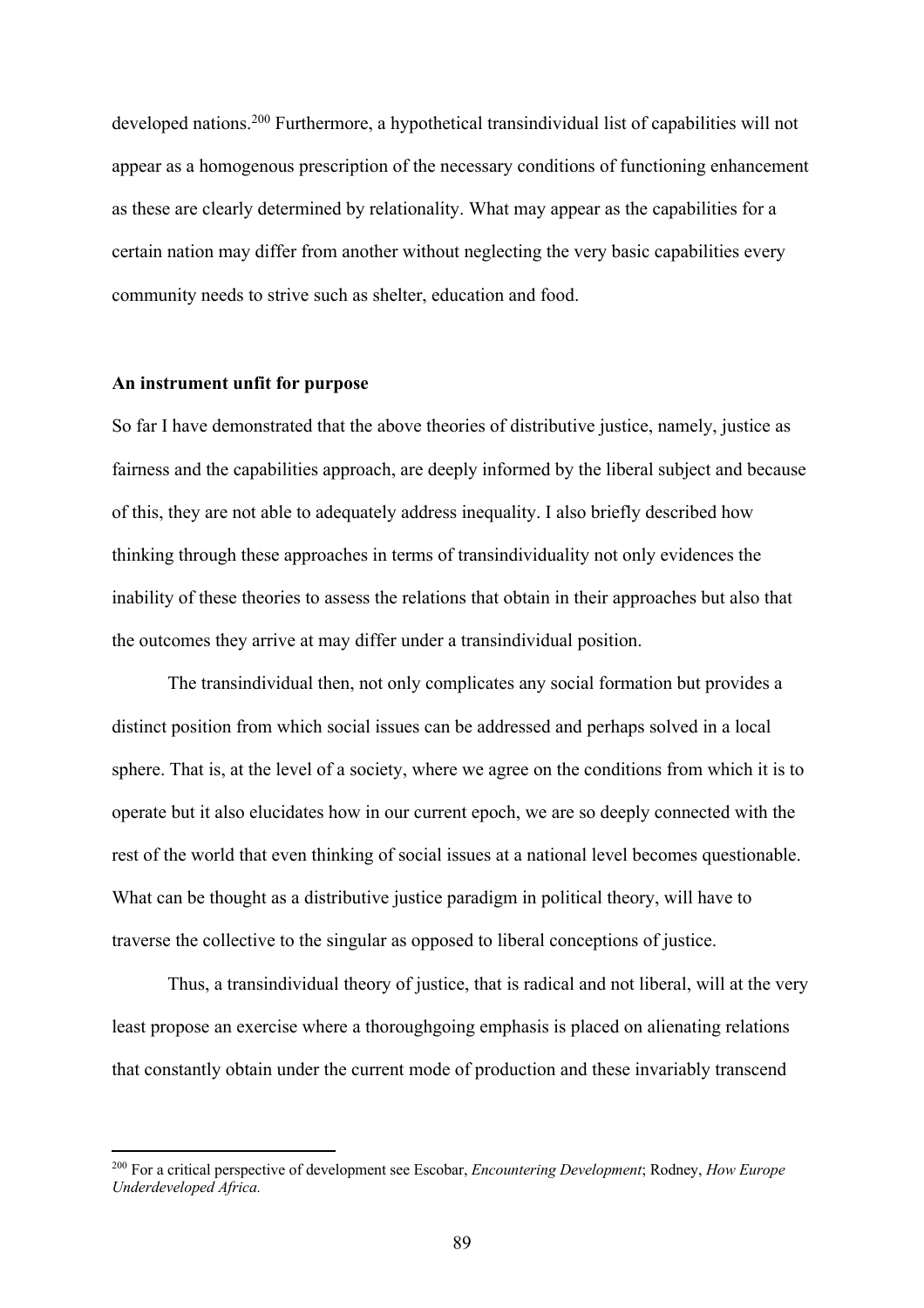developed nations.[200] Furthermore, a hypothetical transindividual list of capabilities will not appear as a homogenous prescription of the necessary conditions of functioning enhancement as these are clearly determined by relationality. What may appear as the capabilities for a certain nation may differ from another without neglecting the very basic capabilities every community needs to strive such as shelter, education and food.

**An instrument unfit for purpose**

So far I have demonstrated that the above theories of distributive justice, namely, justice as fairness and the capabilities approach, are deeply informed by the liberal subject and because of this, they are not able to adequately address inequality. I also briefly described how thinking through these approaches in terms of transindividuality not only evidences the inability of these theories to assess the relations that obtain in their approaches but also that the outcomes they arrive at may differ under a transindividual position.

The transindividual then, not only complicates any social formation but provides a distinct position from which social issues can be addressed and perhaps solved in a local sphere. That is, at the level of a society, where we agree on the conditions from which it is to operate but it also elucidates how in our current epoch, we are so deeply connected with the rest of the world that even thinking of social issues at a national level becomes questionable. What can be thought as a distributive justice paradigm in political theory, will have to traverse the collective to the singular as opposed to liberal conceptions of justice.

Thus, a transindividual theory of justice, that is radical and not liberal, will at the very least propose an exercise where a thoroughgoing emphasis is placed on alienating relations that constantly obtain under the current mode of production and these invariably transcend

[200] For a critical perspective of development see Escobar, *Encountering Development*; Rodney, *How Europe Underdeveloped Africa.*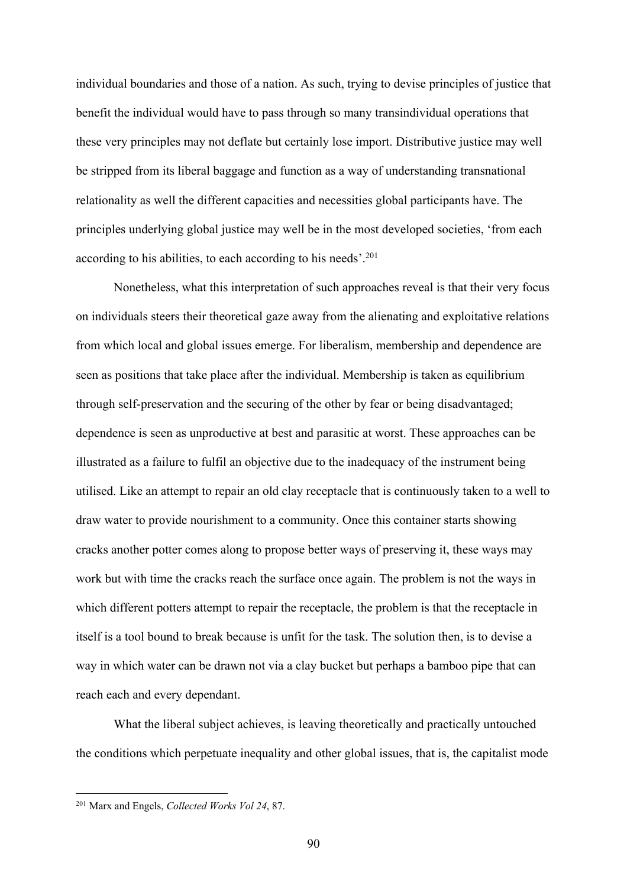individual boundaries and those of a nation. As such, trying to devise principles of justice that benefit the individual would have to pass through so many transindividual operations that these very principles may not deflate but certainly lose import. Distributive justice may well be stripped from its liberal baggage and function as a way of understanding transnational relationality as well the different capacities and necessities global participants have. The principles underlying global justice may well be in the most developed societies, 'from each according to his abilities, to each according to his needs'.[201]

Nonetheless, what this interpretation of such approaches reveal is that their very focus on individuals steers their theoretical gaze away from the alienating and exploitative relations from which local and global issues emerge. For liberalism, membership and dependence are seen as positions that take place after the individual. Membership is taken as equilibrium through self-preservation and the securing of the other by fear or being disadvantaged; dependence is seen as unproductive at best and parasitic at worst. These approaches can be illustrated as a failure to fulfil an objective due to the inadequacy of the instrument being utilised. Like an attempt to repair an old clay receptacle that is continuously taken to a well to draw water to provide nourishment to a community. Once this container starts showing cracks another potter comes along to propose better ways of preserving it, these ways may work but with time the cracks reach the surface once again. The problem is not the ways in which different potters attempt to repair the receptacle, the problem is that the receptacle in itself is a tool bound to break because is unfit for the task. The solution then, is to devise a way in which water can be drawn not via a clay bucket but perhaps a bamboo pipe that can reach each and every dependant.

What the liberal subject achieves, is leaving theoretically and practically untouched the conditions which perpetuate inequality and other global issues, that is, the capitalist mode

---

[201] Marx and Engels, *Collected Works Vol 24*, 87.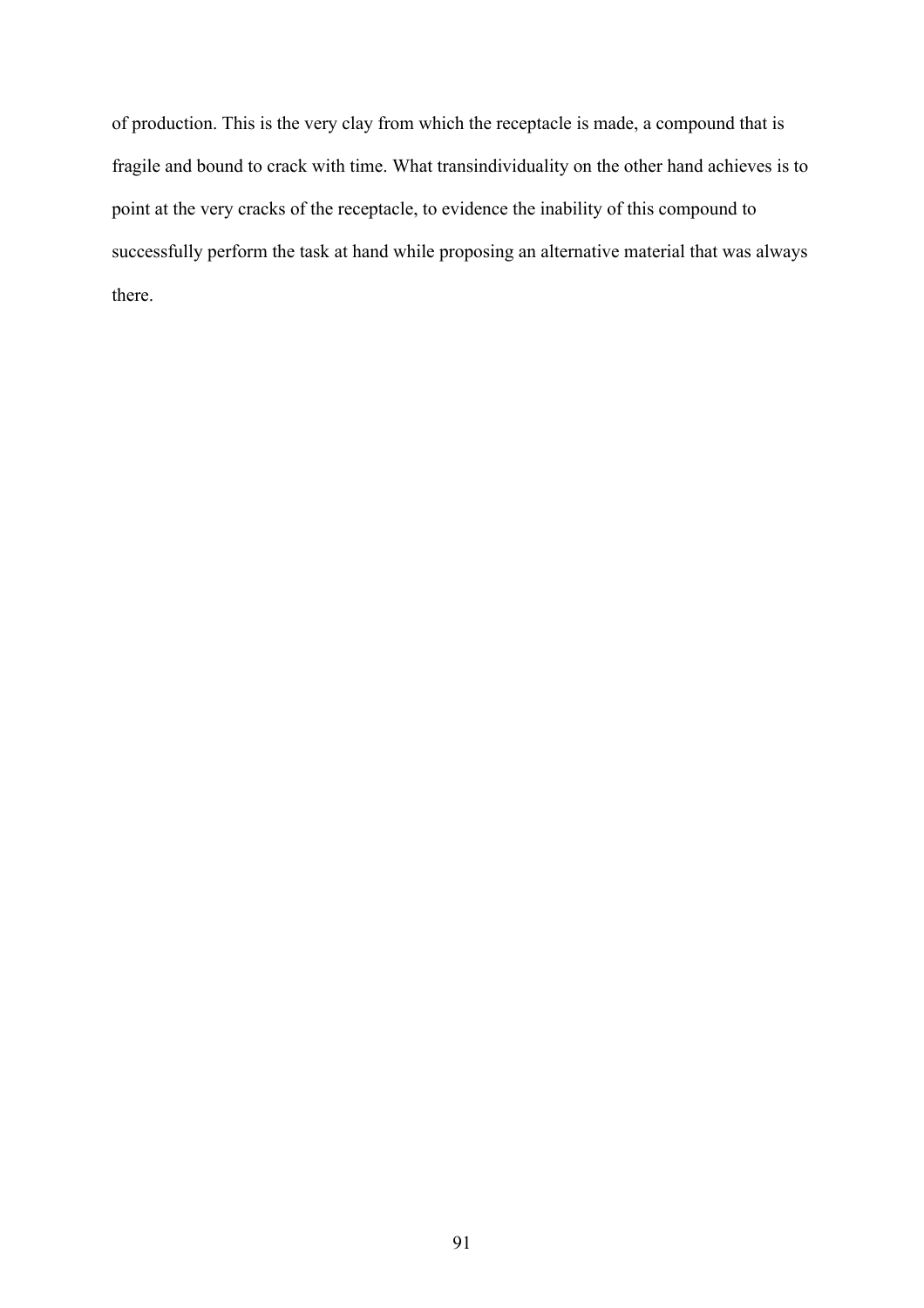of production. This is the very clay from which the receptacle is made, a compound that is fragile and bound to crack with time. What transindividuality on the other hand achieves is to point at the very cracks of the receptacle, to evidence the inability of this compound to successfully perform the task at hand while proposing an alternative material that was always there.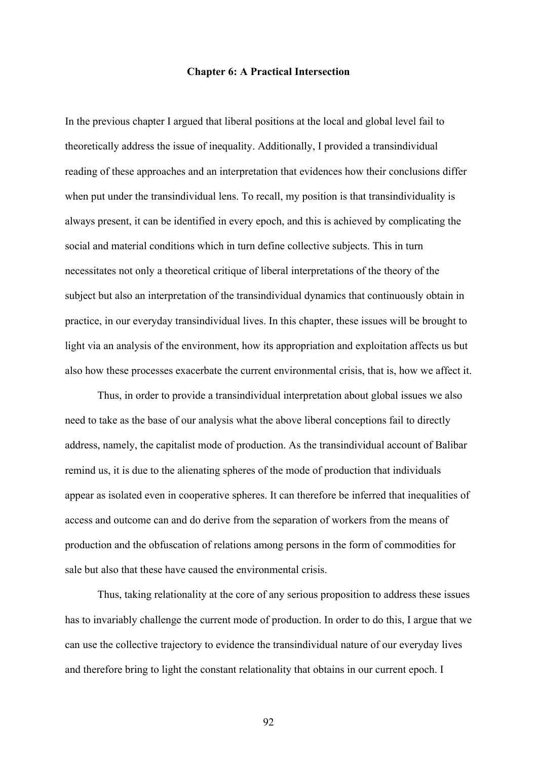## Chapter 6: A Practical Intersection

In the previous chapter I argued that liberal positions at the local and global level fail to theoretically address the issue of inequality. Additionally, I provided a transindividual reading of these approaches and an interpretation that evidences how their conclusions differ when put under the transindividual lens. To recall, my position is that transindividuality is always present, it can be identified in every epoch, and this is achieved by complicating the social and material conditions which in turn define collective subjects. This in turn necessitates not only a theoretical critique of liberal interpretations of the theory of the subject but also an interpretation of the transindividual dynamics that continuously obtain in practice, in our everyday transindividual lives. In this chapter, these issues will be brought to light via an analysis of the environment, how its appropriation and exploitation affects us but also how these processes exacerbate the current environmental crisis, that is, how we affect it.

Thus, in order to provide a transindividual interpretation about global issues we also need to take as the base of our analysis what the above liberal conceptions fail to directly address, namely, the capitalist mode of production. As the transindividual account of Balibar remind us, it is due to the alienating spheres of the mode of production that individuals appear as isolated even in cooperative spheres. It can therefore be inferred that inequalities of access and outcome can and do derive from the separation of workers from the means of production and the obfuscation of relations among persons in the form of commodities for sale but also that these have caused the environmental crisis.

Thus, taking relationality at the core of any serious proposition to address these issues has to invariably challenge the current mode of production. In order to do this, I argue that we can use the collective trajectory to evidence the transindividual nature of our everyday lives and therefore bring to light the constant relationality that obtains in our current epoch. I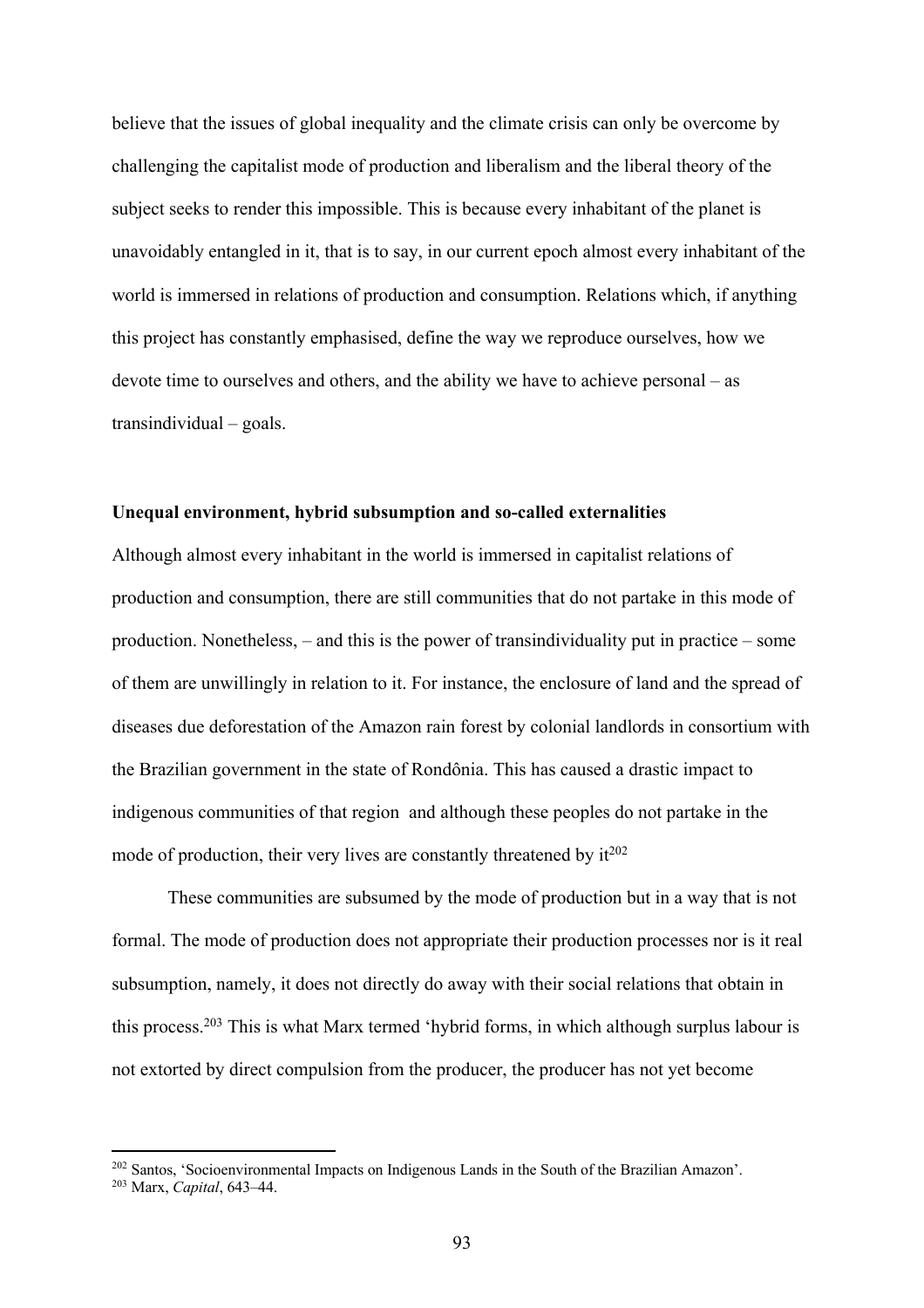believe that the issues of global inequality and the climate crisis can only be overcome by challenging the capitalist mode of production and liberalism and the liberal theory of the subject seeks to render this impossible. This is because every inhabitant of the planet is unavoidably entangled in it, that is to say, in our current epoch almost every inhabitant of the world is immersed in relations of production and consumption. Relations which, if anything this project has constantly emphasised, define the way we reproduce ourselves, how we devote time to ourselves and others, and the ability we have to achieve personal – as transindividual – goals.

**Unequal environment, hybrid subsumption and so-called externalities**

Although almost every inhabitant in the world is immersed in capitalist relations of production and consumption, there are still communities that do not partake in this mode of production. Nonetheless, – and this is the power of transindividuality put in practice – some of them are unwillingly in relation to it. For instance, the enclosure of land and the spread of diseases due deforestation of the Amazon rain forest by colonial landlords in consortium with the Brazilian government in the state of Rondônia. This has caused a drastic impact to indigenous communities of that region and although these peoples do not partake in the mode of production, their very lives are constantly threatened by it[202]

These communities are subsumed by the mode of production but in a way that is not formal. The mode of production does not appropriate their production processes nor is it real subsumption, namely, it does not directly do away with their social relations that obtain in this process.[203] This is what Marx termed 'hybrid forms, in which although surplus labour is not extorted by direct compulsion from the producer, the producer has not yet become

[202] Santos, 'Socioenvironmental Impacts on Indigenous Lands in the South of the Brazilian Amazon'.

[203] Marx, *Capital*, 643–44.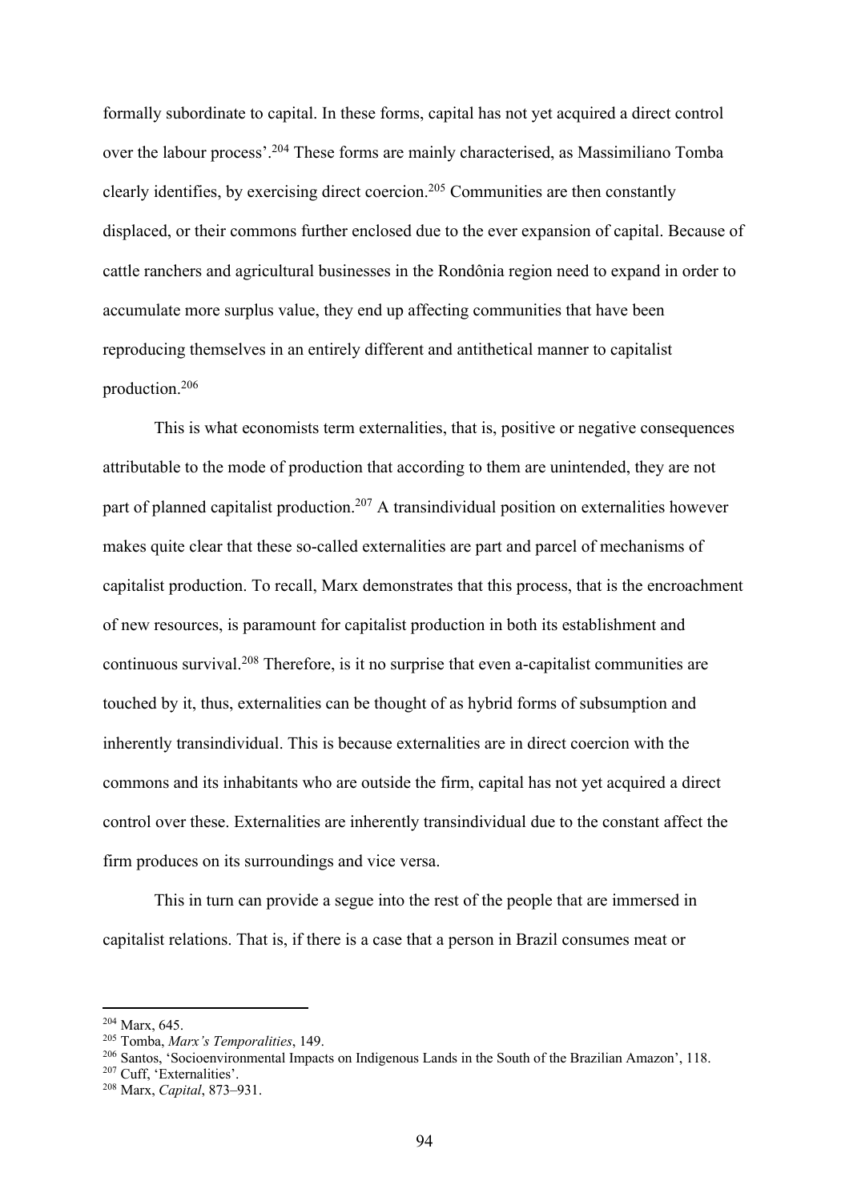formally subordinate to capital. In these forms, capital has not yet acquired a direct control over the labour process'.[204] These forms are mainly characterised, as Massimiliano Tomba clearly identifies, by exercising direct coercion.[205] Communities are then constantly displaced, or their commons further enclosed due to the ever expansion of capital. Because of cattle ranchers and agricultural businesses in the Rondônia region need to expand in order to accumulate more surplus value, they end up affecting communities that have been reproducing themselves in an entirely different and antithetical manner to capitalist production.[206]

This is what economists term externalities, that is, positive or negative consequences attributable to the mode of production that according to them are unintended, they are not part of planned capitalist production.[207] A transindividual position on externalities however makes quite clear that these so-called externalities are part and parcel of mechanisms of capitalist production. To recall, Marx demonstrates that this process, that is the encroachment of new resources, is paramount for capitalist production in both its establishment and continuous survival.[208] Therefore, is it no surprise that even a-capitalist communities are touched by it, thus, externalities can be thought of as hybrid forms of subsumption and inherently transindividual. This is because externalities are in direct coercion with the commons and its inhabitants who are outside the firm, capital has not yet acquired a direct control over these. Externalities are inherently transindividual due to the constant affect the firm produces on its surroundings and vice versa.

This in turn can provide a segue into the rest of the people that are immersed in capitalist relations. That is, if there is a case that a person in Brazil consumes meat or

---

[204] Marx, 645.

[205] Tomba, *Marx's Temporalities*, 149.

[206] Santos, 'Socioenvironmental Impacts on Indigenous Lands in the South of the Brazilian Amazon', 118.

[207] Cuff, 'Externalities'.

[208] Marx, *Capital*, 873–931.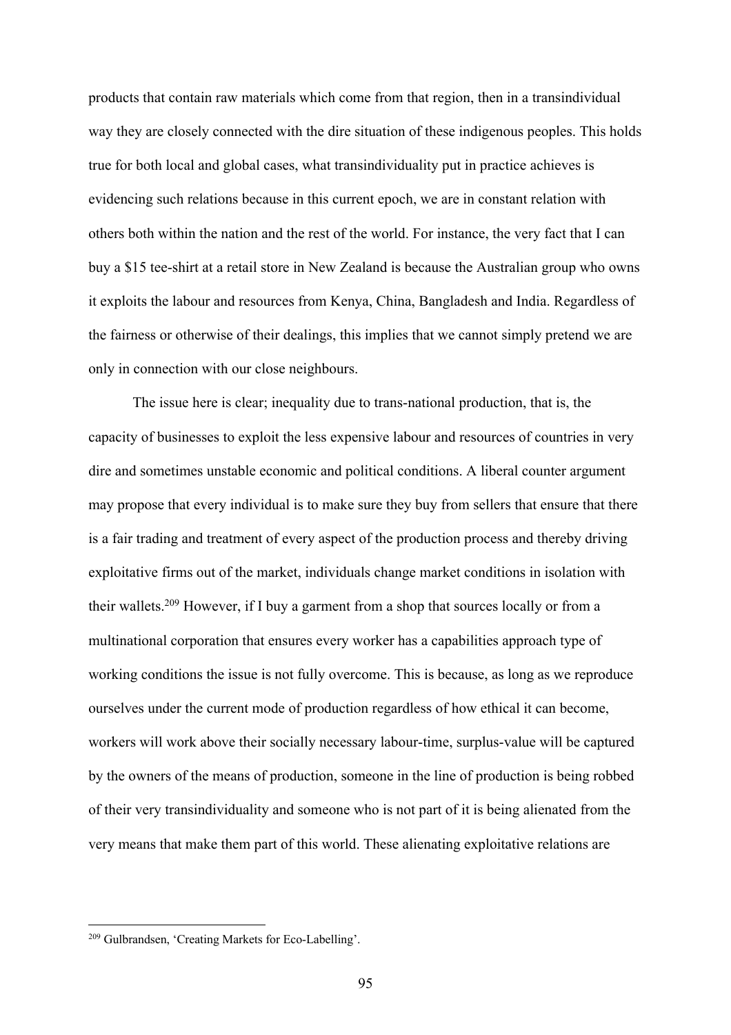products that contain raw materials which come from that region, then in a transindividual way they are closely connected with the dire situation of these indigenous peoples. This holds true for both local and global cases, what transindividuality put in practice achieves is evidencing such relations because in this current epoch, we are in constant relation with others both within the nation and the rest of the world. For instance, the very fact that I can buy a $15 tee-shirt at a retail store in New Zealand is because the Australian group who owns it exploits the labour and resources from Kenya, China, Bangladesh and India. Regardless of the fairness or otherwise of their dealings, this implies that we cannot simply pretend we are only in connection with our close neighbours.

The issue here is clear; inequality due to trans-national production, that is, the capacity of businesses to exploit the less expensive labour and resources of countries in very dire and sometimes unstable economic and political conditions. A liberal counter argument may propose that every individual is to make sure they buy from sellers that ensure that there is a fair trading and treatment of every aspect of the production process and thereby driving exploitative firms out of the market, individuals change market conditions in isolation with their wallets.[209] However, if I buy a garment from a shop that sources locally or from a multinational corporation that ensures every worker has a capabilities approach type of working conditions the issue is not fully overcome. This is because, as long as we reproduce ourselves under the current mode of production regardless of how ethical it can become, workers will work above their socially necessary labour-time, surplus-value will be captured by the owners of the means of production, someone in the line of production is being robbed of their very transindividuality and someone who is not part of it is being alienated from the very means that make them part of this world. These alienating exploitative relations are

[209] Gulbrandsen, 'Creating Markets for Eco-Labelling'.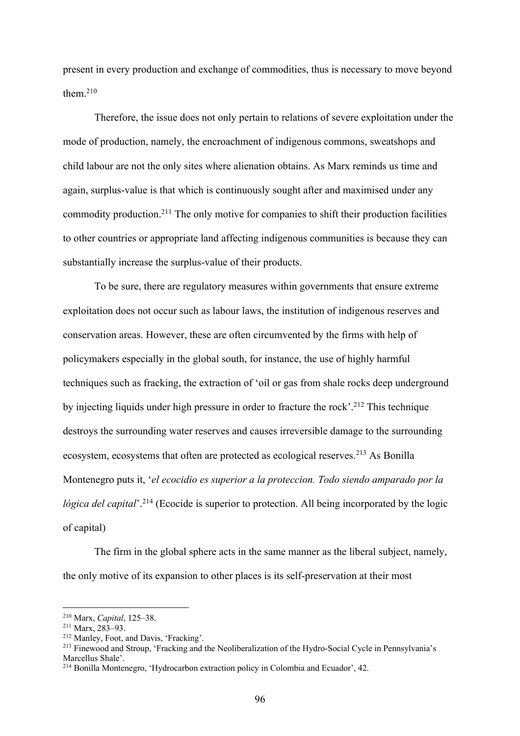present in every production and exchange of commodities, thus is necessary to move beyond them.[210]

Therefore, the issue does not only pertain to relations of severe exploitation under the mode of production, namely, the encroachment of indigenous commons, sweatshops and child labour are not the only sites where alienation obtains. As Marx reminds us time and again, surplus-value is that which is continuously sought after and maximised under any commodity production.[211] The only motive for companies to shift their production facilities to other countries or appropriate land affecting indigenous communities is because they can substantially increase the surplus-value of their products.

To be sure, there are regulatory measures within governments that ensure extreme exploitation does not occur such as labour laws, the institution of indigenous reserves and conservation areas. However, these are often circumvented by the firms with help of policymakers especially in the global south, for instance, the use of highly harmful techniques such as fracking, the extraction of 'oil or gas from shale rocks deep underground by injecting liquids under high pressure in order to fracture the rock'.[212] This technique destroys the surrounding water reserves and causes irreversible damage to the surrounding ecosystem, ecosystems that often are protected as ecological reserves.[213] As Bonilla Montenegro puts it, '*el ecocidio es superior a la proteccion. Todo siendo amparado por la lógica del capital*'.[214] (Ecocide is superior to protection. All being incorporated by the logic of capital)

The firm in the global sphere acts in the same manner as the liberal subject, namely, the only motive of its expansion to other places is its self-preservation at their most

---

[210] Marx, *Capital*, 125–38.

[211] Marx, 283–93.

[212] Manley, Foot, and Davis, 'Fracking'.

[213] Finewood and Stroup, 'Fracking and the Neoliberalization of the Hydro-Social Cycle in Pennsylvania's Marcellus Shale'.

[214] Bonilla Montenegro, 'Hydrocarbon extraction policy in Colombia and Ecuador', 42.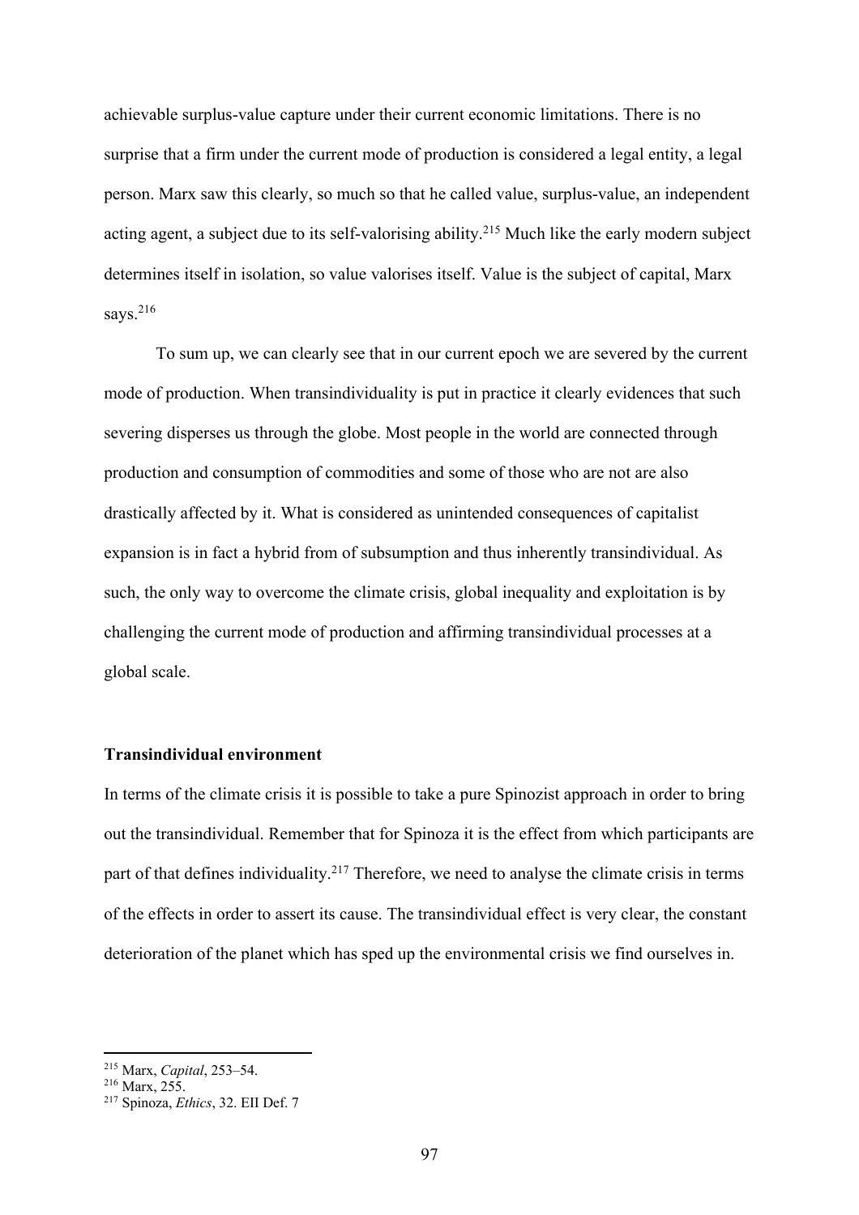achievable surplus-value capture under their current economic limitations. There is no surprise that a firm under the current mode of production is considered a legal entity, a legal person. Marx saw this clearly, so much so that he called value, surplus-value, an independent acting agent, a subject due to its self-valorising ability.[215] Much like the early modern subject determines itself in isolation, so value valorises itself. Value is the subject of capital, Marx says.[216]

To sum up, we can clearly see that in our current epoch we are severed by the current mode of production. When transindividuality is put in practice it clearly evidences that such severing disperses us through the globe. Most people in the world are connected through production and consumption of commodities and some of those who are not are also drastically affected by it. What is considered as unintended consequences of capitalist expansion is in fact a hybrid from of subsumption and thus inherently transindividual. As such, the only way to overcome the climate crisis, global inequality and exploitation is by challenging the current mode of production and affirming transindividual processes at a global scale.

**Transindividual environment**

In terms of the climate crisis it is possible to take a pure Spinozist approach in order to bring out the transindividual. Remember that for Spinoza it is the effect from which participants are part of that defines individuality.[217] Therefore, we need to analyse the climate crisis in terms of the effects in order to assert its cause. The transindividual effect is very clear, the constant deterioration of the planet which has sped up the environmental crisis we find ourselves in.

---

[215] Marx, *Capital*, 253–54.

[216] Marx, 255.

[217] Spinoza, *Ethics*, 32. EII Def. 7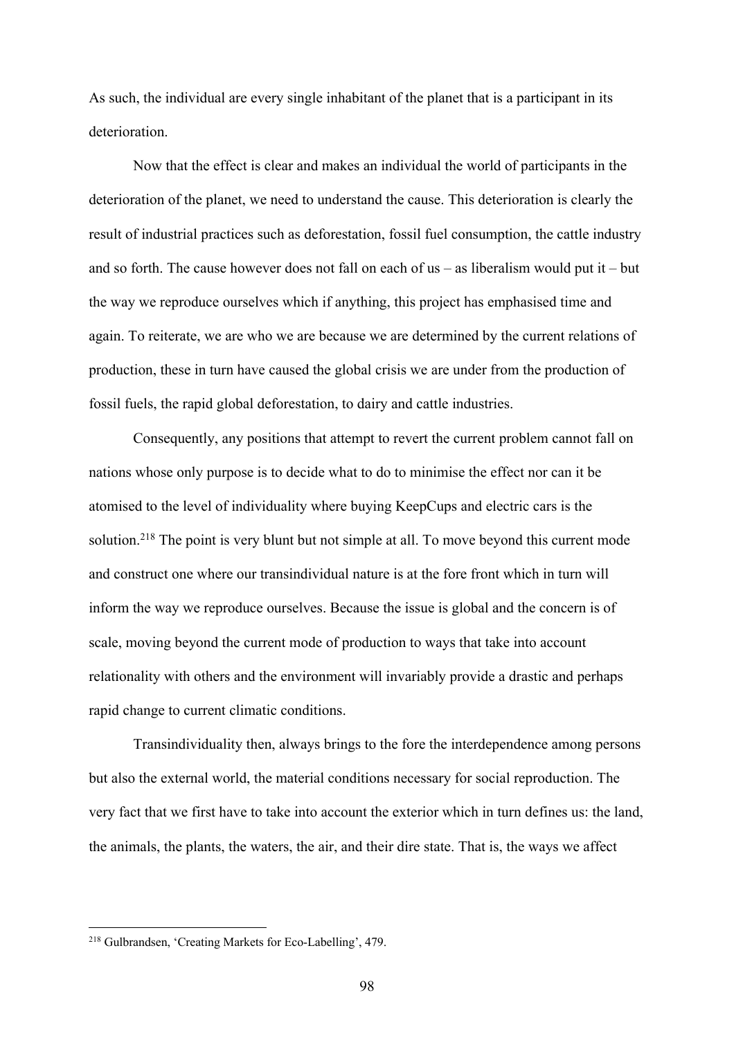As such, the individual are every single inhabitant of the planet that is a participant in its deterioration.

Now that the effect is clear and makes an individual the world of participants in the deterioration of the planet, we need to understand the cause. This deterioration is clearly the result of industrial practices such as deforestation, fossil fuel consumption, the cattle industry and so forth. The cause however does not fall on each of us – as liberalism would put it – but the way we reproduce ourselves which if anything, this project has emphasised time and again. To reiterate, we are who we are because we are determined by the current relations of production, these in turn have caused the global crisis we are under from the production of fossil fuels, the rapid global deforestation, to dairy and cattle industries.

Consequently, any positions that attempt to revert the current problem cannot fall on nations whose only purpose is to decide what to do to minimise the effect nor can it be atomised to the level of individuality where buying KeepCups and electric cars is the solution.[218] The point is very blunt but not simple at all. To move beyond this current mode and construct one where our transindividual nature is at the fore front which in turn will inform the way we reproduce ourselves. Because the issue is global and the concern is of scale, moving beyond the current mode of production to ways that take into account relationality with others and the environment will invariably provide a drastic and perhaps rapid change to current climatic conditions.

Transindividuality then, always brings to the fore the interdependence among persons but also the external world, the material conditions necessary for social reproduction. The very fact that we first have to take into account the exterior which in turn defines us: the land, the animals, the plants, the waters, the air, and their dire state. That is, the ways we affect

---

[218] Gulbrandsen, 'Creating Markets for Eco-Labelling', 479.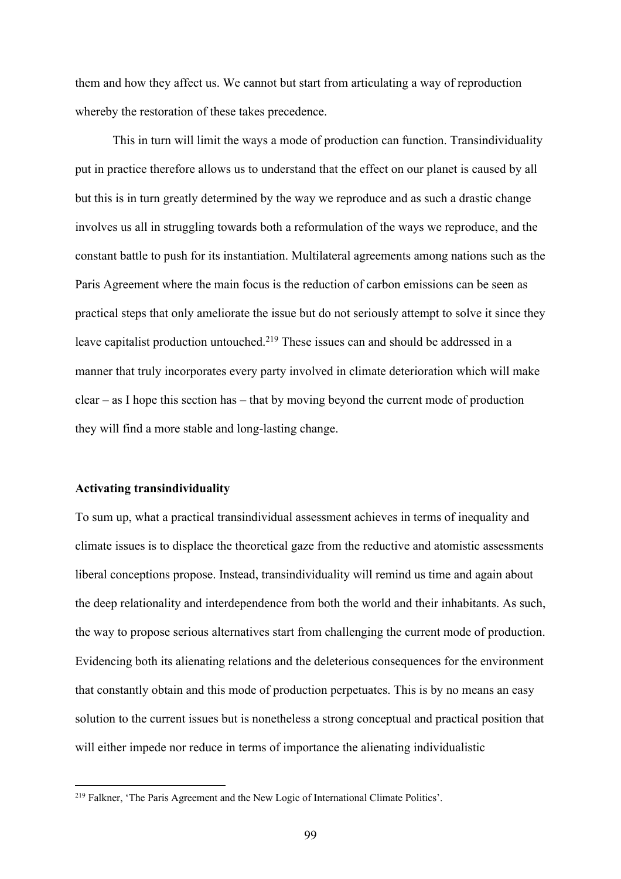them and how they affect us. We cannot but start from articulating a way of reproduction whereby the restoration of these takes precedence.

This in turn will limit the ways a mode of production can function. Transindividuality put in practice therefore allows us to understand that the effect on our planet is caused by all but this is in turn greatly determined by the way we reproduce and as such a drastic change involves us all in struggling towards both a reformulation of the ways we reproduce, and the constant battle to push for its instantiation. Multilateral agreements among nations such as the Paris Agreement where the main focus is the reduction of carbon emissions can be seen as practical steps that only ameliorate the issue but do not seriously attempt to solve it since they leave capitalist production untouched.[219] These issues can and should be addressed in a manner that truly incorporates every party involved in climate deterioration which will make clear – as I hope this section has – that by moving beyond the current mode of production they will find a more stable and long-lasting change.

**Activating transindividuality**

To sum up, what a practical transindividual assessment achieves in terms of inequality and climate issues is to displace the theoretical gaze from the reductive and atomistic assessments liberal conceptions propose. Instead, transindividuality will remind us time and again about the deep relationality and interdependence from both the world and their inhabitants. As such, the way to propose serious alternatives start from challenging the current mode of production. Evidencing both its alienating relations and the deleterious consequences for the environment that constantly obtain and this mode of production perpetuates. This is by no means an easy solution to the current issues but is nonetheless a strong conceptual and practical position that will either impede nor reduce in terms of importance the alienating individualistic

[219] Falkner, 'The Paris Agreement and the New Logic of International Climate Politics'.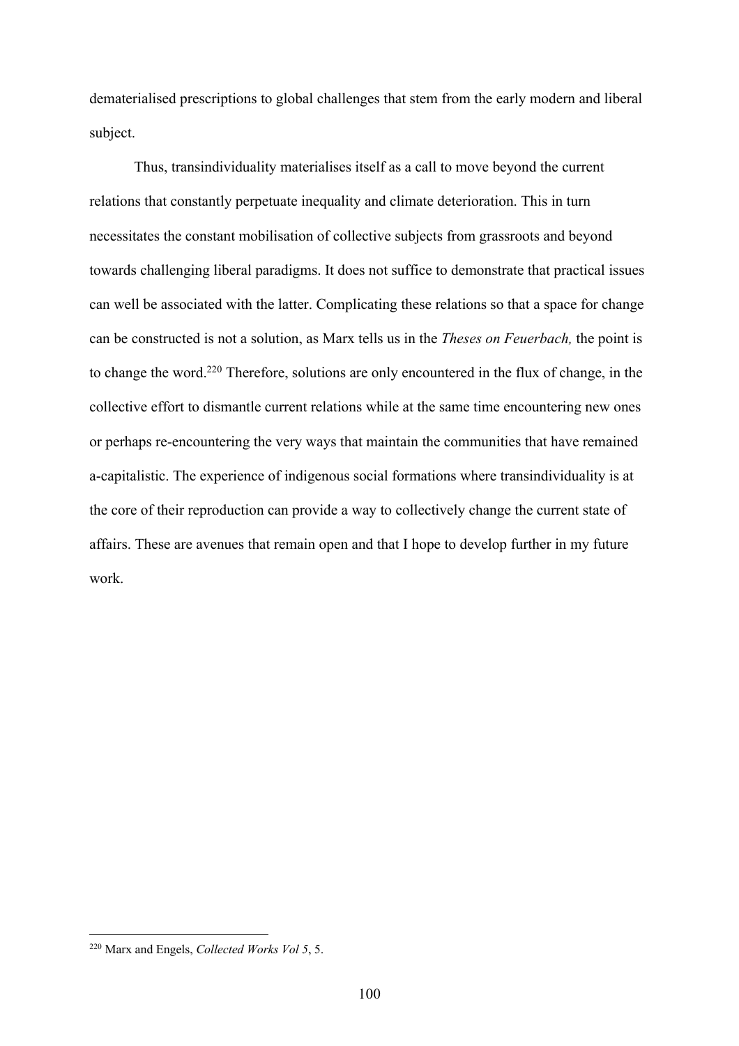dematerialised prescriptions to global challenges that stem from the early modern and liberal subject.

Thus, transindividuality materialises itself as a call to move beyond the current relations that constantly perpetuate inequality and climate deterioration. This in turn necessitates the constant mobilisation of collective subjects from grassroots and beyond towards challenging liberal paradigms. It does not suffice to demonstrate that practical issues can well be associated with the latter. Complicating these relations so that a space for change can be constructed is not a solution, as Marx tells us in the *Theses on Feuerbach,* the point is to change the word.[220] Therefore, solutions are only encountered in the flux of change, in the collective effort to dismantle current relations while at the same time encountering new ones or perhaps re-encountering the very ways that maintain the communities that have remained a-capitalistic. The experience of indigenous social formations where transindividuality is at the core of their reproduction can provide a way to collectively change the current state of affairs. These are avenues that remain open and that I hope to develop further in my future work.

---

[220] Marx and Engels, *Collected Works Vol 5*, 5.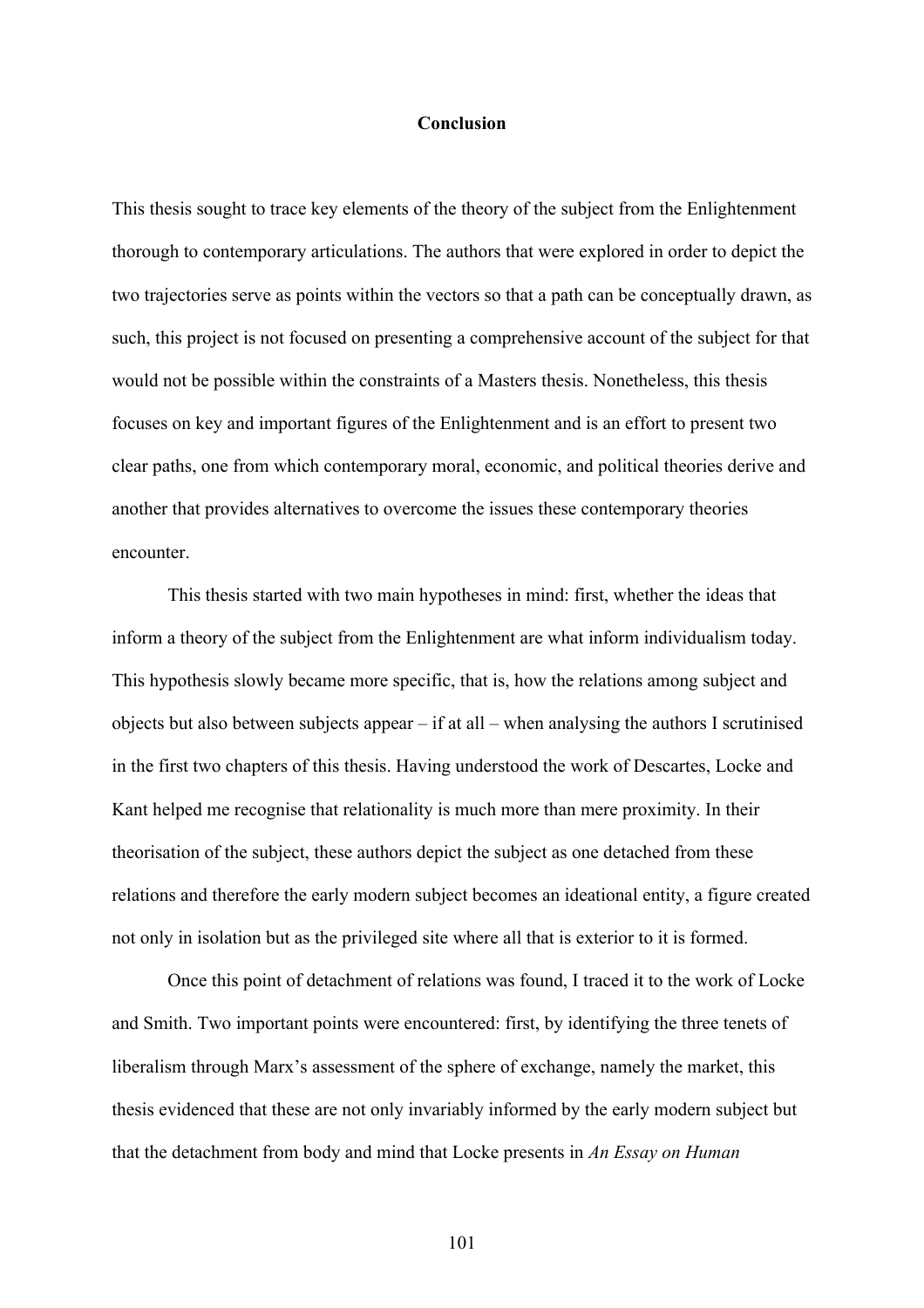# Conclusion

This thesis sought to trace key elements of the theory of the subject from the Enlightenment thorough to contemporary articulations. The authors that were explored in order to depict the two trajectories serve as points within the vectors so that a path can be conceptually drawn, as such, this project is not focused on presenting a comprehensive account of the subject for that would not be possible within the constraints of a Masters thesis. Nonetheless, this thesis focuses on key and important figures of the Enlightenment and is an effort to present two clear paths, one from which contemporary moral, economic, and political theories derive and another that provides alternatives to overcome the issues these contemporary theories encounter.

This thesis started with two main hypotheses in mind: first, whether the ideas that inform a theory of the subject from the Enlightenment are what inform individualism today. This hypothesis slowly became more specific, that is, how the relations among subject and objects but also between subjects appear – if at all – when analysing the authors I scrutinised in the first two chapters of this thesis. Having understood the work of Descartes, Locke and Kant helped me recognise that relationality is much more than mere proximity. In their theorisation of the subject, these authors depict the subject as one detached from these relations and therefore the early modern subject becomes an ideational entity, a figure created not only in isolation but as the privileged site where all that is exterior to it is formed.

Once this point of detachment of relations was found, I traced it to the work of Locke and Smith. Two important points were encountered: first, by identifying the three tenets of liberalism through Marx's assessment of the sphere of exchange, namely the market, this thesis evidenced that these are not only invariably informed by the early modern subject but that the detachment from body and mind that Locke presents in *An Essay on Human*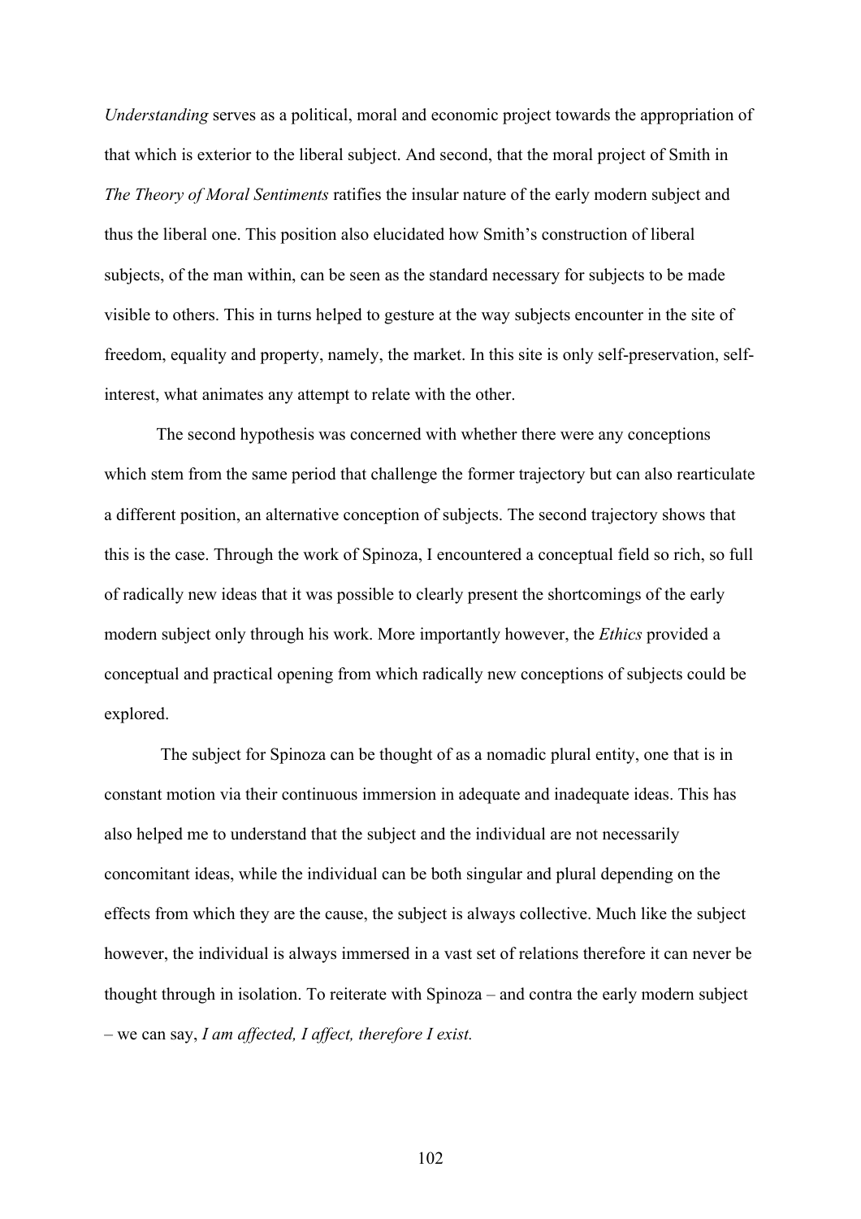*Understanding* serves as a political, moral and economic project towards the appropriation of that which is exterior to the liberal subject. And second, that the moral project of Smith in *The Theory of Moral Sentiments* ratifies the insular nature of the early modern subject and thus the liberal one. This position also elucidated how Smith's construction of liberal subjects, of the man within, can be seen as the standard necessary for subjects to be made visible to others. This in turns helped to gesture at the way subjects encounter in the site of freedom, equality and property, namely, the market. In this site is only self-preservation, self-interest, what animates any attempt to relate with the other.

The second hypothesis was concerned with whether there were any conceptions which stem from the same period that challenge the former trajectory but can also rearticulate a different position, an alternative conception of subjects. The second trajectory shows that this is the case. Through the work of Spinoza, I encountered a conceptual field so rich, so full of radically new ideas that it was possible to clearly present the shortcomings of the early modern subject only through his work. More importantly however, the *Ethics* provided a conceptual and practical opening from which radically new conceptions of subjects could be explored.

The subject for Spinoza can be thought of as a nomadic plural entity, one that is in constant motion via their continuous immersion in adequate and inadequate ideas. This has also helped me to understand that the subject and the individual are not necessarily concomitant ideas, while the individual can be both singular and plural depending on the effects from which they are the cause, the subject is always collective. Much like the subject however, the individual is always immersed in a vast set of relations therefore it can never be thought through in isolation. To reiterate with Spinoza – and contra the early modern subject – we can say, *I am affected, I affect, therefore I exist.*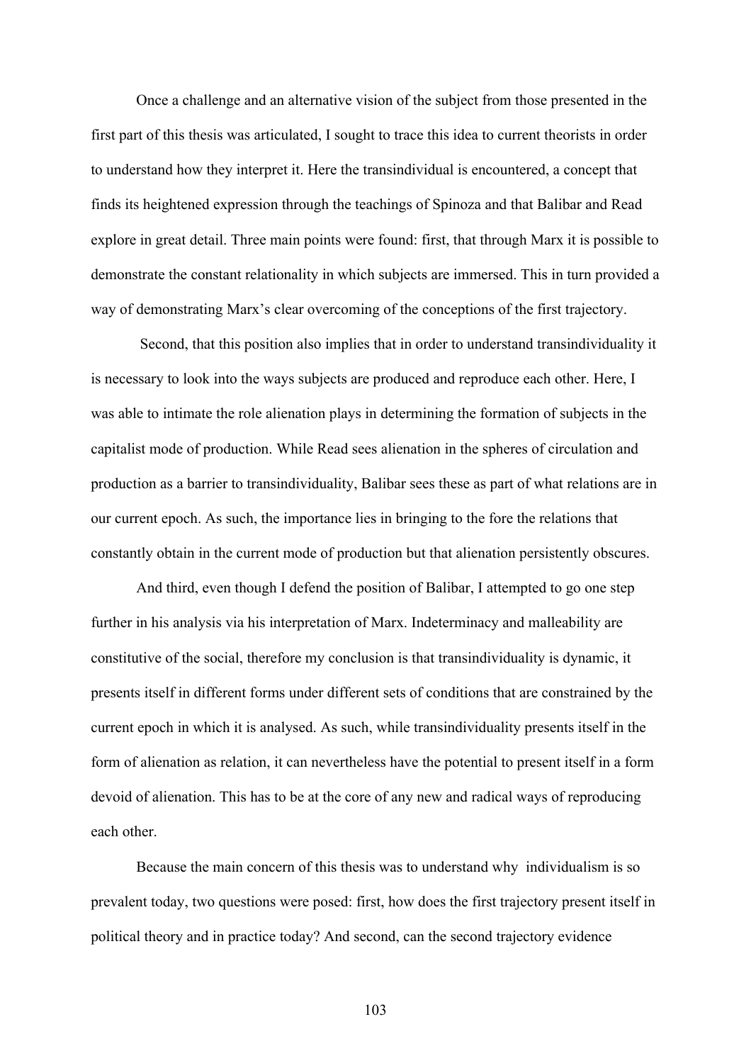Once a challenge and an alternative vision of the subject from those presented in the first part of this thesis was articulated, I sought to trace this idea to current theorists in order to understand how they interpret it. Here the transindividual is encountered, a concept that finds its heightened expression through the teachings of Spinoza and that Balibar and Read explore in great detail. Three main points were found: first, that through Marx it is possible to demonstrate the constant relationality in which subjects are immersed. This in turn provided a way of demonstrating Marx's clear overcoming of the conceptions of the first trajectory.

Second, that this position also implies that in order to understand transindividuality it is necessary to look into the ways subjects are produced and reproduce each other. Here, I was able to intimate the role alienation plays in determining the formation of subjects in the capitalist mode of production. While Read sees alienation in the spheres of circulation and production as a barrier to transindividuality, Balibar sees these as part of what relations are in our current epoch. As such, the importance lies in bringing to the fore the relations that constantly obtain in the current mode of production but that alienation persistently obscures.

And third, even though I defend the position of Balibar, I attempted to go one step further in his analysis via his interpretation of Marx. Indeterminacy and malleability are constitutive of the social, therefore my conclusion is that transindividuality is dynamic, it presents itself in different forms under different sets of conditions that are constrained by the current epoch in which it is analysed. As such, while transindividuality presents itself in the form of alienation as relation, it can nevertheless have the potential to present itself in a form devoid of alienation. This has to be at the core of any new and radical ways of reproducing each other.

Because the main concern of this thesis was to understand why individualism is so prevalent today, two questions were posed: first, how does the first trajectory present itself in political theory and in practice today? And second, can the second trajectory evidence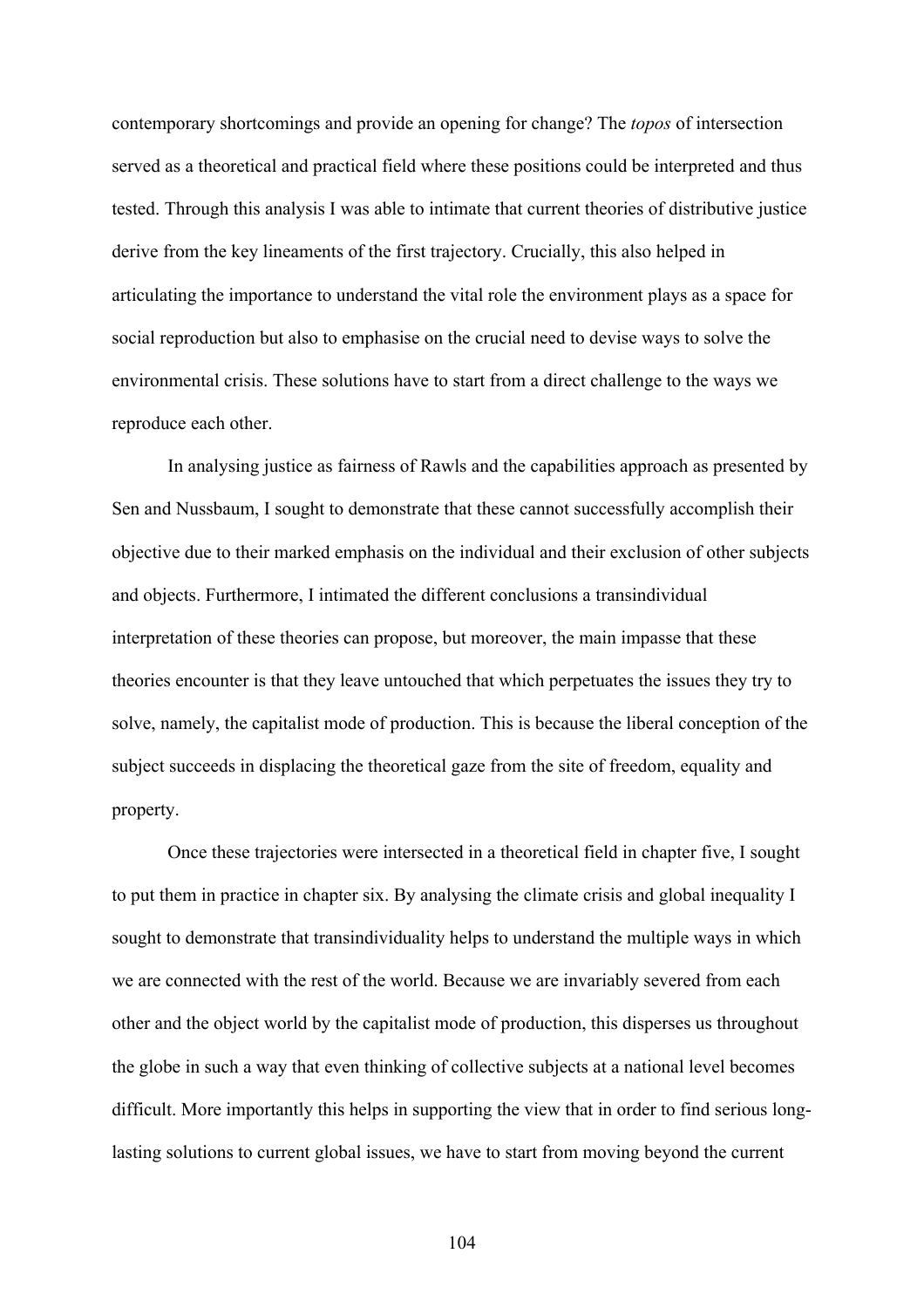contemporary shortcomings and provide an opening for change? The *topos* of intersection served as a theoretical and practical field where these positions could be interpreted and thus tested. Through this analysis I was able to intimate that current theories of distributive justice derive from the key lineaments of the first trajectory. Crucially, this also helped in articulating the importance to understand the vital role the environment plays as a space for social reproduction but also to emphasise on the crucial need to devise ways to solve the environmental crisis. These solutions have to start from a direct challenge to the ways we reproduce each other.

In analysing justice as fairness of Rawls and the capabilities approach as presented by Sen and Nussbaum, I sought to demonstrate that these cannot successfully accomplish their objective due to their marked emphasis on the individual and their exclusion of other subjects and objects. Furthermore, I intimated the different conclusions a transindividual interpretation of these theories can propose, but moreover, the main impasse that these theories encounter is that they leave untouched that which perpetuates the issues they try to solve, namely, the capitalist mode of production. This is because the liberal conception of the subject succeeds in displacing the theoretical gaze from the site of freedom, equality and property.

Once these trajectories were intersected in a theoretical field in chapter five, I sought to put them in practice in chapter six. By analysing the climate crisis and global inequality I sought to demonstrate that transindividuality helps to understand the multiple ways in which we are connected with the rest of the world. Because we are invariably severed from each other and the object world by the capitalist mode of production, this disperses us throughout the globe in such a way that even thinking of collective subjects at a national level becomes difficult. More importantly this helps in supporting the view that in order to find serious long-lasting solutions to current global issues, we have to start from moving beyond the current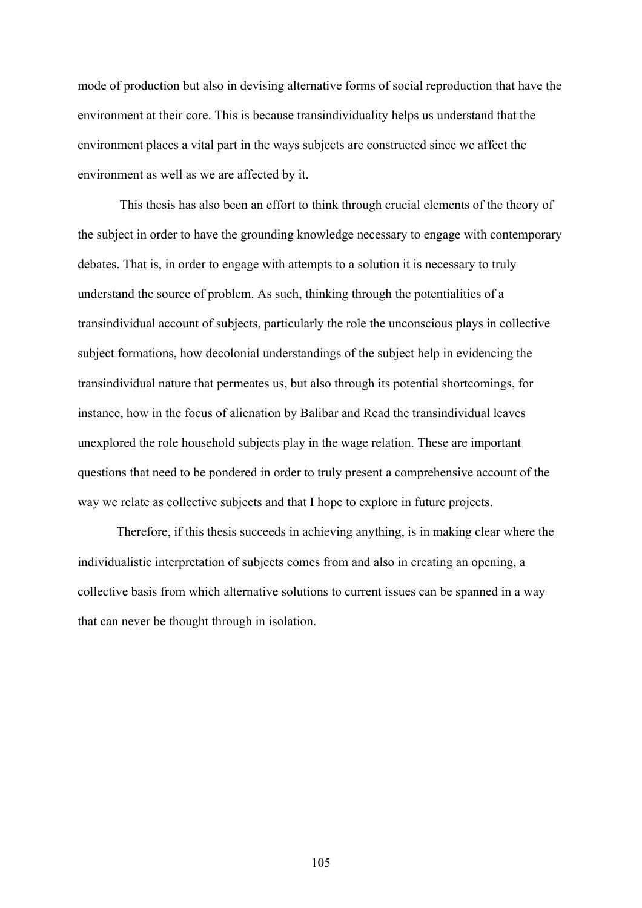mode of production but also in devising alternative forms of social reproduction that have the environment at their core. This is because transindividuality helps us understand that the environment places a vital part in the ways subjects are constructed since we affect the environment as well as we are affected by it.

This thesis has also been an effort to think through crucial elements of the theory of the subject in order to have the grounding knowledge necessary to engage with contemporary debates. That is, in order to engage with attempts to a solution it is necessary to truly understand the source of problem. As such, thinking through the potentialities of a transindividual account of subjects, particularly the role the unconscious plays in collective subject formations, how decolonial understandings of the subject help in evidencing the transindividual nature that permeates us, but also through its potential shortcomings, for instance, how in the focus of alienation by Balibar and Read the transindividual leaves unexplored the role household subjects play in the wage relation. These are important questions that need to be pondered in order to truly present a comprehensive account of the way we relate as collective subjects and that I hope to explore in future projects.

Therefore, if this thesis succeeds in achieving anything, is in making clear where the individualistic interpretation of subjects comes from and also in creating an opening, a collective basis from which alternative solutions to current issues can be spanned in a way that can never be thought through in isolation.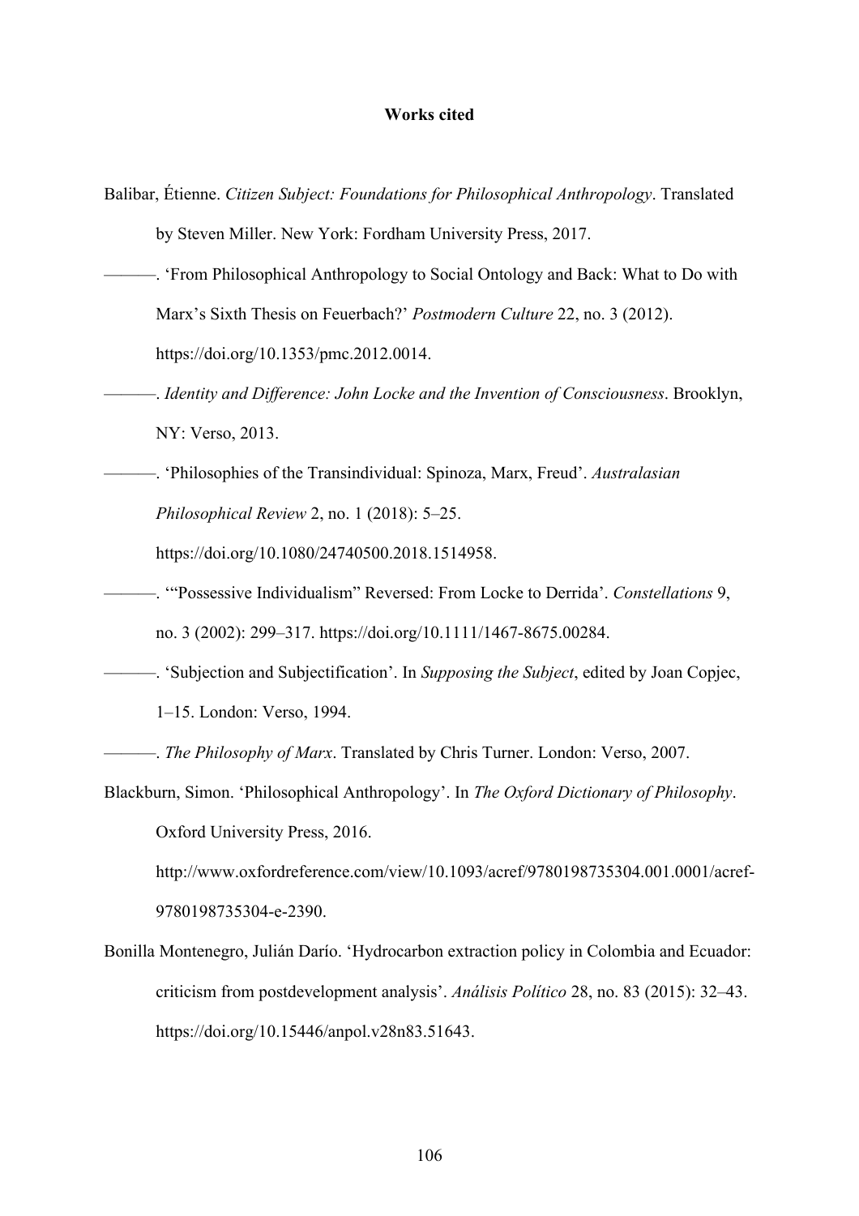**Works cited**

Balibar, Étienne. *Citizen Subject: Foundations for Philosophical Anthropology*. Translated by Steven Miller. New York: Fordham University Press, 2017.

———. 'From Philosophical Anthropology to Social Ontology and Back: What to Do with Marx's Sixth Thesis on Feuerbach?' *Postmodern Culture* 22, no. 3 (2012). https://doi.org/10.1353/pmc.2012.0014.

———. *Identity and Difference: John Locke and the Invention of Consciousness*. Brooklyn, NY: Verso, 2013.

———. 'Philosophies of the Transindividual: Spinoza, Marx, Freud'. *Australasian Philosophical Review* 2, no. 1 (2018): 5–25. https://doi.org/10.1080/24740500.2018.1514958.

———. '"Possessive Individualism" Reversed: From Locke to Derrida'. *Constellations* 9, no. 3 (2002): 299–317. https://doi.org/10.1111/1467-8675.00284.

———. 'Subjection and Subjectification'. In *Supposing the Subject*, edited by Joan Copjec, 1–15. London: Verso, 1994.

———. *The Philosophy of Marx*. Translated by Chris Turner. London: Verso, 2007.

Blackburn, Simon. 'Philosophical Anthropology'. In *The Oxford Dictionary of Philosophy*. Oxford University Press, 2016. http://www.oxfordreference.com/view/10.1093/acref/9780198735304.001.0001/acref-9780198735304-e-2390.

Bonilla Montenegro, Julián Darío. 'Hydrocarbon extraction policy in Colombia and Ecuador: criticism from postdevelopment analysis'. *Análisis Político* 28, no. 83 (2015): 32–43. https://doi.org/10.15446/anpol.v28n83.51643.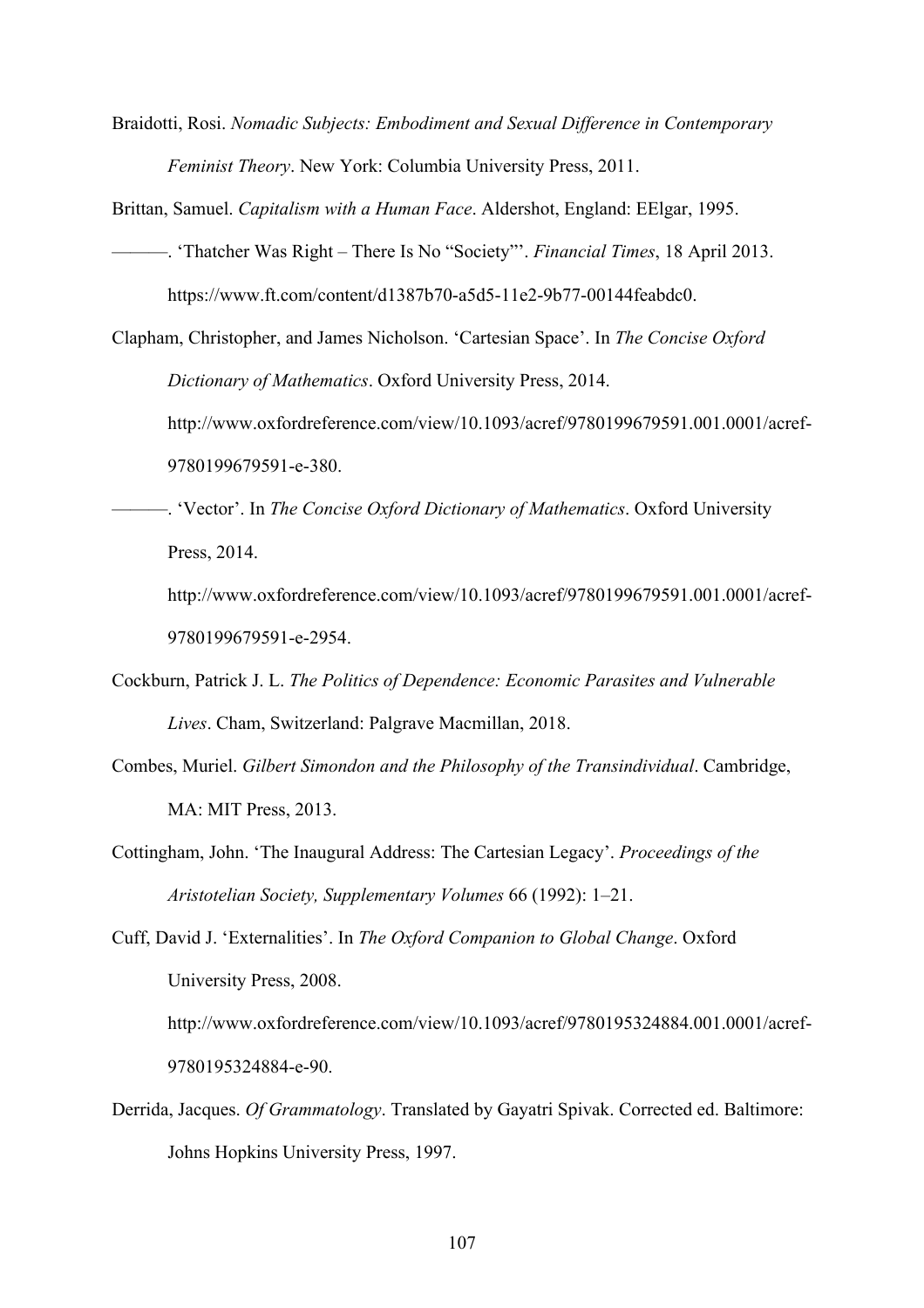Braidotti, Rosi. *Nomadic Subjects: Embodiment and Sexual Difference in Contemporary Feminist Theory*. New York: Columbia University Press, 2011.

Brittan, Samuel. *Capitalism with a Human Face*. Aldershot, England: EElgar, 1995.

———. 'Thatcher Was Right – There Is No "Society"'. *Financial Times*, 18 April 2013. https://www.ft.com/content/d1387b70-a5d5-11e2-9b77-00144feabdc0.

Clapham, Christopher, and James Nicholson. 'Cartesian Space'. In *The Concise Oxford Dictionary of Mathematics*. Oxford University Press, 2014. http://www.oxfordreference.com/view/10.1093/acref/9780199679591.001.0001/acref-9780199679591-e-380.

———. 'Vector'. In *The Concise Oxford Dictionary of Mathematics*. Oxford University Press, 2014. http://www.oxfordreference.com/view/10.1093/acref/9780199679591.001.0001/acref-9780199679591-e-2954.

Cockburn, Patrick J. L. *The Politics of Dependence: Economic Parasites and Vulnerable Lives*. Cham, Switzerland: Palgrave Macmillan, 2018.

Combes, Muriel. *Gilbert Simondon and the Philosophy of the Transindividual*. Cambridge, MA: MIT Press, 2013.

Cottingham, John. 'The Inaugural Address: The Cartesian Legacy'. *Proceedings of the Aristotelian Society, Supplementary Volumes* 66 (1992): 1–21.

Cuff, David J. 'Externalities'. In *The Oxford Companion to Global Change*. Oxford University Press, 2008. http://www.oxfordreference.com/view/10.1093/acref/9780195324884.001.0001/acref-9780195324884-e-90.

Derrida, Jacques. *Of Grammatology*. Translated by Gayatri Spivak. Corrected ed. Baltimore: Johns Hopkins University Press, 1997.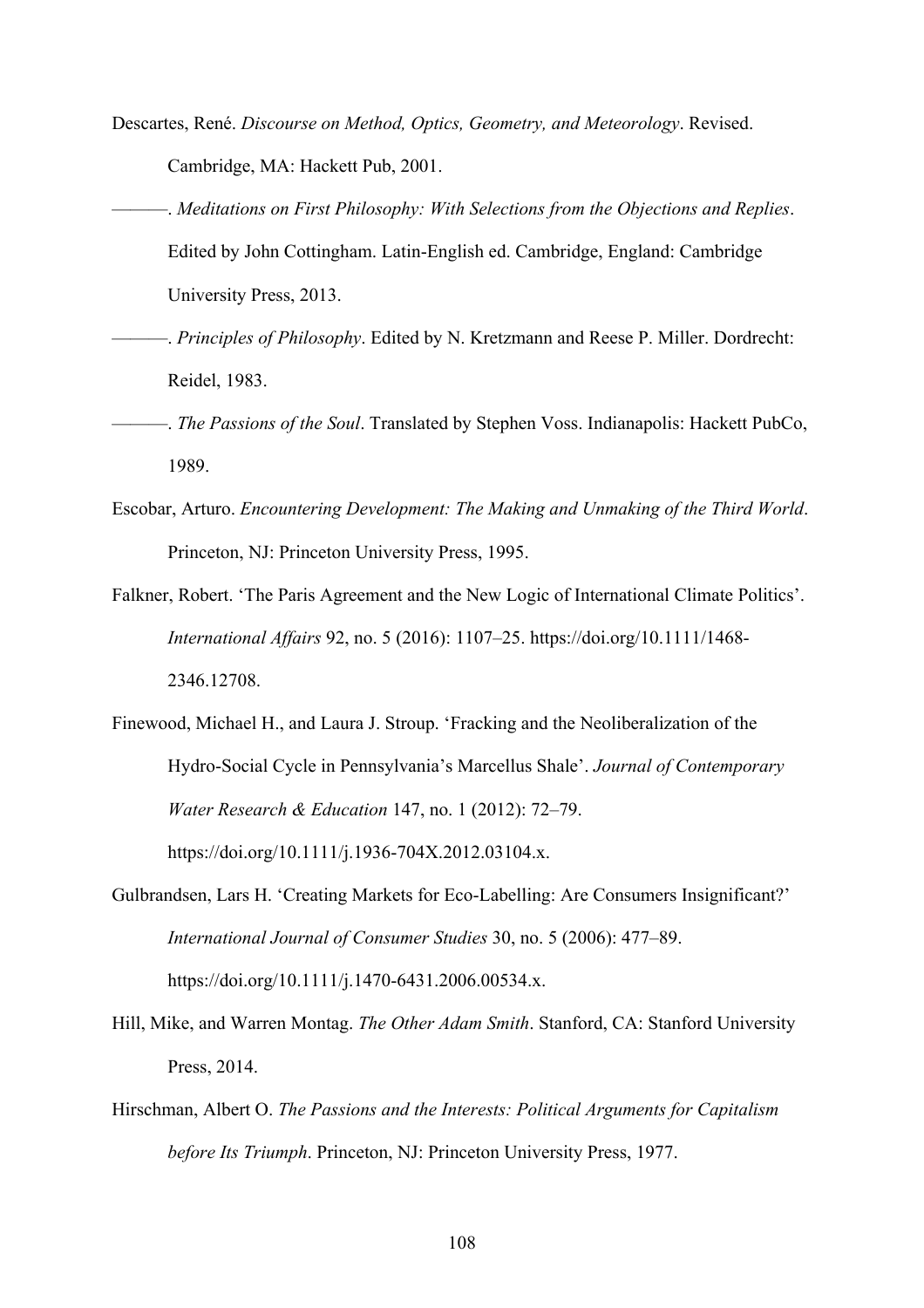Descartes, René. *Discourse on Method, Optics, Geometry, and Meteorology*. Revised. Cambridge, MA: Hackett Pub, 2001.

———. *Meditations on First Philosophy: With Selections from the Objections and Replies*. Edited by John Cottingham. Latin-English ed. Cambridge, England: Cambridge University Press, 2013.

———. *Principles of Philosophy*. Edited by N. Kretzmann and Reese P. Miller. Dordrecht: Reidel, 1983.

———. *The Passions of the Soul*. Translated by Stephen Voss. Indianapolis: Hackett PubCo, 1989.

Escobar, Arturo. *Encountering Development: The Making and Unmaking of the Third World*. Princeton, NJ: Princeton University Press, 1995.

Falkner, Robert. 'The Paris Agreement and the New Logic of International Climate Politics'. *International Affairs* 92, no. 5 (2016): 1107–25. https://doi.org/10.1111/1468-2346.12708.

Finewood, Michael H., and Laura J. Stroup. 'Fracking and the Neoliberalization of the Hydro-Social Cycle in Pennsylvania's Marcellus Shale'. *Journal of Contemporary Water Research & Education* 147, no. 1 (2012): 72–79. https://doi.org/10.1111/j.1936-704X.2012.03104.x.

Gulbrandsen, Lars H. 'Creating Markets for Eco-Labelling: Are Consumers Insignificant?' *International Journal of Consumer Studies* 30, no. 5 (2006): 477–89. https://doi.org/10.1111/j.1470-6431.2006.00534.x.

Hill, Mike, and Warren Montag. *The Other Adam Smith*. Stanford, CA: Stanford University Press, 2014.

Hirschman, Albert O. *The Passions and the Interests: Political Arguments for Capitalism before Its Triumph*. Princeton, NJ: Princeton University Press, 1977.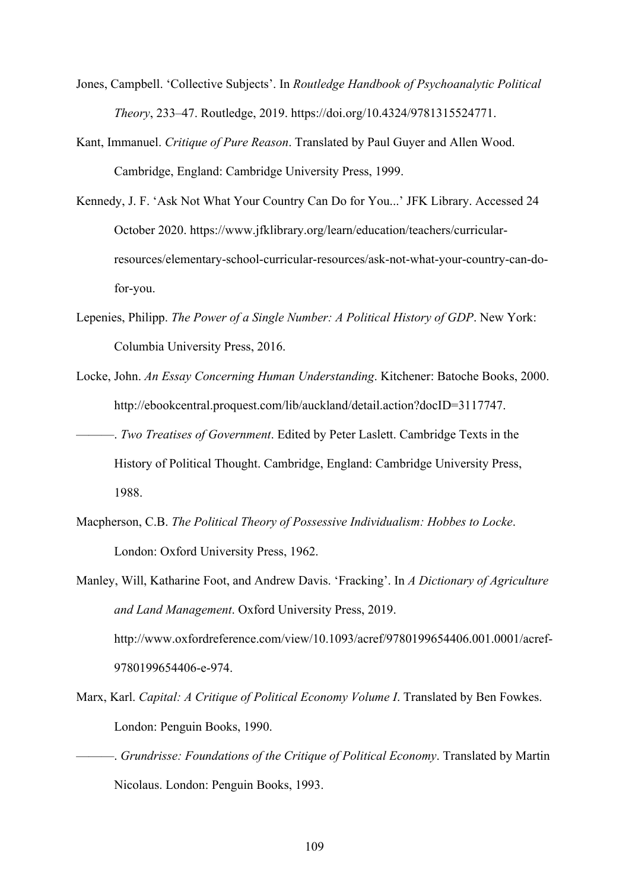Jones, Campbell. 'Collective Subjects'. In *Routledge Handbook of Psychoanalytic Political Theory*, 233–47. Routledge, 2019. https://doi.org/10.4324/9781315524771.

Kant, Immanuel. *Critique of Pure Reason*. Translated by Paul Guyer and Allen Wood. Cambridge, England: Cambridge University Press, 1999.

Kennedy, J. F. 'Ask Not What Your Country Can Do for You...' JFK Library. Accessed 24 October 2020. https://www.jfklibrary.org/learn/education/teachers/curricular-resources/elementary-school-curricular-resources/ask-not-what-your-country-can-do-for-you.

Lepenies, Philipp. *The Power of a Single Number: A Political History of GDP*. New York: Columbia University Press, 2016.

Locke, John. *An Essay Concerning Human Understanding*. Kitchener: Batoche Books, 2000. http://ebookcentral.proquest.com/lib/auckland/detail.action?docID=3117747.

———. *Two Treatises of Government*. Edited by Peter Laslett. Cambridge Texts in the History of Political Thought. Cambridge, England: Cambridge University Press, 1988.

Macpherson, C.B. *The Political Theory of Possessive Individualism: Hobbes to Locke*. London: Oxford University Press, 1962.

Manley, Will, Katharine Foot, and Andrew Davis. 'Fracking'. In *A Dictionary of Agriculture and Land Management*. Oxford University Press, 2019. http://www.oxfordreference.com/view/10.1093/acref/9780199654406.001.0001/acref-9780199654406-e-974.

Marx, Karl. *Capital: A Critique of Political Economy Volume I*. Translated by Ben Fowkes. London: Penguin Books, 1990.

———. *Grundrisse: Foundations of the Critique of Political Economy*. Translated by Martin Nicolaus. London: Penguin Books, 1993.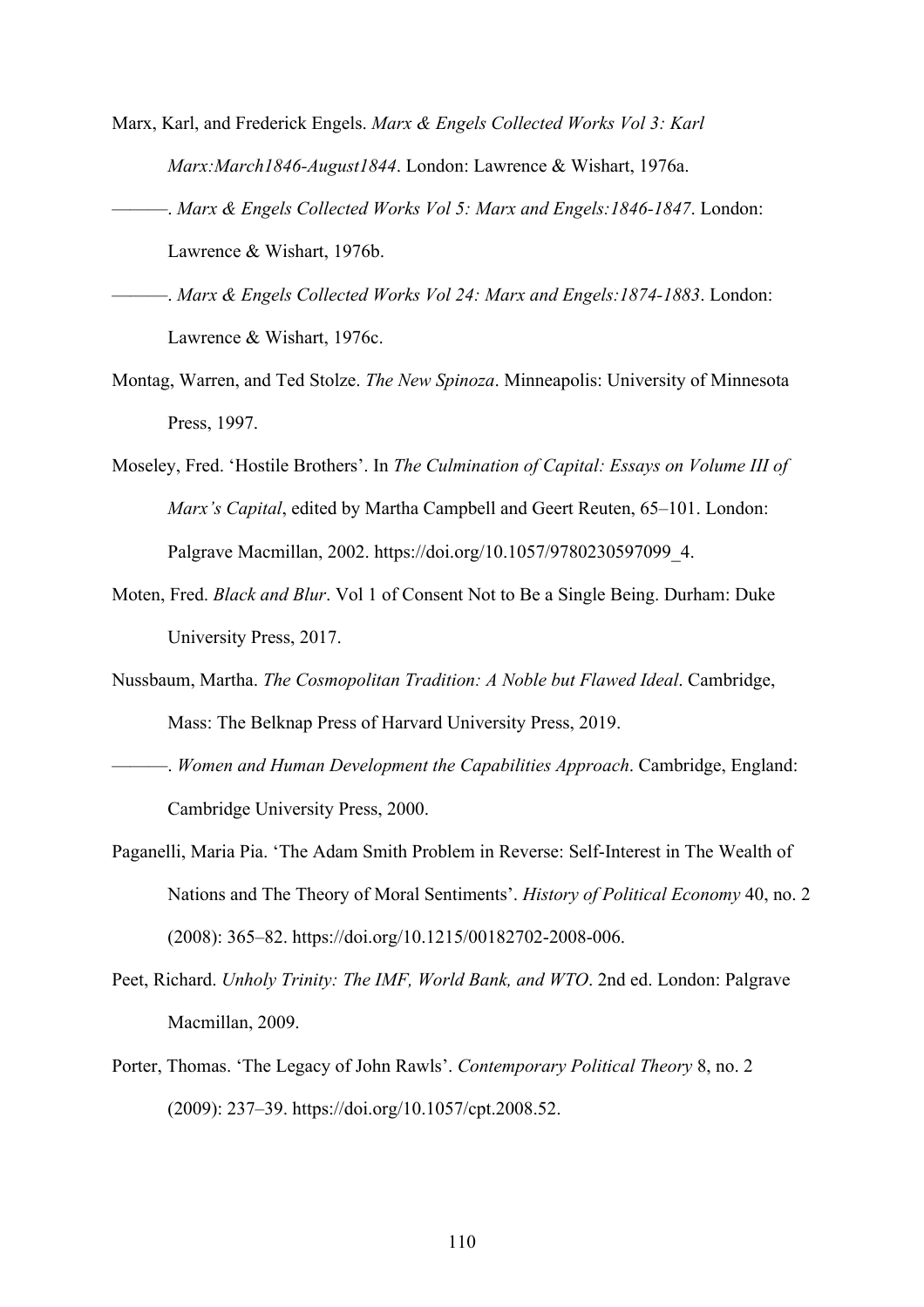Marx, Karl, and Frederick Engels. *Marx & Engels Collected Works Vol 3: Karl Marx:March1846-August1844*. London: Lawrence & Wishart, 1976a.

———. *Marx & Engels Collected Works Vol 5: Marx and Engels:1846-1847*. London: Lawrence & Wishart, 1976b.

———. *Marx & Engels Collected Works Vol 24: Marx and Engels:1874-1883*. London: Lawrence & Wishart, 1976c.

Montag, Warren, and Ted Stolze. *The New Spinoza*. Minneapolis: University of Minnesota Press, 1997.

Moseley, Fred. 'Hostile Brothers'. In *The Culmination of Capital: Essays on Volume III of Marx's Capital*, edited by Martha Campbell and Geert Reuten, 65–101. London: Palgrave Macmillan, 2002. https://doi.org/10.1057/9780230597099_4.

Moten, Fred. *Black and Blur*. Vol 1 of Consent Not to Be a Single Being. Durham: Duke University Press, 2017.

Nussbaum, Martha. *The Cosmopolitan Tradition: A Noble but Flawed Ideal*. Cambridge, Mass: The Belknap Press of Harvard University Press, 2019.

———. *Women and Human Development the Capabilities Approach*. Cambridge, England: Cambridge University Press, 2000.

Paganelli, Maria Pia. 'The Adam Smith Problem in Reverse: Self-Interest in The Wealth of Nations and The Theory of Moral Sentiments'. *History of Political Economy* 40, no. 2 (2008): 365–82. https://doi.org/10.1215/00182702-2008-006.

Peet, Richard. *Unholy Trinity: The IMF, World Bank, and WTO*. 2nd ed. London: Palgrave Macmillan, 2009.

Porter, Thomas. 'The Legacy of John Rawls'. *Contemporary Political Theory* 8, no. 2 (2009): 237–39. https://doi.org/10.1057/cpt.2008.52.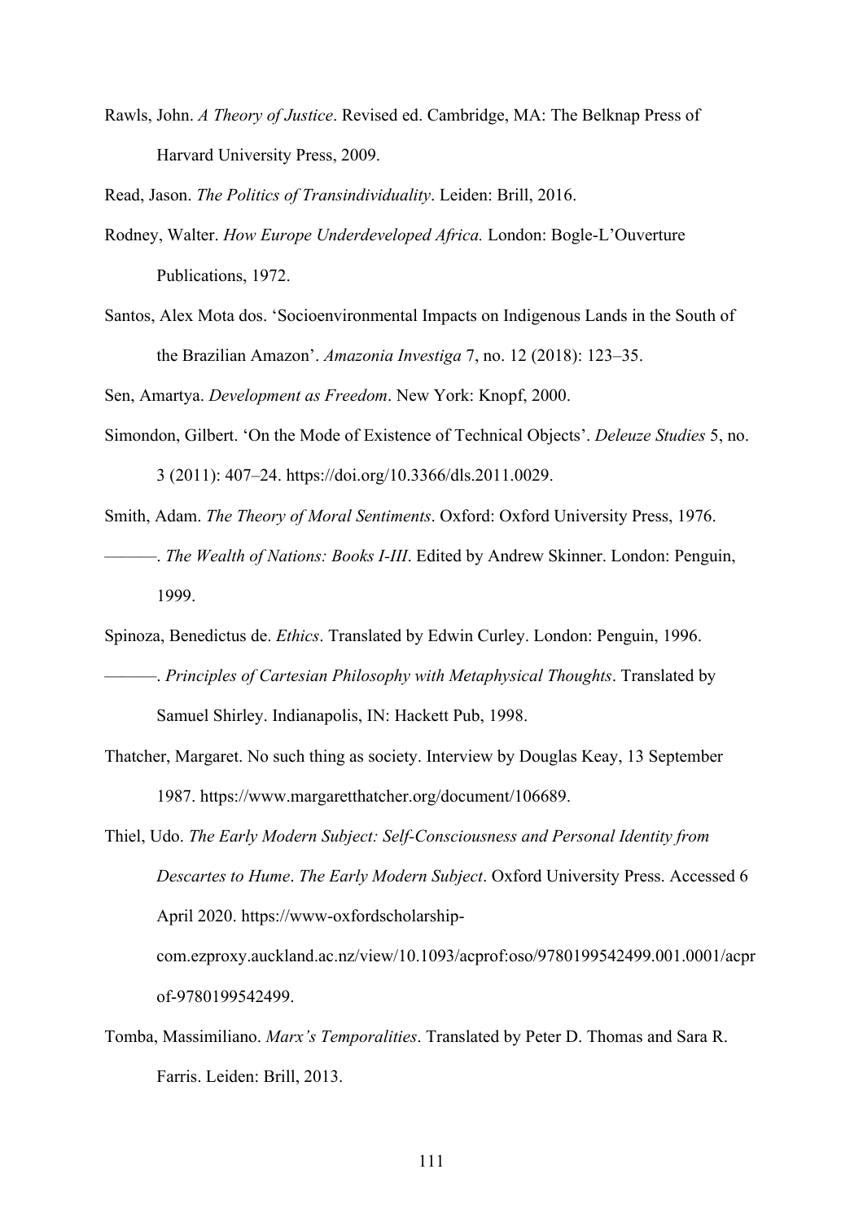Rawls, John. *A Theory of Justice*. Revised ed. Cambridge, MA: The Belknap Press of Harvard University Press, 2009.

Read, Jason. *The Politics of Transindividuality*. Leiden: Brill, 2016.

Rodney, Walter. *How Europe Underdeveloped Africa.* London: Bogle-L'Ouverture Publications, 1972.

Santos, Alex Mota dos. 'Socioenvironmental Impacts on Indigenous Lands in the South of the Brazilian Amazon'. *Amazonia Investiga* 7, no. 12 (2018): 123–35.

Sen, Amartya. *Development as Freedom*. New York: Knopf, 2000.

Simondon, Gilbert. 'On the Mode of Existence of Technical Objects'. *Deleuze Studies* 5, no. 3 (2011): 407–24. https://doi.org/10.3366/dls.2011.0029.

Smith, Adam. *The Theory of Moral Sentiments*. Oxford: Oxford University Press, 1976.

———. *The Wealth of Nations: Books I-III*. Edited by Andrew Skinner. London: Penguin, 1999.

Spinoza, Benedictus de. *Ethics*. Translated by Edwin Curley. London: Penguin, 1996.

———. *Principles of Cartesian Philosophy with Metaphysical Thoughts*. Translated by Samuel Shirley. Indianapolis, IN: Hackett Pub, 1998.

Thatcher, Margaret. No such thing as society. Interview by Douglas Keay, 13 September 1987. https://www.margaretthatcher.org/document/106689.

Thiel, Udo. *The Early Modern Subject: Self-Consciousness and Personal Identity from Descartes to Hume*. *The Early Modern Subject*. Oxford University Press. Accessed 6 April 2020. https://www-oxfordscholarship-com.ezproxy.auckland.ac.nz/view/10.1093/acprof:oso/9780199542499.001.0001/acprof-9780199542499.

Tomba, Massimiliano. *Marx's Temporalities*. Translated by Peter D. Thomas and Sara R. Farris. Leiden: Brill, 2013.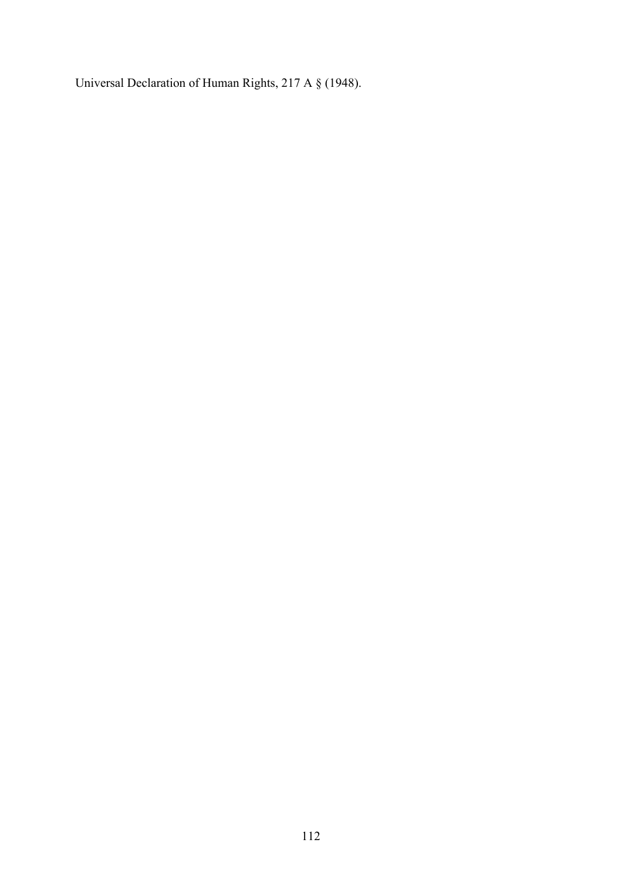Universal Declaration of Human Rights, 217 A § (1948).